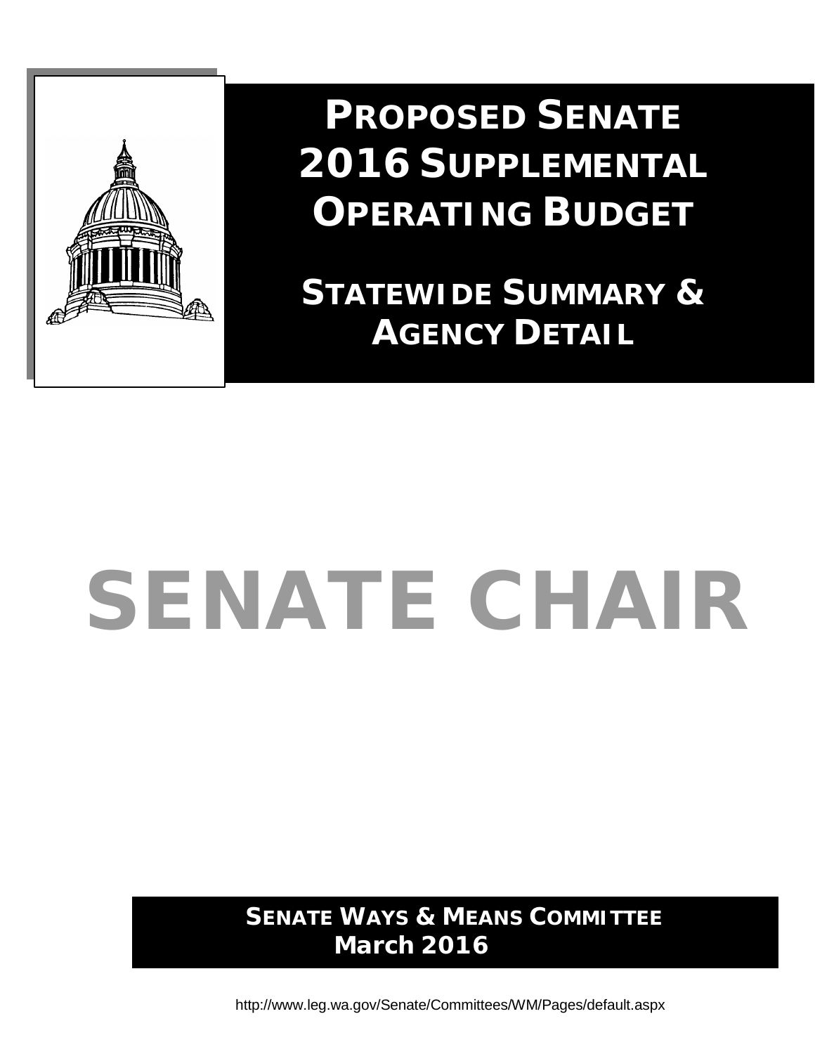# PROPOSED SENATE 2016 SUPPLEMENTAL OPERATING BUDGET

## STATEWIDE SUMMARY & AGENCY DETAIL

# SENATE CHAIR

**SENATE WAYS & MEANS COMMITTEE**
**March 2016**

http://www.leg.wa.gov/Senate/Committees/WM/Pages/default.aspx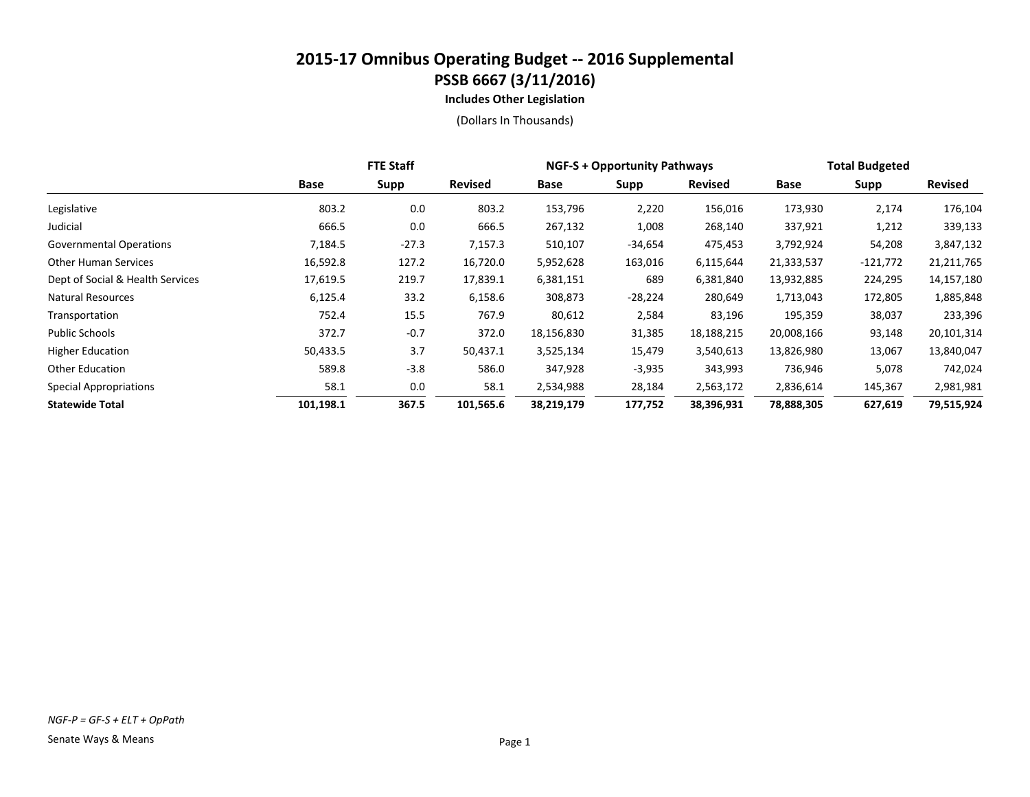# 2015-17 Omnibus Operating Budget -- 2016 Supplemental

## PSSB 6667 (3/11/2016)

### Includes Other Legislation

(Dollars In Thousands)

| | FTE Staff | | | NGF-S + Opportunity Pathways | | | Total Budgeted | | |
|---|---|---|---|---|---|---|---|---|---|
| | Base | Supp | Revised | Base | Supp | Revised | Base | Supp | Revised |
| Legislative | 803.2 | 0.0 | 803.2 | 153,796 | 2,220 | 156,016 | 173,930 | 2,174 | 176,104 |
| Judicial | 666.5 | 0.0 | 666.5 | 267,132 | 1,008 | 268,140 | 337,921 | 1,212 | 339,133 |
| Governmental Operations | 7,184.5 | -27.3 | 7,157.3 | 510,107 | -34,654 | 475,453 | 3,792,924 | 54,208 | 3,847,132 |
| Other Human Services | 16,592.8 | 127.2 | 16,720.0 | 5,952,628 | 163,016 | 6,115,644 | 21,333,537 | -121,772 | 21,211,765 |
| Dept of Social & Health Services | 17,619.5 | 219.7 | 17,839.1 | 6,381,151 | 689 | 6,381,840 | 13,932,885 | 224,295 | 14,157,180 |
| Natural Resources | 6,125.4 | 33.2 | 6,158.6 | 308,873 | -28,224 | 280,649 | 1,713,043 | 172,805 | 1,885,848 |
| Transportation | 752.4 | 15.5 | 767.9 | 80,612 | 2,584 | 83,196 | 195,359 | 38,037 | 233,396 |
| Public Schools | 372.7 | -0.7 | 372.0 | 18,156,830 | 31,385 | 18,188,215 | 20,008,166 | 93,148 | 20,101,314 |
| Higher Education | 50,433.5 | 3.7 | 50,437.1 | 3,525,134 | 15,479 | 3,540,613 | 13,826,980 | 13,067 | 13,840,047 |
| Other Education | 589.8 | -3.8 | 586.0 | 347,928 | -3,935 | 343,993 | 736,946 | 5,078 | 742,024 |
| Special Appropriations | 58.1 | 0.0 | 58.1 | 2,534,988 | 28,184 | 2,563,172 | 2,836,614 | 145,367 | 2,981,981 |
| **Statewide Total** | **101,198.1** | **367.5** | **101,565.6** | **38,219,179** | **177,752** | **38,396,931** | **78,888,305** | **627,619** | **79,515,924** |

*NGF-P = GF-S + ELT + OpPath*

Senate Ways & Means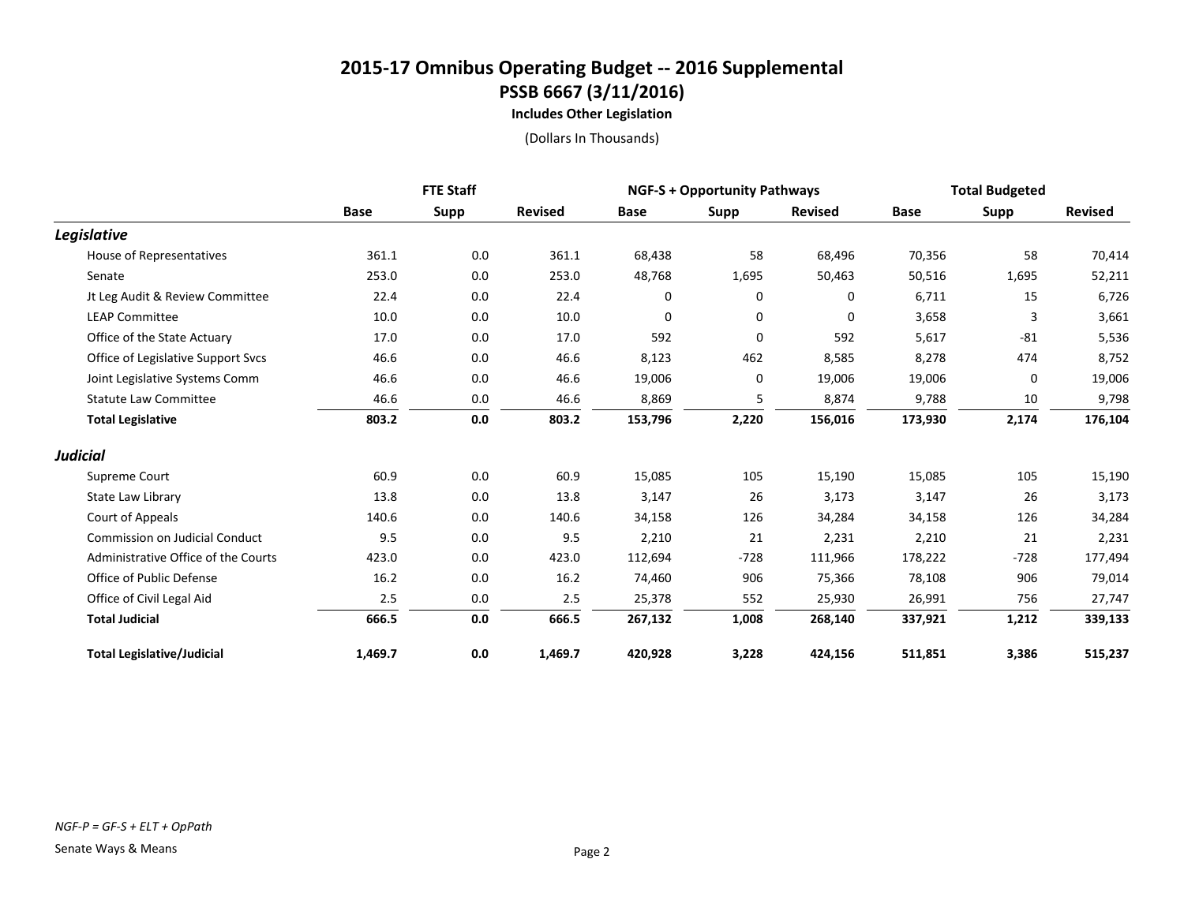# 2015-17 Omnibus Operating Budget -- 2016 Supplemental

## PSSB 6667 (3/11/2016)

### Includes Other Legislation

(Dollars In Thousands)

| | FTE Staff | | | NGF-S + Opportunity Pathways | | | Total Budgeted | | |
|---|---|---|---|---|---|---|---|---|---|
| | Base | Supp | Revised | Base | Supp | Revised | Base | Supp | Revised |
| ***Legislative*** | | | | | | | | | |
| House of Representatives | 361.1 | 0.0 | 361.1 | 68,438 | 58 | 68,496 | 70,356 | 58 | 70,414 |
| Senate | 253.0 | 0.0 | 253.0 | 48,768 | 1,695 | 50,463 | 50,516 | 1,695 | 52,211 |
| Jt Leg Audit & Review Committee | 22.4 | 0.0 | 22.4 | 0 | 0 | 0 | 6,711 | 15 | 6,726 |
| LEAP Committee | 10.0 | 0.0 | 10.0 | 0 | 0 | 0 | 3,658 | 3 | 3,661 |
| Office of the State Actuary | 17.0 | 0.0 | 17.0 | 592 | 0 | 592 | 5,617 | -81 | 5,536 |
| Office of Legislative Support Svcs | 46.6 | 0.0 | 46.6 | 8,123 | 462 | 8,585 | 8,278 | 474 | 8,752 |
| Joint Legislative Systems Comm | 46.6 | 0.0 | 46.6 | 19,006 | 0 | 19,006 | 19,006 | 0 | 19,006 |
| Statute Law Committee | 46.6 | 0.0 | 46.6 | 8,869 | 5 | 8,874 | 9,788 | 10 | 9,798 |
| **Total Legislative** | **803.2** | **0.0** | **803.2** | **153,796** | **2,220** | **156,016** | **173,930** | **2,174** | **176,104** |
| ***Judicial*** | | | | | | | | | |
| Supreme Court | 60.9 | 0.0 | 60.9 | 15,085 | 105 | 15,190 | 15,085 | 105 | 15,190 |
| State Law Library | 13.8 | 0.0 | 13.8 | 3,147 | 26 | 3,173 | 3,147 | 26 | 3,173 |
| Court of Appeals | 140.6 | 0.0 | 140.6 | 34,158 | 126 | 34,284 | 34,158 | 126 | 34,284 |
| Commission on Judicial Conduct | 9.5 | 0.0 | 9.5 | 2,210 | 21 | 2,231 | 2,210 | 21 | 2,231 |
| Administrative Office of the Courts | 423.0 | 0.0 | 423.0 | 112,694 | -728 | 111,966 | 178,222 | -728 | 177,494 |
| Office of Public Defense | 16.2 | 0.0 | 16.2 | 74,460 | 906 | 75,366 | 78,108 | 906 | 79,014 |
| Office of Civil Legal Aid | 2.5 | 0.0 | 2.5 | 25,378 | 552 | 25,930 | 26,991 | 756 | 27,747 |
| **Total Judicial** | **666.5** | **0.0** | **666.5** | **267,132** | **1,008** | **268,140** | **337,921** | **1,212** | **339,133** |
| **Total Legislative/Judicial** | **1,469.7** | **0.0** | **1,469.7** | **420,928** | **3,228** | **424,156** | **511,851** | **3,386** | **515,237** |

*NGF-P = GF-S + ELT + OpPath*

Senate Ways & Means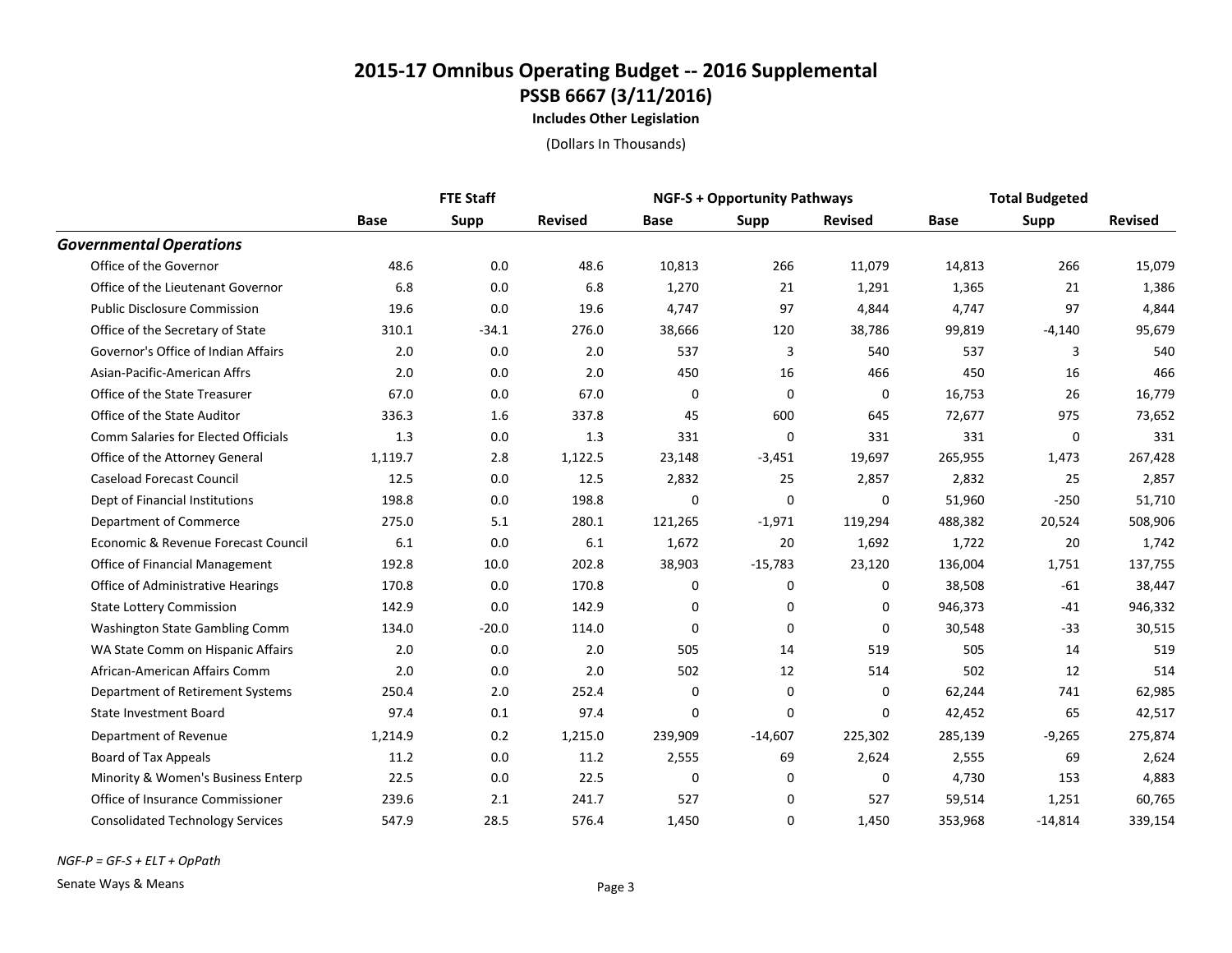# 2015-17 Omnibus Operating Budget -- 2016 Supplemental

## PSSB 6667 (3/11/2016)

### Includes Other Legislation

(Dollars In Thousands)

| | FTE Staff | | | NGF-S + Opportunity Pathways | | | Total Budgeted | | |
|---|---|---|---|---|---|---|---|---|---|
| | Base | Supp | Revised | Base | Supp | Revised | Base | Supp | Revised |
| ***Governmental Operations*** | | | | | | | | | |
| Office of the Governor | 48.6 | 0.0 | 48.6 | 10,813 | 266 | 11,079 | 14,813 | 266 | 15,079 |
| Office of the Lieutenant Governor | 6.8 | 0.0 | 6.8 | 1,270 | 21 | 1,291 | 1,365 | 21 | 1,386 |
| Public Disclosure Commission | 19.6 | 0.0 | 19.6 | 4,747 | 97 | 4,844 | 4,747 | 97 | 4,844 |
| Office of the Secretary of State | 310.1 | -34.1 | 276.0 | 38,666 | 120 | 38,786 | 99,819 | -4,140 | 95,679 |
| Governor's Office of Indian Affairs | 2.0 | 0.0 | 2.0 | 537 | 3 | 540 | 537 | 3 | 540 |
| Asian-Pacific-American Affrs | 2.0 | 0.0 | 2.0 | 450 | 16 | 466 | 450 | 16 | 466 |
| Office of the State Treasurer | 67.0 | 0.0 | 67.0 | 0 | 0 | 0 | 16,753 | 26 | 16,779 |
| Office of the State Auditor | 336.3 | 1.6 | 337.8 | 45 | 600 | 645 | 72,677 | 975 | 73,652 |
| Comm Salaries for Elected Officials | 1.3 | 0.0 | 1.3 | 331 | 0 | 331 | 331 | 0 | 331 |
| Office of the Attorney General | 1,119.7 | 2.8 | 1,122.5 | 23,148 | -3,451 | 19,697 | 265,955 | 1,473 | 267,428 |
| Caseload Forecast Council | 12.5 | 0.0 | 12.5 | 2,832 | 25 | 2,857 | 2,832 | 25 | 2,857 |
| Dept of Financial Institutions | 198.8 | 0.0 | 198.8 | 0 | 0 | 0 | 51,960 | -250 | 51,710 |
| Department of Commerce | 275.0 | 5.1 | 280.1 | 121,265 | -1,971 | 119,294 | 488,382 | 20,524 | 508,906 |
| Economic & Revenue Forecast Council | 6.1 | 0.0 | 6.1 | 1,672 | 20 | 1,692 | 1,722 | 20 | 1,742 |
| Office of Financial Management | 192.8 | 10.0 | 202.8 | 38,903 | -15,783 | 23,120 | 136,004 | 1,751 | 137,755 |
| Office of Administrative Hearings | 170.8 | 0.0 | 170.8 | 0 | 0 | 0 | 38,508 | -61 | 38,447 |
| State Lottery Commission | 142.9 | 0.0 | 142.9 | 0 | 0 | 0 | 946,373 | -41 | 946,332 |
| Washington State Gambling Comm | 134.0 | -20.0 | 114.0 | 0 | 0 | 0 | 30,548 | -33 | 30,515 |
| WA State Comm on Hispanic Affairs | 2.0 | 0.0 | 2.0 | 505 | 14 | 519 | 505 | 14 | 519 |
| African-American Affairs Comm | 2.0 | 0.0 | 2.0 | 502 | 12 | 514 | 502 | 12 | 514 |
| Department of Retirement Systems | 250.4 | 2.0 | 252.4 | 0 | 0 | 0 | 62,244 | 741 | 62,985 |
| State Investment Board | 97.4 | 0.1 | 97.4 | 0 | 0 | 0 | 42,452 | 65 | 42,517 |
| Department of Revenue | 1,214.9 | 0.2 | 1,215.0 | 239,909 | -14,607 | 225,302 | 285,139 | -9,265 | 275,874 |
| Board of Tax Appeals | 11.2 | 0.0 | 11.2 | 2,555 | 69 | 2,624 | 2,555 | 69 | 2,624 |
| Minority & Women's Business Enterp | 22.5 | 0.0 | 22.5 | 0 | 0 | 0 | 4,730 | 153 | 4,883 |
| Office of Insurance Commissioner | 239.6 | 2.1 | 241.7 | 527 | 0 | 527 | 59,514 | 1,251 | 60,765 |
| Consolidated Technology Services | 547.9 | 28.5 | 576.4 | 1,450 | 0 | 1,450 | 353,968 | -14,814 | 339,154 |

*NGF-P = GF-S + ELT + OpPath*

Senate Ways & Means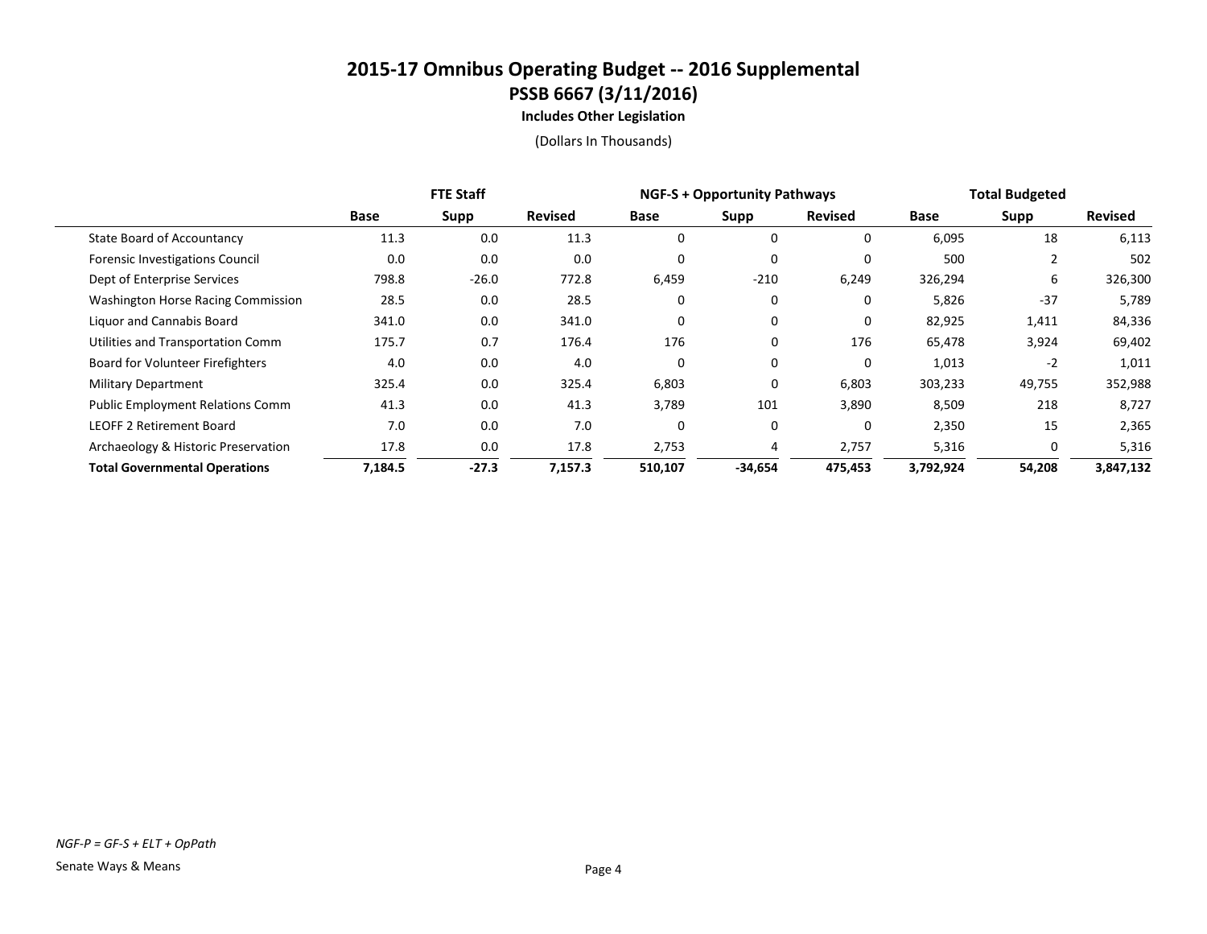# 2015-17 Omnibus Operating Budget -- 2016 Supplemental
## PSSB 6667 (3/11/2016)
### Includes Other Legislation

(Dollars In Thousands)

| | FTE Staff | | | NGF-S + Opportunity Pathways | | | Total Budgeted | | |
|---|---|---|---|---|---|---|---|---|---|
| | Base | Supp | Revised | Base | Supp | Revised | Base | Supp | Revised |
| State Board of Accountancy | 11.3 | 0.0 | 11.3 | 0 | 0 | 0 | 6,095 | 18 | 6,113 |
| Forensic Investigations Council | 0.0 | 0.0 | 0.0 | 0 | 0 | 0 | 500 | 2 | 502 |
| Dept of Enterprise Services | 798.8 | -26.0 | 772.8 | 6,459 | -210 | 6,249 | 326,294 | 6 | 326,300 |
| Washington Horse Racing Commission | 28.5 | 0.0 | 28.5 | 0 | 0 | 0 | 5,826 | -37 | 5,789 |
| Liquor and Cannabis Board | 341.0 | 0.0 | 341.0 | 0 | 0 | 0 | 82,925 | 1,411 | 84,336 |
| Utilities and Transportation Comm | 175.7 | 0.7 | 176.4 | 176 | 0 | 176 | 65,478 | 3,924 | 69,402 |
| Board for Volunteer Firefighters | 4.0 | 0.0 | 4.0 | 0 | 0 | 0 | 1,013 | -2 | 1,011 |
| Military Department | 325.4 | 0.0 | 325.4 | 6,803 | 0 | 6,803 | 303,233 | 49,755 | 352,988 |
| Public Employment Relations Comm | 41.3 | 0.0 | 41.3 | 3,789 | 101 | 3,890 | 8,509 | 218 | 8,727 |
| LEOFF 2 Retirement Board | 7.0 | 0.0 | 7.0 | 0 | 0 | 0 | 2,350 | 15 | 2,365 |
| Archaeology & Historic Preservation | 17.8 | 0.0 | 17.8 | 2,753 | 4 | 2,757 | 5,316 | 0 | 5,316 |
| **Total Governmental Operations** | **7,184.5** | **-27.3** | **7,157.3** | **510,107** | **-34,654** | **475,453** | **3,792,924** | **54,208** | **3,847,132** |

*NGF-P = GF-S + ELT + OpPath*

Senate Ways & Means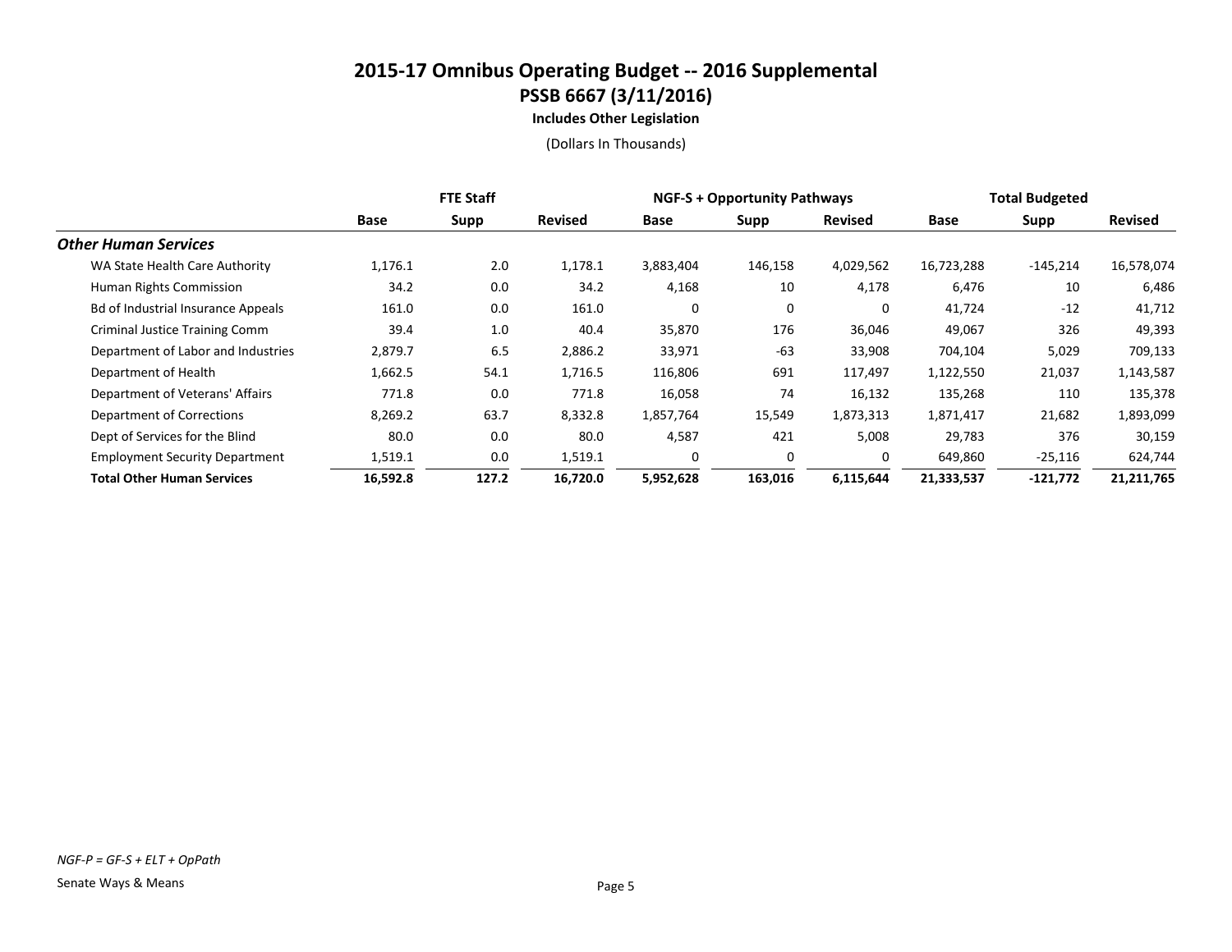# 2015-17 Omnibus Operating Budget -- 2016 Supplemental
## PSSB 6667 (3/11/2016)
### Includes Other Legislation

(Dollars In Thousands)

| | FTE Staff | | | NGF-S + Opportunity Pathways | | | Total Budgeted | | |
|---|---|---|---|---|---|---|---|---|---|
| | Base | Supp | Revised | Base | Supp | Revised | Base | Supp | Revised |
| ***Other Human Services*** | | | | | | | | | |
| WA State Health Care Authority | 1,176.1 | 2.0 | 1,178.1 | 3,883,404 | 146,158 | 4,029,562 | 16,723,288 | -145,214 | 16,578,074 |
| Human Rights Commission | 34.2 | 0.0 | 34.2 | 4,168 | 10 | 4,178 | 6,476 | 10 | 6,486 |
| Bd of Industrial Insurance Appeals | 161.0 | 0.0 | 161.0 | 0 | 0 | 0 | 41,724 | -12 | 41,712 |
| Criminal Justice Training Comm | 39.4 | 1.0 | 40.4 | 35,870 | 176 | 36,046 | 49,067 | 326 | 49,393 |
| Department of Labor and Industries | 2,879.7 | 6.5 | 2,886.2 | 33,971 | -63 | 33,908 | 704,104 | 5,029 | 709,133 |
| Department of Health | 1,662.5 | 54.1 | 1,716.5 | 116,806 | 691 | 117,497 | 1,122,550 | 21,037 | 1,143,587 |
| Department of Veterans' Affairs | 771.8 | 0.0 | 771.8 | 16,058 | 74 | 16,132 | 135,268 | 110 | 135,378 |
| Department of Corrections | 8,269.2 | 63.7 | 8,332.8 | 1,857,764 | 15,549 | 1,873,313 | 1,871,417 | 21,682 | 1,893,099 |
| Dept of Services for the Blind | 80.0 | 0.0 | 80.0 | 4,587 | 421 | 5,008 | 29,783 | 376 | 30,159 |
| Employment Security Department | 1,519.1 | 0.0 | 1,519.1 | 0 | 0 | 0 | 649,860 | -25,116 | 624,744 |
| **Total Other Human Services** | **16,592.8** | **127.2** | **16,720.0** | **5,952,628** | **163,016** | **6,115,644** | **21,333,537** | **-121,772** | **21,211,765** |

*NGF-P = GF-S + ELT + OpPath*

Senate Ways & Means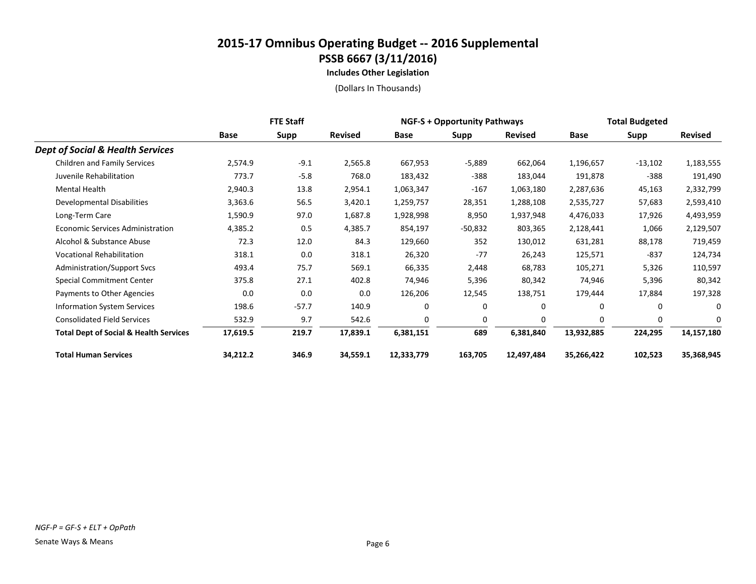# 2015-17 Omnibus Operating Budget -- 2016 Supplemental
## PSSB 6667 (3/11/2016)
### Includes Other Legislation

(Dollars In Thousands)

| | FTE Staff | | | NGF-S + Opportunity Pathways | | | Total Budgeted | | |
|---|---|---|---|---|---|---|---|---|---|
| | Base | Supp | Revised | Base | Supp | Revised | Base | Supp | Revised |
| ***Dept of Social & Health Services*** | | | | | | | | | |
| Children and Family Services | 2,574.9 | -9.1 | 2,565.8 | 667,953 | -5,889 | 662,064 | 1,196,657 | -13,102 | 1,183,555 |
| Juvenile Rehabilitation | 773.7 | -5.8 | 768.0 | 183,432 | -388 | 183,044 | 191,878 | -388 | 191,490 |
| Mental Health | 2,940.3 | 13.8 | 2,954.1 | 1,063,347 | -167 | 1,063,180 | 2,287,636 | 45,163 | 2,332,799 |
| Developmental Disabilities | 3,363.6 | 56.5 | 3,420.1 | 1,259,757 | 28,351 | 1,288,108 | 2,535,727 | 57,683 | 2,593,410 |
| Long-Term Care | 1,590.9 | 97.0 | 1,687.8 | 1,928,998 | 8,950 | 1,937,948 | 4,476,033 | 17,926 | 4,493,959 |
| Economic Services Administration | 4,385.2 | 0.5 | 4,385.7 | 854,197 | -50,832 | 803,365 | 2,128,441 | 1,066 | 2,129,507 |
| Alcohol & Substance Abuse | 72.3 | 12.0 | 84.3 | 129,660 | 352 | 130,012 | 631,281 | 88,178 | 719,459 |
| Vocational Rehabilitation | 318.1 | 0.0 | 318.1 | 26,320 | -77 | 26,243 | 125,571 | -837 | 124,734 |
| Administration/Support Svcs | 493.4 | 75.7 | 569.1 | 66,335 | 2,448 | 68,783 | 105,271 | 5,326 | 110,597 |
| Special Commitment Center | 375.8 | 27.1 | 402.8 | 74,946 | 5,396 | 80,342 | 74,946 | 5,396 | 80,342 |
| Payments to Other Agencies | 0.0 | 0.0 | 0.0 | 126,206 | 12,545 | 138,751 | 179,444 | 17,884 | 197,328 |
| Information System Services | 198.6 | -57.7 | 140.9 | 0 | 0 | 0 | 0 | 0 | 0 |
| Consolidated Field Services | 532.9 | 9.7 | 542.6 | 0 | 0 | 0 | 0 | 0 | 0 |
| **Total Dept of Social & Health Services** | **17,619.5** | **219.7** | **17,839.1** | **6,381,151** | **689** | **6,381,840** | **13,932,885** | **224,295** | **14,157,180** |
| **Total Human Services** | **34,212.2** | **346.9** | **34,559.1** | **12,333,779** | **163,705** | **12,497,484** | **35,266,422** | **102,523** | **35,368,945** |

*NGF-P = GF-S + ELT + OpPath*

Senate Ways & Means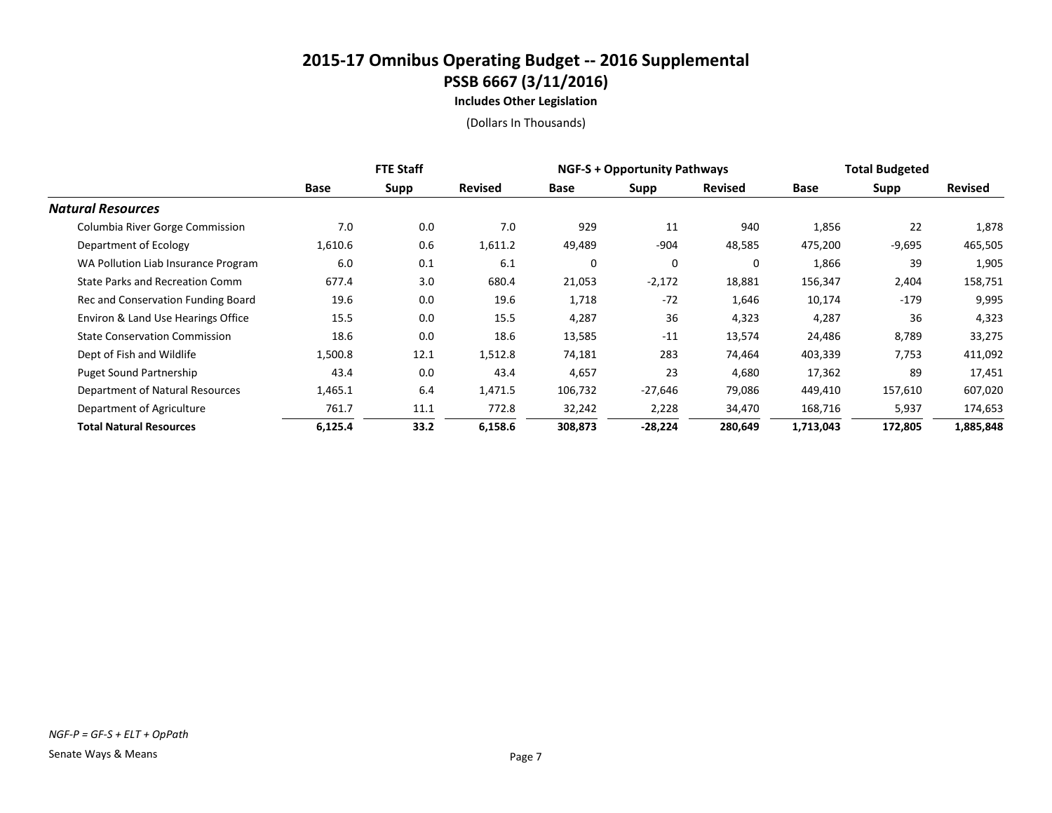# 2015-17 Omnibus Operating Budget -- 2016 Supplemental

## PSSB 6667 (3/11/2016)

**Includes Other Legislation**

(Dollars In Thousands)

| | FTE Staff | | | NGF-S + Opportunity Pathways | | | Total Budgeted | | |
|---|---|---|---|---|---|---|---|---|---|
| | Base | Supp | Revised | Base | Supp | Revised | Base | Supp | Revised |
| ***Natural Resources*** | | | | | | | | | |
| Columbia River Gorge Commission | 7.0 | 0.0 | 7.0 | 929 | 11 | 940 | 1,856 | 22 | 1,878 |
| Department of Ecology | 1,610.6 | 0.6 | 1,611.2 | 49,489 | -904 | 48,585 | 475,200 | -9,695 | 465,505 |
| WA Pollution Liab Insurance Program | 6.0 | 0.1 | 6.1 | 0 | 0 | 0 | 1,866 | 39 | 1,905 |
| State Parks and Recreation Comm | 677.4 | 3.0 | 680.4 | 21,053 | -2,172 | 18,881 | 156,347 | 2,404 | 158,751 |
| Rec and Conservation Funding Board | 19.6 | 0.0 | 19.6 | 1,718 | -72 | 1,646 | 10,174 | -179 | 9,995 |
| Environ & Land Use Hearings Office | 15.5 | 0.0 | 15.5 | 4,287 | 36 | 4,323 | 4,287 | 36 | 4,323 |
| State Conservation Commission | 18.6 | 0.0 | 18.6 | 13,585 | -11 | 13,574 | 24,486 | 8,789 | 33,275 |
| Dept of Fish and Wildlife | 1,500.8 | 12.1 | 1,512.8 | 74,181 | 283 | 74,464 | 403,339 | 7,753 | 411,092 |
| Puget Sound Partnership | 43.4 | 0.0 | 43.4 | 4,657 | 23 | 4,680 | 17,362 | 89 | 17,451 |
| Department of Natural Resources | 1,465.1 | 6.4 | 1,471.5 | 106,732 | -27,646 | 79,086 | 449,410 | 157,610 | 607,020 |
| Department of Agriculture | 761.7 | 11.1 | 772.8 | 32,242 | 2,228 | 34,470 | 168,716 | 5,937 | 174,653 |
| **Total Natural Resources** | **6,125.4** | **33.2** | **6,158.6** | **308,873** | **-28,224** | **280,649** | **1,713,043** | **172,805** | **1,885,848** |

*NGF-P = GF-S + ELT + OpPath*

Senate Ways & Means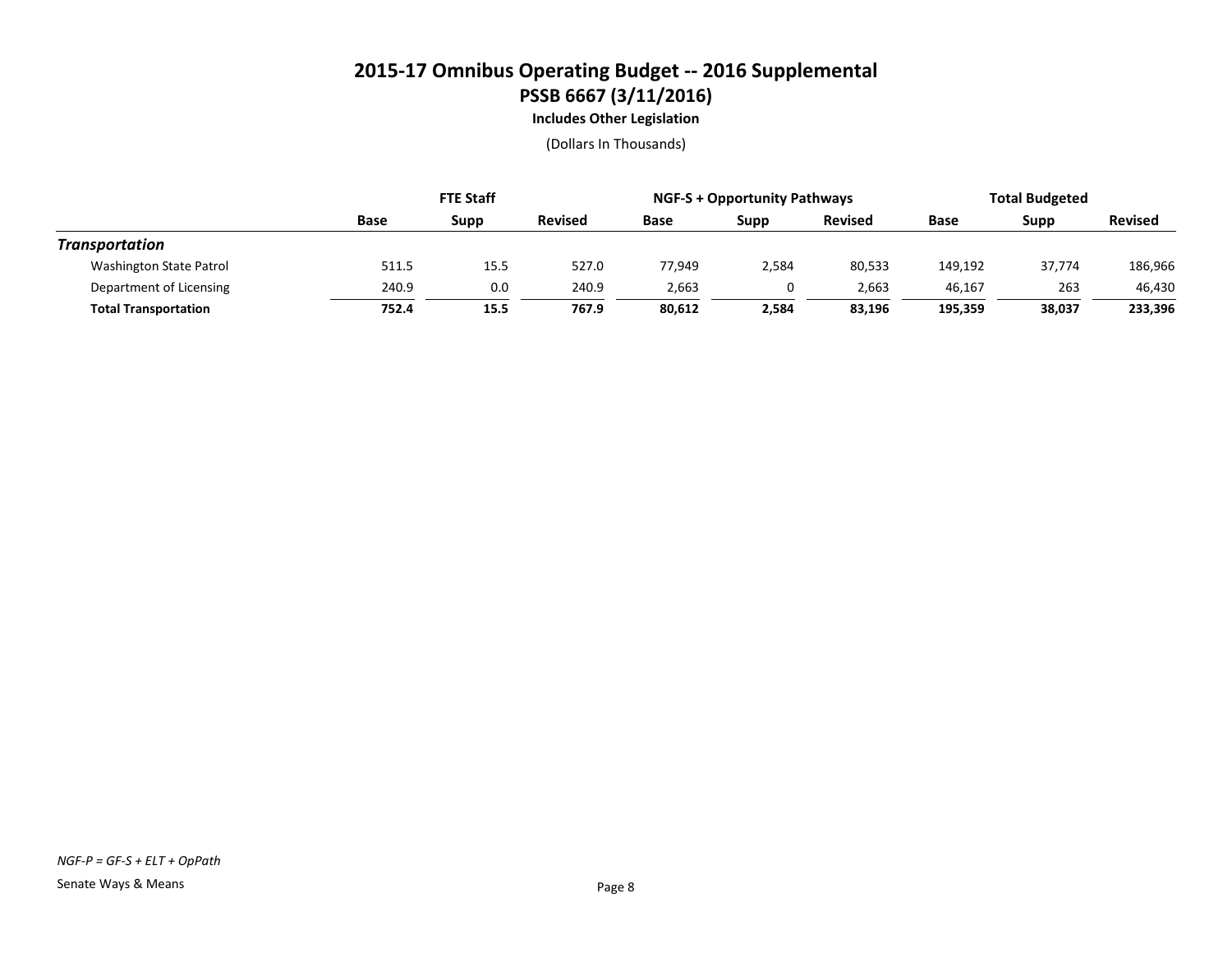# 2015-17 Omnibus Operating Budget -- 2016 Supplemental

## PSSB 6667 (3/11/2016)

**Includes Other Legislation**

(Dollars In Thousands)

| | FTE Staff | | | NGF-S + Opportunity Pathways | | | Total Budgeted | | |
|---|---|---|---|---|---|---|---|---|---|
| | **Base** | **Supp** | **Revised** | **Base** | **Supp** | **Revised** | **Base** | **Supp** | **Revised** |
| ***Transportation*** | | | | | | | | | |
| Washington State Patrol | 511.5 | 15.5 | 527.0 | 77,949 | 2,584 | 80,533 | 149,192 | 37,774 | 186,966 |
| Department of Licensing | 240.9 | 0.0 | 240.9 | 2,663 | 0 | 2,663 | 46,167 | 263 | 46,430 |
| **Total Transportation** | **752.4** | **15.5** | **767.9** | **80,612** | **2,584** | **83,196** | **195,359** | **38,037** | **233,396** |

*NGF-P = GF-S + ELT + OpPath*

Senate Ways & Means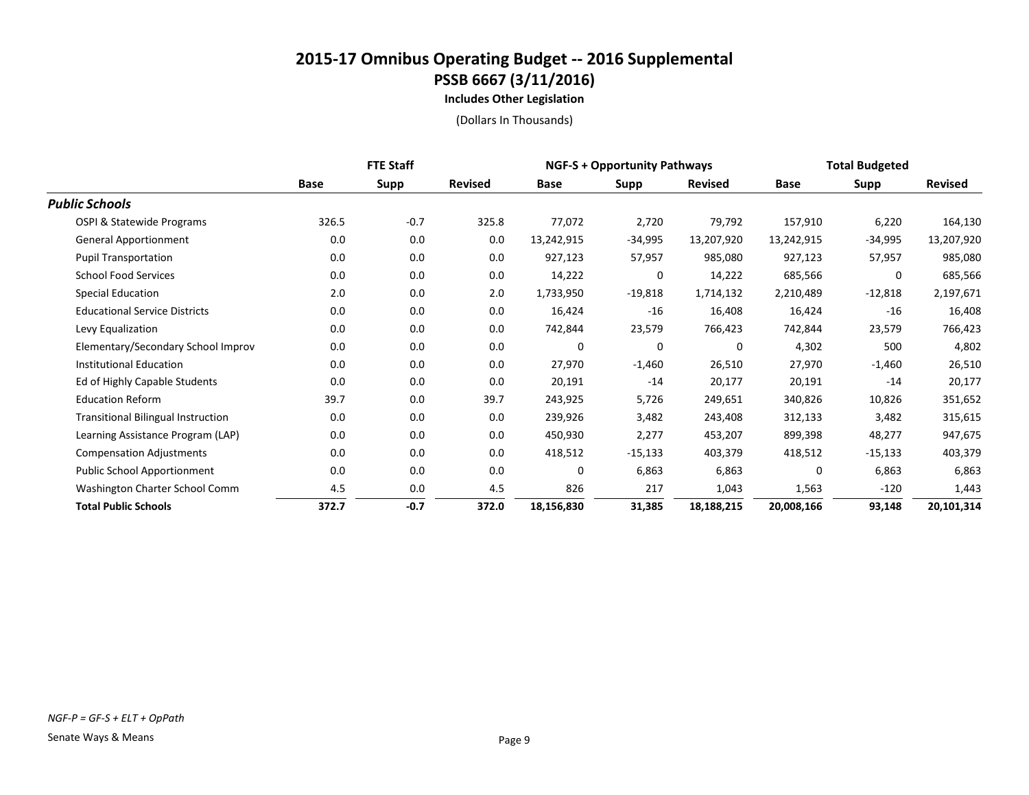# 2015-17 Omnibus Operating Budget -- 2016 Supplemental

## PSSB 6667 (3/11/2016)

### Includes Other Legislation

(Dollars In Thousands)

| | FTE Staff | | | NGF-S + Opportunity Pathways | | | Total Budgeted | | |
|---|---|---|---|---|---|---|---|---|---|
| | Base | Supp | Revised | Base | Supp | Revised | Base | Supp | Revised |
| ***Public Schools*** | | | | | | | | | |
| OSPI & Statewide Programs | 326.5 | -0.7 | 325.8 | 77,072 | 2,720 | 79,792 | 157,910 | 6,220 | 164,130 |
| General Apportionment | 0.0 | 0.0 | 0.0 | 13,242,915 | -34,995 | 13,207,920 | 13,242,915 | -34,995 | 13,207,920 |
| Pupil Transportation | 0.0 | 0.0 | 0.0 | 927,123 | 57,957 | 985,080 | 927,123 | 57,957 | 985,080 |
| School Food Services | 0.0 | 0.0 | 0.0 | 14,222 | 0 | 14,222 | 685,566 | 0 | 685,566 |
| Special Education | 2.0 | 0.0 | 2.0 | 1,733,950 | -19,818 | 1,714,132 | 2,210,489 | -12,818 | 2,197,671 |
| Educational Service Districts | 0.0 | 0.0 | 0.0 | 16,424 | -16 | 16,408 | 16,424 | -16 | 16,408 |
| Levy Equalization | 0.0 | 0.0 | 0.0 | 742,844 | 23,579 | 766,423 | 742,844 | 23,579 | 766,423 |
| Elementary/Secondary School Improv | 0.0 | 0.0 | 0.0 | 0 | 0 | 0 | 4,302 | 500 | 4,802 |
| Institutional Education | 0.0 | 0.0 | 0.0 | 27,970 | -1,460 | 26,510 | 27,970 | -1,460 | 26,510 |
| Ed of Highly Capable Students | 0.0 | 0.0 | 0.0 | 20,191 | -14 | 20,177 | 20,191 | -14 | 20,177 |
| Education Reform | 39.7 | 0.0 | 39.7 | 243,925 | 5,726 | 249,651 | 340,826 | 10,826 | 351,652 |
| Transitional Bilingual Instruction | 0.0 | 0.0 | 0.0 | 239,926 | 3,482 | 243,408 | 312,133 | 3,482 | 315,615 |
| Learning Assistance Program (LAP) | 0.0 | 0.0 | 0.0 | 450,930 | 2,277 | 453,207 | 899,398 | 48,277 | 947,675 |
| Compensation Adjustments | 0.0 | 0.0 | 0.0 | 418,512 | -15,133 | 403,379 | 418,512 | -15,133 | 403,379 |
| Public School Apportionment | 0.0 | 0.0 | 0.0 | 0 | 6,863 | 6,863 | 0 | 6,863 | 6,863 |
| Washington Charter School Comm | 4.5 | 0.0 | 4.5 | 826 | 217 | 1,043 | 1,563 | -120 | 1,443 |
| **Total Public Schools** | **372.7** | **-0.7** | **372.0** | **18,156,830** | **31,385** | **18,188,215** | **20,008,166** | **93,148** | **20,101,314** |

*NGF-P = GF-S + ELT + OpPath*

Senate Ways & Means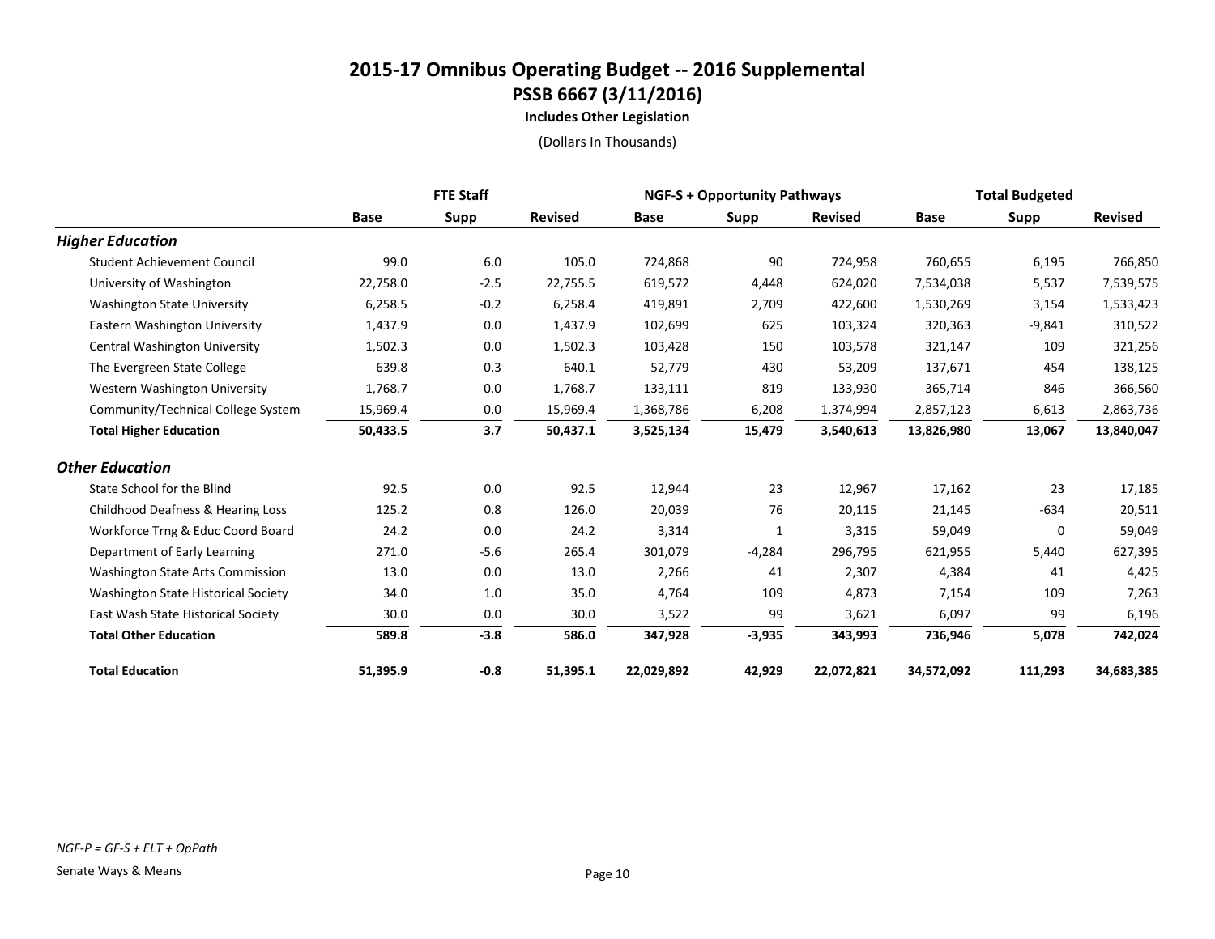# 2015-17 Omnibus Operating Budget -- 2016 Supplemental

## PSSB 6667 (3/11/2016)

### Includes Other Legislation

(Dollars In Thousands)

| | FTE Staff | | | NGF-S + Opportunity Pathways | | | Total Budgeted | | |
|---|---|---|---|---|---|---|---|---|---|
| | Base | Supp | Revised | Base | Supp | Revised | Base | Supp | Revised |
| ***Higher Education*** | | | | | | | | | |
| Student Achievement Council | 99.0 | 6.0 | 105.0 | 724,868 | 90 | 724,958 | 760,655 | 6,195 | 766,850 |
| University of Washington | 22,758.0 | -2.5 | 22,755.5 | 619,572 | 4,448 | 624,020 | 7,534,038 | 5,537 | 7,539,575 |
| Washington State University | 6,258.5 | -0.2 | 6,258.4 | 419,891 | 2,709 | 422,600 | 1,530,269 | 3,154 | 1,533,423 |
| Eastern Washington University | 1,437.9 | 0.0 | 1,437.9 | 102,699 | 625 | 103,324 | 320,363 | -9,841 | 310,522 |
| Central Washington University | 1,502.3 | 0.0 | 1,502.3 | 103,428 | 150 | 103,578 | 321,147 | 109 | 321,256 |
| The Evergreen State College | 639.8 | 0.3 | 640.1 | 52,779 | 430 | 53,209 | 137,671 | 454 | 138,125 |
| Western Washington University | 1,768.7 | 0.0 | 1,768.7 | 133,111 | 819 | 133,930 | 365,714 | 846 | 366,560 |
| Community/Technical College System | 15,969.4 | 0.0 | 15,969.4 | 1,368,786 | 6,208 | 1,374,994 | 2,857,123 | 6,613 | 2,863,736 |
| **Total Higher Education** | **50,433.5** | **3.7** | **50,437.1** | **3,525,134** | **15,479** | **3,540,613** | **13,826,980** | **13,067** | **13,840,047** |
| ***Other Education*** | | | | | | | | | |
| State School for the Blind | 92.5 | 0.0 | 92.5 | 12,944 | 23 | 12,967 | 17,162 | 23 | 17,185 |
| Childhood Deafness & Hearing Loss | 125.2 | 0.8 | 126.0 | 20,039 | 76 | 20,115 | 21,145 | -634 | 20,511 |
| Workforce Trng & Educ Coord Board | 24.2 | 0.0 | 24.2 | 3,314 | 1 | 3,315 | 59,049 | 0 | 59,049 |
| Department of Early Learning | 271.0 | -5.6 | 265.4 | 301,079 | -4,284 | 296,795 | 621,955 | 5,440 | 627,395 |
| Washington State Arts Commission | 13.0 | 0.0 | 13.0 | 2,266 | 41 | 2,307 | 4,384 | 41 | 4,425 |
| Washington State Historical Society | 34.0 | 1.0 | 35.0 | 4,764 | 109 | 4,873 | 7,154 | 109 | 7,263 |
| East Wash State Historical Society | 30.0 | 0.0 | 30.0 | 3,522 | 99 | 3,621 | 6,097 | 99 | 6,196 |
| **Total Other Education** | **589.8** | **-3.8** | **586.0** | **347,928** | **-3,935** | **343,993** | **736,946** | **5,078** | **742,024** |
| **Total Education** | **51,395.9** | **-0.8** | **51,395.1** | **22,029,892** | **42,929** | **22,072,821** | **34,572,092** | **111,293** | **34,683,385** |

*NGF-P = GF-S + ELT + OpPath*

Senate Ways & Means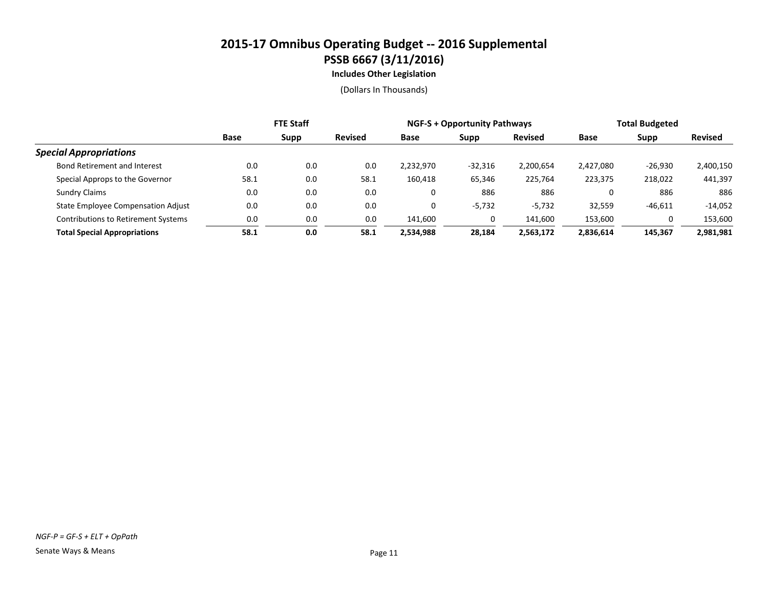# 2015-17 Omnibus Operating Budget -- 2016 Supplemental

## PSSB 6667 (3/11/2016)

**Includes Other Legislation**

(Dollars In Thousands)

| | FTE Staff | | | NGF-S + Opportunity Pathways | | | Total Budgeted | | |
|---|---|---|---|---|---|---|---|---|---|
| | Base | Supp | Revised | Base | Supp | Revised | Base | Supp | Revised |
| ***Special Appropriations*** | | | | | | | | | |
| Bond Retirement and Interest | 0.0 | 0.0 | 0.0 | 2,232,970 | -32,316 | 2,200,654 | 2,427,080 | -26,930 | 2,400,150 |
| Special Approps to the Governor | 58.1 | 0.0 | 58.1 | 160,418 | 65,346 | 225,764 | 223,375 | 218,022 | 441,397 |
| Sundry Claims | 0.0 | 0.0 | 0.0 | 0 | 886 | 886 | 0 | 886 | 886 |
| State Employee Compensation Adjust | 0.0 | 0.0 | 0.0 | 0 | -5,732 | -5,732 | 32,559 | -46,611 | -14,052 |
| Contributions to Retirement Systems | 0.0 | 0.0 | 0.0 | 141,600 | 0 | 141,600 | 153,600 | 0 | 153,600 |
| **Total Special Appropriations** | **58.1** | **0.0** | **58.1** | **2,534,988** | **28,184** | **2,563,172** | **2,836,614** | **145,367** | **2,981,981** |

*NGF-P = GF-S + ELT + OpPath*

Senate Ways & Means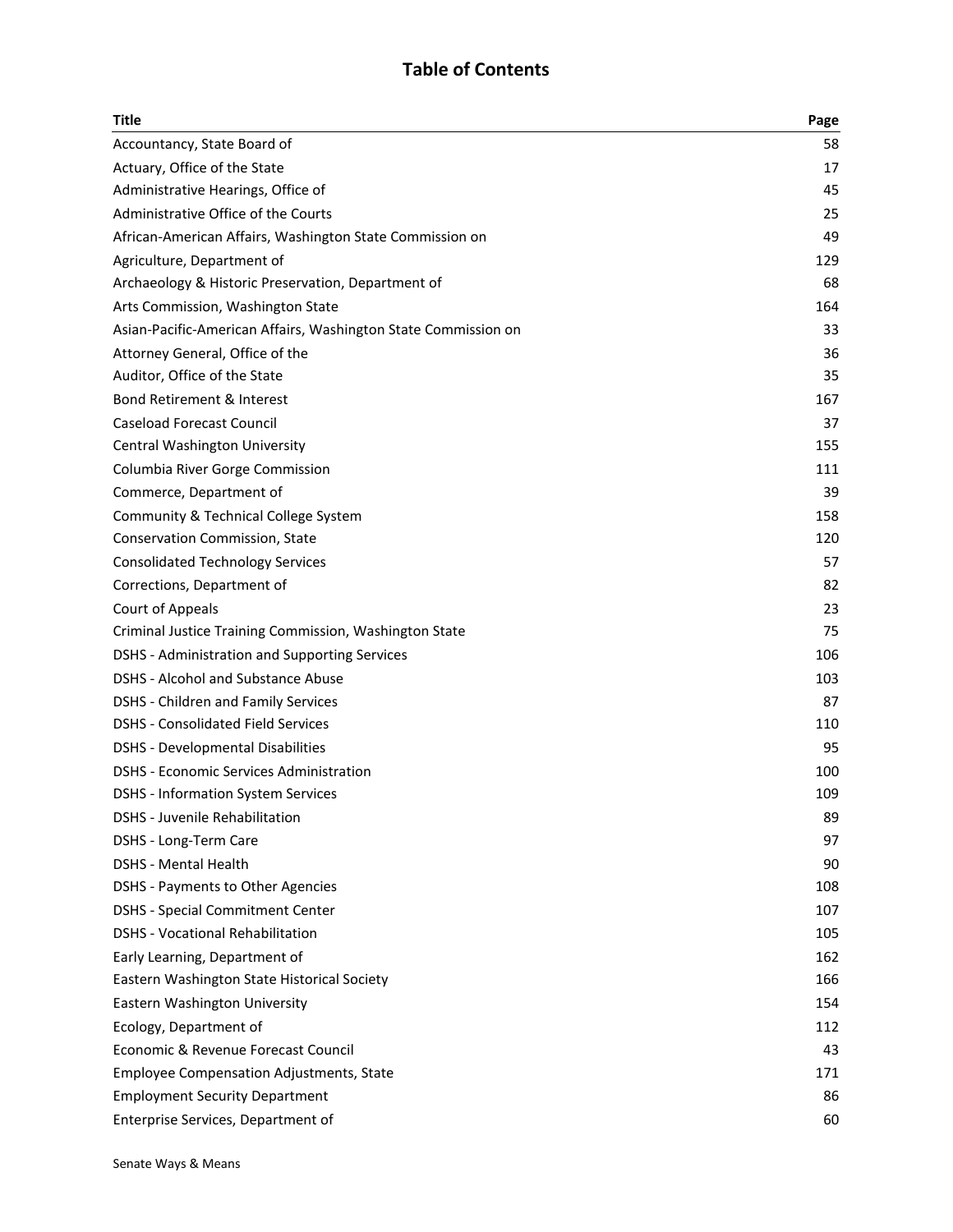# Table of Contents

| Title | Page |
|---|---|
| Accountancy, State Board of | 58 |
| Actuary, Office of the State | 17 |
| Administrative Hearings, Office of | 45 |
| Administrative Office of the Courts | 25 |
| African-American Affairs, Washington State Commission on | 49 |
| Agriculture, Department of | 129 |
| Archaeology & Historic Preservation, Department of | 68 |
| Arts Commission, Washington State | 164 |
| Asian-Pacific-American Affairs, Washington State Commission on | 33 |
| Attorney General, Office of the | 36 |
| Auditor, Office of the State | 35 |
| Bond Retirement & Interest | 167 |
| Caseload Forecast Council | 37 |
| Central Washington University | 155 |
| Columbia River Gorge Commission | 111 |
| Commerce, Department of | 39 |
| Community & Technical College System | 158 |
| Conservation Commission, State | 120 |
| Consolidated Technology Services | 57 |
| Corrections, Department of | 82 |
| Court of Appeals | 23 |
| Criminal Justice Training Commission, Washington State | 75 |
| DSHS - Administration and Supporting Services | 106 |
| DSHS - Alcohol and Substance Abuse | 103 |
| DSHS - Children and Family Services | 87 |
| DSHS - Consolidated Field Services | 110 |
| DSHS - Developmental Disabilities | 95 |
| DSHS - Economic Services Administration | 100 |
| DSHS - Information System Services | 109 |
| DSHS - Juvenile Rehabilitation | 89 |
| DSHS - Long-Term Care | 97 |
| DSHS - Mental Health | 90 |
| DSHS - Payments to Other Agencies | 108 |
| DSHS - Special Commitment Center | 107 |
| DSHS - Vocational Rehabilitation | 105 |
| Early Learning, Department of | 162 |
| Eastern Washington State Historical Society | 166 |
| Eastern Washington University | 154 |
| Ecology, Department of | 112 |
| Economic & Revenue Forecast Council | 43 |
| Employee Compensation Adjustments, State | 171 |
| Employment Security Department | 86 |
| Enterprise Services, Department of | 60 |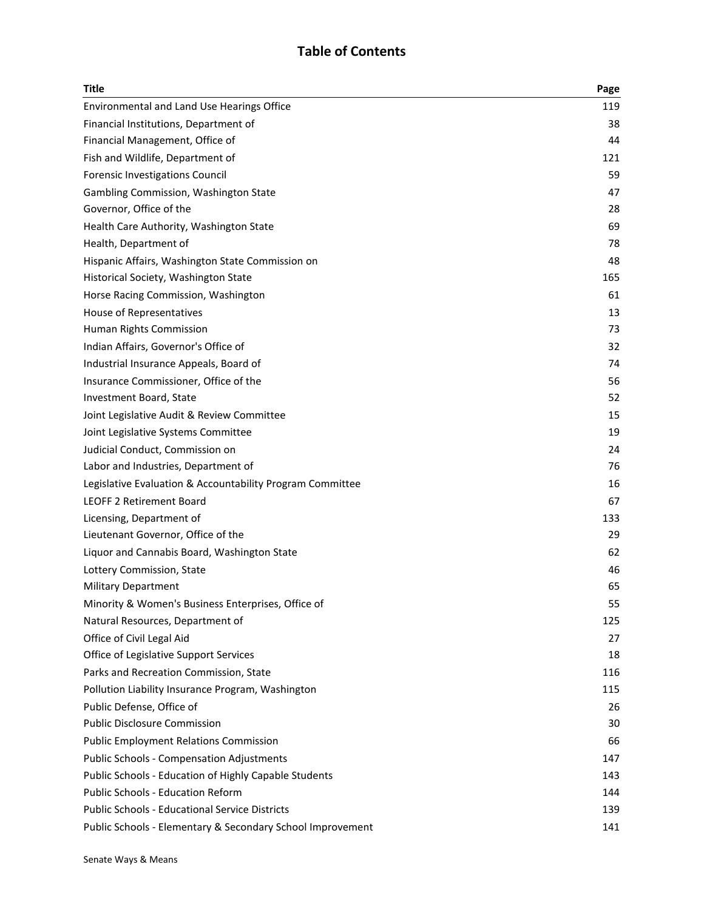## Table of Contents

| Title | Page |
|---|---|
| Environmental and Land Use Hearings Office | 119 |
| Financial Institutions, Department of | 38 |
| Financial Management, Office of | 44 |
| Fish and Wildlife, Department of | 121 |
| Forensic Investigations Council | 59 |
| Gambling Commission, Washington State | 47 |
| Governor, Office of the | 28 |
| Health Care Authority, Washington State | 69 |
| Health, Department of | 78 |
| Hispanic Affairs, Washington State Commission on | 48 |
| Historical Society, Washington State | 165 |
| Horse Racing Commission, Washington | 61 |
| House of Representatives | 13 |
| Human Rights Commission | 73 |
| Indian Affairs, Governor's Office of | 32 |
| Industrial Insurance Appeals, Board of | 74 |
| Insurance Commissioner, Office of the | 56 |
| Investment Board, State | 52 |
| Joint Legislative Audit & Review Committee | 15 |
| Joint Legislative Systems Committee | 19 |
| Judicial Conduct, Commission on | 24 |
| Labor and Industries, Department of | 76 |
| Legislative Evaluation & Accountability Program Committee | 16 |
| LEOFF 2 Retirement Board | 67 |
| Licensing, Department of | 133 |
| Lieutenant Governor, Office of the | 29 |
| Liquor and Cannabis Board, Washington State | 62 |
| Lottery Commission, State | 46 |
| Military Department | 65 |
| Minority & Women's Business Enterprises, Office of | 55 |
| Natural Resources, Department of | 125 |
| Office of Civil Legal Aid | 27 |
| Office of Legislative Support Services | 18 |
| Parks and Recreation Commission, State | 116 |
| Pollution Liability Insurance Program, Washington | 115 |
| Public Defense, Office of | 26 |
| Public Disclosure Commission | 30 |
| Public Employment Relations Commission | 66 |
| Public Schools - Compensation Adjustments | 147 |
| Public Schools - Education of Highly Capable Students | 143 |
| Public Schools - Education Reform | 144 |
| Public Schools - Educational Service Districts | 139 |
| Public Schools - Elementary & Secondary School Improvement | 141 |

Senate Ways & Means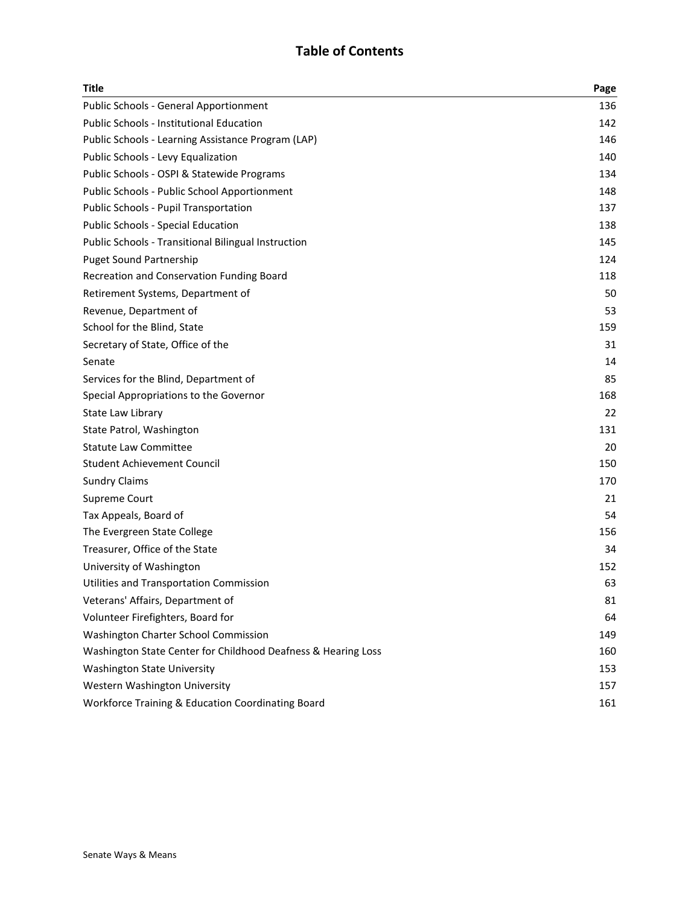# Table of Contents

| Title | Page |
|---|---|
| Public Schools - General Apportionment | 136 |
| Public Schools - Institutional Education | 142 |
| Public Schools - Learning Assistance Program (LAP) | 146 |
| Public Schools - Levy Equalization | 140 |
| Public Schools - OSPI & Statewide Programs | 134 |
| Public Schools - Public School Apportionment | 148 |
| Public Schools - Pupil Transportation | 137 |
| Public Schools - Special Education | 138 |
| Public Schools - Transitional Bilingual Instruction | 145 |
| Puget Sound Partnership | 124 |
| Recreation and Conservation Funding Board | 118 |
| Retirement Systems, Department of | 50 |
| Revenue, Department of | 53 |
| School for the Blind, State | 159 |
| Secretary of State, Office of the | 31 |
| Senate | 14 |
| Services for the Blind, Department of | 85 |
| Special Appropriations to the Governor | 168 |
| State Law Library | 22 |
| State Patrol, Washington | 131 |
| Statute Law Committee | 20 |
| Student Achievement Council | 150 |
| Sundry Claims | 170 |
| Supreme Court | 21 |
| Tax Appeals, Board of | 54 |
| The Evergreen State College | 156 |
| Treasurer, Office of the State | 34 |
| University of Washington | 152 |
| Utilities and Transportation Commission | 63 |
| Veterans' Affairs, Department of | 81 |
| Volunteer Firefighters, Board for | 64 |
| Washington Charter School Commission | 149 |
| Washington State Center for Childhood Deafness & Hearing Loss | 160 |
| Washington State University | 153 |
| Western Washington University | 157 |
| Workforce Training & Education Coordinating Board | 161 |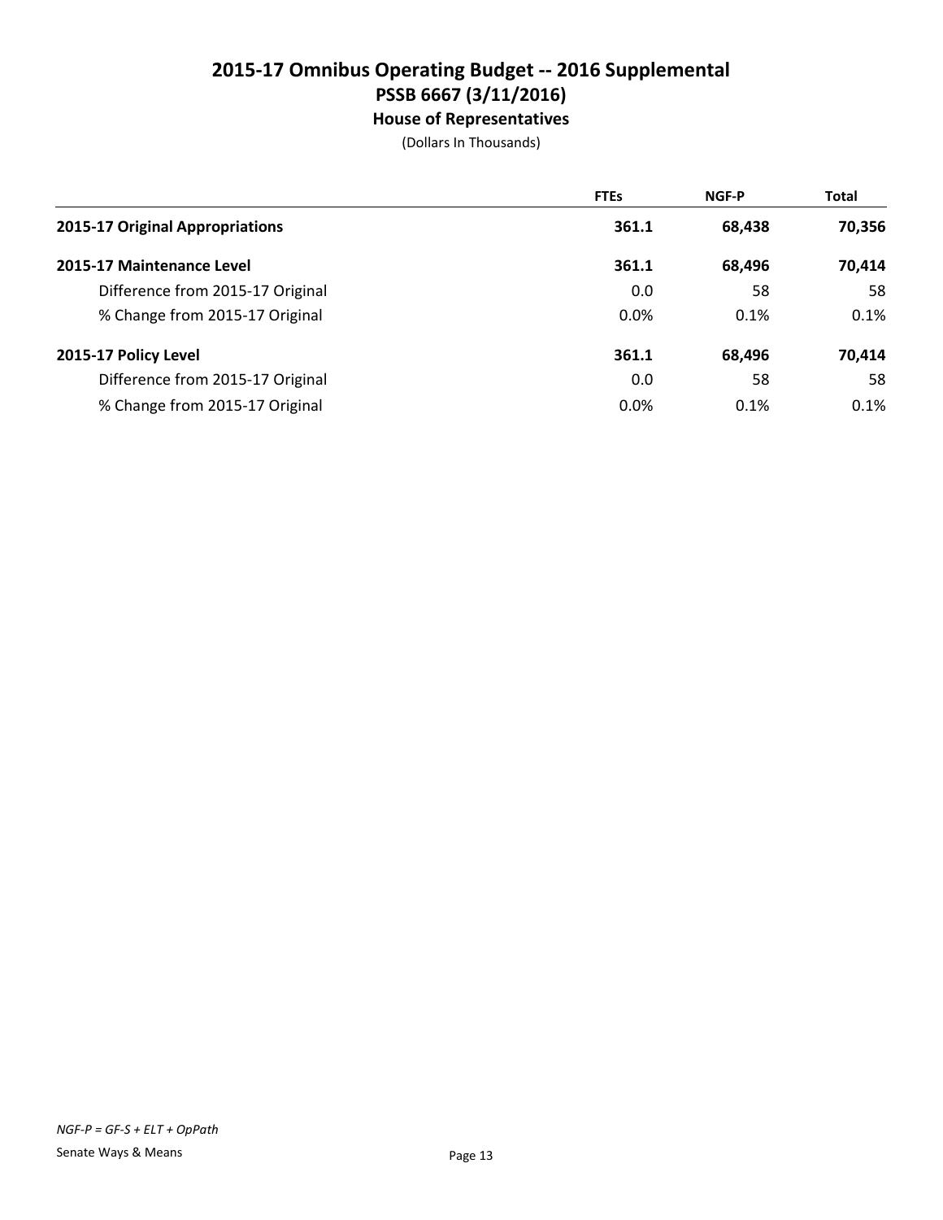# 2015-17 Omnibus Operating Budget -- 2016 Supplemental
## PSSB 6667 (3/11/2016)
### House of Representatives

(Dollars In Thousands)

| | FTEs | NGF-P | Total |
|---|---|---|---|
| **2015-17 Original Appropriations** | **361.1** | **68,438** | **70,356** |
| **2015-17 Maintenance Level** | **361.1** | **68,496** | **70,414** |
| Difference from 2015-17 Original | 0.0 | 58 | 58 |
| % Change from 2015-17 Original | 0.0% | 0.1% | 0.1% |
| **2015-17 Policy Level** | **361.1** | **68,496** | **70,414** |
| Difference from 2015-17 Original | 0.0 | 58 | 58 |
| % Change from 2015-17 Original | 0.0% | 0.1% | 0.1% |

*NGF-P = GF-S + ELT + OpPath*

Senate Ways & Means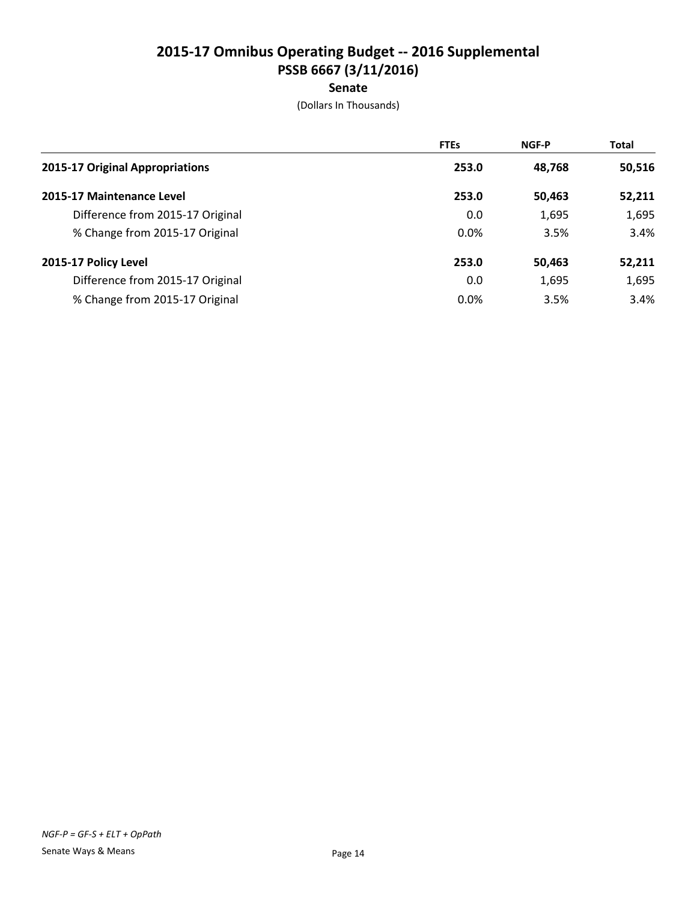# 2015-17 Omnibus Operating Budget -- 2016 Supplemental
## PSSB 6667 (3/11/2016)
### Senate

(Dollars In Thousands)

| | FTEs | NGF-P | Total |
|---|---|---|---|
| **2015-17 Original Appropriations** | **253.0** | **48,768** | **50,516** |
| **2015-17 Maintenance Level** | **253.0** | **50,463** | **52,211** |
| Difference from 2015-17 Original | 0.0 | 1,695 | 1,695 |
| % Change from 2015-17 Original | 0.0% | 3.5% | 3.4% |
| **2015-17 Policy Level** | **253.0** | **50,463** | **52,211** |
| Difference from 2015-17 Original | 0.0 | 1,695 | 1,695 |
| % Change from 2015-17 Original | 0.0% | 3.5% | 3.4% |

*NGF-P = GF-S + ELT + OpPath*

Senate Ways & Means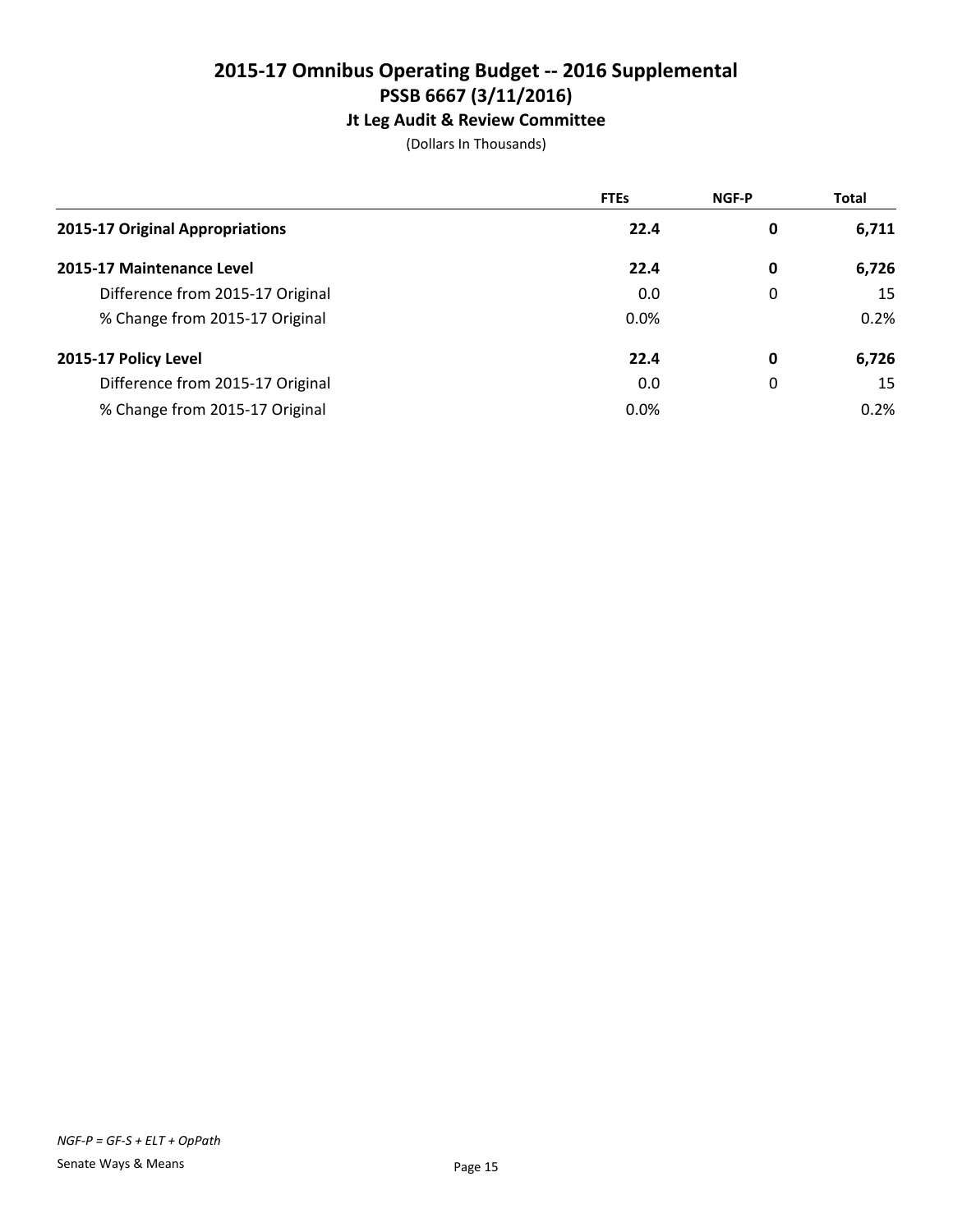# 2015-17 Omnibus Operating Budget -- 2016 Supplemental
## PSSB 6667 (3/11/2016)
### Jt Leg Audit & Review Committee

(Dollars In Thousands)

| | FTEs | NGF-P | Total |
|---|---|---|---|
| **2015-17 Original Appropriations** | **22.4** | **0** | **6,711** |
| **2015-17 Maintenance Level** | **22.4** | **0** | **6,726** |
| Difference from 2015-17 Original | 0.0 | 0 | 15 |
| % Change from 2015-17 Original | 0.0% | | 0.2% |
| **2015-17 Policy Level** | **22.4** | **0** | **6,726** |
| Difference from 2015-17 Original | 0.0 | 0 | 15 |
| % Change from 2015-17 Original | 0.0% | | 0.2% |

*NGF-P = GF-S + ELT + OpPath*

Senate Ways & Means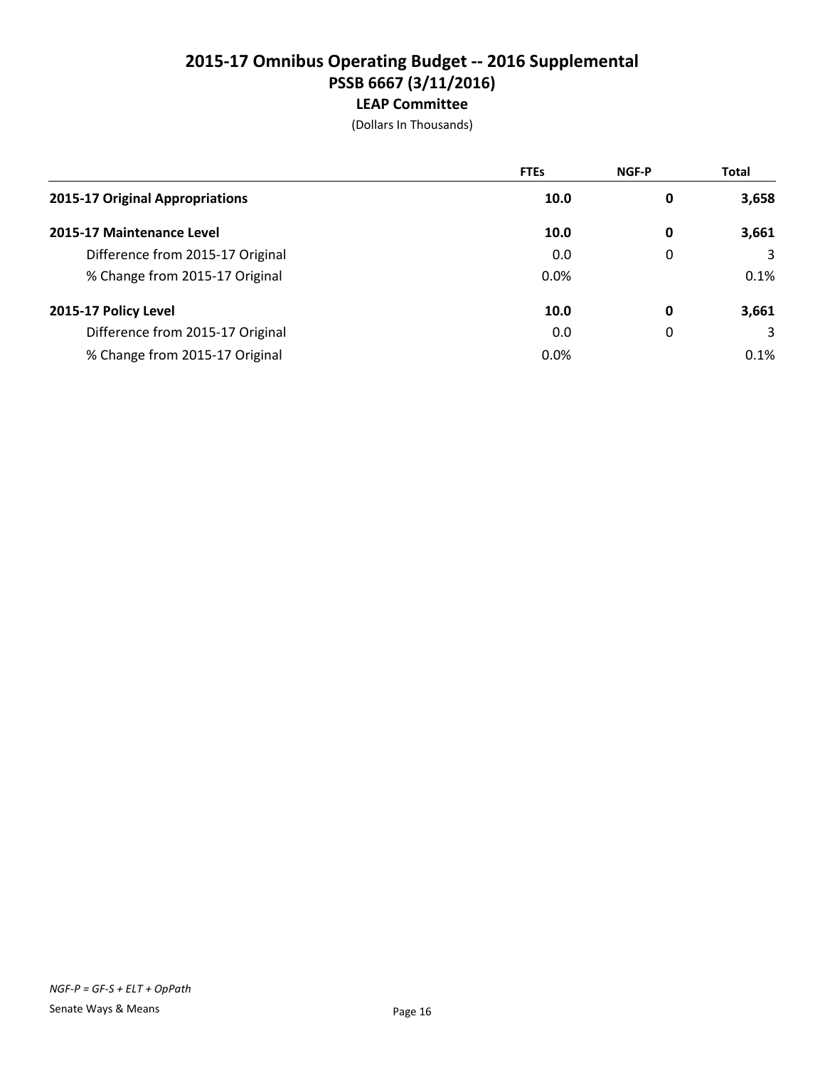# 2015-17 Omnibus Operating Budget -- 2016 Supplemental
## PSSB 6667 (3/11/2016)
### LEAP Committee

(Dollars In Thousands)

| | FTEs | NGF-P | Total |
|---|---|---|---|
| **2015-17 Original Appropriations** | **10.0** | **0** | **3,658** |
| **2015-17 Maintenance Level** | **10.0** | **0** | **3,661** |
| Difference from 2015-17 Original | 0.0 | 0 | 3 |
| % Change from 2015-17 Original | 0.0% | | 0.1% |
| **2015-17 Policy Level** | **10.0** | **0** | **3,661** |
| Difference from 2015-17 Original | 0.0 | 0 | 3 |
| % Change from 2015-17 Original | 0.0% | | 0.1% |

*NGF-P = GF-S + ELT + OpPath*

Senate Ways & Means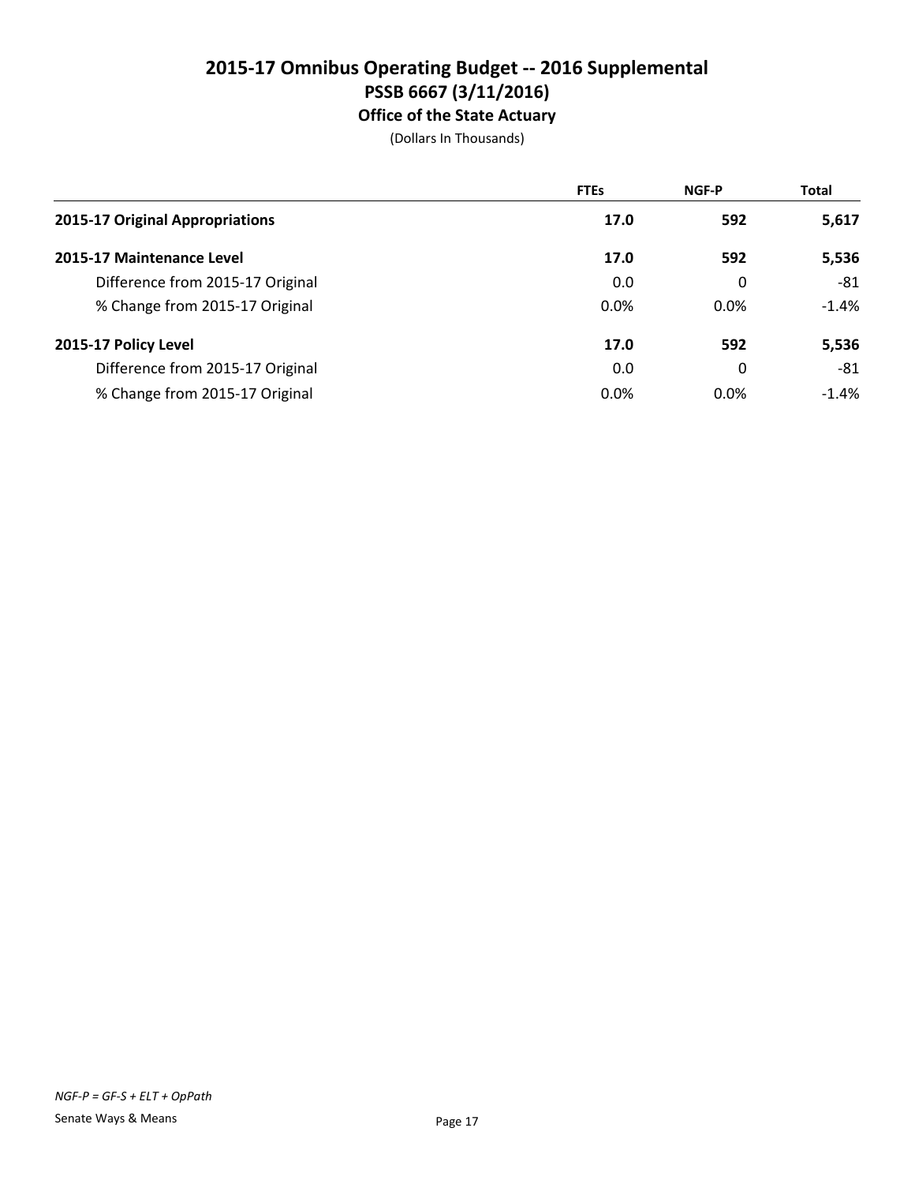# 2015-17 Omnibus Operating Budget -- 2016 Supplemental
## PSSB 6667 (3/11/2016)
### Office of the State Actuary
(Dollars In Thousands)

| | FTEs | NGF-P | Total |
|---|---|---|---|
| **2015-17 Original Appropriations** | **17.0** | **592** | **5,617** |
| **2015-17 Maintenance Level** | **17.0** | **592** | **5,536** |
| Difference from 2015-17 Original | 0.0 | 0 | -81 |
| % Change from 2015-17 Original | 0.0% | 0.0% | -1.4% |
| **2015-17 Policy Level** | **17.0** | **592** | **5,536** |
| Difference from 2015-17 Original | 0.0 | 0 | -81 |
| % Change from 2015-17 Original | 0.0% | 0.0% | -1.4% |

*NGF-P = GF-S + ELT + OpPath*

Senate Ways & Means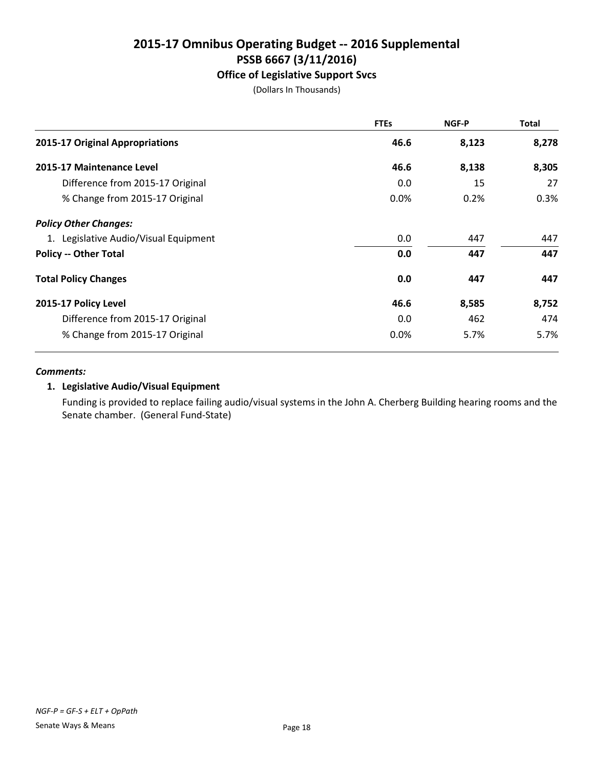# 2015-17 Omnibus Operating Budget -- 2016 Supplemental

## PSSB 6667 (3/11/2016)

### Office of Legislative Support Svcs

(Dollars In Thousands)

| | FTEs | NGF-P | Total |
|---|---|---|---|
| **2015-17 Original Appropriations** | **46.6** | **8,123** | **8,278** |
| **2015-17 Maintenance Level** | **46.6** | **8,138** | **8,305** |
| Difference from 2015-17 Original | 0.0 | 15 | 27 |
| % Change from 2015-17 Original | 0.0% | 0.2% | 0.3% |
| ***Policy Other Changes:*** | | | |
| 1. Legislative Audio/Visual Equipment | 0.0 | 447 | 447 |
| **Policy -- Other Total** | **0.0** | **447** | **447** |
| **Total Policy Changes** | **0.0** | **447** | **447** |
| **2015-17 Policy Level** | **46.6** | **8,585** | **8,752** |
| Difference from 2015-17 Original | 0.0 | 462 | 474 |
| % Change from 2015-17 Original | 0.0% | 5.7% | 5.7% |

***Comments:***

**1. Legislative Audio/Visual Equipment**

Funding is provided to replace failing audio/visual systems in the John A. Cherberg Building hearing rooms and the Senate chamber. (General Fund-State)

*NGF-P = GF-S + ELT + OpPath*

Senate Ways & Means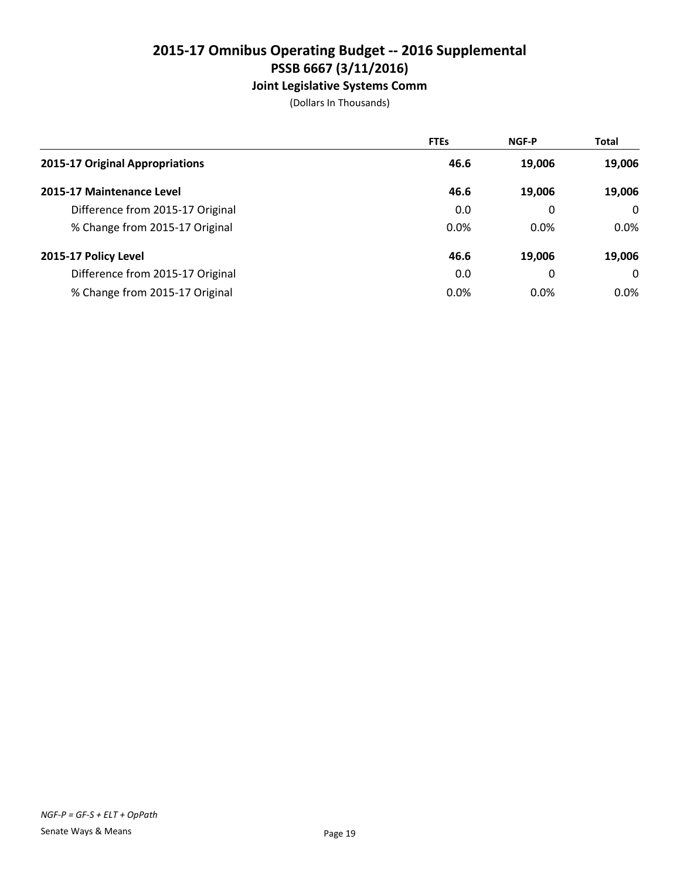# 2015-17 Omnibus Operating Budget -- 2016 Supplemental
## PSSB 6667 (3/11/2016)
### Joint Legislative Systems Comm
(Dollars In Thousands)

| | FTEs | NGF-P | Total |
|---|---|---|---|
| **2015-17 Original Appropriations** | **46.6** | **19,006** | **19,006** |
| **2015-17 Maintenance Level** | **46.6** | **19,006** | **19,006** |
| Difference from 2015-17 Original | 0.0 | 0 | 0 |
| % Change from 2015-17 Original | 0.0% | 0.0% | 0.0% |
| **2015-17 Policy Level** | **46.6** | **19,006** | **19,006** |
| Difference from 2015-17 Original | 0.0 | 0 | 0 |
| % Change from 2015-17 Original | 0.0% | 0.0% | 0.0% |

*NGF-P = GF-S + ELT + OpPath*

Senate Ways & Means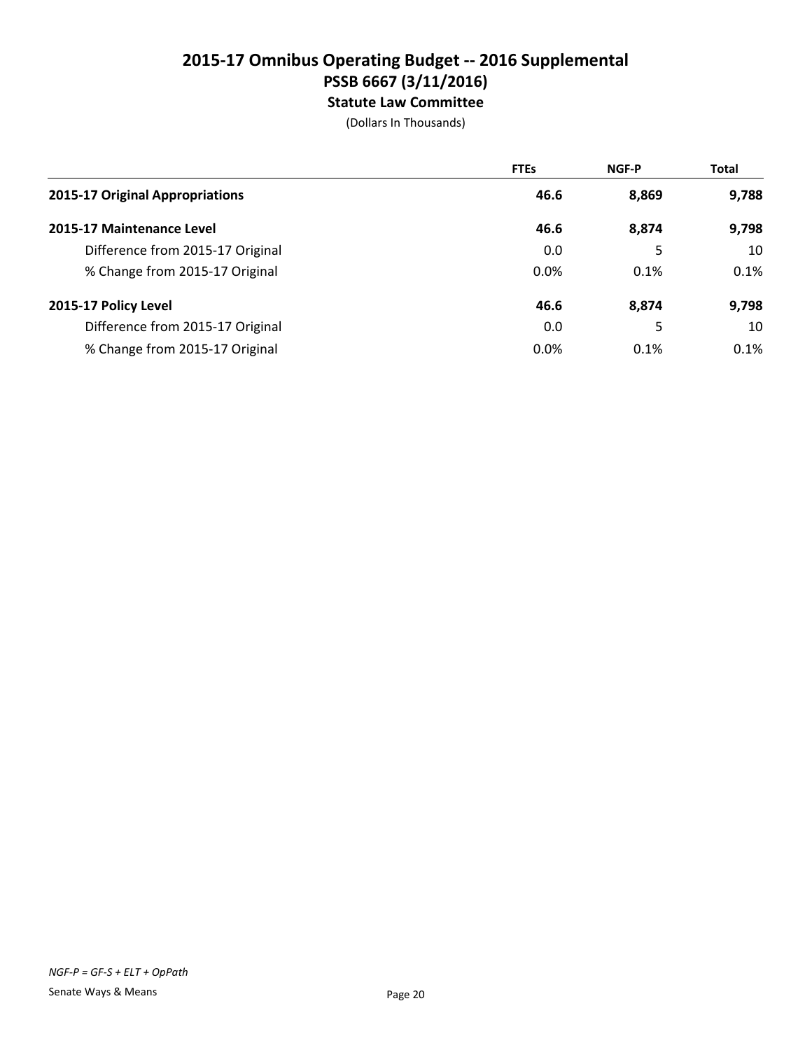# 2015-17 Omnibus Operating Budget -- 2016 Supplemental
## PSSB 6667 (3/11/2016)
### Statute Law Committee

(Dollars In Thousands)

| | FTEs | NGF-P | Total |
|---|---|---|---|
| **2015-17 Original Appropriations** | **46.6** | **8,869** | **9,788** |
| **2015-17 Maintenance Level** | **46.6** | **8,874** | **9,798** |
| Difference from 2015-17 Original | 0.0 | 5 | 10 |
| % Change from 2015-17 Original | 0.0% | 0.1% | 0.1% |
| **2015-17 Policy Level** | **46.6** | **8,874** | **9,798** |
| Difference from 2015-17 Original | 0.0 | 5 | 10 |
| % Change from 2015-17 Original | 0.0% | 0.1% | 0.1% |

*NGF-P = GF-S + ELT + OpPath*

Senate Ways & Means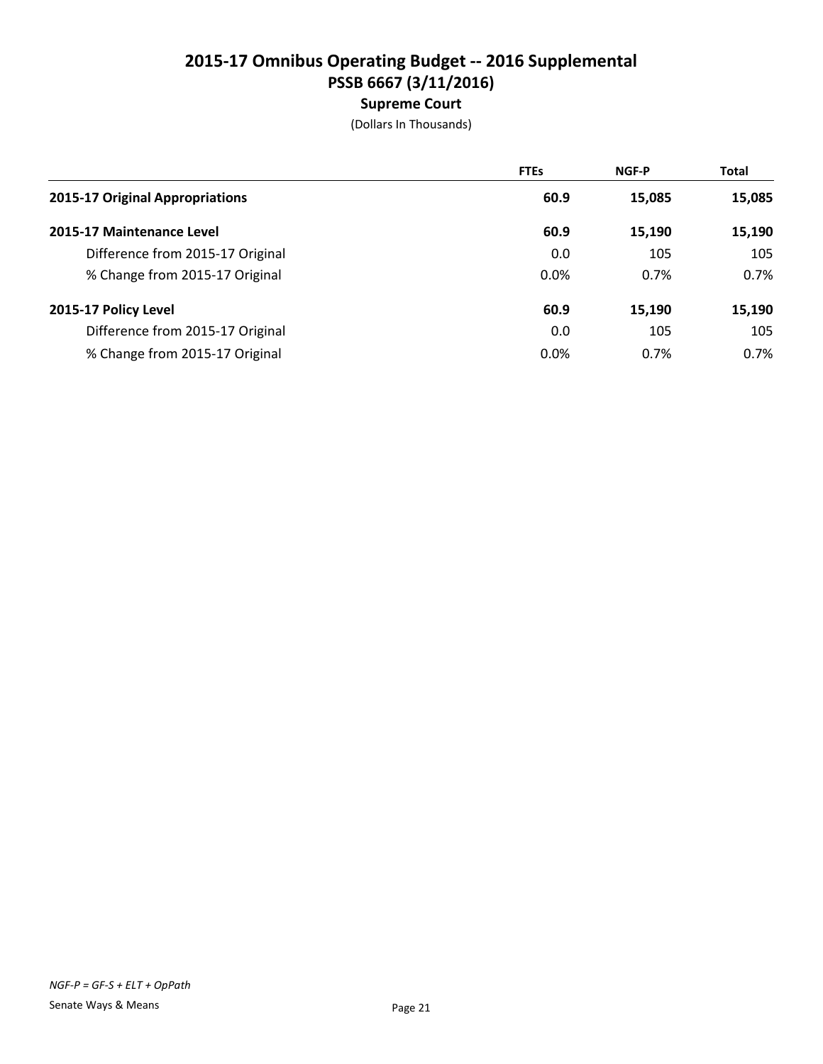# 2015-17 Omnibus Operating Budget -- 2016 Supplemental
## PSSB 6667 (3/11/2016)
### Supreme Court

(Dollars In Thousands)

| | FTEs | NGF-P | Total |
|---|---|---|---|
| **2015-17 Original Appropriations** | **60.9** | **15,085** | **15,085** |
| **2015-17 Maintenance Level** | **60.9** | **15,190** | **15,190** |
| Difference from 2015-17 Original | 0.0 | 105 | 105 |
| % Change from 2015-17 Original | 0.0% | 0.7% | 0.7% |
| **2015-17 Policy Level** | **60.9** | **15,190** | **15,190** |
| Difference from 2015-17 Original | 0.0 | 105 | 105 |
| % Change from 2015-17 Original | 0.0% | 0.7% | 0.7% |

*NGF-P = GF-S + ELT + OpPath*

Senate Ways & Means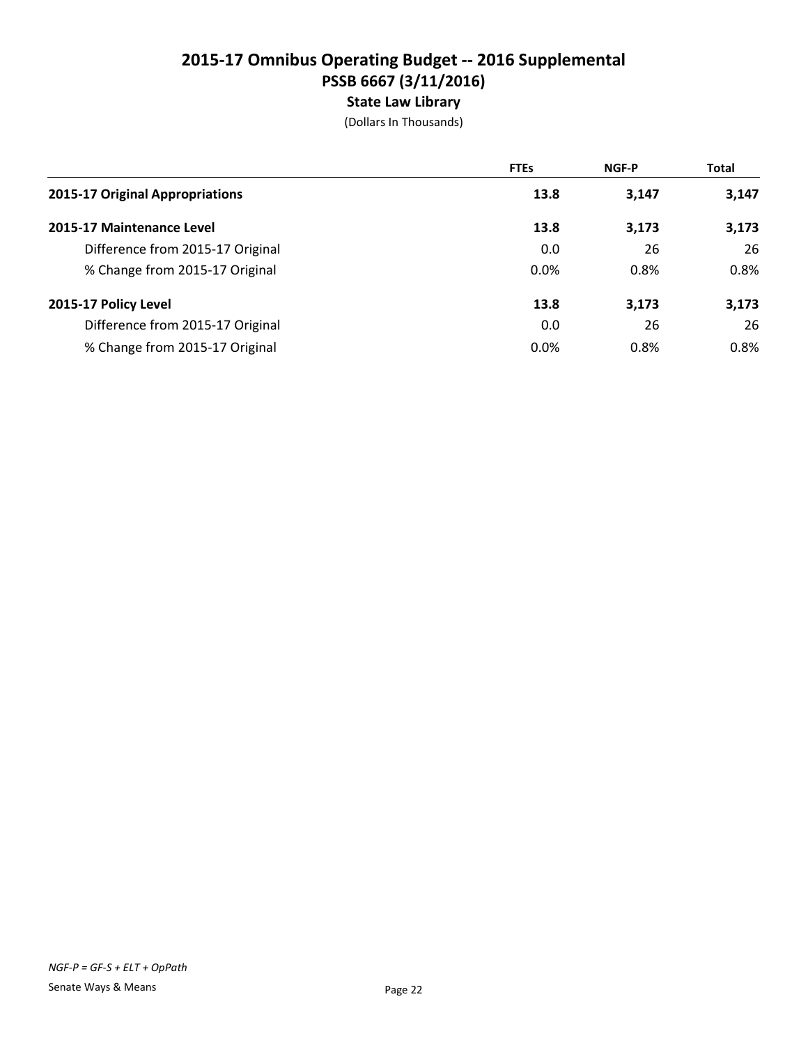# 2015-17 Omnibus Operating Budget -- 2016 Supplemental

## PSSB 6667 (3/11/2016)

### State Law Library

(Dollars In Thousands)

| | FTEs | NGF-P | Total |
|---|---|---|---|
| **2015-17 Original Appropriations** | **13.8** | **3,147** | **3,147** |
| **2015-17 Maintenance Level** | **13.8** | **3,173** | **3,173** |
| Difference from 2015-17 Original | 0.0 | 26 | 26 |
| % Change from 2015-17 Original | 0.0% | 0.8% | 0.8% |
| **2015-17 Policy Level** | **13.8** | **3,173** | **3,173** |
| Difference from 2015-17 Original | 0.0 | 26 | 26 |
| % Change from 2015-17 Original | 0.0% | 0.8% | 0.8% |

*NGF-P = GF-S + ELT + OpPath*

Senate Ways & Means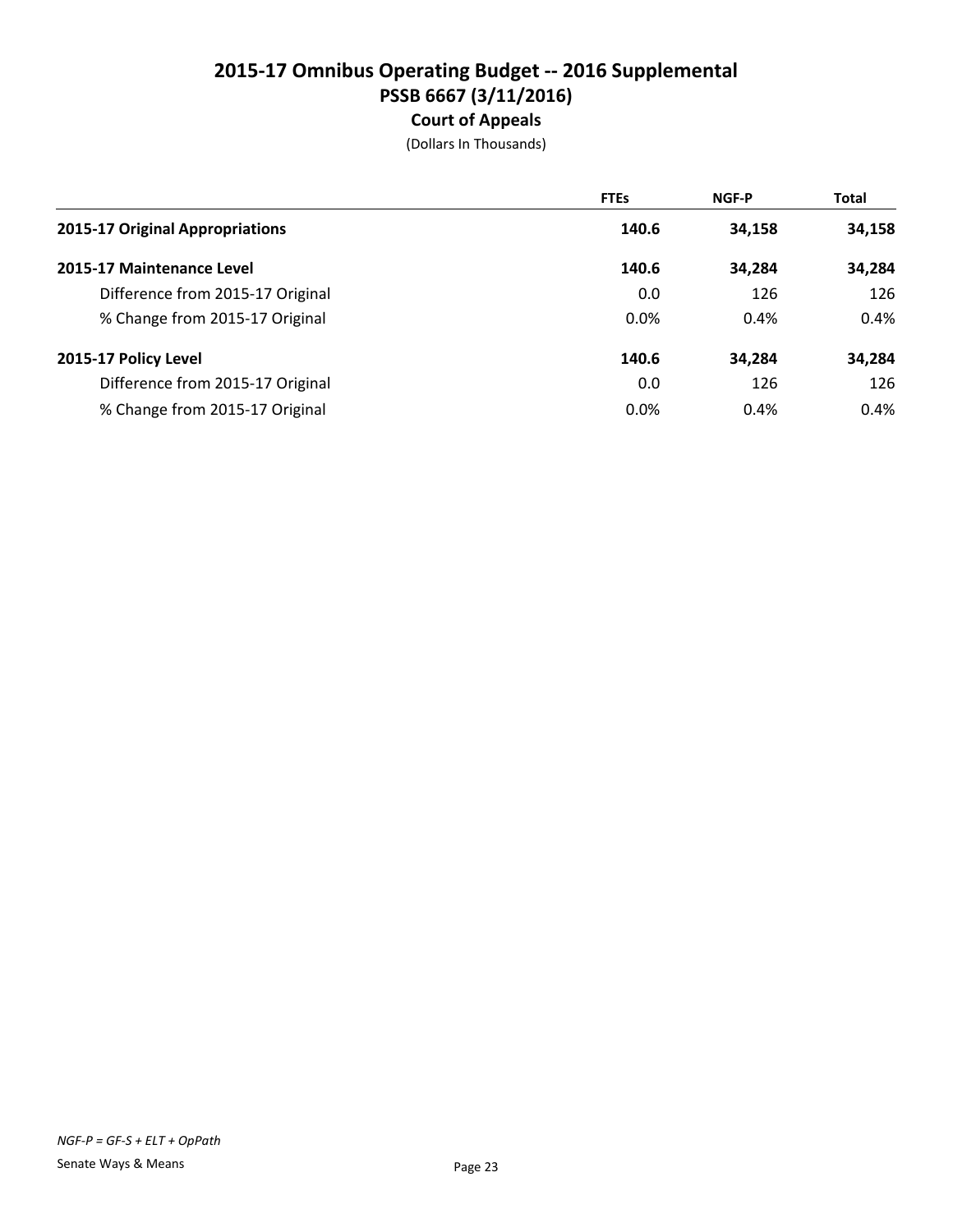# 2015-17 Omnibus Operating Budget -- 2016 Supplemental
## PSSB 6667 (3/11/2016)
### Court of Appeals

(Dollars In Thousands)

| | FTEs | NGF-P | Total |
|---|---|---|---|
| **2015-17 Original Appropriations** | **140.6** | **34,158** | **34,158** |
| **2015-17 Maintenance Level** | **140.6** | **34,284** | **34,284** |
| Difference from 2015-17 Original | 0.0 | 126 | 126 |
| % Change from 2015-17 Original | 0.0% | 0.4% | 0.4% |
| **2015-17 Policy Level** | **140.6** | **34,284** | **34,284** |
| Difference from 2015-17 Original | 0.0 | 126 | 126 |
| % Change from 2015-17 Original | 0.0% | 0.4% | 0.4% |

*NGF-P = GF-S + ELT + OpPath*

Senate Ways & Means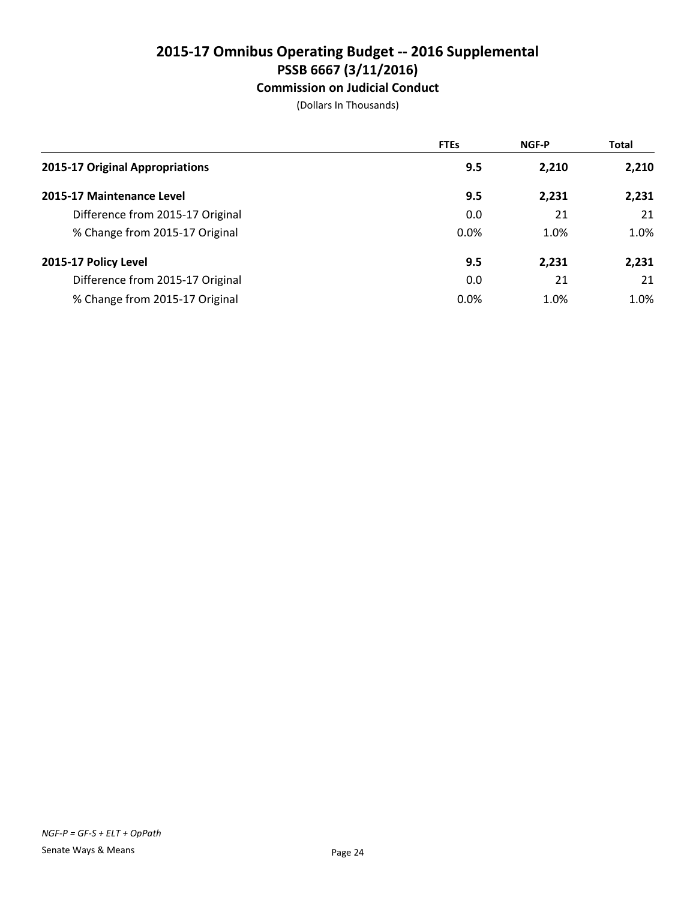# 2015-17 Omnibus Operating Budget -- 2016 Supplemental
## PSSB 6667 (3/11/2016)
### Commission on Judicial Conduct

(Dollars In Thousands)

| | FTEs | NGF-P | Total |
|---|---|---|---|
| **2015-17 Original Appropriations** | **9.5** | **2,210** | **2,210** |
| **2015-17 Maintenance Level** | **9.5** | **2,231** | **2,231** |
| Difference from 2015-17 Original | 0.0 | 21 | 21 |
| % Change from 2015-17 Original | 0.0% | 1.0% | 1.0% |
| **2015-17 Policy Level** | **9.5** | **2,231** | **2,231** |
| Difference from 2015-17 Original | 0.0 | 21 | 21 |
| % Change from 2015-17 Original | 0.0% | 1.0% | 1.0% |

*NGF-P = GF-S + ELT + OpPath*

Senate Ways & Means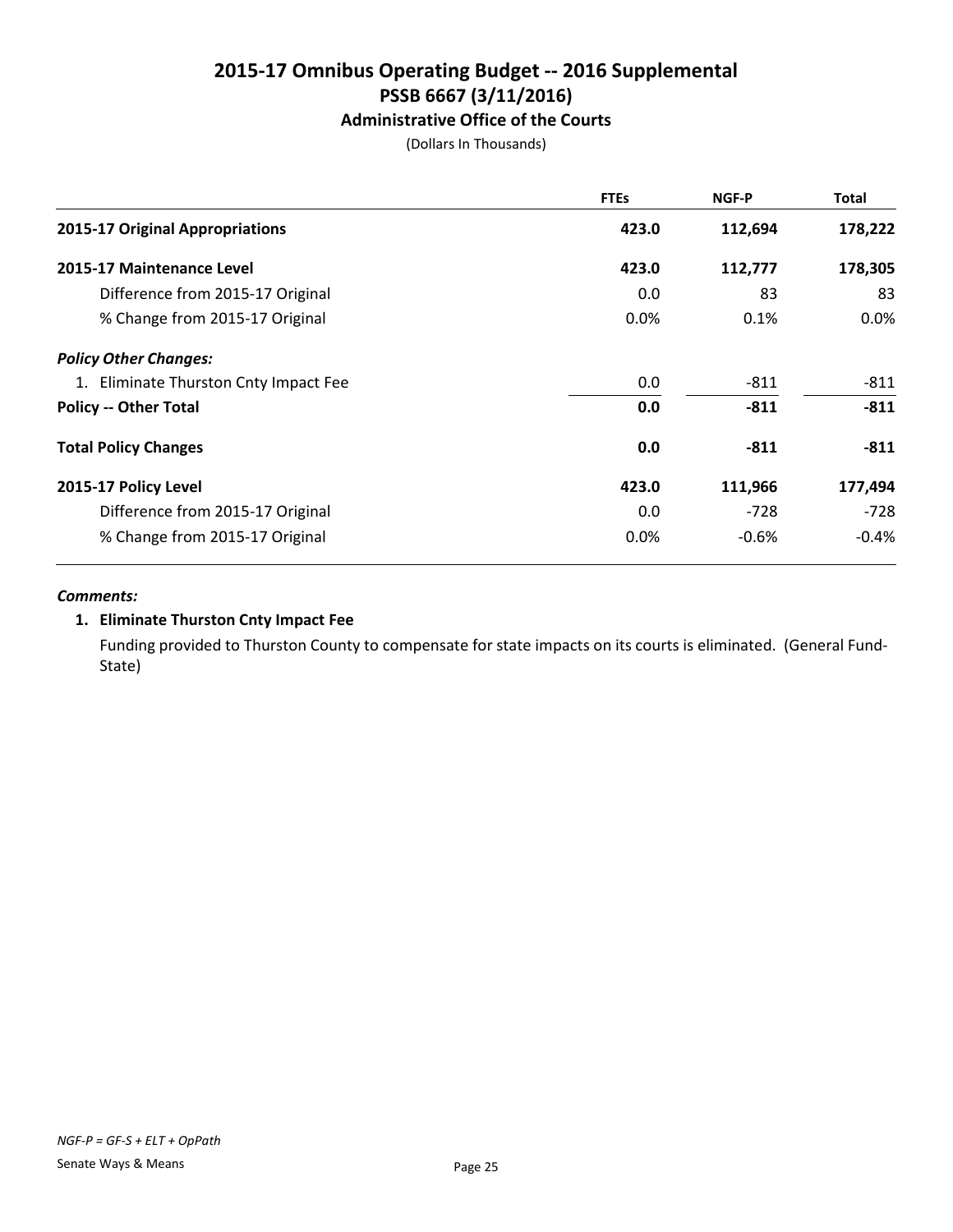# 2015-17 Omnibus Operating Budget -- 2016 Supplemental
## PSSB 6667 (3/11/2016)
### Administrative Office of the Courts

(Dollars In Thousands)

| | FTEs | NGF-P | Total |
|---|---|---|---|
| **2015-17 Original Appropriations** | **423.0** | **112,694** | **178,222** |
| **2015-17 Maintenance Level** | **423.0** | **112,777** | **178,305** |
| Difference from 2015-17 Original | 0.0 | 83 | 83 |
| % Change from 2015-17 Original | 0.0% | 0.1% | 0.0% |
| ***Policy Other Changes:*** | | | |
| 1. Eliminate Thurston Cnty Impact Fee | 0.0 | -811 | -811 |
| **Policy -- Other Total** | **0.0** | **-811** | **-811** |
| **Total Policy Changes** | **0.0** | **-811** | **-811** |
| **2015-17 Policy Level** | **423.0** | **111,966** | **177,494** |
| Difference from 2015-17 Original | 0.0 | -728 | -728 |
| % Change from 2015-17 Original | 0.0% | -0.6% | -0.4% |

***Comments:***

**1. Eliminate Thurston Cnty Impact Fee**

Funding provided to Thurston County to compensate for state impacts on its courts is eliminated. (General Fund-State)

*NGF-P = GF-S + ELT + OpPath*

Senate Ways & Means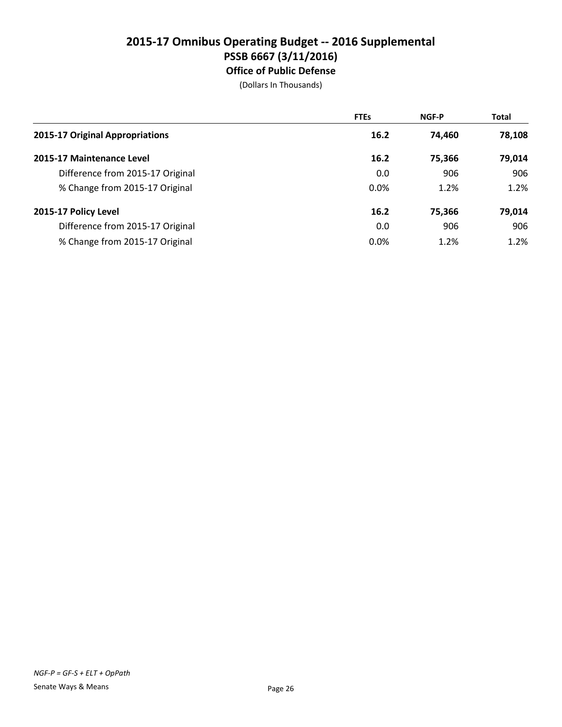# 2015-17 Omnibus Operating Budget -- 2016 Supplemental
## PSSB 6667 (3/11/2016)
### Office of Public Defense

(Dollars In Thousands)

| | FTEs | NGF-P | Total |
|---|---|---|---|
| **2015-17 Original Appropriations** | **16.2** | **74,460** | **78,108** |
| **2015-17 Maintenance Level** | **16.2** | **75,366** | **79,014** |
| Difference from 2015-17 Original | 0.0 | 906 | 906 |
| % Change from 2015-17 Original | 0.0% | 1.2% | 1.2% |
| **2015-17 Policy Level** | **16.2** | **75,366** | **79,014** |
| Difference from 2015-17 Original | 0.0 | 906 | 906 |
| % Change from 2015-17 Original | 0.0% | 1.2% | 1.2% |

*NGF-P = GF-S + ELT + OpPath*

Senate Ways & Means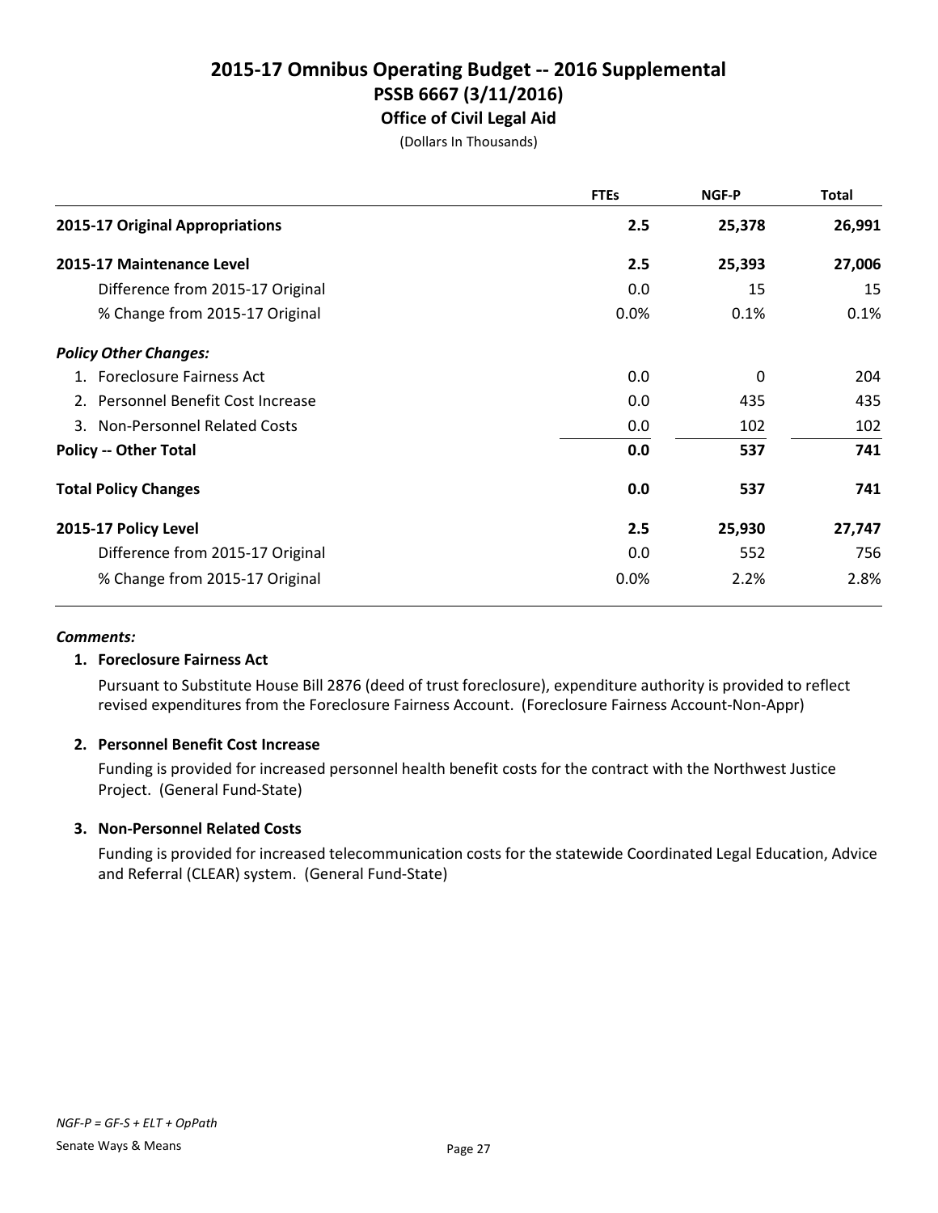# 2015-17 Omnibus Operating Budget -- 2016 Supplemental
## PSSB 6667 (3/11/2016)
### Office of Civil Legal Aid

(Dollars In Thousands)

| | FTEs | NGF-P | Total |
|---|---|---|---|
| **2015-17 Original Appropriations** | **2.5** | **25,378** | **26,991** |
| **2015-17 Maintenance Level** | **2.5** | **25,393** | **27,006** |
| Difference from 2015-17 Original | 0.0 | 15 | 15 |
| % Change from 2015-17 Original | 0.0% | 0.1% | 0.1% |
| ***Policy Other Changes:*** | | | |
| 1. Foreclosure Fairness Act | 0.0 | 0 | 204 |
| 2. Personnel Benefit Cost Increase | 0.0 | 435 | 435 |
| 3. Non-Personnel Related Costs | 0.0 | 102 | 102 |
| **Policy -- Other Total** | **0.0** | **537** | **741** |
| **Total Policy Changes** | **0.0** | **537** | **741** |
| **2015-17 Policy Level** | **2.5** | **25,930** | **27,747** |
| Difference from 2015-17 Original | 0.0 | 552 | 756 |
| % Change from 2015-17 Original | 0.0% | 2.2% | 2.8% |

***Comments:***

**1. Foreclosure Fairness Act**

Pursuant to Substitute House Bill 2876 (deed of trust foreclosure), expenditure authority is provided to reflect revised expenditures from the Foreclosure Fairness Account. (Foreclosure Fairness Account-Non-Appr)

**2. Personnel Benefit Cost Increase**

Funding is provided for increased personnel health benefit costs for the contract with the Northwest Justice Project. (General Fund-State)

**3. Non-Personnel Related Costs**

Funding is provided for increased telecommunication costs for the statewide Coordinated Legal Education, Advice and Referral (CLEAR) system. (General Fund-State)

*NGF-P = GF-S + ELT + OpPath*

Senate Ways & Means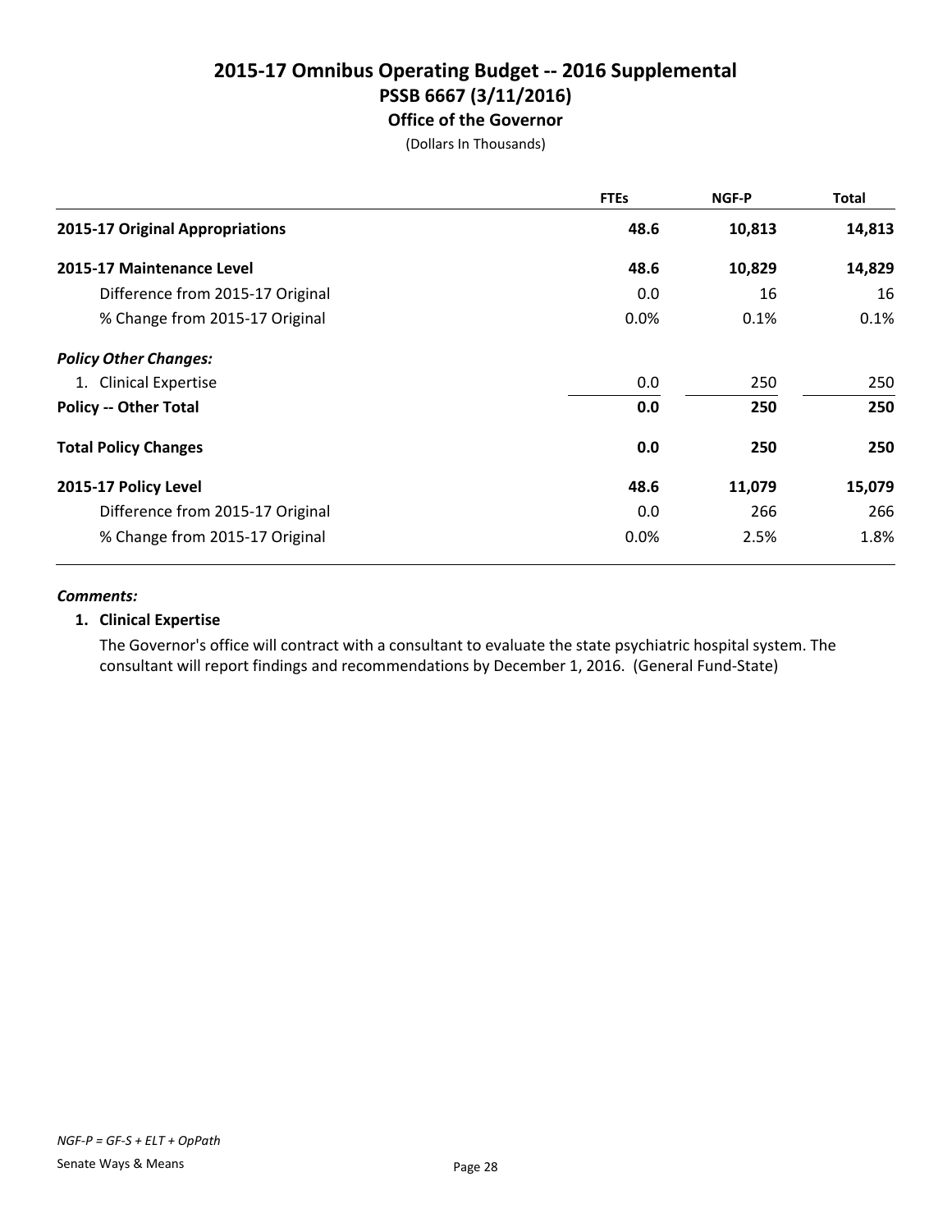# 2015-17 Omnibus Operating Budget -- 2016 Supplemental
## PSSB 6667 (3/11/2016)
### Office of the Governor

(Dollars In Thousands)

| | FTEs | NGF-P | Total |
|---|---|---|---|
| **2015-17 Original Appropriations** | **48.6** | **10,813** | **14,813** |
| **2015-17 Maintenance Level** | **48.6** | **10,829** | **14,829** |
| Difference from 2015-17 Original | 0.0 | 16 | 16 |
| % Change from 2015-17 Original | 0.0% | 0.1% | 0.1% |
| ***Policy Other Changes:*** | | | |
| 1. Clinical Expertise | 0.0 | 250 | 250 |
| **Policy -- Other Total** | **0.0** | **250** | **250** |
| **Total Policy Changes** | **0.0** | **250** | **250** |
| **2015-17 Policy Level** | **48.6** | **11,079** | **15,079** |
| Difference from 2015-17 Original | 0.0 | 266 | 266 |
| % Change from 2015-17 Original | 0.0% | 2.5% | 1.8% |

***Comments:***

**1. Clinical Expertise**

The Governor's office will contract with a consultant to evaluate the state psychiatric hospital system. The consultant will report findings and recommendations by December 1, 2016. (General Fund-State)

*NGF-P = GF-S + ELT + OpPath*

Senate Ways & Means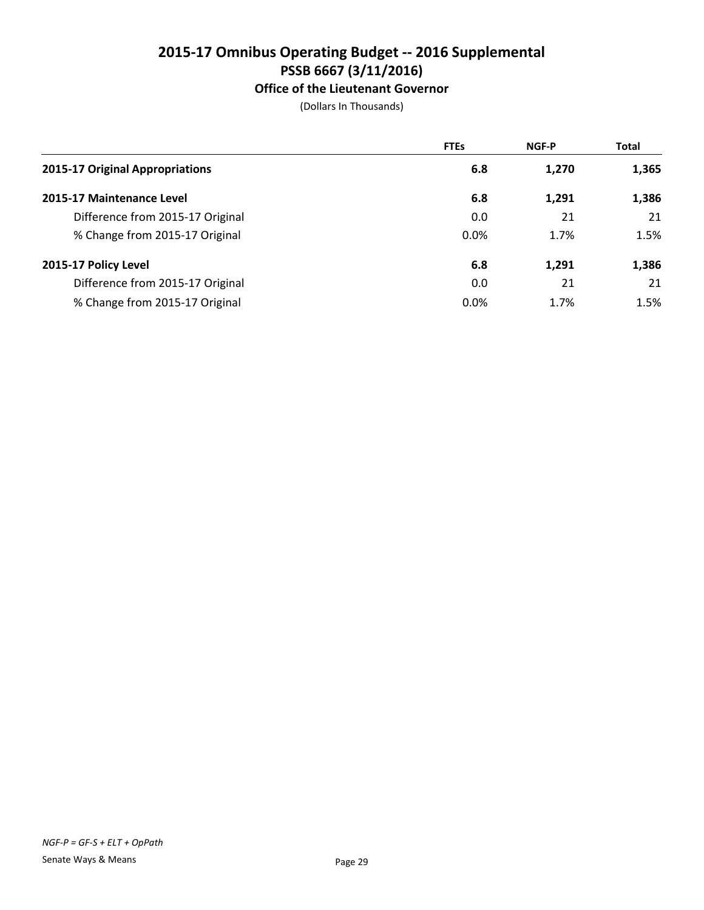# 2015-17 Omnibus Operating Budget -- 2016 Supplemental
## PSSB 6667 (3/11/2016)
### Office of the Lieutenant Governor

(Dollars In Thousands)

| | FTEs | NGF-P | Total |
|---|---|---|---|
| **2015-17 Original Appropriations** | **6.8** | **1,270** | **1,365** |
| **2015-17 Maintenance Level** | **6.8** | **1,291** | **1,386** |
| Difference from 2015-17 Original | 0.0 | 21 | 21 |
| % Change from 2015-17 Original | 0.0% | 1.7% | 1.5% |
| **2015-17 Policy Level** | **6.8** | **1,291** | **1,386** |
| Difference from 2015-17 Original | 0.0 | 21 | 21 |
| % Change from 2015-17 Original | 0.0% | 1.7% | 1.5% |

*NGF-P = GF-S + ELT + OpPath*

Senate Ways & Means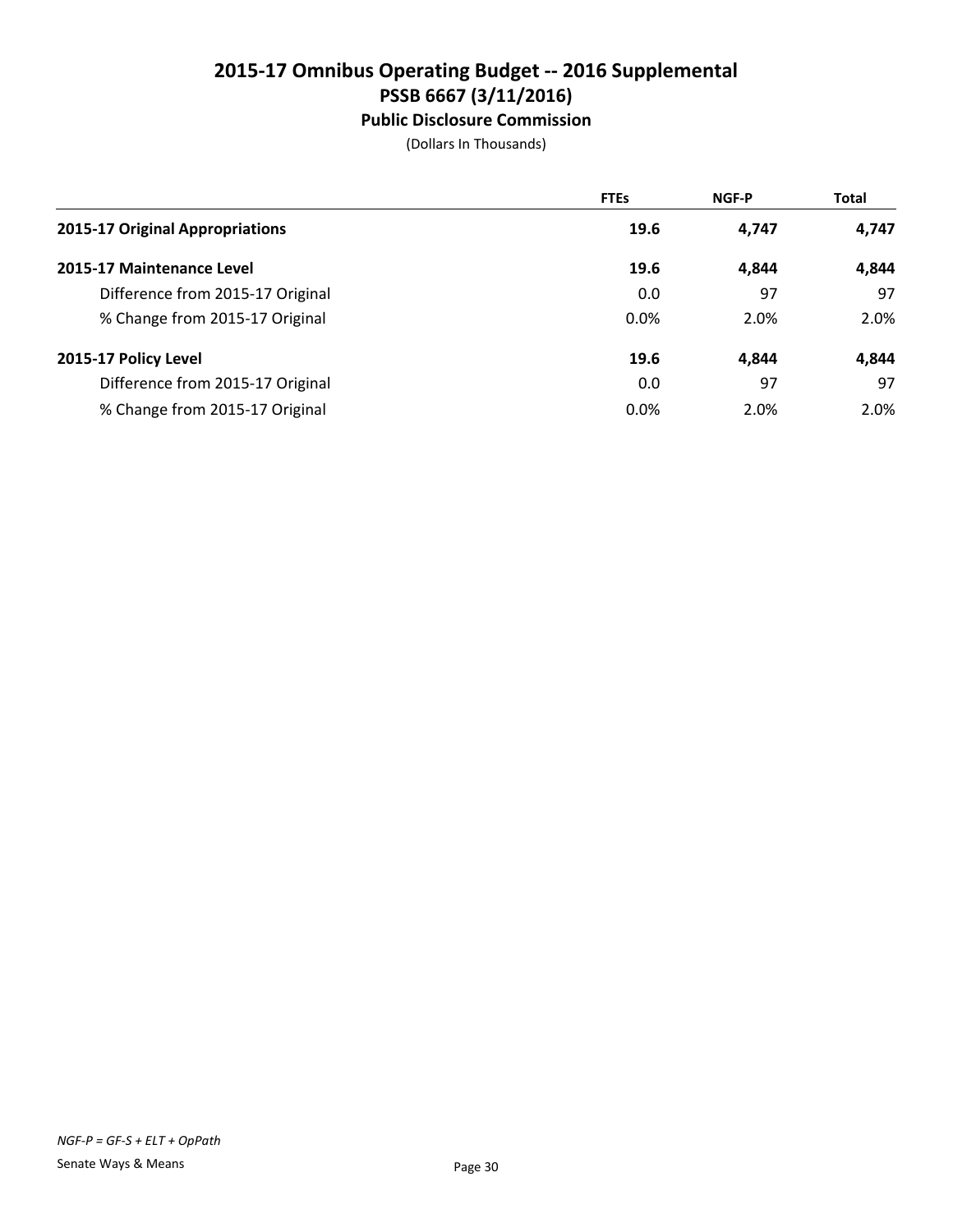# 2015-17 Omnibus Operating Budget -- 2016 Supplemental
## PSSB 6667 (3/11/2016)
### Public Disclosure Commission

(Dollars In Thousands)

| | FTEs | NGF-P | Total |
|---|---|---|---|
| **2015-17 Original Appropriations** | **19.6** | **4,747** | **4,747** |
| **2015-17 Maintenance Level** | **19.6** | **4,844** | **4,844** |
| Difference from 2015-17 Original | 0.0 | 97 | 97 |
| % Change from 2015-17 Original | 0.0% | 2.0% | 2.0% |
| **2015-17 Policy Level** | **19.6** | **4,844** | **4,844** |
| Difference from 2015-17 Original | 0.0 | 97 | 97 |
| % Change from 2015-17 Original | 0.0% | 2.0% | 2.0% |

*NGF-P = GF-S + ELT + OpPath*

Senate Ways & Means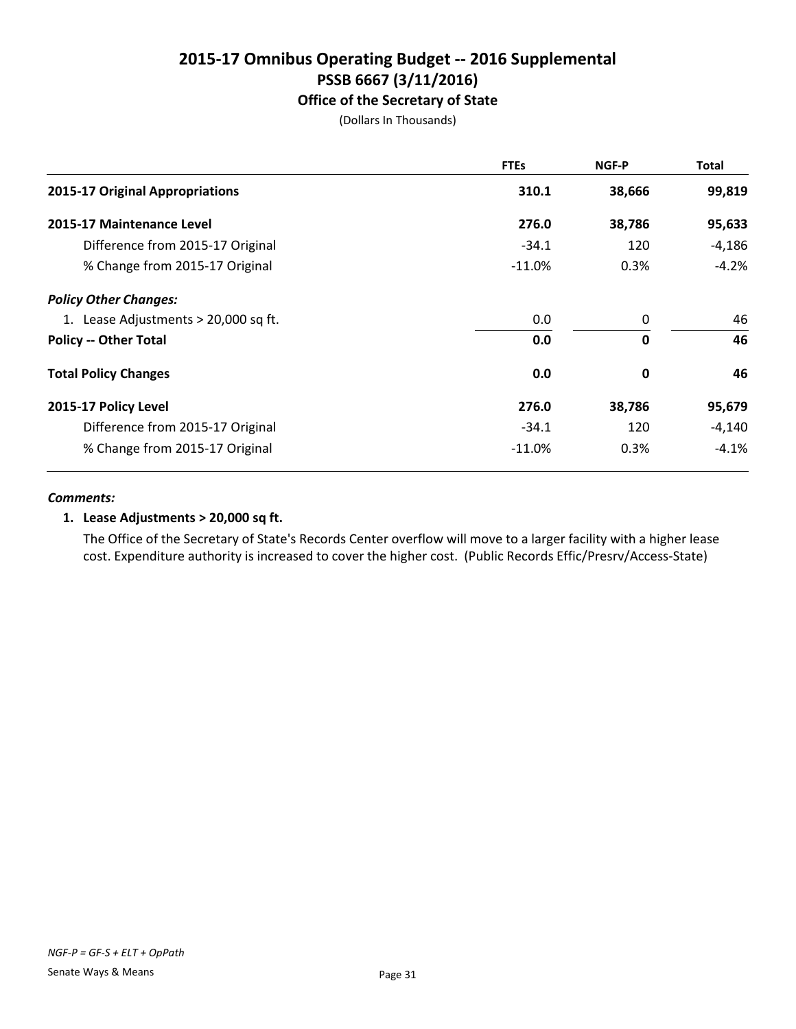# 2015-17 Omnibus Operating Budget -- 2016 Supplemental
## PSSB 6667 (3/11/2016)
### Office of the Secretary of State

(Dollars In Thousands)

| | FTEs | NGF-P | Total |
|---|---|---|---|
| **2015-17 Original Appropriations** | **310.1** | **38,666** | **99,819** |
| **2015-17 Maintenance Level** | **276.0** | **38,786** | **95,633** |
| Difference from 2015-17 Original | -34.1 | 120 | -4,186 |
| % Change from 2015-17 Original | -11.0% | 0.3% | -4.2% |
| ***Policy Other Changes:*** | | | |
| 1. Lease Adjustments > 20,000 sq ft. | 0.0 | 0 | 46 |
| **Policy -- Other Total** | **0.0** | **0** | **46** |
| **Total Policy Changes** | **0.0** | **0** | **46** |
| **2015-17 Policy Level** | **276.0** | **38,786** | **95,679** |
| Difference from 2015-17 Original | -34.1 | 120 | -4,140 |
| % Change from 2015-17 Original | -11.0% | 0.3% | -4.1% |

***Comments:***

**1. Lease Adjustments > 20,000 sq ft.**

The Office of the Secretary of State's Records Center overflow will move to a larger facility with a higher lease cost. Expenditure authority is increased to cover the higher cost. (Public Records Effic/Presrv/Access-State)

*NGF-P = GF-S + ELT + OpPath*

Senate Ways & Means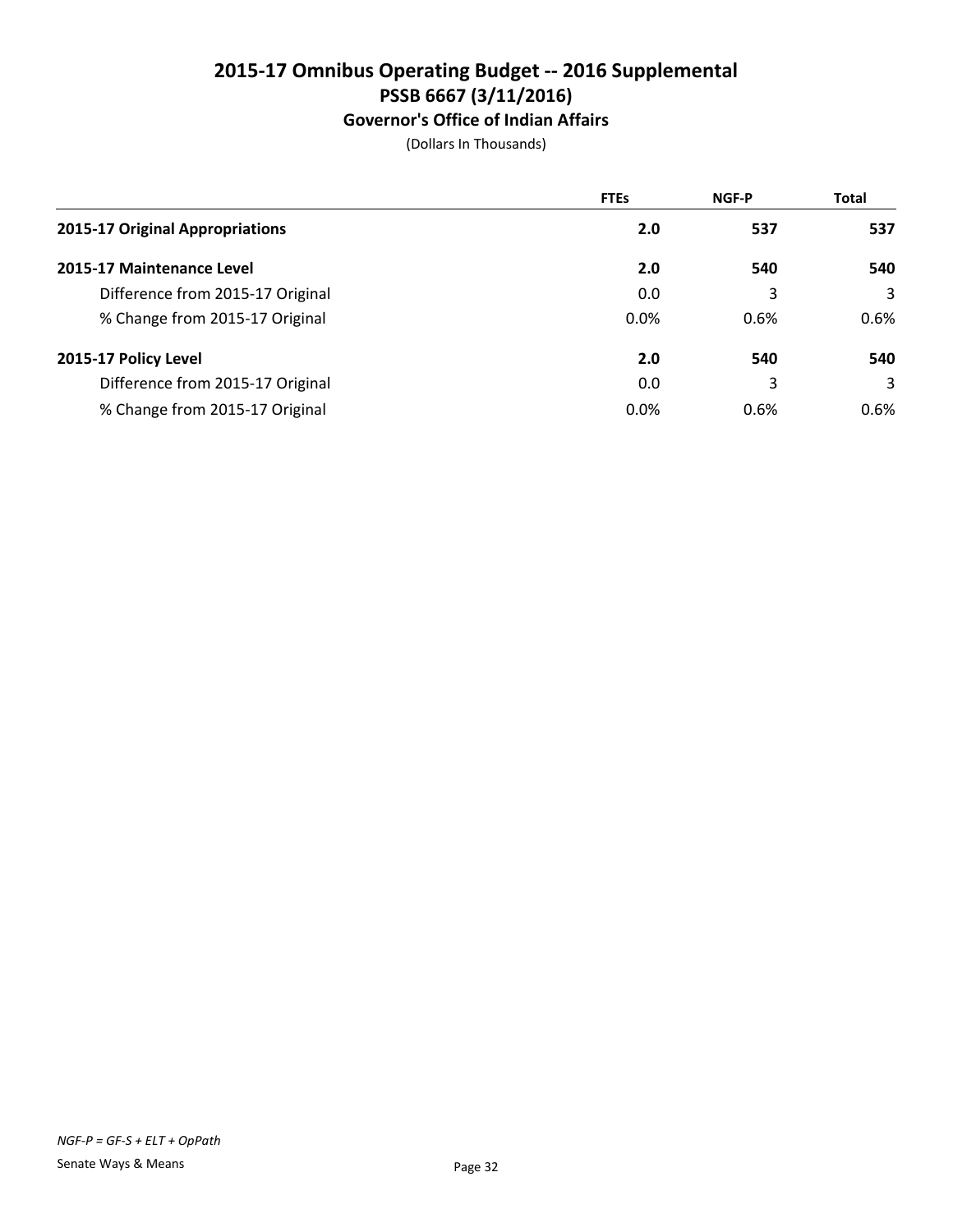# 2015-17 Omnibus Operating Budget -- 2016 Supplemental
## PSSB 6667 (3/11/2016)
### Governor's Office of Indian Affairs

(Dollars In Thousands)

| | FTEs | NGF-P | Total |
|---|---|---|---|
| **2015-17 Original Appropriations** | **2.0** | **537** | **537** |
| **2015-17 Maintenance Level** | **2.0** | **540** | **540** |
| Difference from 2015-17 Original | 0.0 | 3 | 3 |
| % Change from 2015-17 Original | 0.0% | 0.6% | 0.6% |
| **2015-17 Policy Level** | **2.0** | **540** | **540** |
| Difference from 2015-17 Original | 0.0 | 3 | 3 |
| % Change from 2015-17 Original | 0.0% | 0.6% | 0.6% |

*NGF-P = GF-S + ELT + OpPath*

Senate Ways & Means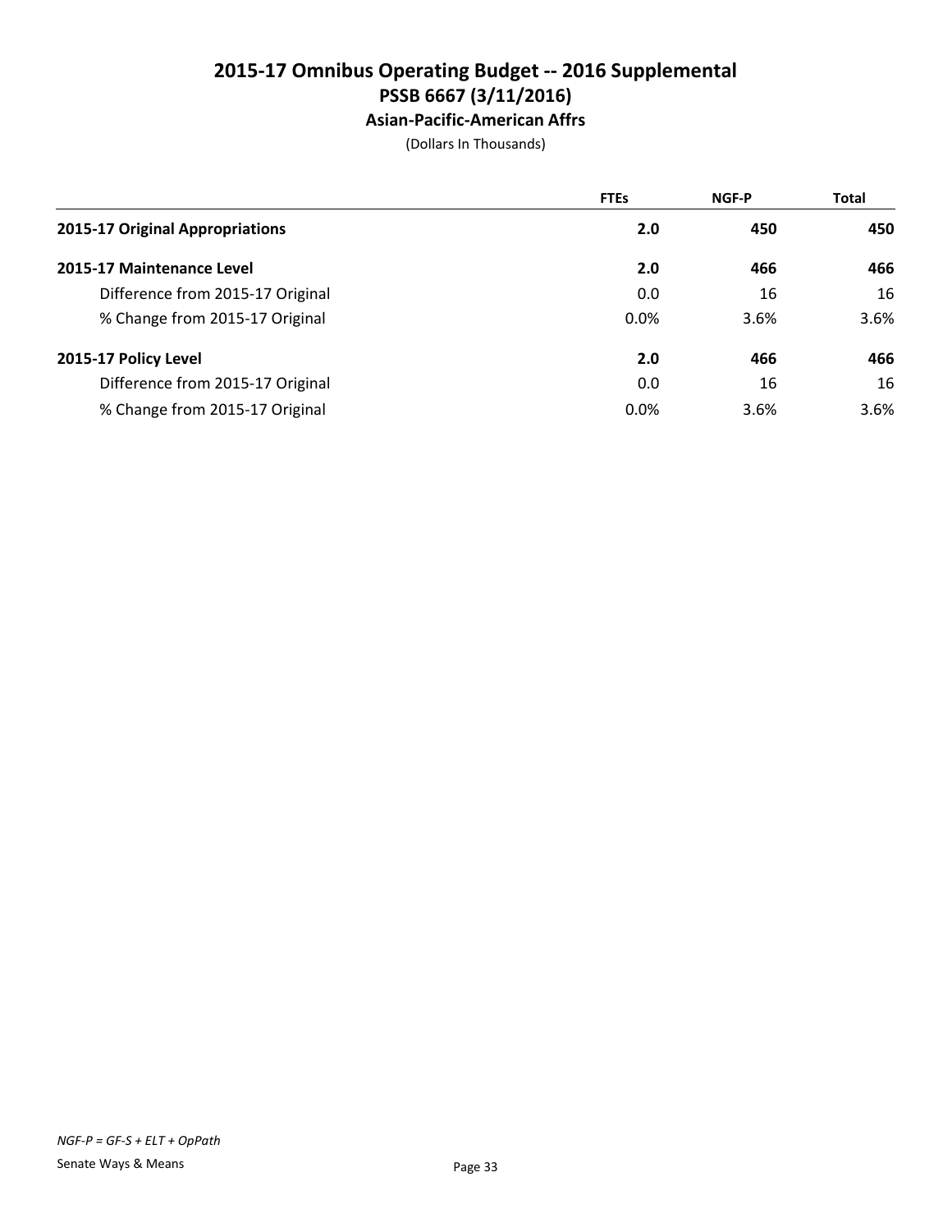# 2015-17 Omnibus Operating Budget -- 2016 Supplemental
## PSSB 6667 (3/11/2016)
### Asian-Pacific-American Affrs

(Dollars In Thousands)

| | FTEs | NGF-P | Total |
|---|---|---|---|
| **2015-17 Original Appropriations** | **2.0** | **450** | **450** |
| **2015-17 Maintenance Level** | **2.0** | **466** | **466** |
| Difference from 2015-17 Original | 0.0 | 16 | 16 |
| % Change from 2015-17 Original | 0.0% | 3.6% | 3.6% |
| **2015-17 Policy Level** | **2.0** | **466** | **466** |
| Difference from 2015-17 Original | 0.0 | 16 | 16 |
| % Change from 2015-17 Original | 0.0% | 3.6% | 3.6% |

*NGF-P = GF-S + ELT + OpPath*

Senate Ways & Means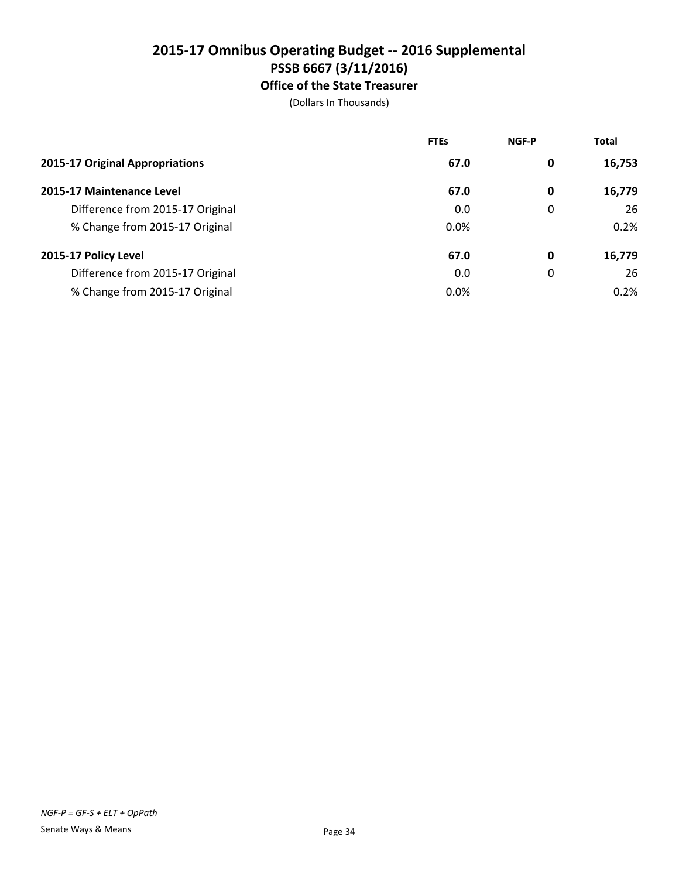# 2015-17 Omnibus Operating Budget -- 2016 Supplemental
## PSSB 6667 (3/11/2016)
### Office of the State Treasurer

(Dollars In Thousands)

| | FTEs | NGF-P | Total |
|---|---|---|---|
| **2015-17 Original Appropriations** | **67.0** | **0** | **16,753** |
| **2015-17 Maintenance Level** | **67.0** | **0** | **16,779** |
| Difference from 2015-17 Original | 0.0 | 0 | 26 |
| % Change from 2015-17 Original | 0.0% | | 0.2% |
| **2015-17 Policy Level** | **67.0** | **0** | **16,779** |
| Difference from 2015-17 Original | 0.0 | 0 | 26 |
| % Change from 2015-17 Original | 0.0% | | 0.2% |

*NGF-P = GF-S + ELT + OpPath*

Senate Ways & Means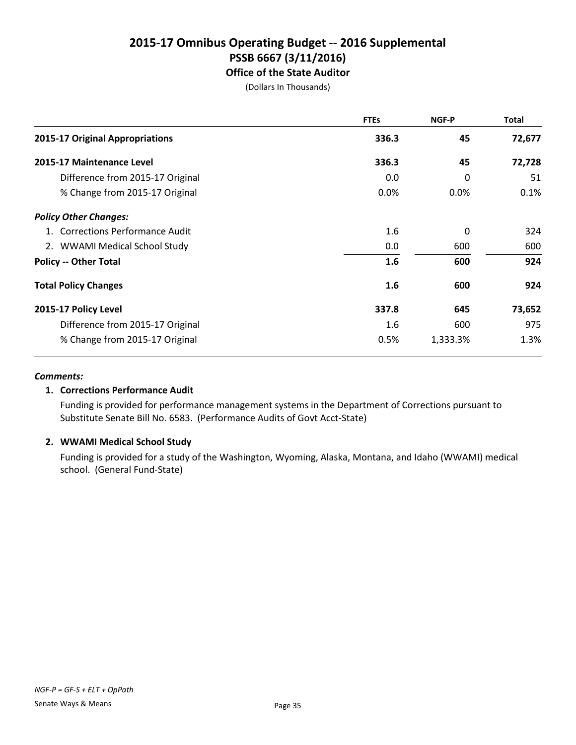# 2015-17 Omnibus Operating Budget -- 2016 Supplemental
## PSSB 6667 (3/11/2016)
### Office of the State Auditor

(Dollars In Thousands)

| | FTEs | NGF-P | Total |
|---|---|---|---|
| **2015-17 Original Appropriations** | **336.3** | **45** | **72,677** |
| **2015-17 Maintenance Level** | **336.3** | **45** | **72,728** |
| Difference from 2015-17 Original | 0.0 | 0 | 51 |
| % Change from 2015-17 Original | 0.0% | 0.0% | 0.1% |
| ***Policy Other Changes:*** | | | |
| 1. Corrections Performance Audit | 1.6 | 0 | 324 |
| 2. WWAMI Medical School Study | 0.0 | 600 | 600 |
| **Policy -- Other Total** | **1.6** | **600** | **924** |
| **Total Policy Changes** | **1.6** | **600** | **924** |
| **2015-17 Policy Level** | **337.8** | **645** | **73,652** |
| Difference from 2015-17 Original | 1.6 | 600 | 975 |
| % Change from 2015-17 Original | 0.5% | 1,333.3% | 1.3% |

***Comments:***

**1. Corrections Performance Audit**

Funding is provided for performance management systems in the Department of Corrections pursuant to Substitute Senate Bill No. 6583. (Performance Audits of Govt Acct-State)

**2. WWAMI Medical School Study**

Funding is provided for a study of the Washington, Wyoming, Alaska, Montana, and Idaho (WWAMI) medical school. (General Fund-State)

*NGF-P = GF-S + ELT + OpPath*

Senate Ways & Means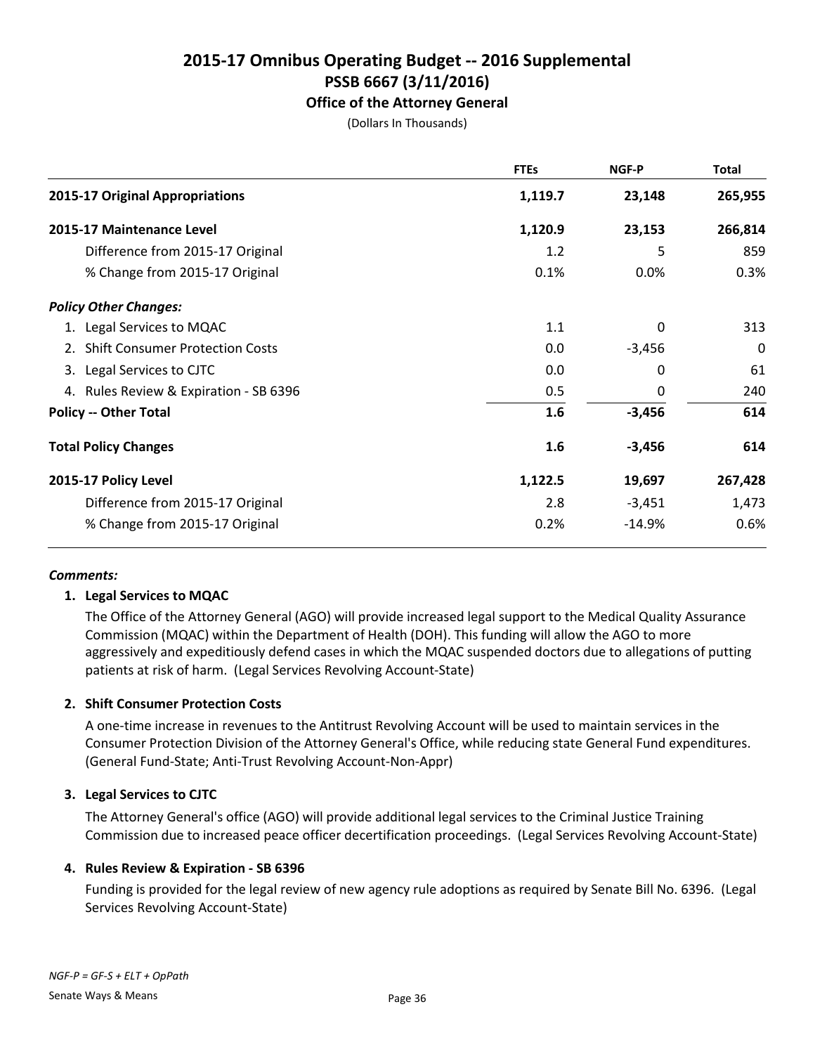# 2015-17 Omnibus Operating Budget -- 2016 Supplemental
## PSSB 6667 (3/11/2016)
### Office of the Attorney General

(Dollars In Thousands)

| | FTEs | NGF-P | Total |
|---|---|---|---|
| **2015-17 Original Appropriations** | **1,119.7** | **23,148** | **265,955** |
| **2015-17 Maintenance Level** | **1,120.9** | **23,153** | **266,814** |
| Difference from 2015-17 Original | 1.2 | 5 | 859 |
| % Change from 2015-17 Original | 0.1% | 0.0% | 0.3% |
| ***Policy Other Changes:*** | | | |
| 1. Legal Services to MQAC | 1.1 | 0 | 313 |
| 2. Shift Consumer Protection Costs | 0.0 | -3,456 | 0 |
| 3. Legal Services to CJTC | 0.0 | 0 | 61 |
| 4. Rules Review & Expiration - SB 6396 | 0.5 | 0 | 240 |
| **Policy -- Other Total** | **1.6** | **-3,456** | **614** |
| **Total Policy Changes** | **1.6** | **-3,456** | **614** |
| **2015-17 Policy Level** | **1,122.5** | **19,697** | **267,428** |
| Difference from 2015-17 Original | 2.8 | -3,451 | 1,473 |
| % Change from 2015-17 Original | 0.2% | -14.9% | 0.6% |

***Comments:***

**1. Legal Services to MQAC**

The Office of the Attorney General (AGO) will provide increased legal support to the Medical Quality Assurance Commission (MQAC) within the Department of Health (DOH). This funding will allow the AGO to more aggressively and expeditiously defend cases in which the MQAC suspended doctors due to allegations of putting patients at risk of harm. (Legal Services Revolving Account-State)

**2. Shift Consumer Protection Costs**

A one-time increase in revenues to the Antitrust Revolving Account will be used to maintain services in the Consumer Protection Division of the Attorney General's Office, while reducing state General Fund expenditures. (General Fund-State; Anti-Trust Revolving Account-Non-Appr)

**3. Legal Services to CJTC**

The Attorney General's office (AGO) will provide additional legal services to the Criminal Justice Training Commission due to increased peace officer decertification proceedings. (Legal Services Revolving Account-State)

**4. Rules Review & Expiration - SB 6396**

Funding is provided for the legal review of new agency rule adoptions as required by Senate Bill No. 6396. (Legal Services Revolving Account-State)

*NGF-P = GF-S + ELT + OpPath*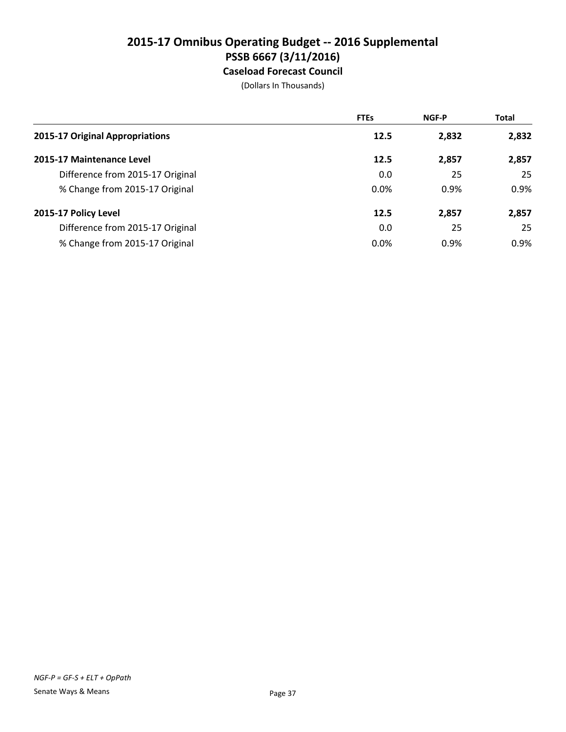# 2015-17 Omnibus Operating Budget -- 2016 Supplemental
## PSSB 6667 (3/11/2016)
### Caseload Forecast Council

(Dollars In Thousands)

| | FTEs | NGF-P | Total |
|---|---|---|---|
| **2015-17 Original Appropriations** | **12.5** | **2,832** | **2,832** |
| **2015-17 Maintenance Level** | **12.5** | **2,857** | **2,857** |
| Difference from 2015-17 Original | 0.0 | 25 | 25 |
| % Change from 2015-17 Original | 0.0% | 0.9% | 0.9% |
| **2015-17 Policy Level** | **12.5** | **2,857** | **2,857** |
| Difference from 2015-17 Original | 0.0 | 25 | 25 |
| % Change from 2015-17 Original | 0.0% | 0.9% | 0.9% |

*NGF-P = GF-S + ELT + OpPath*

Senate Ways & Means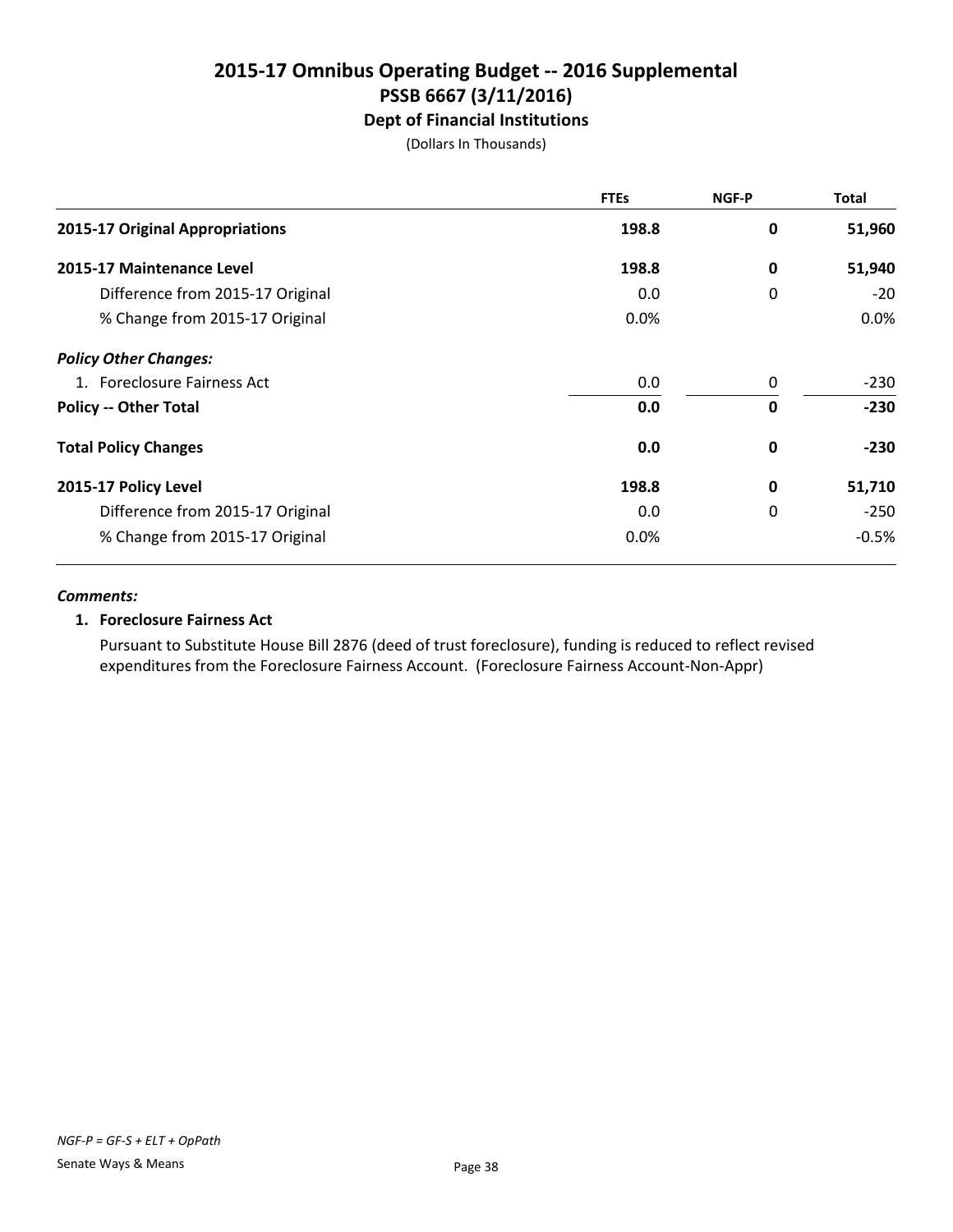# 2015-17 Omnibus Operating Budget -- 2016 Supplemental
## PSSB 6667 (3/11/2016)
### Dept of Financial Institutions

(Dollars In Thousands)

| | FTEs | NGF-P | Total |
|---|---|---|---|
| **2015-17 Original Appropriations** | **198.8** | **0** | **51,960** |
| **2015-17 Maintenance Level** | **198.8** | **0** | **51,940** |
| Difference from 2015-17 Original | 0.0 | 0 | -20 |
| % Change from 2015-17 Original | 0.0% | | 0.0% |
| ***Policy Other Changes:*** | | | |
| 1. Foreclosure Fairness Act | 0.0 | 0 | -230 |
| **Policy -- Other Total** | **0.0** | **0** | **-230** |
| **Total Policy Changes** | **0.0** | **0** | **-230** |
| **2015-17 Policy Level** | **198.8** | **0** | **51,710** |
| Difference from 2015-17 Original | 0.0 | 0 | -250 |
| % Change from 2015-17 Original | 0.0% | | -0.5% |

***Comments:***

**1. Foreclosure Fairness Act**

Pursuant to Substitute House Bill 2876 (deed of trust foreclosure), funding is reduced to reflect revised expenditures from the Foreclosure Fairness Account. (Foreclosure Fairness Account-Non-Appr)

*NGF-P = GF-S + ELT + OpPath*

Senate Ways & Means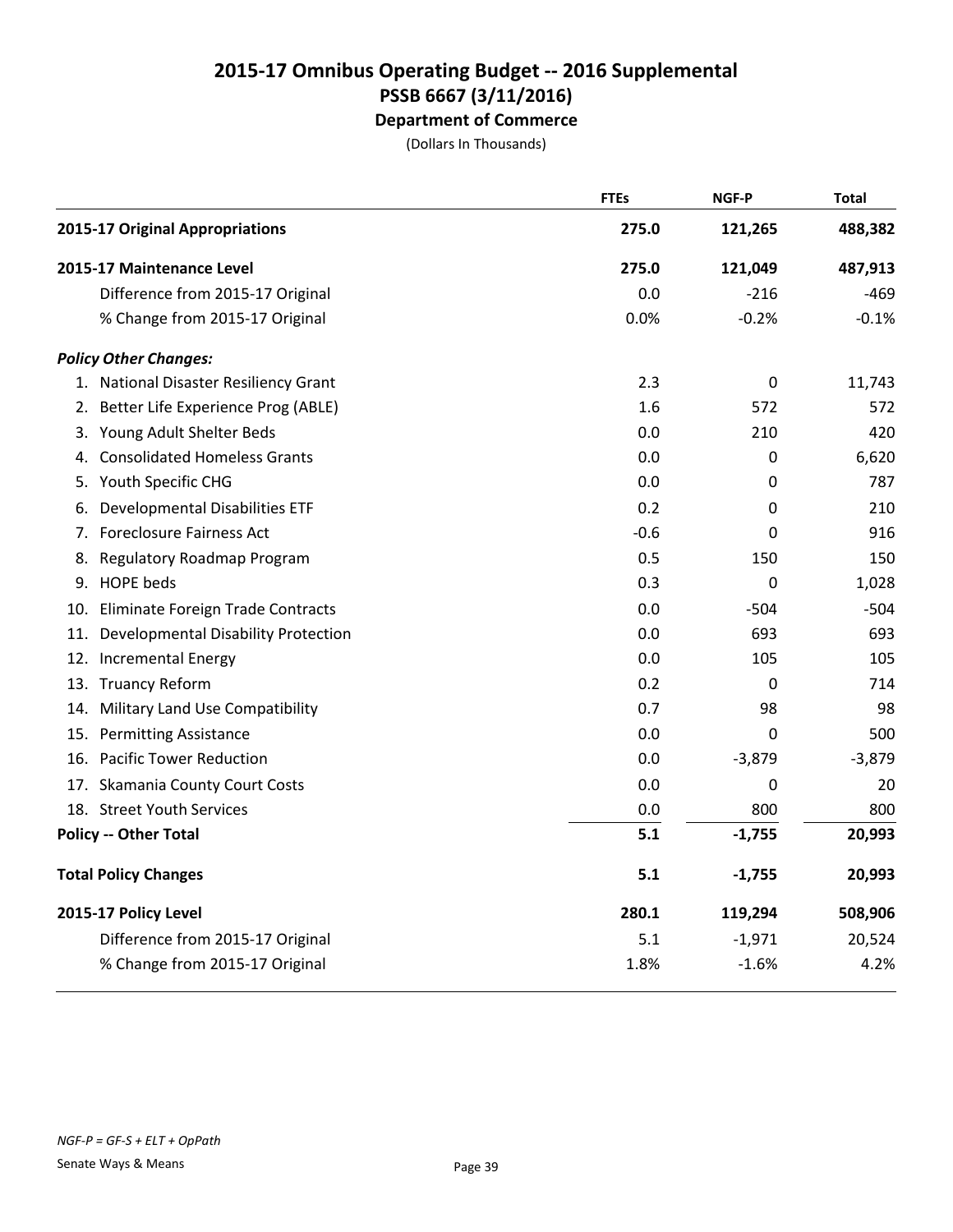# 2015-17 Omnibus Operating Budget -- 2016 Supplemental
## PSSB 6667 (3/11/2016)
### Department of Commerce

(Dollars In Thousands)

| | FTEs | NGF-P | Total |
|---|---|---|---|
| **2015-17 Original Appropriations** | **275.0** | **121,265** | **488,382** |
| **2015-17 Maintenance Level** | **275.0** | **121,049** | **487,913** |
| Difference from 2015-17 Original | 0.0 | -216 | -469 |
| % Change from 2015-17 Original | 0.0% | -0.2% | -0.1% |
| ***Policy Other Changes:*** | | | |
| 1. National Disaster Resiliency Grant | 2.3 | 0 | 11,743 |
| 2. Better Life Experience Prog (ABLE) | 1.6 | 572 | 572 |
| 3. Young Adult Shelter Beds | 0.0 | 210 | 420 |
| 4. Consolidated Homeless Grants | 0.0 | 0 | 6,620 |
| 5. Youth Specific CHG | 0.0 | 0 | 787 |
| 6. Developmental Disabilities ETF | 0.2 | 0 | 210 |
| 7. Foreclosure Fairness Act | -0.6 | 0 | 916 |
| 8. Regulatory Roadmap Program | 0.5 | 150 | 150 |
| 9. HOPE beds | 0.3 | 0 | 1,028 |
| 10. Eliminate Foreign Trade Contracts | 0.0 | -504 | -504 |
| 11. Developmental Disability Protection | 0.0 | 693 | 693 |
| 12. Incremental Energy | 0.0 | 105 | 105 |
| 13. Truancy Reform | 0.2 | 0 | 714 |
| 14. Military Land Use Compatibility | 0.7 | 98 | 98 |
| 15. Permitting Assistance | 0.0 | 0 | 500 |
| 16. Pacific Tower Reduction | 0.0 | -3,879 | -3,879 |
| 17. Skamania County Court Costs | 0.0 | 0 | 20 |
| 18. Street Youth Services | 0.0 | 800 | 800 |
| **Policy -- Other Total** | **5.1** | **-1,755** | **20,993** |
| **Total Policy Changes** | **5.1** | **-1,755** | **20,993** |
| **2015-17 Policy Level** | **280.1** | **119,294** | **508,906** |
| Difference from 2015-17 Original | 5.1 | -1,971 | 20,524 |
| % Change from 2015-17 Original | 1.8% | -1.6% | 4.2% |

*NGF-P = GF-S + ELT + OpPath*

Senate Ways & Means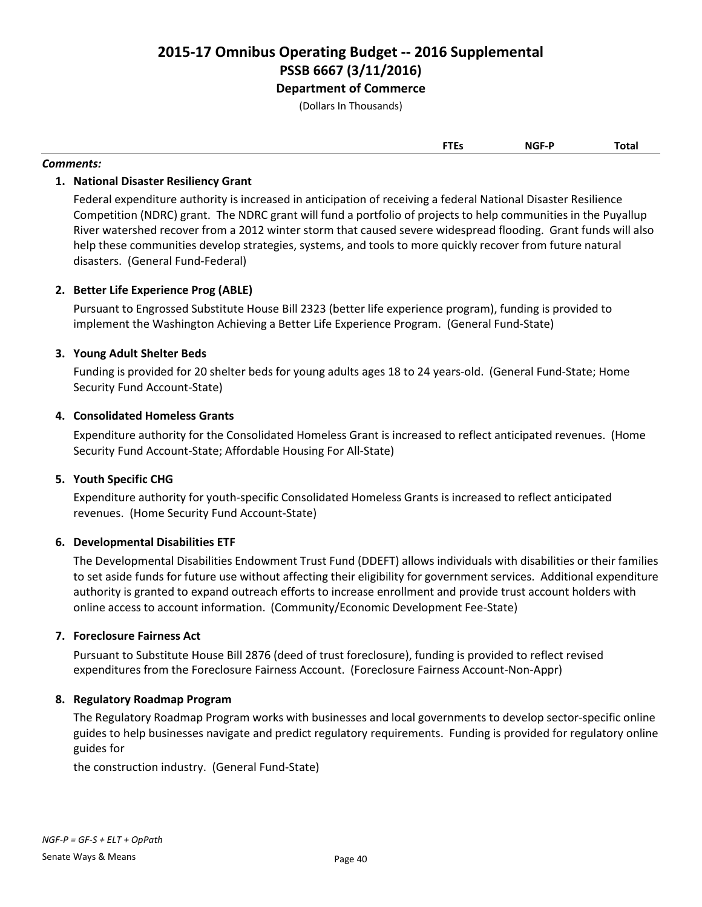# 2015-17 Omnibus Operating Budget -- 2016 Supplemental
## PSSB 6667 (3/11/2016)
### Department of Commerce

(Dollars In Thousands)

| | FTEs | NGF-P | Total |
|---|---|---|---|

***Comments:***

**1. National Disaster Resiliency Grant**

Federal expenditure authority is increased in anticipation of receiving a federal National Disaster Resilience Competition (NDRC) grant. The NDRC grant will fund a portfolio of projects to help communities in the Puyallup River watershed recover from a 2012 winter storm that caused severe widespread flooding. Grant funds will also help these communities develop strategies, systems, and tools to more quickly recover from future natural disasters. (General Fund-Federal)

**2. Better Life Experience Prog (ABLE)**

Pursuant to Engrossed Substitute House Bill 2323 (better life experience program), funding is provided to implement the Washington Achieving a Better Life Experience Program. (General Fund-State)

**3. Young Adult Shelter Beds**

Funding is provided for 20 shelter beds for young adults ages 18 to 24 years-old. (General Fund-State; Home Security Fund Account-State)

**4. Consolidated Homeless Grants**

Expenditure authority for the Consolidated Homeless Grant is increased to reflect anticipated revenues. (Home Security Fund Account-State; Affordable Housing For All-State)

**5. Youth Specific CHG**

Expenditure authority for youth-specific Consolidated Homeless Grants is increased to reflect anticipated revenues. (Home Security Fund Account-State)

**6. Developmental Disabilities ETF**

The Developmental Disabilities Endowment Trust Fund (DDEFT) allows individuals with disabilities or their families to set aside funds for future use without affecting their eligibility for government services. Additional expenditure authority is granted to expand outreach efforts to increase enrollment and provide trust account holders with online access to account information. (Community/Economic Development Fee-State)

**7. Foreclosure Fairness Act**

Pursuant to Substitute House Bill 2876 (deed of trust foreclosure), funding is provided to reflect revised expenditures from the Foreclosure Fairness Account. (Foreclosure Fairness Account-Non-Appr)

**8. Regulatory Roadmap Program**

The Regulatory Roadmap Program works with businesses and local governments to develop sector-specific online guides to help businesses navigate and predict regulatory requirements. Funding is provided for regulatory online guides for

the construction industry. (General Fund-State)

*NGF-P = GF-S + ELT + OpPath*

Senate Ways & Means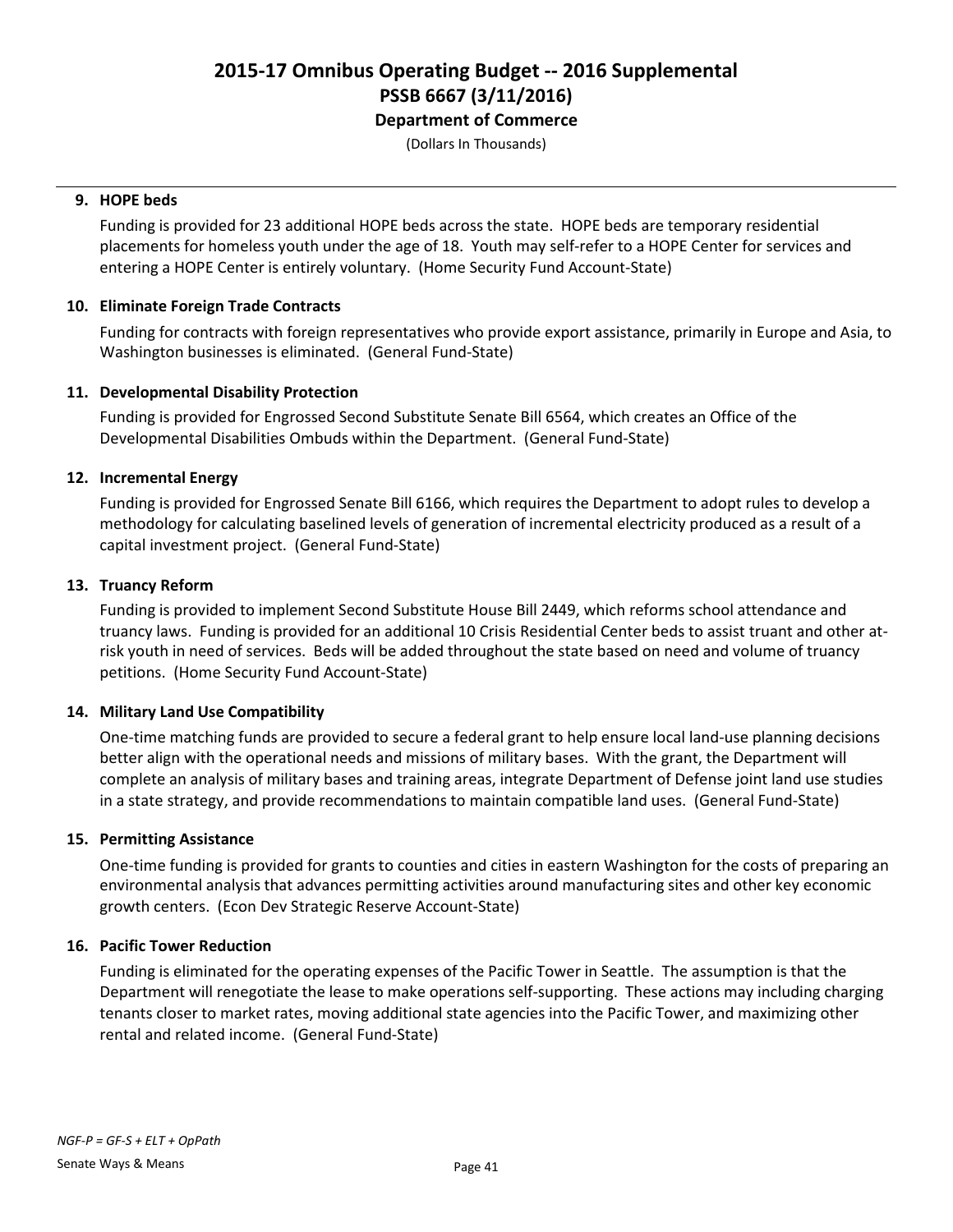### 9. HOPE beds

Funding is provided for 23 additional HOPE beds across the state. HOPE beds are temporary residential placements for homeless youth under the age of 18. Youth may self-refer to a HOPE Center for services and entering a HOPE Center is entirely voluntary. (Home Security Fund Account-State)

### 10. Eliminate Foreign Trade Contracts

Funding for contracts with foreign representatives who provide export assistance, primarily in Europe and Asia, to Washington businesses is eliminated. (General Fund-State)

### 11. Developmental Disability Protection

Funding is provided for Engrossed Second Substitute Senate Bill 6564, which creates an Office of the Developmental Disabilities Ombuds within the Department. (General Fund-State)

### 12. Incremental Energy

Funding is provided for Engrossed Senate Bill 6166, which requires the Department to adopt rules to develop a methodology for calculating baselined levels of generation of incremental electricity produced as a result of a capital investment project. (General Fund-State)

### 13. Truancy Reform

Funding is provided to implement Second Substitute House Bill 2449, which reforms school attendance and truancy laws. Funding is provided for an additional 10 Crisis Residential Center beds to assist truant and other at-risk youth in need of services. Beds will be added throughout the state based on need and volume of truancy petitions. (Home Security Fund Account-State)

### 14. Military Land Use Compatibility

One-time matching funds are provided to secure a federal grant to help ensure local land-use planning decisions better align with the operational needs and missions of military bases. With the grant, the Department will complete an analysis of military bases and training areas, integrate Department of Defense joint land use studies in a state strategy, and provide recommendations to maintain compatible land uses. (General Fund-State)

### 15. Permitting Assistance

One-time funding is provided for grants to counties and cities in eastern Washington for the costs of preparing an environmental analysis that advances permitting activities around manufacturing sites and other key economic growth centers. (Econ Dev Strategic Reserve Account-State)

### 16. Pacific Tower Reduction

Funding is eliminated for the operating expenses of the Pacific Tower in Seattle. The assumption is that the Department will renegotiate the lease to make operations self-supporting. These actions may including charging tenants closer to market rates, moving additional state agencies into the Pacific Tower, and maximizing other rental and related income. (General Fund-State)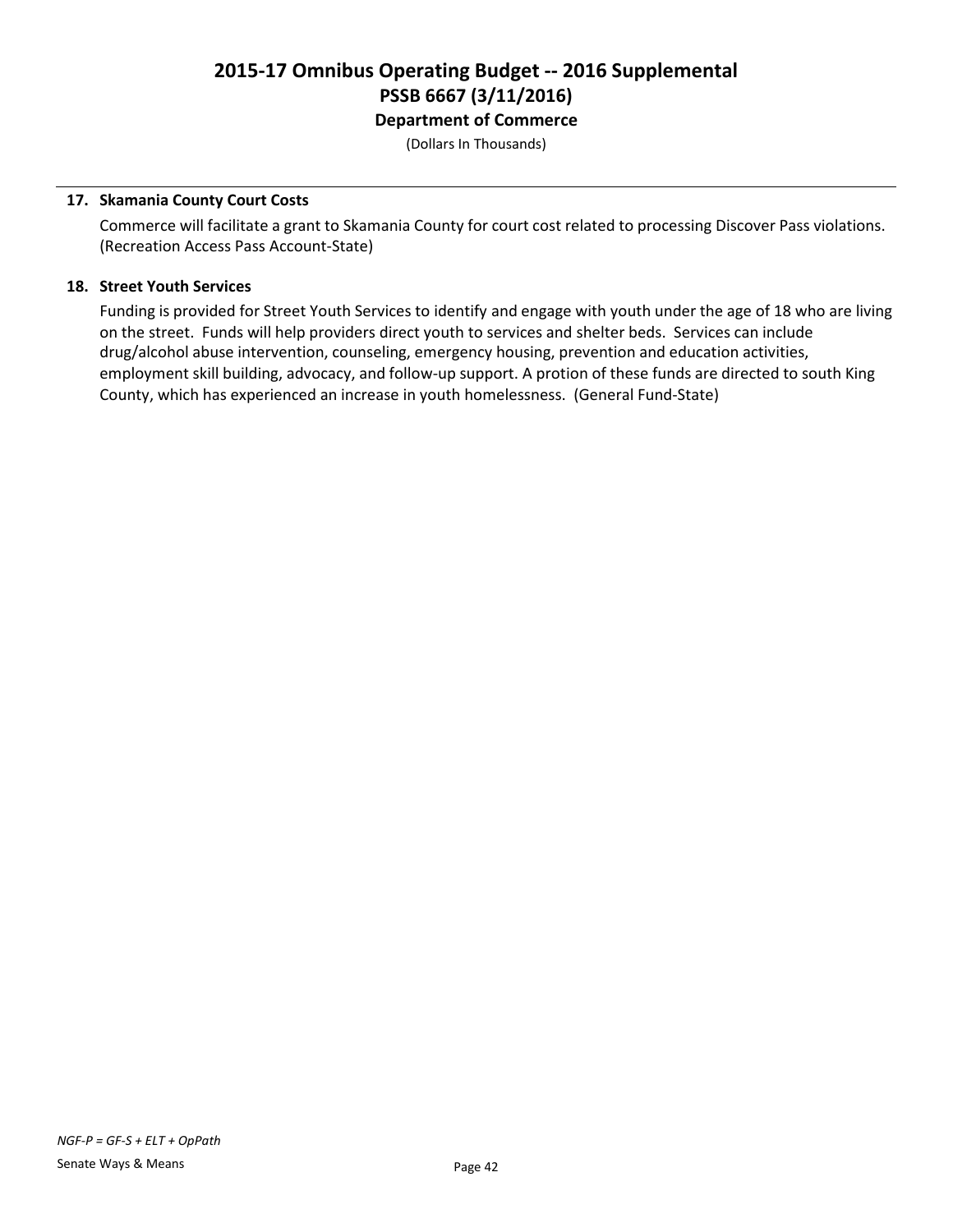**17. Skamania County Court Costs**

Commerce will facilitate a grant to Skamania County for court cost related to processing Discover Pass violations. (Recreation Access Pass Account-State)

**18. Street Youth Services**

Funding is provided for Street Youth Services to identify and engage with youth under the age of 18 who are living on the street. Funds will help providers direct youth to services and shelter beds. Services can include drug/alcohol abuse intervention, counseling, emergency housing, prevention and education activities, employment skill building, advocacy, and follow-up support. A protion of these funds are directed to south King County, which has experienced an increase in youth homelessness. (General Fund-State)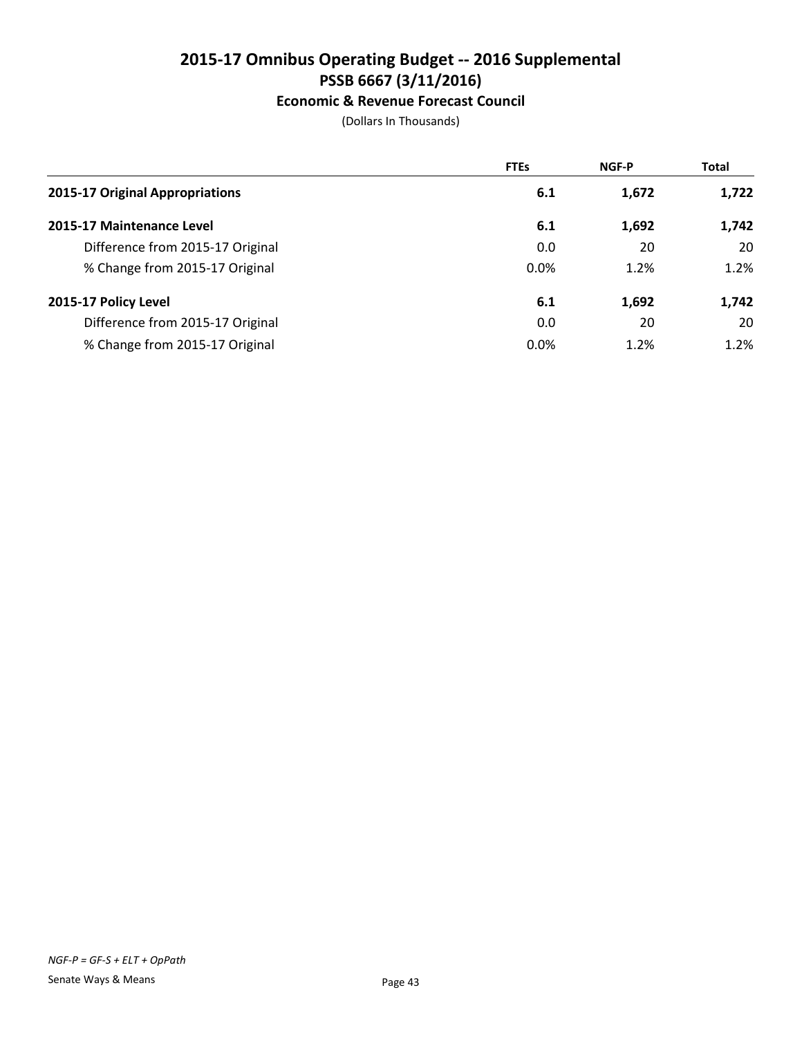# 2015-17 Omnibus Operating Budget -- 2016 Supplemental
## PSSB 6667 (3/11/2016)
### Economic & Revenue Forecast Council

(Dollars In Thousands)

| | FTEs | NGF-P | Total |
|---|---|---|---|
| **2015-17 Original Appropriations** | **6.1** | **1,672** | **1,722** |
| **2015-17 Maintenance Level** | **6.1** | **1,692** | **1,742** |
| Difference from 2015-17 Original | 0.0 | 20 | 20 |
| % Change from 2015-17 Original | 0.0% | 1.2% | 1.2% |
| **2015-17 Policy Level** | **6.1** | **1,692** | **1,742** |
| Difference from 2015-17 Original | 0.0 | 20 | 20 |
| % Change from 2015-17 Original | 0.0% | 1.2% | 1.2% |

*NGF-P = GF-S + ELT + OpPath*

Senate Ways & Means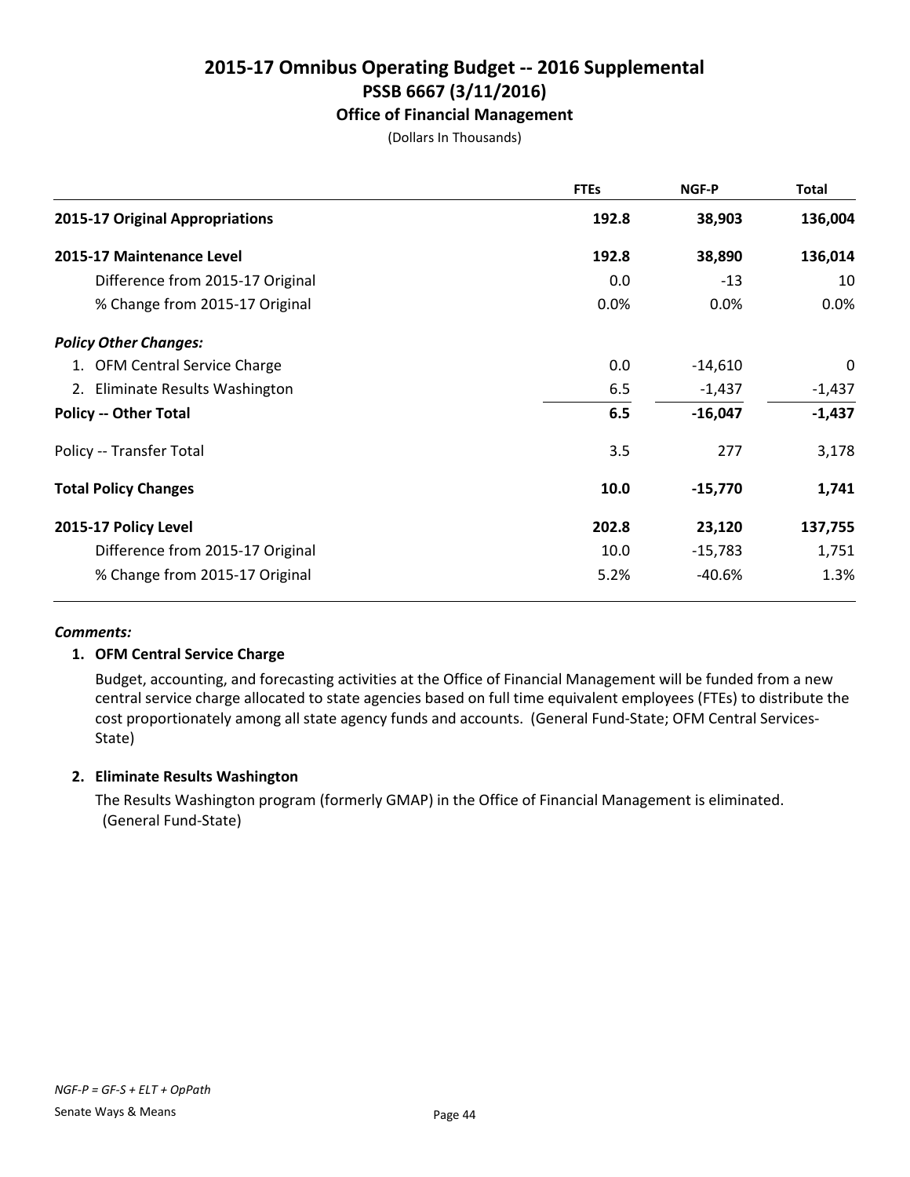# 2015-17 Omnibus Operating Budget -- 2016 Supplemental
## PSSB 6667 (3/11/2016)
### Office of Financial Management

(Dollars In Thousands)

| | FTEs | NGF-P | Total |
|---|---|---|---|
| **2015-17 Original Appropriations** | **192.8** | **38,903** | **136,004** |
| **2015-17 Maintenance Level** | **192.8** | **38,890** | **136,014** |
| Difference from 2015-17 Original | 0.0 | -13 | 10 |
| % Change from 2015-17 Original | 0.0% | 0.0% | 0.0% |
| ***Policy Other Changes:*** | | | |
| 1. OFM Central Service Charge | 0.0 | -14,610 | 0 |
| 2. Eliminate Results Washington | 6.5 | -1,437 | -1,437 |
| **Policy -- Other Total** | **6.5** | **-16,047** | **-1,437** |
| Policy -- Transfer Total | 3.5 | 277 | 3,178 |
| **Total Policy Changes** | **10.0** | **-15,770** | **1,741** |
| **2015-17 Policy Level** | **202.8** | **23,120** | **137,755** |
| Difference from 2015-17 Original | 10.0 | -15,783 | 1,751 |
| % Change from 2015-17 Original | 5.2% | -40.6% | 1.3% |

***Comments:***

**1. OFM Central Service Charge**

Budget, accounting, and forecasting activities at the Office of Financial Management will be funded from a new central service charge allocated to state agencies based on full time equivalent employees (FTEs) to distribute the cost proportionately among all state agency funds and accounts. (General Fund-State; OFM Central Services-State)

**2. Eliminate Results Washington**

The Results Washington program (formerly GMAP) in the Office of Financial Management is eliminated. (General Fund-State)

*NGF-P = GF-S + ELT + OpPath*

Senate Ways & Means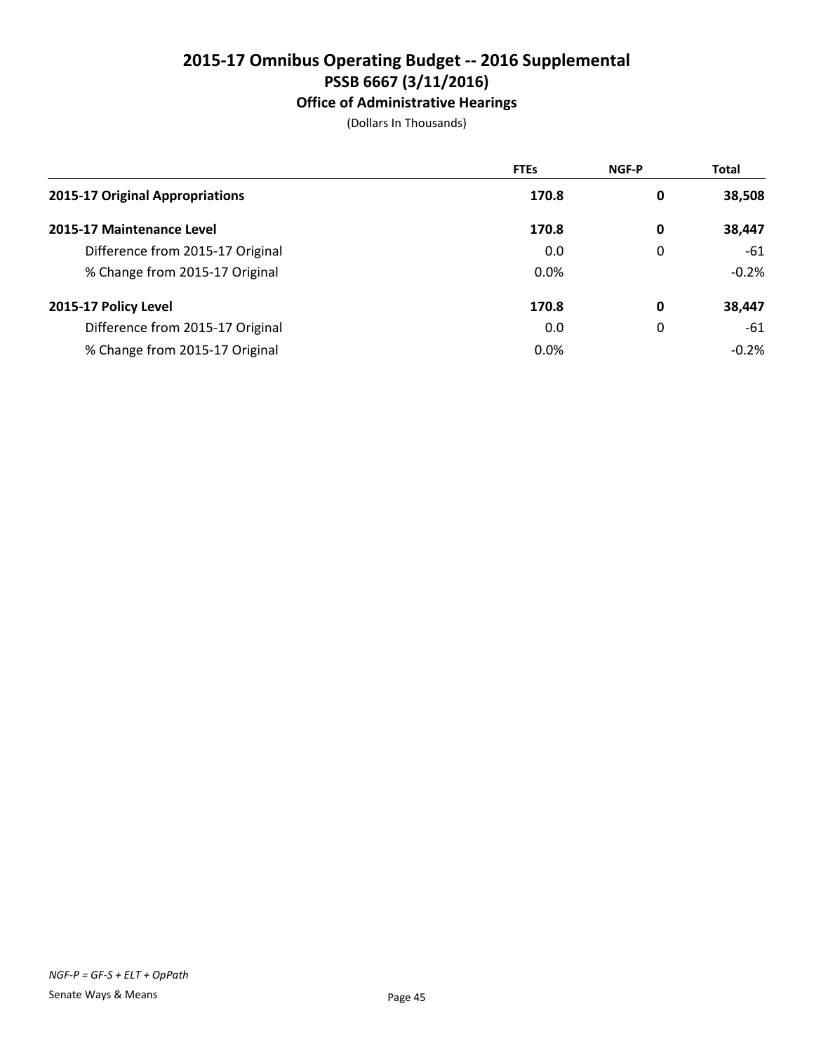# 2015-17 Omnibus Operating Budget -- 2016 Supplemental
## PSSB 6667 (3/11/2016)
### Office of Administrative Hearings

(Dollars In Thousands)

| | FTEs | NGF-P | Total |
|---|---|---|---|
| **2015-17 Original Appropriations** | **170.8** | **0** | **38,508** |
| **2015-17 Maintenance Level** | **170.8** | **0** | **38,447** |
| Difference from 2015-17 Original | 0.0 | 0 | -61 |
| % Change from 2015-17 Original | 0.0% | | -0.2% |
| **2015-17 Policy Level** | **170.8** | **0** | **38,447** |
| Difference from 2015-17 Original | 0.0 | 0 | -61 |
| % Change from 2015-17 Original | 0.0% | | -0.2% |

*NGF-P = GF-S + ELT + OpPath*

Senate Ways & Means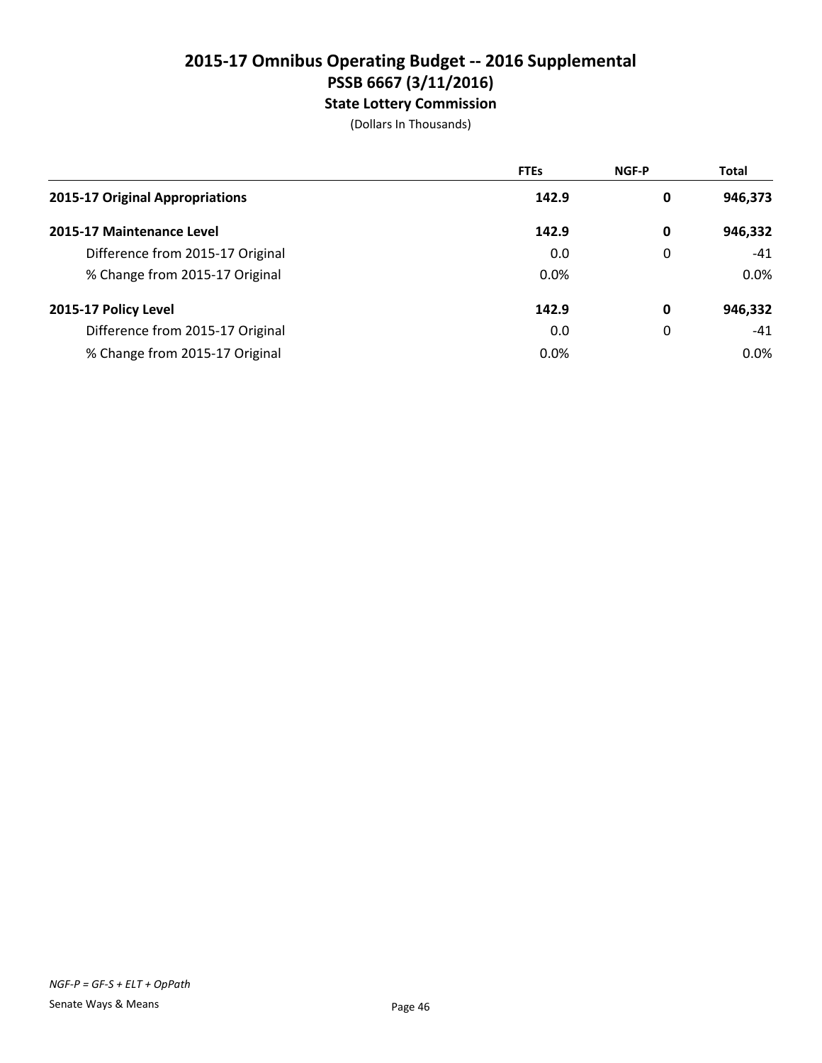# 2015-17 Omnibus Operating Budget -- 2016 Supplemental
## PSSB 6667 (3/11/2016)
### State Lottery Commission

(Dollars In Thousands)

| | FTEs | NGF-P | Total |
|---|---|---|---|
| **2015-17 Original Appropriations** | **142.9** | **0** | **946,373** |
| **2015-17 Maintenance Level** | **142.9** | **0** | **946,332** |
| Difference from 2015-17 Original | 0.0 | 0 | -41 |
| % Change from 2015-17 Original | 0.0% | | 0.0% |
| **2015-17 Policy Level** | **142.9** | **0** | **946,332** |
| Difference from 2015-17 Original | 0.0 | 0 | -41 |
| % Change from 2015-17 Original | 0.0% | | 0.0% |

*NGF-P = GF-S + ELT + OpPath*

Senate Ways & Means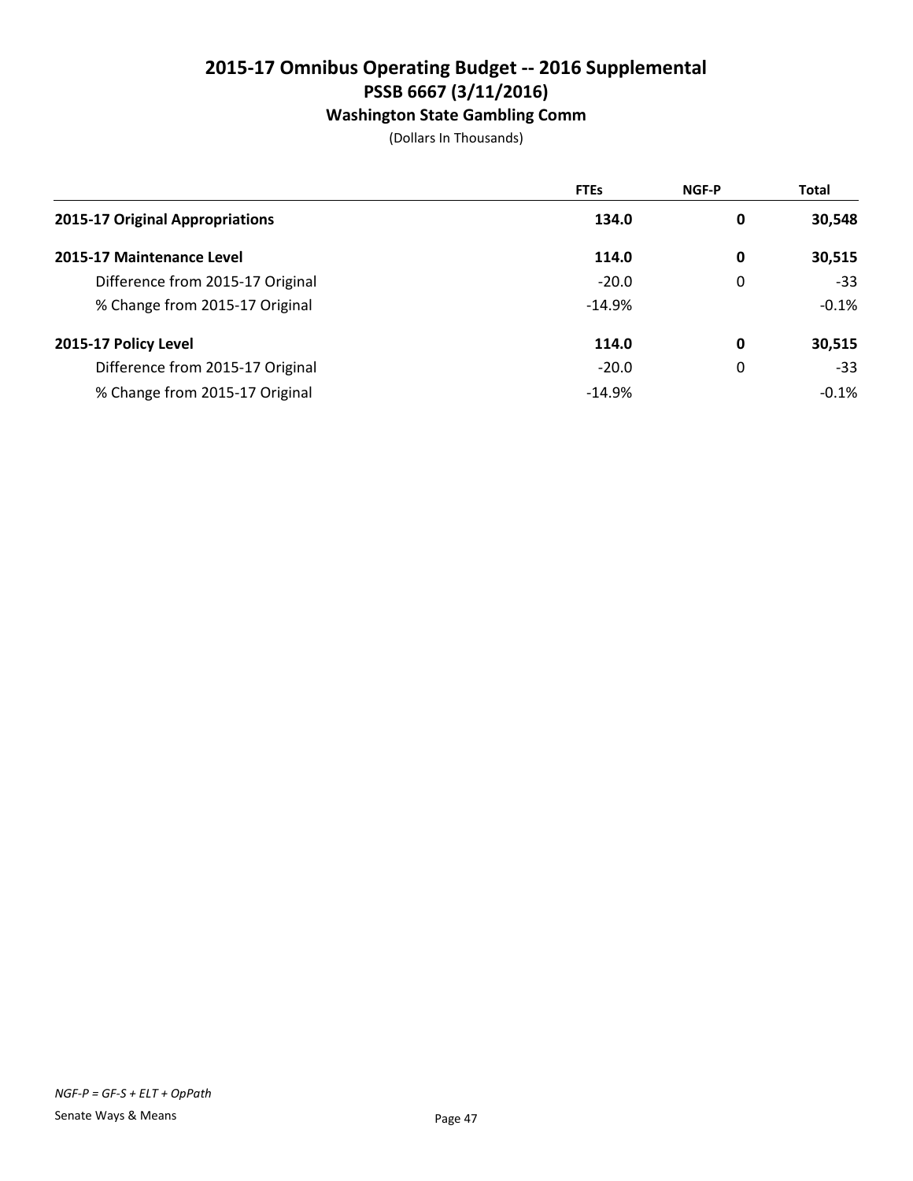# 2015-17 Omnibus Operating Budget -- 2016 Supplemental
## PSSB 6667 (3/11/2016)
### Washington State Gambling Comm

(Dollars In Thousands)

| | FTEs | NGF-P | Total |
|---|---|---|---|
| **2015-17 Original Appropriations** | **134.0** | **0** | **30,548** |
| **2015-17 Maintenance Level** | **114.0** | **0** | **30,515** |
| Difference from 2015-17 Original | -20.0 | 0 | -33 |
| % Change from 2015-17 Original | -14.9% | | -0.1% |
| **2015-17 Policy Level** | **114.0** | **0** | **30,515** |
| Difference from 2015-17 Original | -20.0 | 0 | -33 |
| % Change from 2015-17 Original | -14.9% | | -0.1% |

*NGF-P = GF-S + ELT + OpPath*

Senate Ways & Means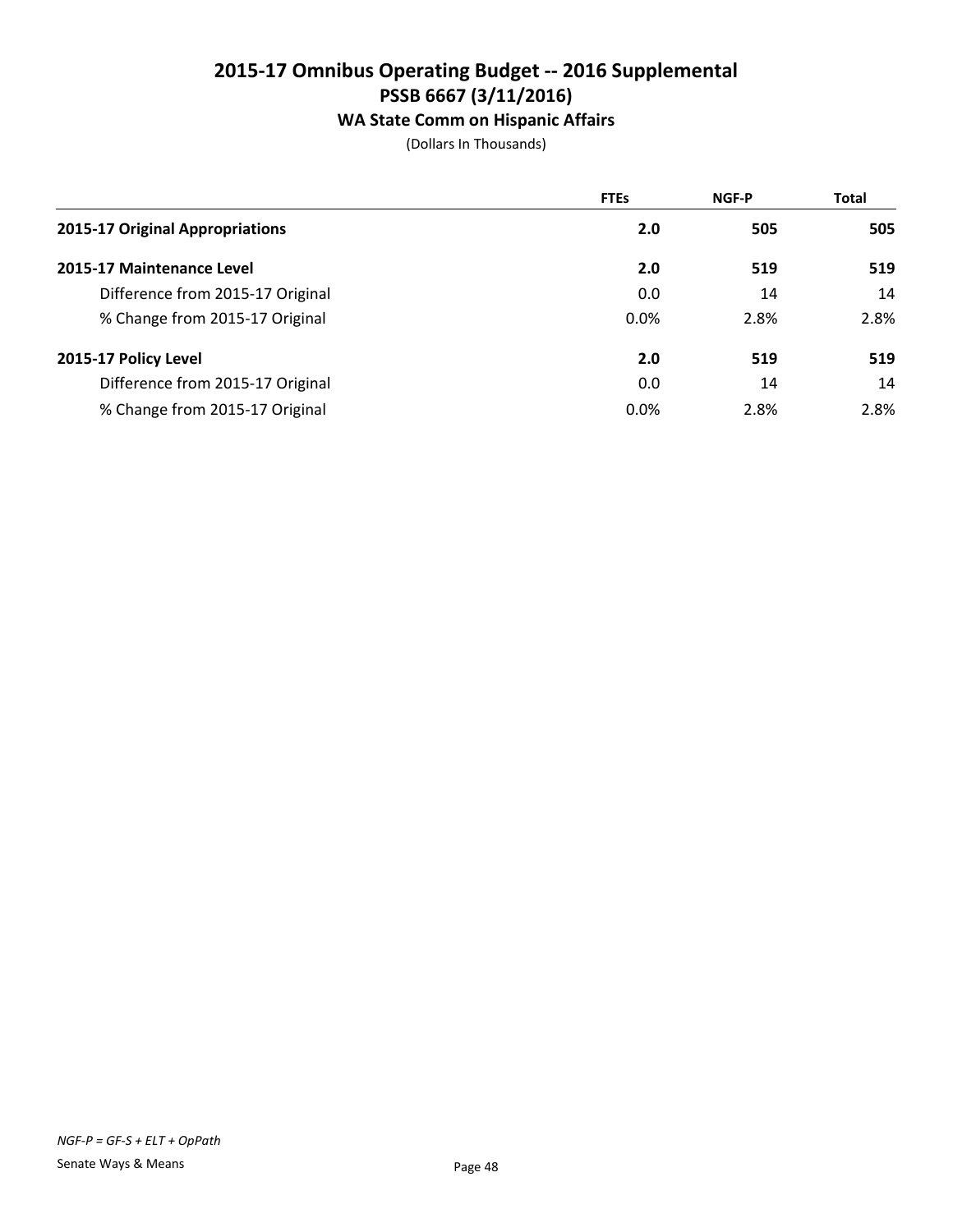# 2015-17 Omnibus Operating Budget -- 2016 Supplemental
## PSSB 6667 (3/11/2016)
### WA State Comm on Hispanic Affairs

(Dollars In Thousands)

| | FTEs | NGF-P | Total |
|---|---|---|---|
| **2015-17 Original Appropriations** | **2.0** | **505** | **505** |
| **2015-17 Maintenance Level** | **2.0** | **519** | **519** |
| Difference from 2015-17 Original | 0.0 | 14 | 14 |
| % Change from 2015-17 Original | 0.0% | 2.8% | 2.8% |
| **2015-17 Policy Level** | **2.0** | **519** | **519** |
| Difference from 2015-17 Original | 0.0 | 14 | 14 |
| % Change from 2015-17 Original | 0.0% | 2.8% | 2.8% |

*NGF-P = GF-S + ELT + OpPath*

Senate Ways & Means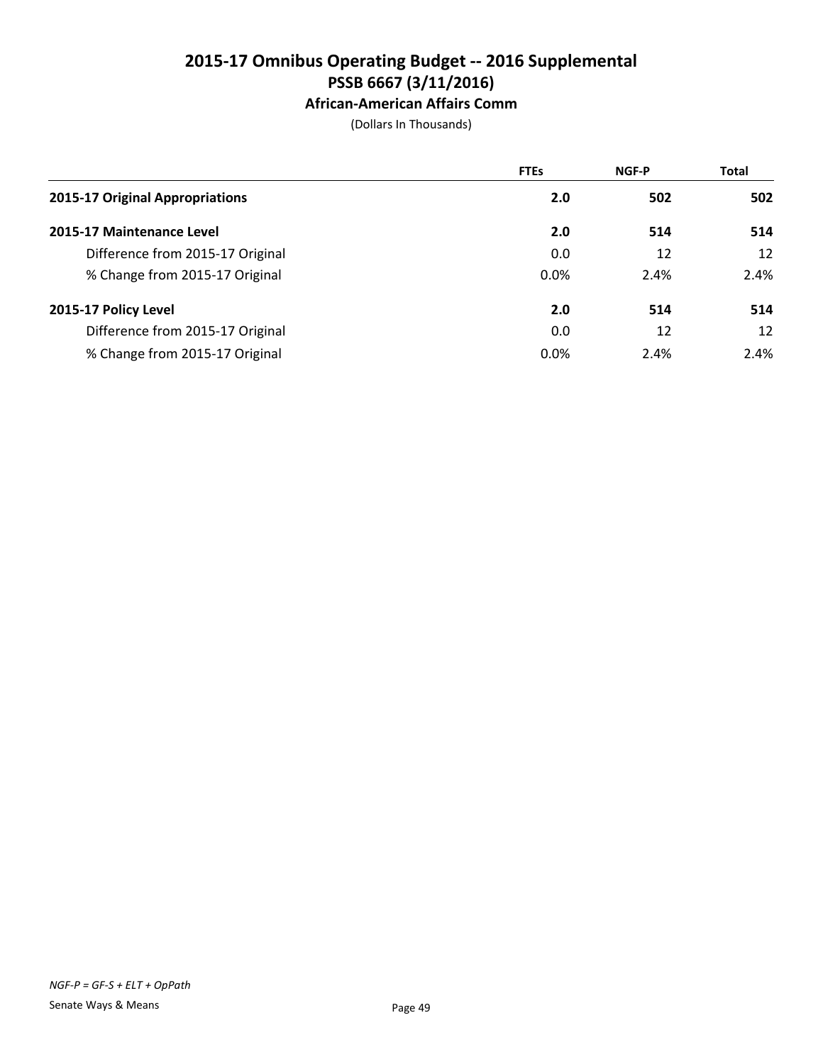# 2015-17 Omnibus Operating Budget -- 2016 Supplemental
## PSSB 6667 (3/11/2016)
### African-American Affairs Comm

(Dollars In Thousands)

| | FTEs | NGF-P | Total |
|---|---|---|---|
| **2015-17 Original Appropriations** | **2.0** | **502** | **502** |
| **2015-17 Maintenance Level** | **2.0** | **514** | **514** |
| Difference from 2015-17 Original | 0.0 | 12 | 12 |
| % Change from 2015-17 Original | 0.0% | 2.4% | 2.4% |
| **2015-17 Policy Level** | **2.0** | **514** | **514** |
| Difference from 2015-17 Original | 0.0 | 12 | 12 |
| % Change from 2015-17 Original | 0.0% | 2.4% | 2.4% |

*NGF-P = GF-S + ELT + OpPath*

Senate Ways & Means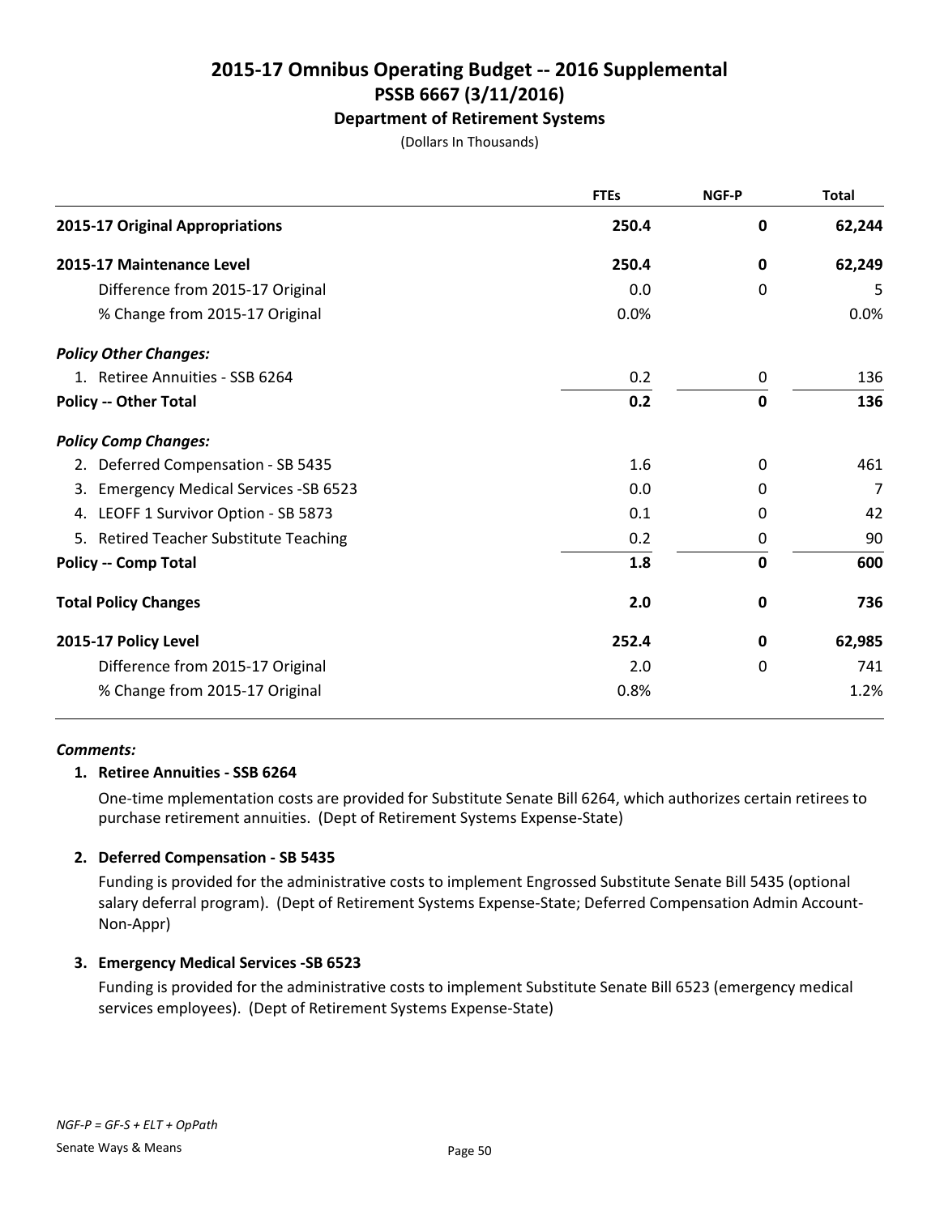# 2015-17 Omnibus Operating Budget -- 2016 Supplemental
## PSSB 6667 (3/11/2016)
### Department of Retirement Systems

(Dollars In Thousands)

| | FTEs | NGF-P | Total |
|---|---|---|---|
| **2015-17 Original Appropriations** | **250.4** | **0** | **62,244** |
| **2015-17 Maintenance Level** | **250.4** | **0** | **62,249** |
| Difference from 2015-17 Original | 0.0 | 0 | 5 |
| % Change from 2015-17 Original | 0.0% | | 0.0% |
| ***Policy Other Changes:*** | | | |
| 1. Retiree Annuities - SSB 6264 | 0.2 | 0 | 136 |
| **Policy -- Other Total** | **0.2** | **0** | **136** |
| ***Policy Comp Changes:*** | | | |
| 2. Deferred Compensation - SB 5435 | 1.6 | 0 | 461 |
| 3. Emergency Medical Services -SB 6523 | 0.0 | 0 | 7 |
| 4. LEOFF 1 Survivor Option - SB 5873 | 0.1 | 0 | 42 |
| 5. Retired Teacher Substitute Teaching | 0.2 | 0 | 90 |
| **Policy -- Comp Total** | **1.8** | **0** | **600** |
| **Total Policy Changes** | **2.0** | **0** | **736** |
| **2015-17 Policy Level** | **252.4** | **0** | **62,985** |
| Difference from 2015-17 Original | 2.0 | 0 | 741 |
| % Change from 2015-17 Original | 0.8% | | 1.2% |

***Comments:***

**1. Retiree Annuities - SSB 6264**

One-time mplementation costs are provided for Substitute Senate Bill 6264, which authorizes certain retirees to purchase retirement annuities. (Dept of Retirement Systems Expense-State)

**2. Deferred Compensation - SB 5435**

Funding is provided for the administrative costs to implement Engrossed Substitute Senate Bill 5435 (optional salary deferral program). (Dept of Retirement Systems Expense-State; Deferred Compensation Admin Account-Non-Appr)

**3. Emergency Medical Services -SB 6523**

Funding is provided for the administrative costs to implement Substitute Senate Bill 6523 (emergency medical services employees). (Dept of Retirement Systems Expense-State)

*NGF-P = GF-S + ELT + OpPath*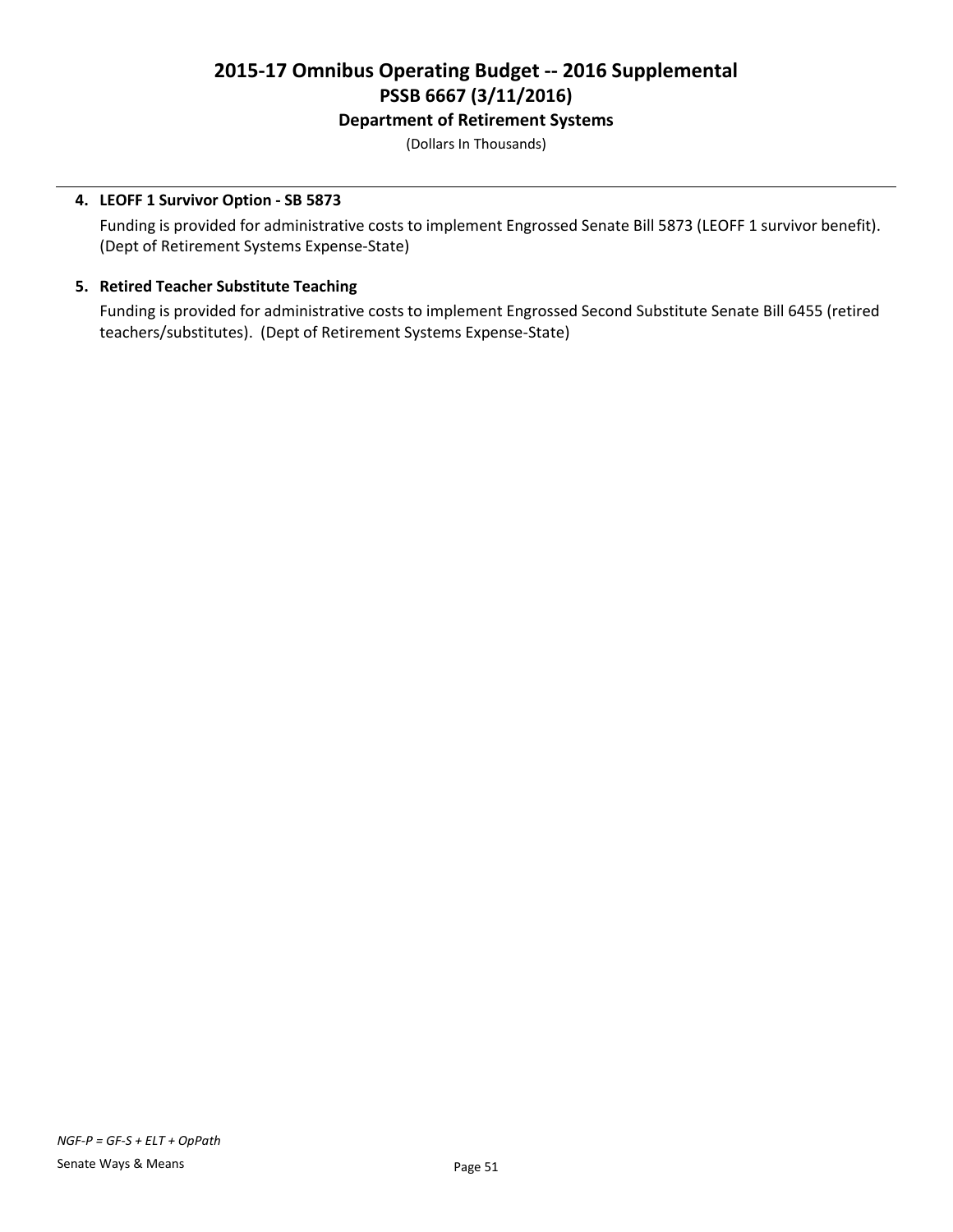**4. LEOFF 1 Survivor Option - SB 5873**

Funding is provided for administrative costs to implement Engrossed Senate Bill 5873 (LEOFF 1 survivor benefit). (Dept of Retirement Systems Expense-State)

**5. Retired Teacher Substitute Teaching**

Funding is provided for administrative costs to implement Engrossed Second Substitute Senate Bill 6455 (retired teachers/substitutes). (Dept of Retirement Systems Expense-State)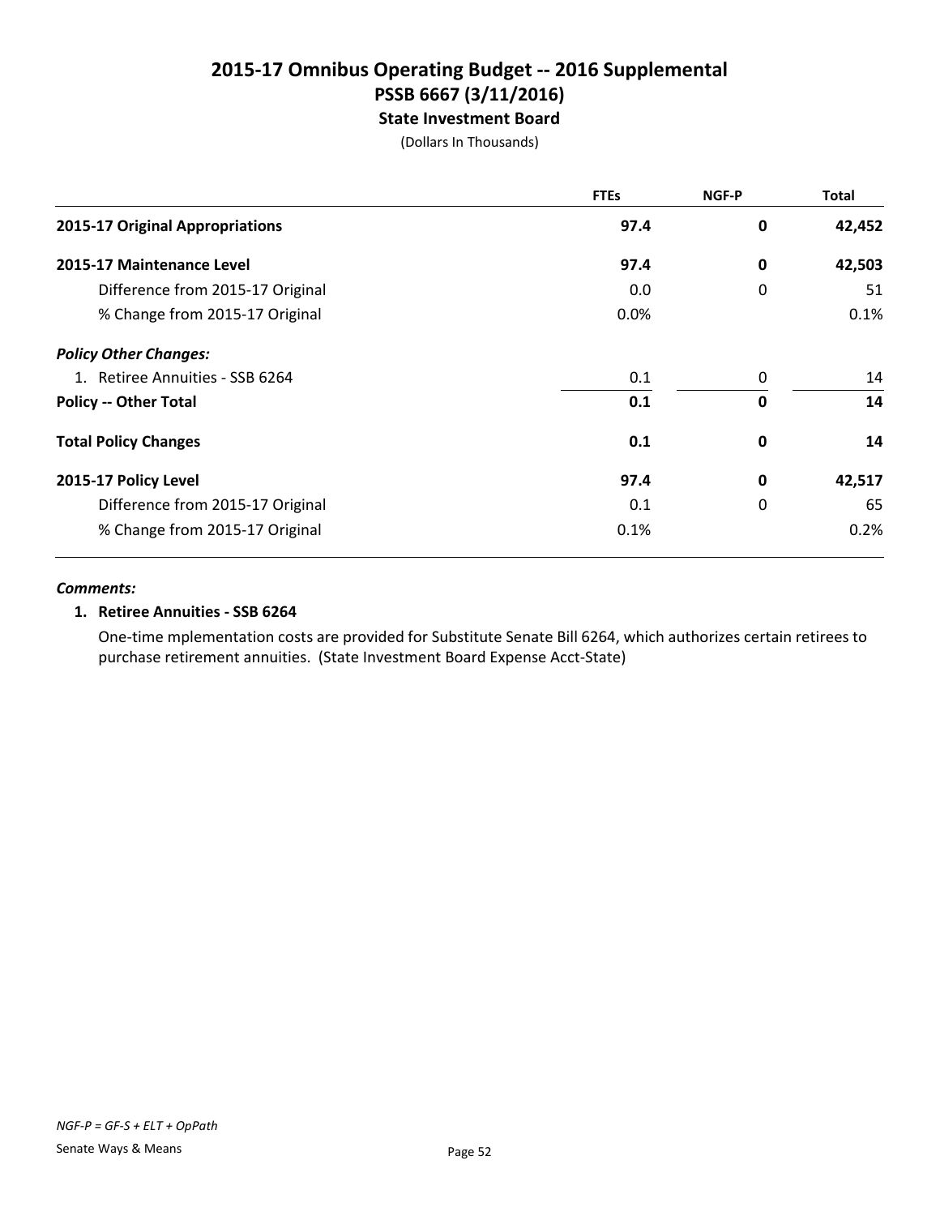# 2015-17 Omnibus Operating Budget -- 2016 Supplemental
## PSSB 6667 (3/11/2016)
### State Investment Board

(Dollars In Thousands)

| | FTEs | NGF-P | Total |
|---|---|---|---|
| **2015-17 Original Appropriations** | **97.4** | **0** | **42,452** |
| **2015-17 Maintenance Level** | **97.4** | **0** | **42,503** |
| Difference from 2015-17 Original | 0.0 | 0 | 51 |
| % Change from 2015-17 Original | 0.0% | | 0.1% |
| ***Policy Other Changes:*** | | | |
| 1. Retiree Annuities - SSB 6264 | 0.1 | 0 | 14 |
| **Policy -- Other Total** | **0.1** | **0** | **14** |
| **Total Policy Changes** | **0.1** | **0** | **14** |
| **2015-17 Policy Level** | **97.4** | **0** | **42,517** |
| Difference from 2015-17 Original | 0.1 | 0 | 65 |
| % Change from 2015-17 Original | 0.1% | | 0.2% |

***Comments:***

**1. Retiree Annuities - SSB 6264**

One-time mplementation costs are provided for Substitute Senate Bill 6264, which authorizes certain retirees to purchase retirement annuities. (State Investment Board Expense Acct-State)

*NGF-P = GF-S + ELT + OpPath*

Senate Ways & Means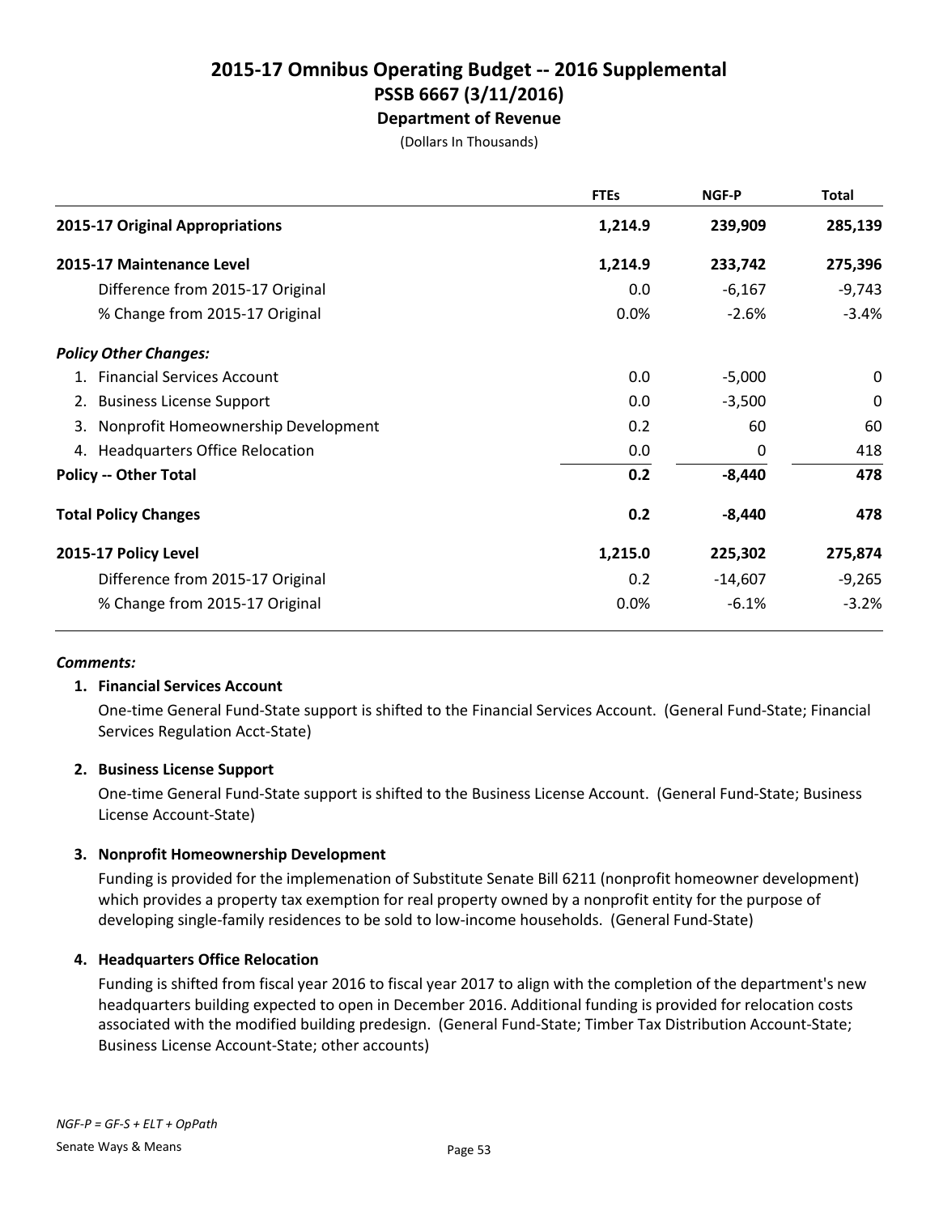# 2015-17 Omnibus Operating Budget -- 2016 Supplemental
## PSSB 6667 (3/11/2016)
### Department of Revenue

(Dollars In Thousands)

| | FTEs | NGF-P | Total |
|---|---|---|---|
| **2015-17 Original Appropriations** | **1,214.9** | **239,909** | **285,139** |
| **2015-17 Maintenance Level** | **1,214.9** | **233,742** | **275,396** |
| Difference from 2015-17 Original | 0.0 | -6,167 | -9,743 |
| % Change from 2015-17 Original | 0.0% | -2.6% | -3.4% |
| ***Policy Other Changes:*** | | | |
| 1. Financial Services Account | 0.0 | -5,000 | 0 |
| 2. Business License Support | 0.0 | -3,500 | 0 |
| 3. Nonprofit Homeownership Development | 0.2 | 60 | 60 |
| 4. Headquarters Office Relocation | 0.0 | 0 | 418 |
| **Policy -- Other Total** | **0.2** | **-8,440** | **478** |
| **Total Policy Changes** | **0.2** | **-8,440** | **478** |
| **2015-17 Policy Level** | **1,215.0** | **225,302** | **275,874** |
| Difference from 2015-17 Original | 0.2 | -14,607 | -9,265 |
| % Change from 2015-17 Original | 0.0% | -6.1% | -3.2% |

***Comments:***

**1. Financial Services Account**

One-time General Fund-State support is shifted to the Financial Services Account. (General Fund-State; Financial Services Regulation Acct-State)

**2. Business License Support**

One-time General Fund-State support is shifted to the Business License Account. (General Fund-State; Business License Account-State)

**3. Nonprofit Homeownership Development**

Funding is provided for the implemenation of Substitute Senate Bill 6211 (nonprofit homeowner development) which provides a property tax exemption for real property owned by a nonprofit entity for the purpose of developing single-family residences to be sold to low-income households. (General Fund-State)

**4. Headquarters Office Relocation**

Funding is shifted from fiscal year 2016 to fiscal year 2017 to align with the completion of the department's new headquarters building expected to open in December 2016. Additional funding is provided for relocation costs associated with the modified building predesign. (General Fund-State; Timber Tax Distribution Account-State; Business License Account-State; other accounts)

*NGF-P = GF-S + ELT + OpPath*

Senate Ways & Means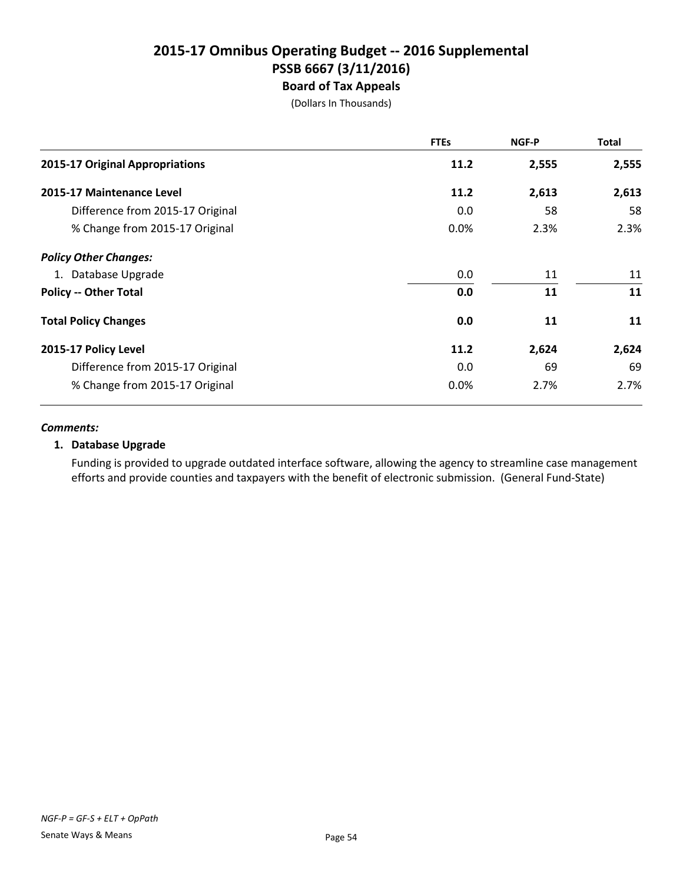# 2015-17 Omnibus Operating Budget -- 2016 Supplemental
## PSSB 6667 (3/11/2016)
### Board of Tax Appeals

(Dollars In Thousands)

| | FTEs | NGF-P | Total |
|---|---|---|---|
| **2015-17 Original Appropriations** | **11.2** | **2,555** | **2,555** |
| **2015-17 Maintenance Level** | **11.2** | **2,613** | **2,613** |
| Difference from 2015-17 Original | 0.0 | 58 | 58 |
| % Change from 2015-17 Original | 0.0% | 2.3% | 2.3% |
| ***Policy Other Changes:*** | | | |
| 1. Database Upgrade | 0.0 | 11 | 11 |
| **Policy -- Other Total** | **0.0** | **11** | **11** |
| **Total Policy Changes** | **0.0** | **11** | **11** |
| **2015-17 Policy Level** | **11.2** | **2,624** | **2,624** |
| Difference from 2015-17 Original | 0.0 | 69 | 69 |
| % Change from 2015-17 Original | 0.0% | 2.7% | 2.7% |

***Comments:***

**1. Database Upgrade**

Funding is provided to upgrade outdated interface software, allowing the agency to streamline case management efforts and provide counties and taxpayers with the benefit of electronic submission. (General Fund-State)

*NGF-P = GF-S + ELT + OpPath*

Senate Ways & Means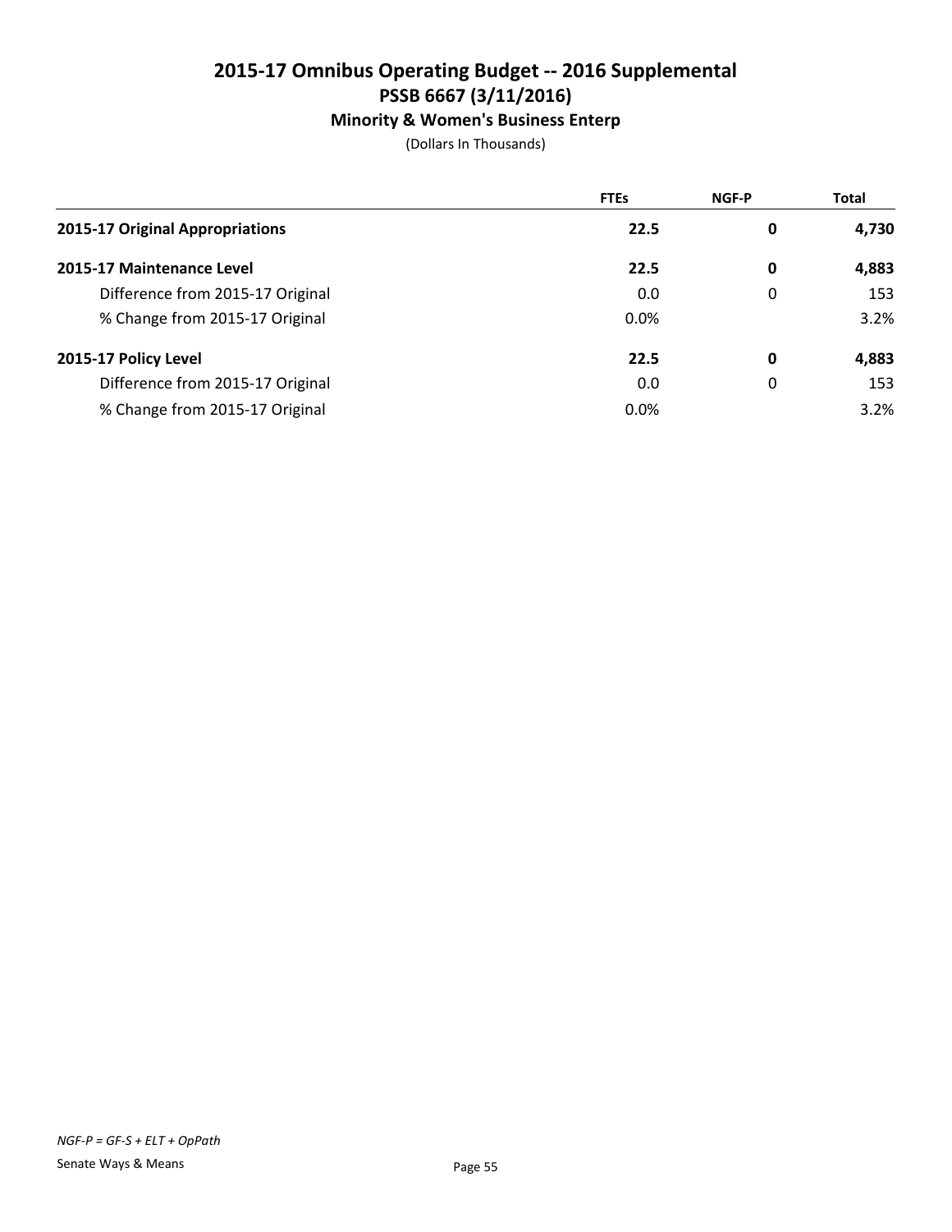# 2015-17 Omnibus Operating Budget -- 2016 Supplemental
## PSSB 6667 (3/11/2016)
### Minority & Women's Business Enterp

(Dollars In Thousands)

| | FTEs | NGF-P | Total |
|---|---|---|---|
| **2015-17 Original Appropriations** | **22.5** | **0** | **4,730** |
| **2015-17 Maintenance Level** | **22.5** | **0** | **4,883** |
| Difference from 2015-17 Original | 0.0 | 0 | 153 |
| % Change from 2015-17 Original | 0.0% | | 3.2% |
| **2015-17 Policy Level** | **22.5** | **0** | **4,883** |
| Difference from 2015-17 Original | 0.0 | 0 | 153 |
| % Change from 2015-17 Original | 0.0% | | 3.2% |

*NGF-P = GF-S + ELT + OpPath*

Senate Ways & Means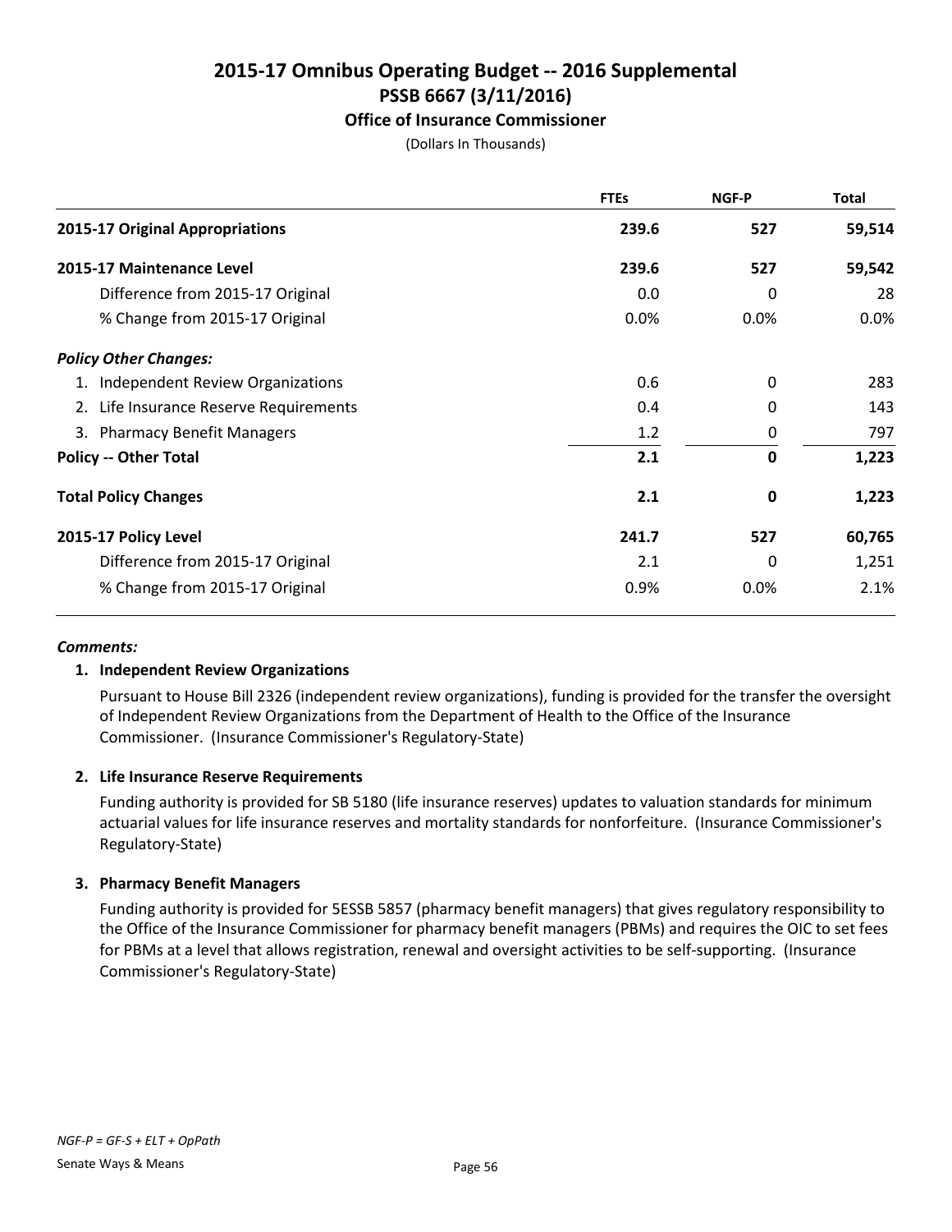# 2015-17 Omnibus Operating Budget -- 2016 Supplemental
## PSSB 6667 (3/11/2016)
### Office of Insurance Commissioner
(Dollars In Thousands)

| | FTEs | NGF-P | Total |
|---|---|---|---|
| **2015-17 Original Appropriations** | **239.6** | **527** | **59,514** |
| **2015-17 Maintenance Level** | **239.6** | **527** | **59,542** |
| Difference from 2015-17 Original | 0.0 | 0 | 28 |
| % Change from 2015-17 Original | 0.0% | 0.0% | 0.0% |
| ***Policy Other Changes:*** | | | |
| 1. Independent Review Organizations | 0.6 | 0 | 283 |
| 2. Life Insurance Reserve Requirements | 0.4 | 0 | 143 |
| 3. Pharmacy Benefit Managers | 1.2 | 0 | 797 |
| **Policy -- Other Total** | **2.1** | **0** | **1,223** |
| **Total Policy Changes** | **2.1** | **0** | **1,223** |
| **2015-17 Policy Level** | **241.7** | **527** | **60,765** |
| Difference from 2015-17 Original | 2.1 | 0 | 1,251 |
| % Change from 2015-17 Original | 0.9% | 0.0% | 2.1% |

***Comments:***

**1. Independent Review Organizations**

Pursuant to House Bill 2326 (independent review organizations), funding is provided for the transfer the oversight of Independent Review Organizations from the Department of Health to the Office of the Insurance Commissioner. (Insurance Commissioner's Regulatory-State)

**2. Life Insurance Reserve Requirements**

Funding authority is provided for SB 5180 (life insurance reserves) updates to valuation standards for minimum actuarial values for life insurance reserves and mortality standards for nonforfeiture. (Insurance Commissioner's Regulatory-State)

**3. Pharmacy Benefit Managers**

Funding authority is provided for 5ESSB 5857 (pharmacy benefit managers) that gives regulatory responsibility to the Office of the Insurance Commissioner for pharmacy benefit managers (PBMs) and requires the OIC to set fees for PBMs at a level that allows registration, renewal and oversight activities to be self-supporting. (Insurance Commissioner's Regulatory-State)

*NGF-P = GF-S + ELT + OpPath*

Senate Ways & Means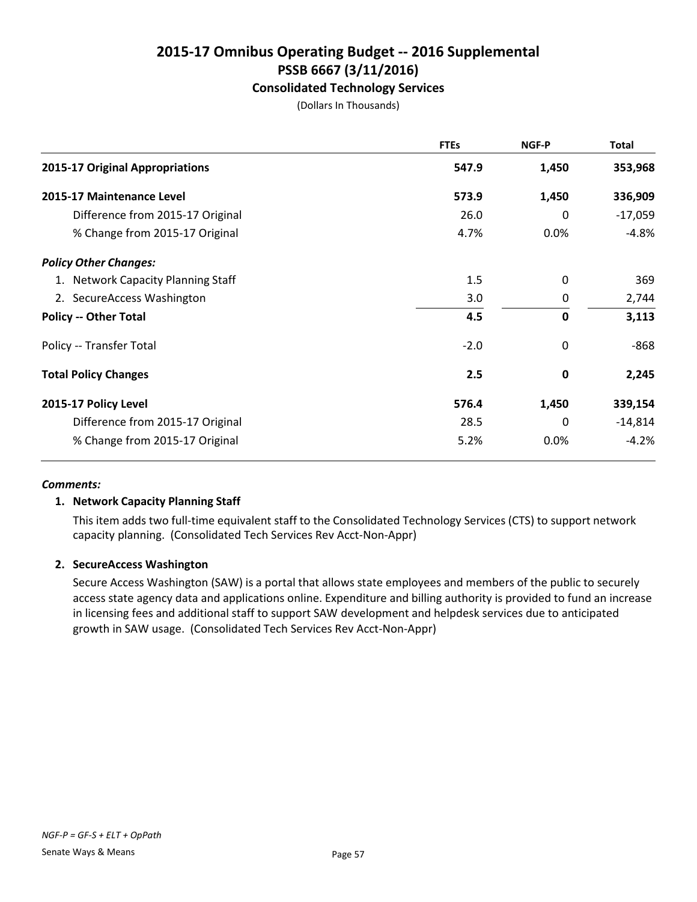# 2015-17 Omnibus Operating Budget -- 2016 Supplemental
## PSSB 6667 (3/11/2016)
### Consolidated Technology Services

(Dollars In Thousands)

| | FTEs | NGF-P | Total |
|---|---|---|---|
| **2015-17 Original Appropriations** | **547.9** | **1,450** | **353,968** |
| **2015-17 Maintenance Level** | **573.9** | **1,450** | **336,909** |
| Difference from 2015-17 Original | 26.0 | 0 | -17,059 |
| % Change from 2015-17 Original | 4.7% | 0.0% | -4.8% |
| ***Policy Other Changes:*** | | | |
| 1. Network Capacity Planning Staff | 1.5 | 0 | 369 |
| 2. SecureAccess Washington | 3.0 | 0 | 2,744 |
| **Policy -- Other Total** | **4.5** | **0** | **3,113** |
| Policy -- Transfer Total | -2.0 | 0 | -868 |
| **Total Policy Changes** | **2.5** | **0** | **2,245** |
| **2015-17 Policy Level** | **576.4** | **1,450** | **339,154** |
| Difference from 2015-17 Original | 28.5 | 0 | -14,814 |
| % Change from 2015-17 Original | 5.2% | 0.0% | -4.2% |

***Comments:***

**1. Network Capacity Planning Staff**

This item adds two full-time equivalent staff to the Consolidated Technology Services (CTS) to support network capacity planning. (Consolidated Tech Services Rev Acct-Non-Appr)

**2. SecureAccess Washington**

Secure Access Washington (SAW) is a portal that allows state employees and members of the public to securely access state agency data and applications online. Expenditure and billing authority is provided to fund an increase in licensing fees and additional staff to support SAW development and helpdesk services due to anticipated growth in SAW usage. (Consolidated Tech Services Rev Acct-Non-Appr)

*NGF-P = GF-S + ELT + OpPath*

Senate Ways & Means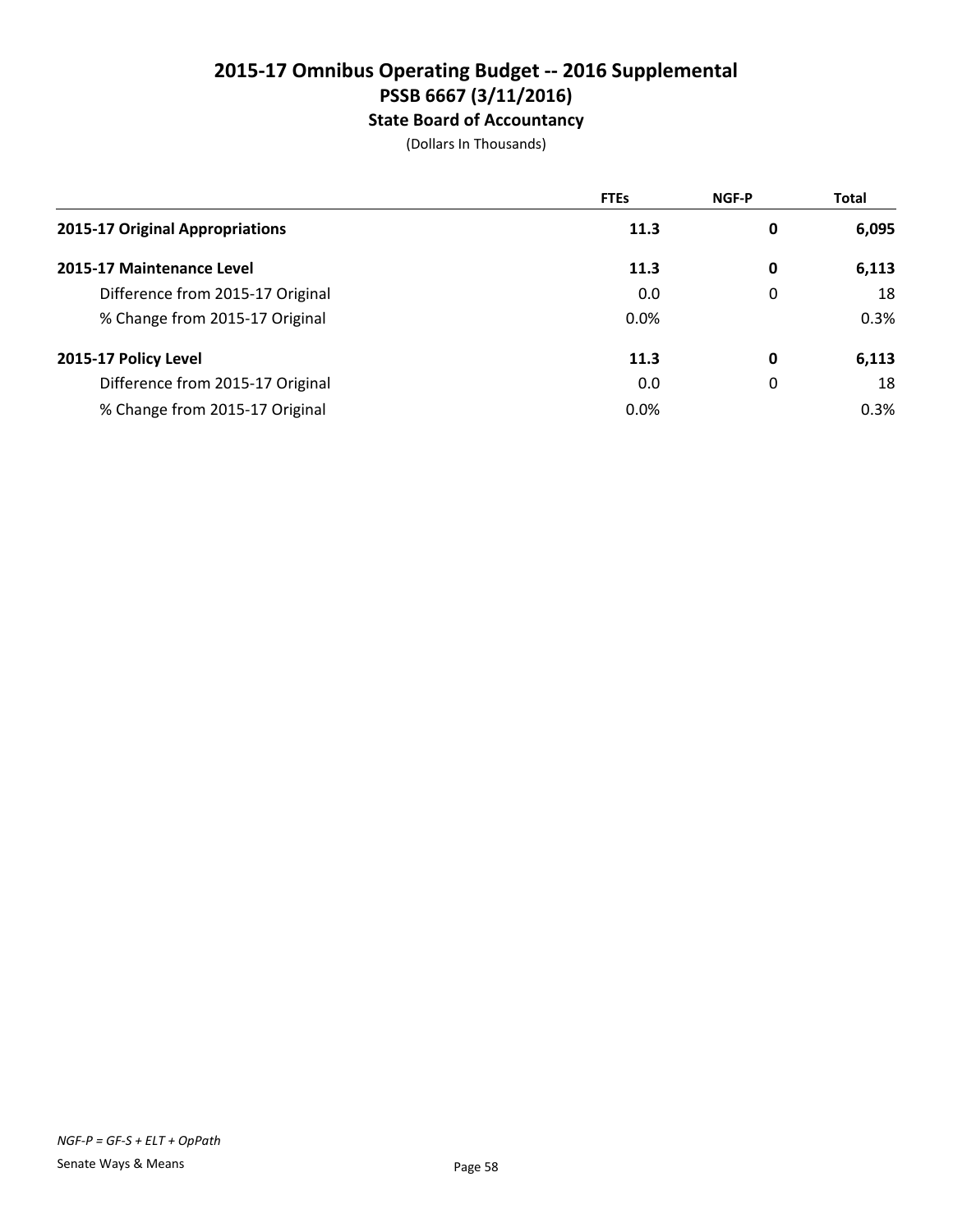# 2015-17 Omnibus Operating Budget -- 2016 Supplemental
## PSSB 6667 (3/11/2016)
### State Board of Accountancy

(Dollars In Thousands)

| | FTEs | NGF-P | Total |
|---|---|---|---|
| **2015-17 Original Appropriations** | **11.3** | **0** | **6,095** |
| **2015-17 Maintenance Level** | **11.3** | **0** | **6,113** |
| Difference from 2015-17 Original | 0.0 | 0 | 18 |
| % Change from 2015-17 Original | 0.0% | | 0.3% |
| **2015-17 Policy Level** | **11.3** | **0** | **6,113** |
| Difference from 2015-17 Original | 0.0 | 0 | 18 |
| % Change from 2015-17 Original | 0.0% | | 0.3% |

*NGF-P = GF-S + ELT + OpPath*

Senate Ways & Means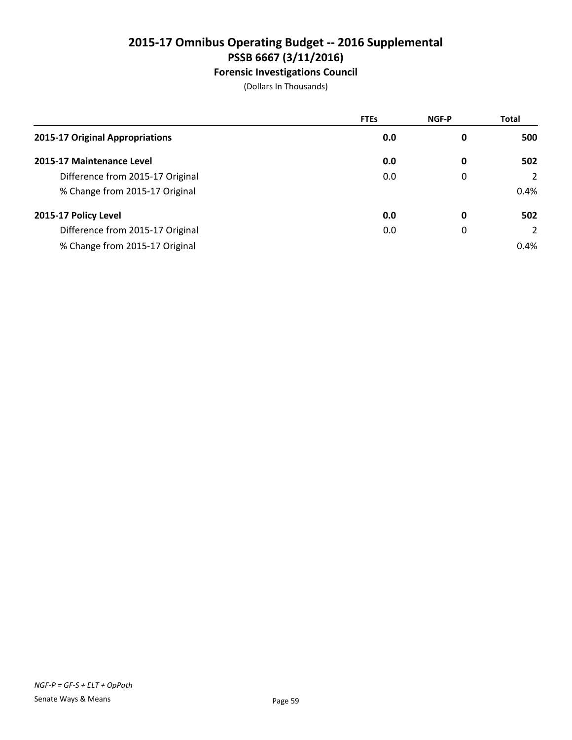# 2015-17 Omnibus Operating Budget -- 2016 Supplemental
## PSSB 6667 (3/11/2016)
### Forensic Investigations Council

(Dollars In Thousands)

| | FTEs | NGF-P | Total |
|---|---|---|---|
| **2015-17 Original Appropriations** | **0.0** | **0** | **500** |
| **2015-17 Maintenance Level** | **0.0** | **0** | **502** |
| Difference from 2015-17 Original | 0.0 | 0 | 2 |
| % Change from 2015-17 Original | | | 0.4% |
| **2015-17 Policy Level** | **0.0** | **0** | **502** |
| Difference from 2015-17 Original | 0.0 | 0 | 2 |
| % Change from 2015-17 Original | | | 0.4% |

*NGF-P = GF-S + ELT + OpPath*

Senate Ways & Means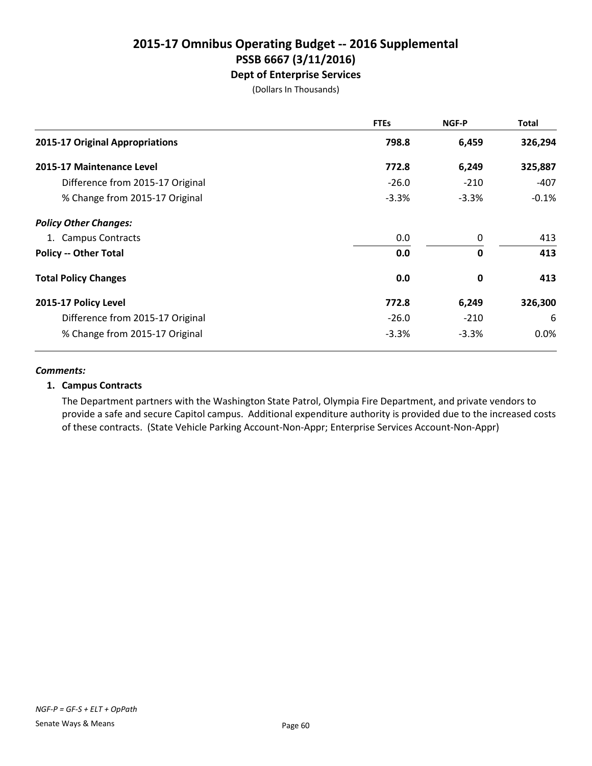# 2015-17 Omnibus Operating Budget -- 2016 Supplemental
## PSSB 6667 (3/11/2016)
### Dept of Enterprise Services

(Dollars In Thousands)

| | FTEs | NGF-P | Total |
|---|---|---|---|
| **2015-17 Original Appropriations** | **798.8** | **6,459** | **326,294** |
| **2015-17 Maintenance Level** | **772.8** | **6,249** | **325,887** |
| Difference from 2015-17 Original | -26.0 | -210 | -407 |
| % Change from 2015-17 Original | -3.3% | -3.3% | -0.1% |
| ***Policy Other Changes:*** | | | |
| 1. Campus Contracts | 0.0 | 0 | 413 |
| **Policy -- Other Total** | **0.0** | **0** | **413** |
| **Total Policy Changes** | **0.0** | **0** | **413** |
| **2015-17 Policy Level** | **772.8** | **6,249** | **326,300** |
| Difference from 2015-17 Original | -26.0 | -210 | 6 |
| % Change from 2015-17 Original | -3.3% | -3.3% | 0.0% |

***Comments:***

**1. Campus Contracts**

The Department partners with the Washington State Patrol, Olympia Fire Department, and private vendors to provide a safe and secure Capitol campus. Additional expenditure authority is provided due to the increased costs of these contracts. (State Vehicle Parking Account-Non-Appr; Enterprise Services Account-Non-Appr)

*NGF-P = GF-S + ELT + OpPath*

Senate Ways & Means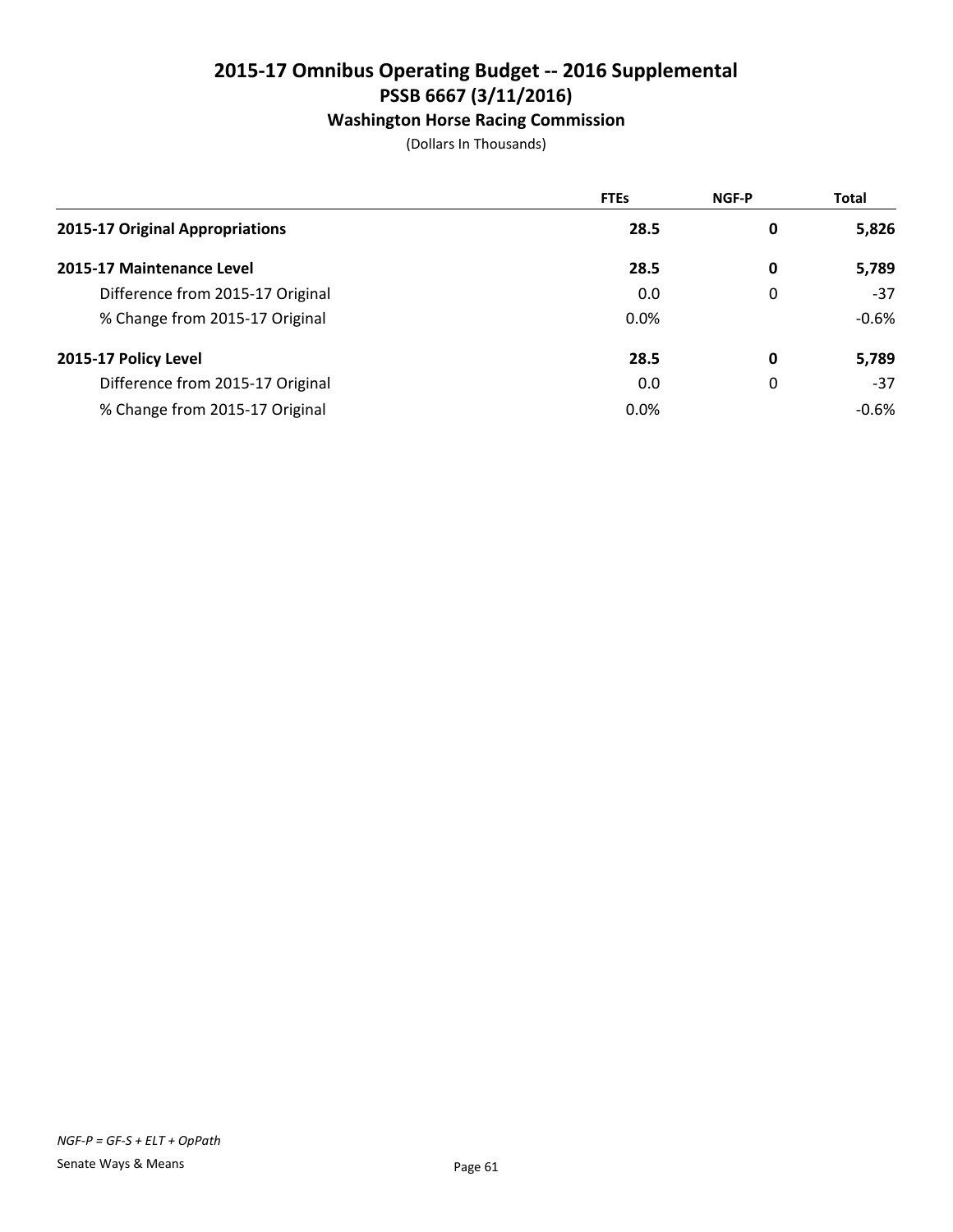# 2015-17 Omnibus Operating Budget -- 2016 Supplemental
## PSSB 6667 (3/11/2016)
### Washington Horse Racing Commission

(Dollars In Thousands)

| | FTEs | NGF-P | Total |
|---|---|---|---|
| **2015-17 Original Appropriations** | **28.5** | **0** | **5,826** |
| **2015-17 Maintenance Level** | **28.5** | **0** | **5,789** |
| Difference from 2015-17 Original | 0.0 | 0 | -37 |
| % Change from 2015-17 Original | 0.0% | | -0.6% |
| **2015-17 Policy Level** | **28.5** | **0** | **5,789** |
| Difference from 2015-17 Original | 0.0 | 0 | -37 |
| % Change from 2015-17 Original | 0.0% | | -0.6% |

*NGF-P = GF-S + ELT + OpPath*

Senate Ways & Means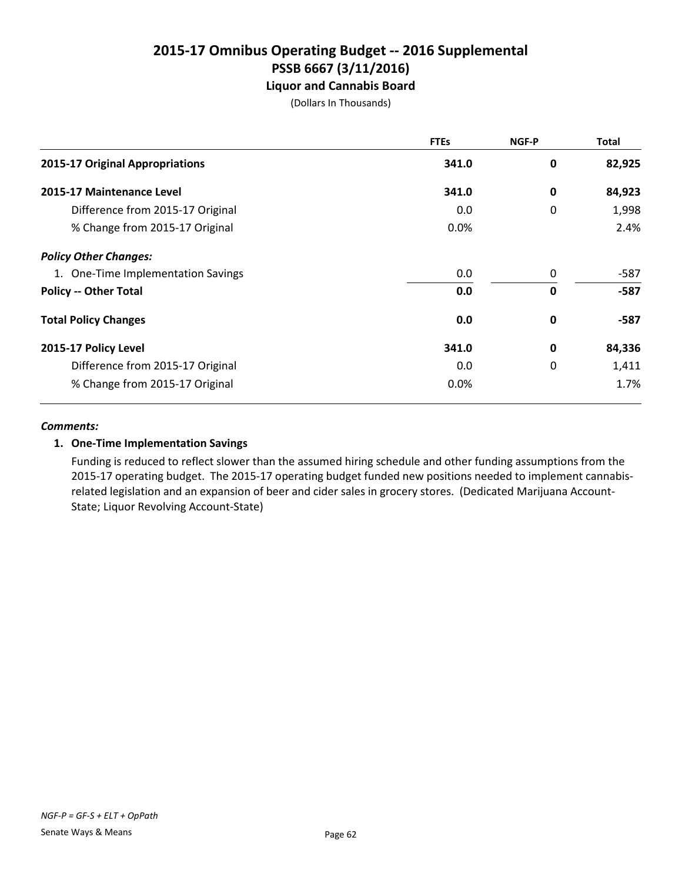# 2015-17 Omnibus Operating Budget -- 2016 Supplemental

## PSSB 6667 (3/11/2016)

### Liquor and Cannabis Board

(Dollars In Thousands)

| | FTEs | NGF-P | Total |
|---|---|---|---|
| **2015-17 Original Appropriations** | **341.0** | **0** | **82,925** |
| **2015-17 Maintenance Level** | **341.0** | **0** | **84,923** |
| Difference from 2015-17 Original | 0.0 | 0 | 1,998 |
| % Change from 2015-17 Original | 0.0% | | 2.4% |
| ***Policy Other Changes:*** | | | |
| 1. One-Time Implementation Savings | 0.0 | 0 | -587 |
| **Policy -- Other Total** | **0.0** | **0** | **-587** |
| **Total Policy Changes** | **0.0** | **0** | **-587** |
| **2015-17 Policy Level** | **341.0** | **0** | **84,336** |
| Difference from 2015-17 Original | 0.0 | 0 | 1,411 |
| % Change from 2015-17 Original | 0.0% | | 1.7% |

***Comments:***

1. **One-Time Implementation Savings**

   Funding is reduced to reflect slower than the assumed hiring schedule and other funding assumptions from the 2015-17 operating budget. The 2015-17 operating budget funded new positions needed to implement cannabis-related legislation and an expansion of beer and cider sales in grocery stores. (Dedicated Marijuana Account-State; Liquor Revolving Account-State)

*NGF-P = GF-S + ELT + OpPath*

Senate Ways & Means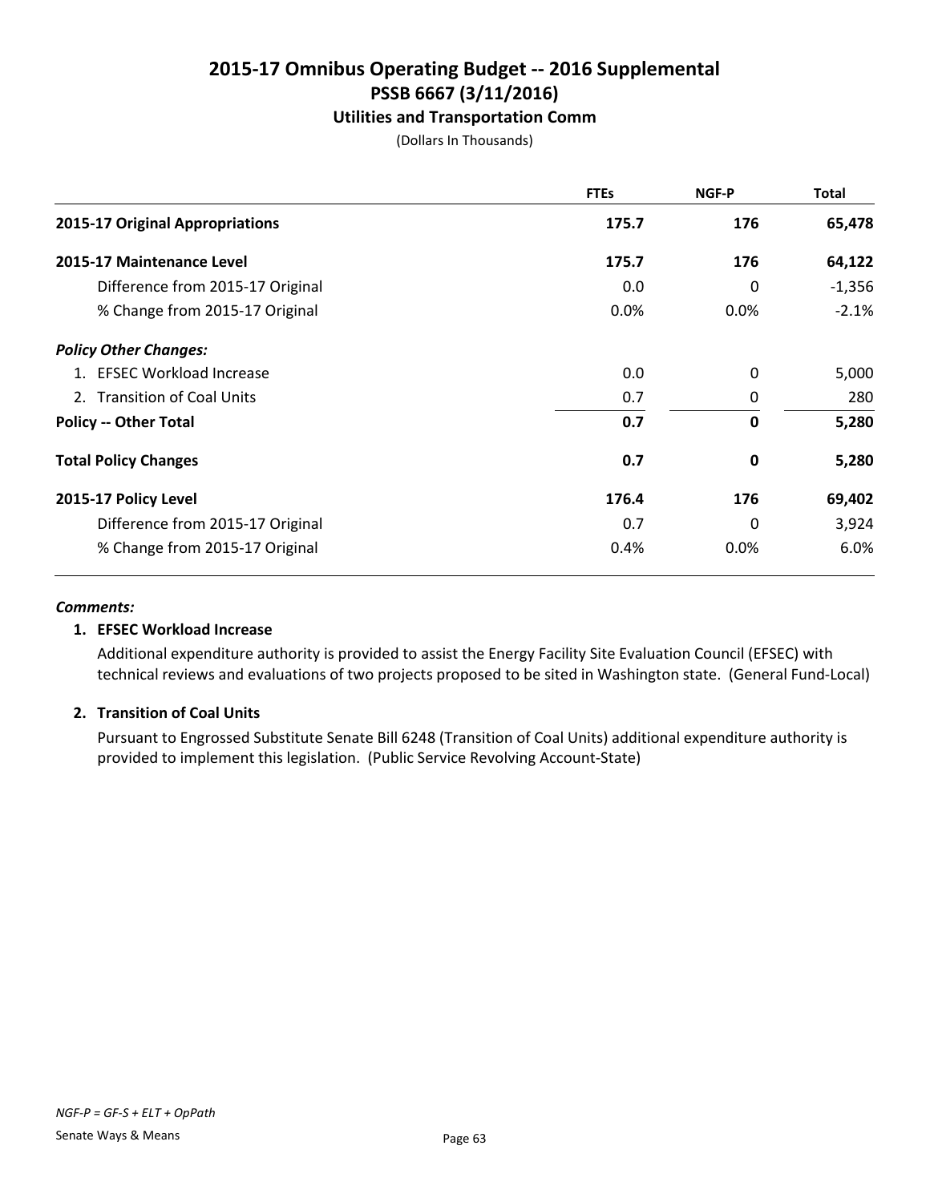# 2015-17 Omnibus Operating Budget -- 2016 Supplemental
## PSSB 6667 (3/11/2016)
### Utilities and Transportation Comm

(Dollars In Thousands)

| | FTEs | NGF-P | Total |
|---|---|---|---|
| **2015-17 Original Appropriations** | **175.7** | **176** | **65,478** |
| **2015-17 Maintenance Level** | **175.7** | **176** | **64,122** |
| Difference from 2015-17 Original | 0.0 | 0 | -1,356 |
| % Change from 2015-17 Original | 0.0% | 0.0% | -2.1% |
| ***Policy Other Changes:*** | | | |
| 1. EFSEC Workload Increase | 0.0 | 0 | 5,000 |
| 2. Transition of Coal Units | 0.7 | 0 | 280 |
| **Policy -- Other Total** | **0.7** | **0** | **5,280** |
| **Total Policy Changes** | **0.7** | **0** | **5,280** |
| **2015-17 Policy Level** | **176.4** | **176** | **69,402** |
| Difference from 2015-17 Original | 0.7 | 0 | 3,924 |
| % Change from 2015-17 Original | 0.4% | 0.0% | 6.0% |

***Comments:***

**1. EFSEC Workload Increase**

Additional expenditure authority is provided to assist the Energy Facility Site Evaluation Council (EFSEC) with technical reviews and evaluations of two projects proposed to be sited in Washington state. (General Fund-Local)

**2. Transition of Coal Units**

Pursuant to Engrossed Substitute Senate Bill 6248 (Transition of Coal Units) additional expenditure authority is provided to implement this legislation. (Public Service Revolving Account-State)

*NGF-P = GF-S + ELT + OpPath*

Senate Ways & Means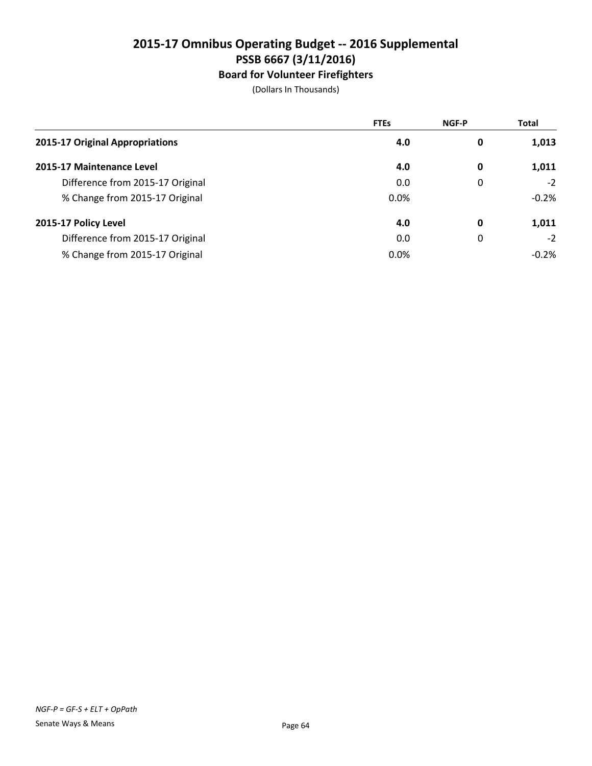# 2015-17 Omnibus Operating Budget -- 2016 Supplemental
## PSSB 6667 (3/11/2016)
### Board for Volunteer Firefighters

(Dollars In Thousands)

| | FTEs | NGF-P | Total |
|---|---|---|---|
| **2015-17 Original Appropriations** | **4.0** | **0** | **1,013** |
| **2015-17 Maintenance Level** | **4.0** | **0** | **1,011** |
| Difference from 2015-17 Original | 0.0 | 0 | -2 |
| % Change from 2015-17 Original | 0.0% | | -0.2% |
| **2015-17 Policy Level** | **4.0** | **0** | **1,011** |
| Difference from 2015-17 Original | 0.0 | 0 | -2 |
| % Change from 2015-17 Original | 0.0% | | -0.2% |

*NGF-P = GF-S + ELT + OpPath*

Senate Ways & Means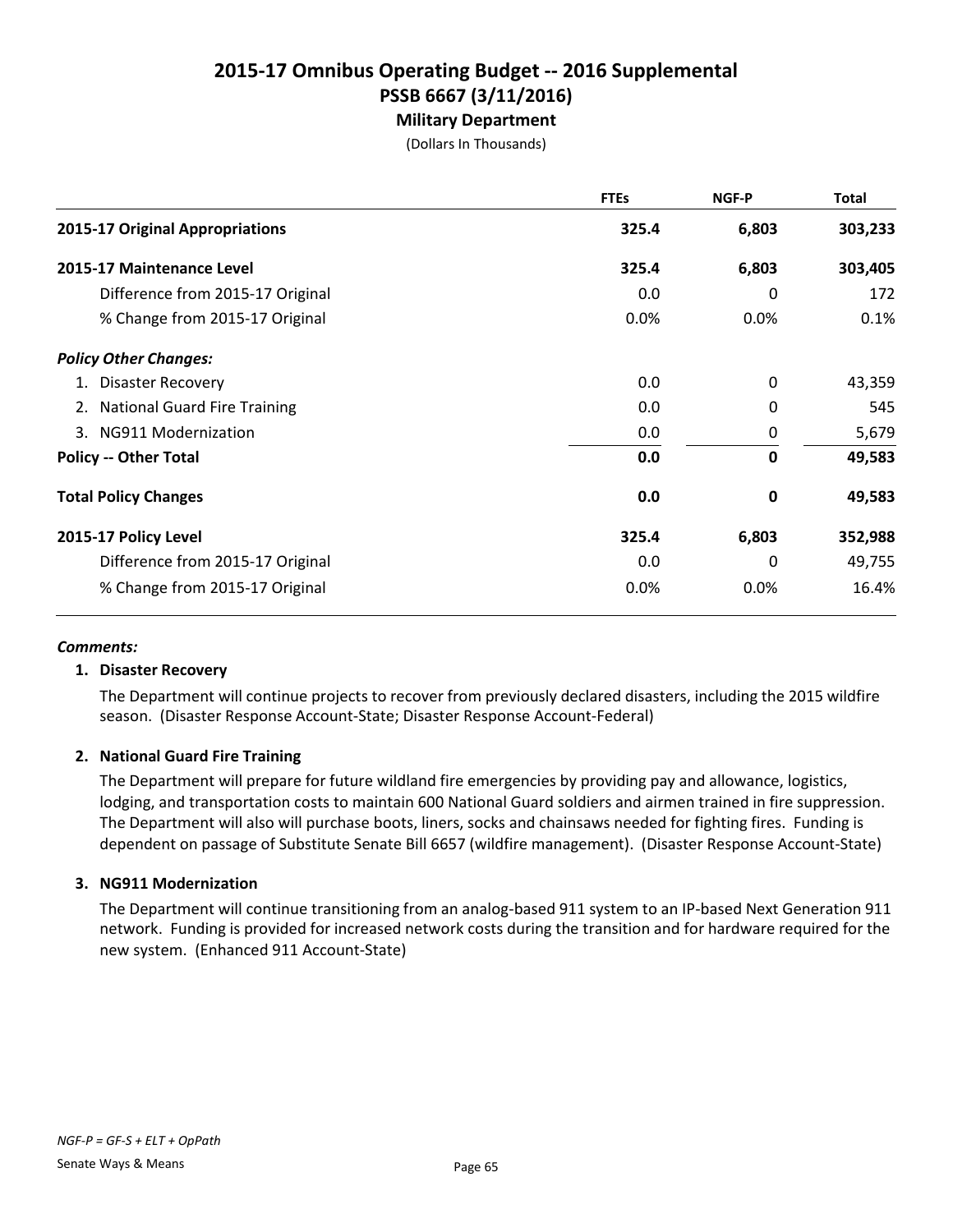# 2015-17 Omnibus Operating Budget -- 2016 Supplemental
## PSSB 6667 (3/11/2016)
### Military Department

(Dollars In Thousands)

| | FTEs | NGF-P | Total |
|---|---|---|---|
| **2015-17 Original Appropriations** | **325.4** | **6,803** | **303,233** |
| **2015-17 Maintenance Level** | **325.4** | **6,803** | **303,405** |
| Difference from 2015-17 Original | 0.0 | 0 | 172 |
| % Change from 2015-17 Original | 0.0% | 0.0% | 0.1% |
| ***Policy Other Changes:*** | | | |
| 1. Disaster Recovery | 0.0 | 0 | 43,359 |
| 2. National Guard Fire Training | 0.0 | 0 | 545 |
| 3. NG911 Modernization | 0.0 | 0 | 5,679 |
| **Policy -- Other Total** | **0.0** | **0** | **49,583** |
| **Total Policy Changes** | **0.0** | **0** | **49,583** |
| **2015-17 Policy Level** | **325.4** | **6,803** | **352,988** |
| Difference from 2015-17 Original | 0.0 | 0 | 49,755 |
| % Change from 2015-17 Original | 0.0% | 0.0% | 16.4% |

***Comments:***

**1. Disaster Recovery**

The Department will continue projects to recover from previously declared disasters, including the 2015 wildfire season. (Disaster Response Account-State; Disaster Response Account-Federal)

**2. National Guard Fire Training**

The Department will prepare for future wildland fire emergencies by providing pay and allowance, logistics, lodging, and transportation costs to maintain 600 National Guard soldiers and airmen trained in fire suppression. The Department will also will purchase boots, liners, socks and chainsaws needed for fighting fires. Funding is dependent on passage of Substitute Senate Bill 6657 (wildfire management). (Disaster Response Account-State)

**3. NG911 Modernization**

The Department will continue transitioning from an analog-based 911 system to an IP-based Next Generation 911 network. Funding is provided for increased network costs during the transition and for hardware required for the new system. (Enhanced 911 Account-State)

*NGF-P = GF-S + ELT + OpPath*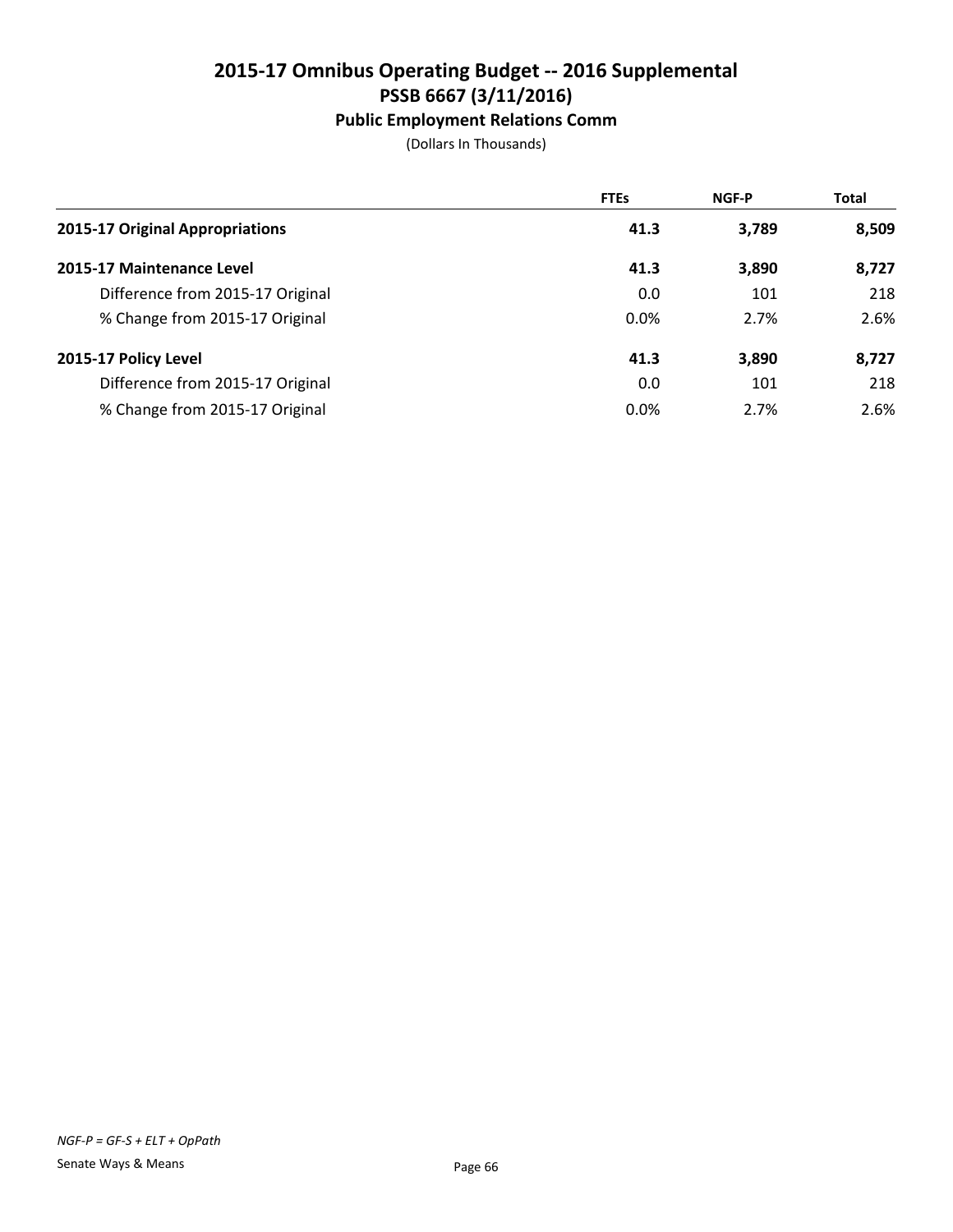# 2015-17 Omnibus Operating Budget -- 2016 Supplemental
## PSSB 6667 (3/11/2016)
### Public Employment Relations Comm

(Dollars In Thousands)

| | FTEs | NGF-P | Total |
|---|---|---|---|
| **2015-17 Original Appropriations** | **41.3** | **3,789** | **8,509** |
| **2015-17 Maintenance Level** | **41.3** | **3,890** | **8,727** |
| Difference from 2015-17 Original | 0.0 | 101 | 218 |
| % Change from 2015-17 Original | 0.0% | 2.7% | 2.6% |
| **2015-17 Policy Level** | **41.3** | **3,890** | **8,727** |
| Difference from 2015-17 Original | 0.0 | 101 | 218 |
| % Change from 2015-17 Original | 0.0% | 2.7% | 2.6% |

*NGF-P = GF-S + ELT + OpPath*

Senate Ways & Means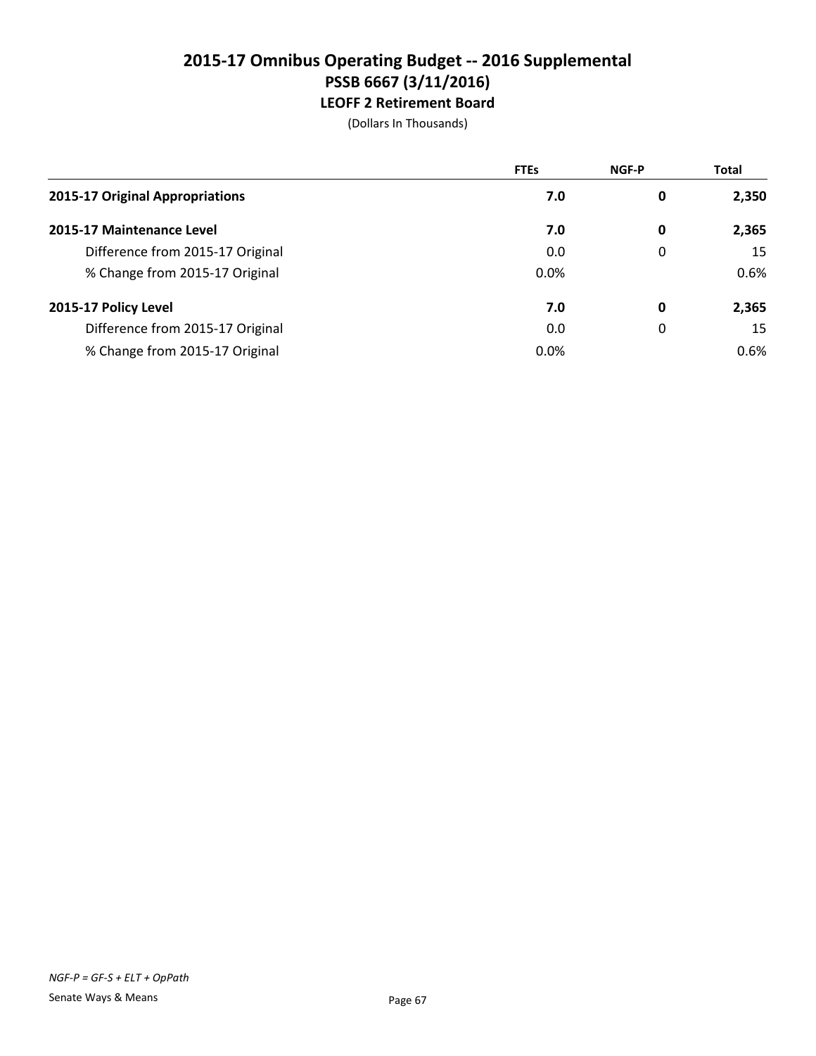# 2015-17 Omnibus Operating Budget -- 2016 Supplemental
## PSSB 6667 (3/11/2016)
### LEOFF 2 Retirement Board

(Dollars In Thousands)

| | FTEs | NGF-P | Total |
|---|---|---|---|
| **2015-17 Original Appropriations** | **7.0** | **0** | **2,350** |
| **2015-17 Maintenance Level** | **7.0** | **0** | **2,365** |
| Difference from 2015-17 Original | 0.0 | 0 | 15 |
| % Change from 2015-17 Original | 0.0% | | 0.6% |
| **2015-17 Policy Level** | **7.0** | **0** | **2,365** |
| Difference from 2015-17 Original | 0.0 | 0 | 15 |
| % Change from 2015-17 Original | 0.0% | | 0.6% |

*NGF-P = GF-S + ELT + OpPath*

Senate Ways & Means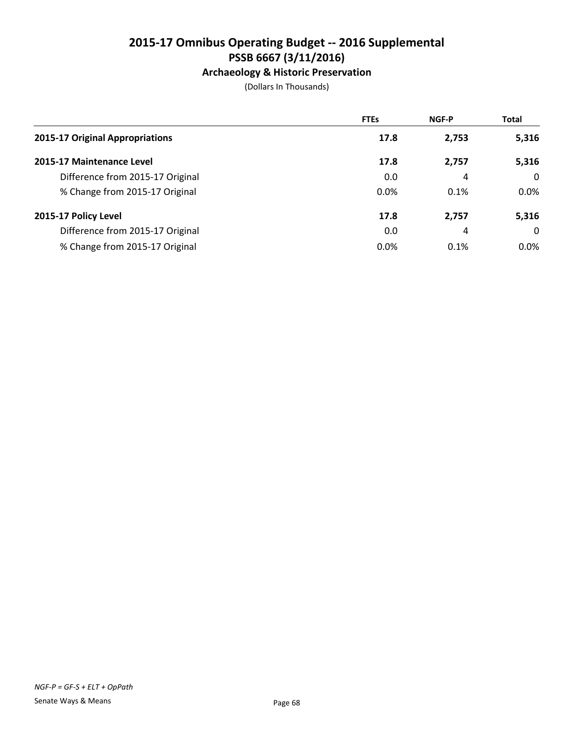# 2015-17 Omnibus Operating Budget -- 2016 Supplemental
## PSSB 6667 (3/11/2016)
### Archaeology & Historic Preservation

(Dollars In Thousands)

| | FTEs | NGF-P | Total |
|---|---|---|---|
| **2015-17 Original Appropriations** | **17.8** | **2,753** | **5,316** |
| **2015-17 Maintenance Level** | **17.8** | **2,757** | **5,316** |
| Difference from 2015-17 Original | 0.0 | 4 | 0 |
| % Change from 2015-17 Original | 0.0% | 0.1% | 0.0% |
| **2015-17 Policy Level** | **17.8** | **2,757** | **5,316** |
| Difference from 2015-17 Original | 0.0 | 4 | 0 |
| % Change from 2015-17 Original | 0.0% | 0.1% | 0.0% |

*NGF-P = GF-S + ELT + OpPath*

Senate Ways & Means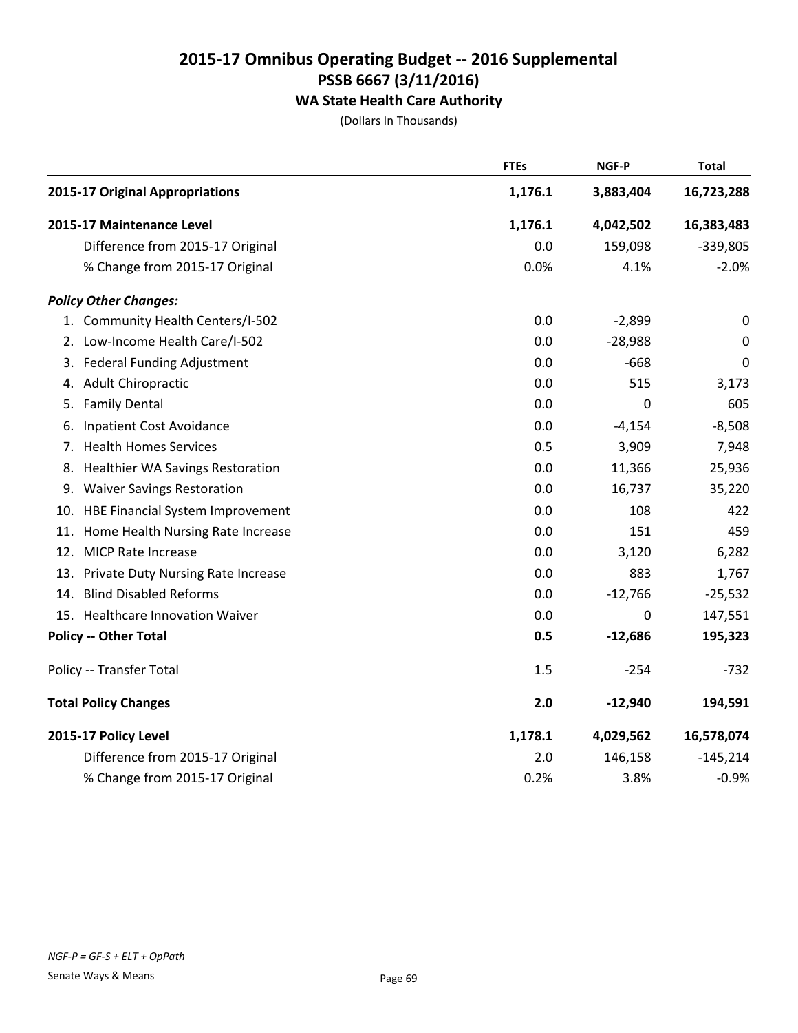# 2015-17 Omnibus Operating Budget -- 2016 Supplemental
## PSSB 6667 (3/11/2016)
### WA State Health Care Authority

(Dollars In Thousands)

| | FTEs | NGF-P | Total |
|---|---|---|---|
| **2015-17 Original Appropriations** | **1,176.1** | **3,883,404** | **16,723,288** |
| **2015-17 Maintenance Level** | **1,176.1** | **4,042,502** | **16,383,483** |
| Difference from 2015-17 Original | 0.0 | 159,098 | -339,805 |
| % Change from 2015-17 Original | 0.0% | 4.1% | -2.0% |
| ***Policy Other Changes:*** | | | |
| 1. Community Health Centers/I-502 | 0.0 | -2,899 | 0 |
| 2. Low-Income Health Care/I-502 | 0.0 | -28,988 | 0 |
| 3. Federal Funding Adjustment | 0.0 | -668 | 0 |
| 4. Adult Chiropractic | 0.0 | 515 | 3,173 |
| 5. Family Dental | 0.0 | 0 | 605 |
| 6. Inpatient Cost Avoidance | 0.0 | -4,154 | -8,508 |
| 7. Health Homes Services | 0.5 | 3,909 | 7,948 |
| 8. Healthier WA Savings Restoration | 0.0 | 11,366 | 25,936 |
| 9. Waiver Savings Restoration | 0.0 | 16,737 | 35,220 |
| 10. HBE Financial System Improvement | 0.0 | 108 | 422 |
| 11. Home Health Nursing Rate Increase | 0.0 | 151 | 459 |
| 12. MICP Rate Increase | 0.0 | 3,120 | 6,282 |
| 13. Private Duty Nursing Rate Increase | 0.0 | 883 | 1,767 |
| 14. Blind Disabled Reforms | 0.0 | -12,766 | -25,532 |
| 15. Healthcare Innovation Waiver | 0.0 | 0 | 147,551 |
| **Policy -- Other Total** | **0.5** | **-12,686** | **195,323** |
| Policy -- Transfer Total | 1.5 | -254 | -732 |
| **Total Policy Changes** | **2.0** | **-12,940** | **194,591** |
| **2015-17 Policy Level** | **1,178.1** | **4,029,562** | **16,578,074** |
| Difference from 2015-17 Original | 2.0 | 146,158 | -145,214 |
| % Change from 2015-17 Original | 0.2% | 3.8% | -0.9% |

*NGF-P = GF-S + ELT + OpPath*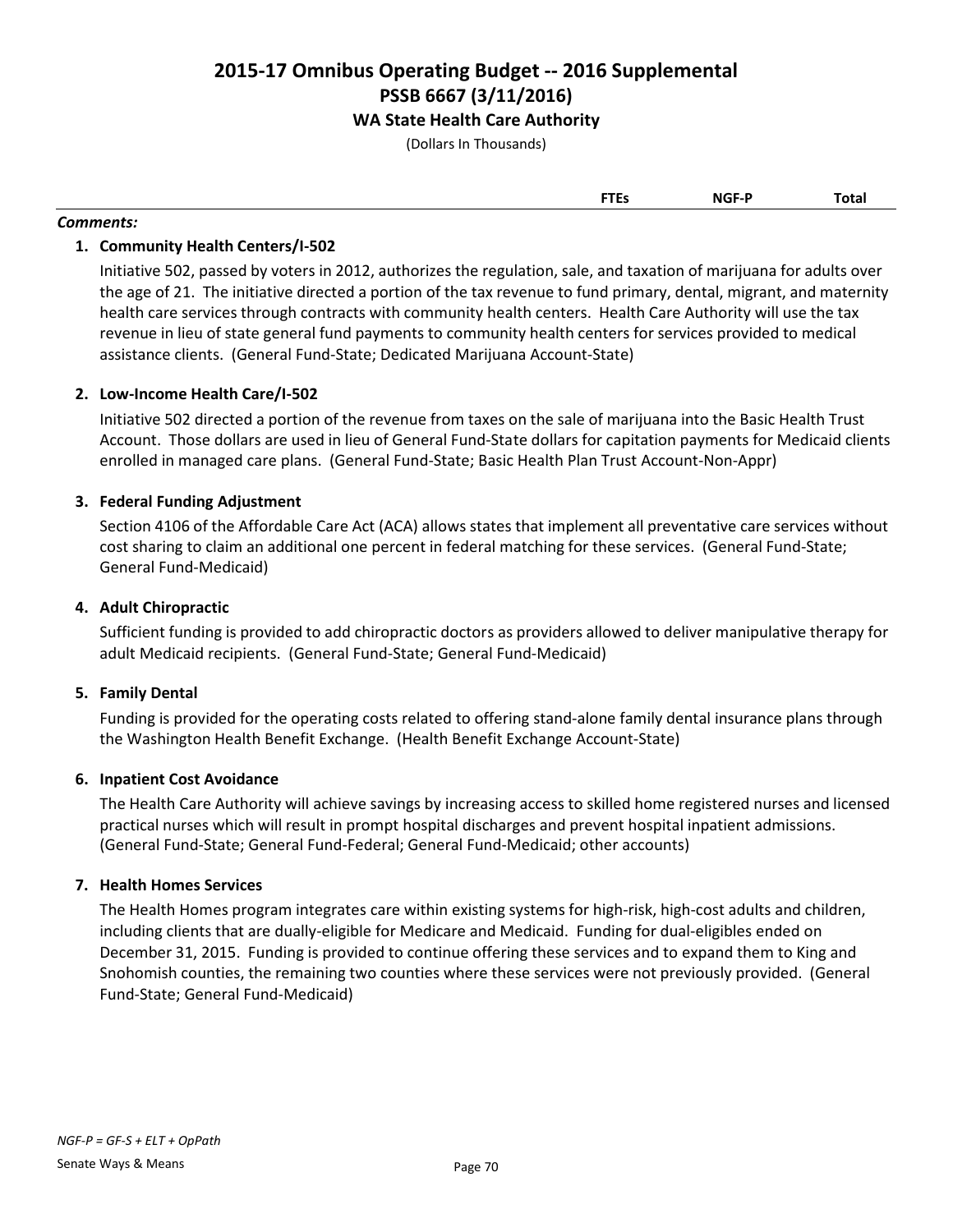# 2015-17 Omnibus Operating Budget -- 2016 Supplemental

## PSSB 6667 (3/11/2016)

### WA State Health Care Authority

(Dollars In Thousands)

| | FTEs | NGF-P | Total |
|---|---|---|---|

***Comments:***

1. **Community Health Centers/I-502**

   Initiative 502, passed by voters in 2012, authorizes the regulation, sale, and taxation of marijuana for adults over the age of 21. The initiative directed a portion of the tax revenue to fund primary, dental, migrant, and maternity health care services through contracts with community health centers. Health Care Authority will use the tax revenue in lieu of state general fund payments to community health centers for services provided to medical assistance clients. (General Fund-State; Dedicated Marijuana Account-State)

2. **Low-Income Health Care/I-502**

   Initiative 502 directed a portion of the revenue from taxes on the sale of marijuana into the Basic Health Trust Account. Those dollars are used in lieu of General Fund-State dollars for capitation payments for Medicaid clients enrolled in managed care plans. (General Fund-State; Basic Health Plan Trust Account-Non-Appr)

3. **Federal Funding Adjustment**

   Section 4106 of the Affordable Care Act (ACA) allows states that implement all preventative care services without cost sharing to claim an additional one percent in federal matching for these services. (General Fund-State; General Fund-Medicaid)

4. **Adult Chiropractic**

   Sufficient funding is provided to add chiropractic doctors as providers allowed to deliver manipulative therapy for adult Medicaid recipients. (General Fund-State; General Fund-Medicaid)

5. **Family Dental**

   Funding is provided for the operating costs related to offering stand-alone family dental insurance plans through the Washington Health Benefit Exchange. (Health Benefit Exchange Account-State)

6. **Inpatient Cost Avoidance**

   The Health Care Authority will achieve savings by increasing access to skilled home registered nurses and licensed practical nurses which will result in prompt hospital discharges and prevent hospital inpatient admissions. (General Fund-State; General Fund-Federal; General Fund-Medicaid; other accounts)

7. **Health Homes Services**

   The Health Homes program integrates care within existing systems for high-risk, high-cost adults and children, including clients that are dually-eligible for Medicare and Medicaid. Funding for dual-eligibles ended on December 31, 2015. Funding is provided to continue offering these services and to expand them to King and Snohomish counties, the remaining two counties where these services were not previously provided. (General Fund-State; General Fund-Medicaid)

*NGF-P = GF-S + ELT + OpPath*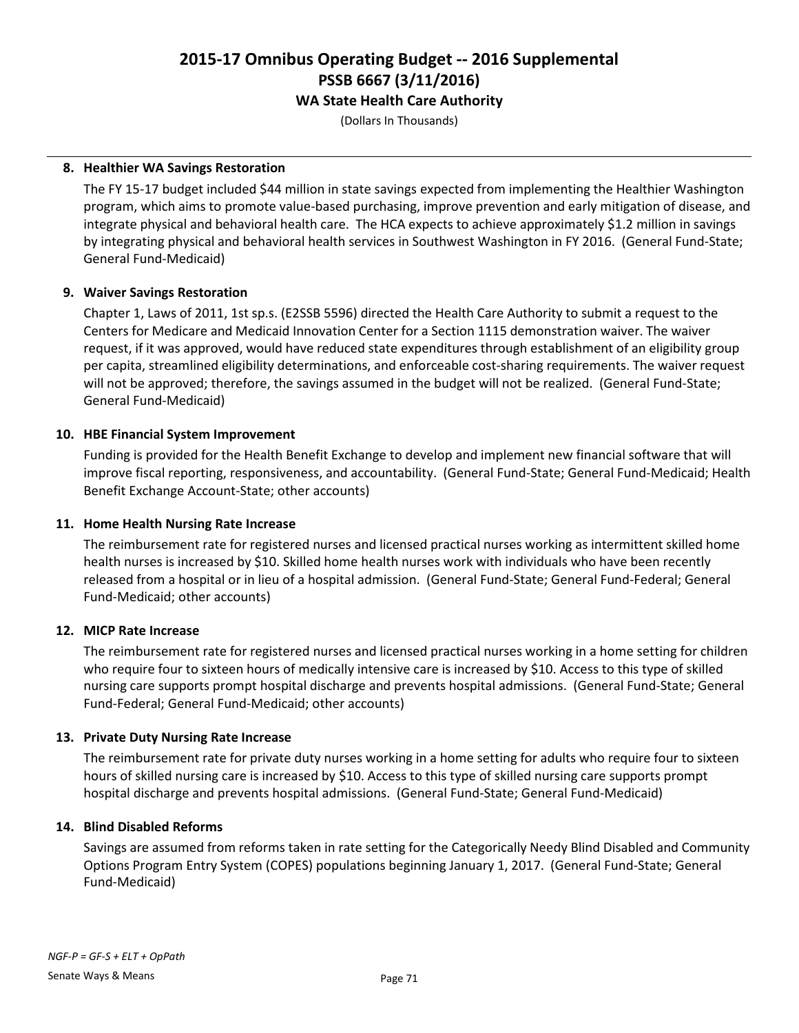# 2015-17 Omnibus Operating Budget -- 2016 Supplemental
## PSSB 6667 (3/11/2016)
### WA State Health Care Authority

(Dollars In Thousands)

**8. Healthier WA Savings Restoration**

The FY 15-17 budget included $44 million in state savings expected from implementing the Healthier Washington program, which aims to promote value-based purchasing, improve prevention and early mitigation of disease, and integrate physical and behavioral health care. The HCA expects to achieve approximately $1.2 million in savings by integrating physical and behavioral health services in Southwest Washington in FY 2016. (General Fund-State; General Fund-Medicaid)

**9. Waiver Savings Restoration**

Chapter 1, Laws of 2011, 1st sp.s. (E2SSB 5596) directed the Health Care Authority to submit a request to the Centers for Medicare and Medicaid Innovation Center for a Section 1115 demonstration waiver. The waiver request, if it was approved, would have reduced state expenditures through establishment of an eligibility group per capita, streamlined eligibility determinations, and enforceable cost-sharing requirements. The waiver request will not be approved; therefore, the savings assumed in the budget will not be realized. (General Fund-State; General Fund-Medicaid)

**10. HBE Financial System Improvement**

Funding is provided for the Health Benefit Exchange to develop and implement new financial software that will improve fiscal reporting, responsiveness, and accountability. (General Fund-State; General Fund-Medicaid; Health Benefit Exchange Account-State; other accounts)

**11. Home Health Nursing Rate Increase**

The reimbursement rate for registered nurses and licensed practical nurses working as intermittent skilled home health nurses is increased by $10. Skilled home health nurses work with individuals who have been recently released from a hospital or in lieu of a hospital admission. (General Fund-State; General Fund-Federal; General Fund-Medicaid; other accounts)

**12. MICP Rate Increase**

The reimbursement rate for registered nurses and licensed practical nurses working in a home setting for children who require four to sixteen hours of medically intensive care is increased by $10. Access to this type of skilled nursing care supports prompt hospital discharge and prevents hospital admissions. (General Fund-State; General Fund-Federal; General Fund-Medicaid; other accounts)

**13. Private Duty Nursing Rate Increase**

The reimbursement rate for private duty nurses working in a home setting for adults who require four to sixteen hours of skilled nursing care is increased by $10. Access to this type of skilled nursing care supports prompt hospital discharge and prevents hospital admissions. (General Fund-State; General Fund-Medicaid)

**14. Blind Disabled Reforms**

Savings are assumed from reforms taken in rate setting for the Categorically Needy Blind Disabled and Community Options Program Entry System (COPES) populations beginning January 1, 2017. (General Fund-State; General Fund-Medicaid)

*NGF-P = GF-S + ELT + OpPath*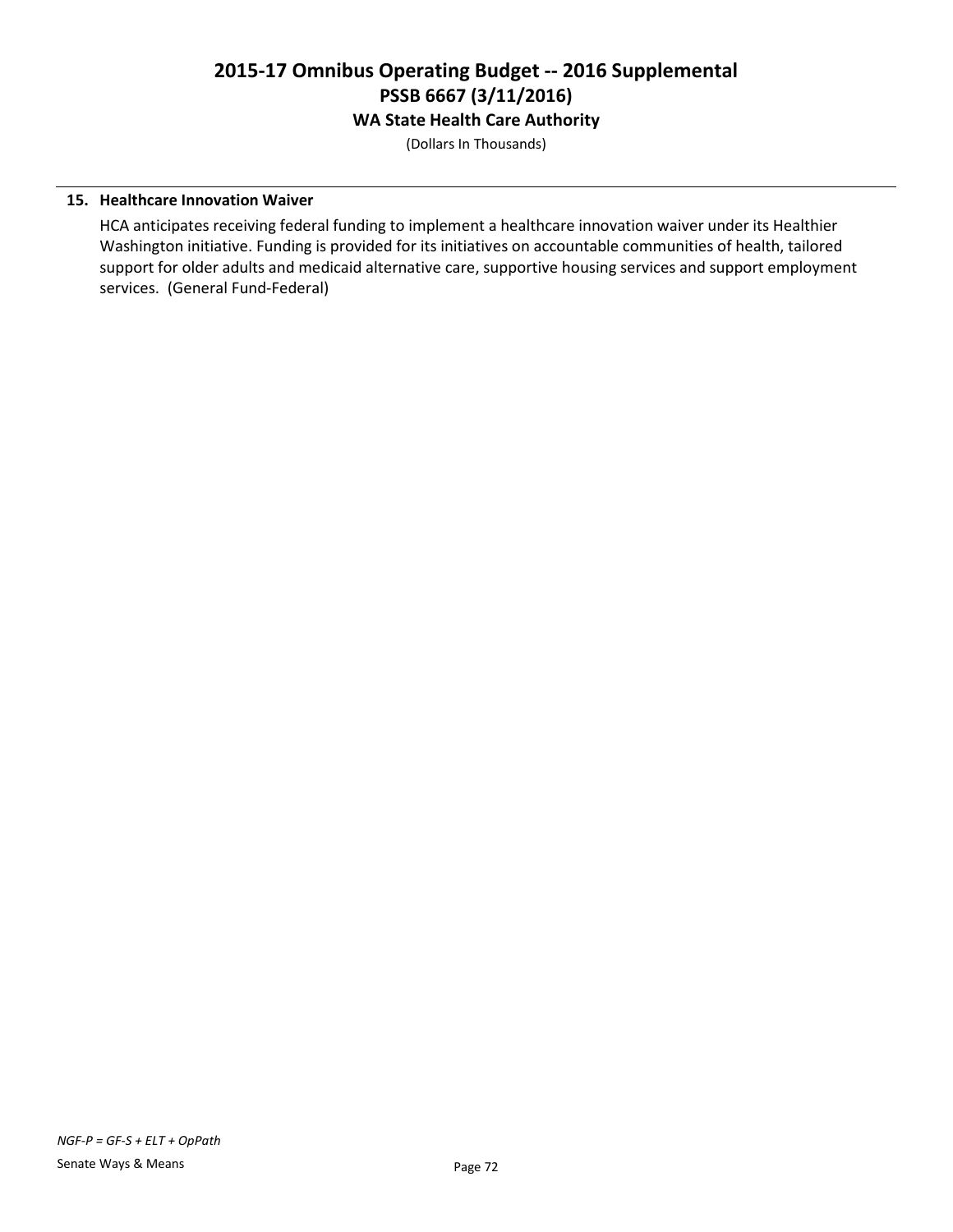**15. Healthcare Innovation Waiver**

HCA anticipates receiving federal funding to implement a healthcare innovation waiver under its Healthier Washington initiative. Funding is provided for its initiatives on accountable communities of health, tailored support for older adults and medicaid alternative care, supportive housing services and support employment services. (General Fund-Federal)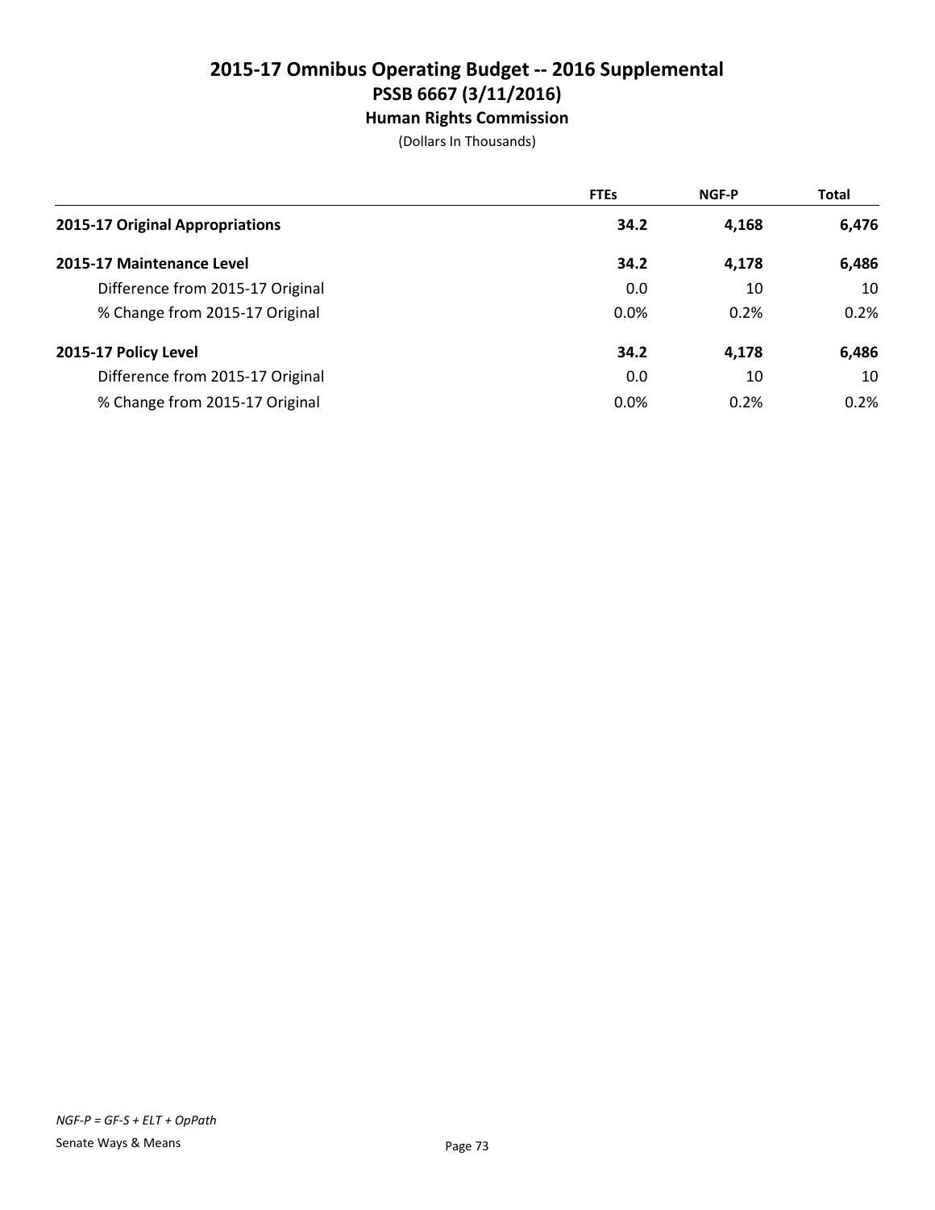# 2015-17 Omnibus Operating Budget -- 2016 Supplemental
## PSSB 6667 (3/11/2016)
### Human Rights Commission

(Dollars In Thousands)

| | FTEs | NGF-P | Total |
|---|---|---|---|
| **2015-17 Original Appropriations** | **34.2** | **4,168** | **6,476** |
| **2015-17 Maintenance Level** | **34.2** | **4,178** | **6,486** |
| Difference from 2015-17 Original | 0.0 | 10 | 10 |
| % Change from 2015-17 Original | 0.0% | 0.2% | 0.2% |
| **2015-17 Policy Level** | **34.2** | **4,178** | **6,486** |
| Difference from 2015-17 Original | 0.0 | 10 | 10 |
| % Change from 2015-17 Original | 0.0% | 0.2% | 0.2% |

*NGF-P = GF-S + ELT + OpPath*

Senate Ways & Means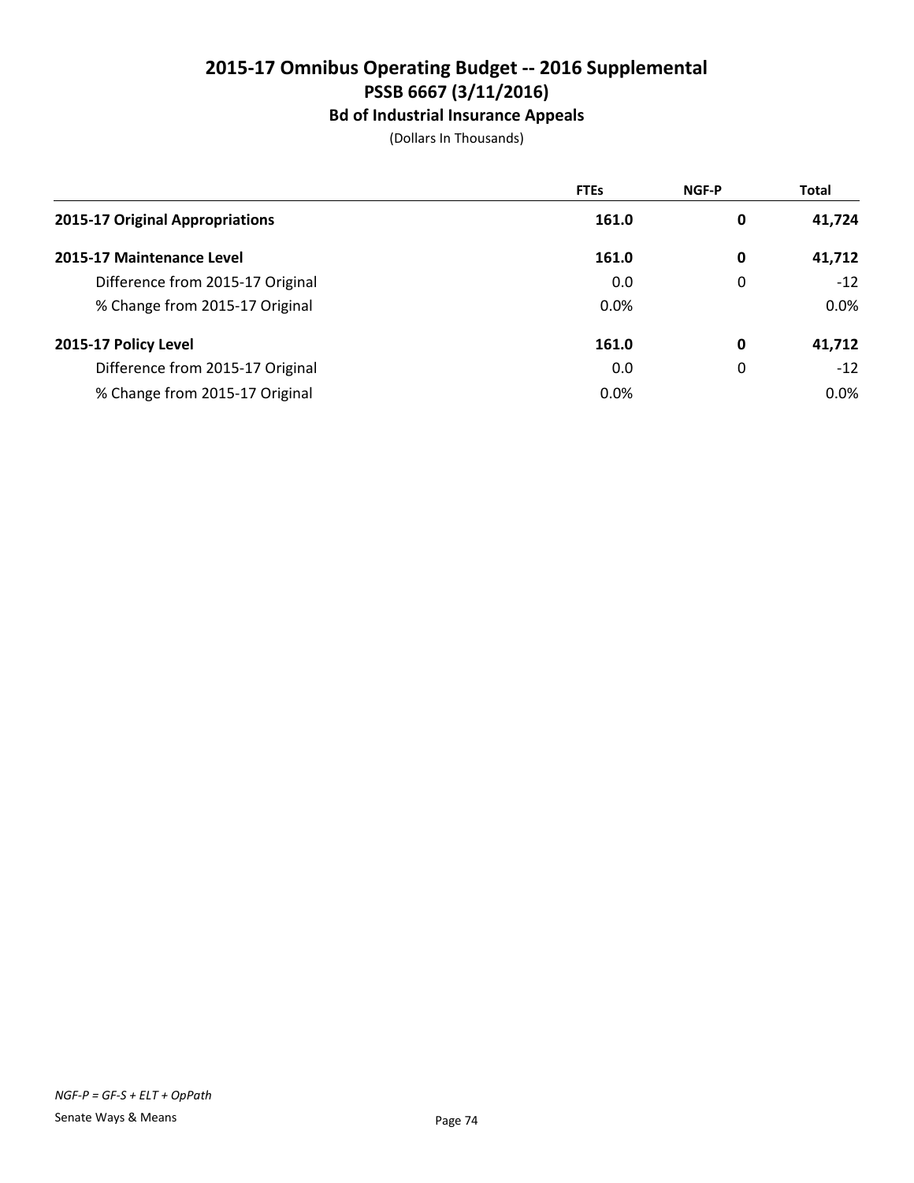# 2015-17 Omnibus Operating Budget -- 2016 Supplemental
## PSSB 6667 (3/11/2016)
### Bd of Industrial Insurance Appeals
(Dollars In Thousands)

| | FTEs | NGF-P | Total |
|---|---|---|---|
| **2015-17 Original Appropriations** | **161.0** | **0** | **41,724** |
| **2015-17 Maintenance Level** | **161.0** | **0** | **41,712** |
| Difference from 2015-17 Original | 0.0 | 0 | -12 |
| % Change from 2015-17 Original | 0.0% | | 0.0% |
| **2015-17 Policy Level** | **161.0** | **0** | **41,712** |
| Difference from 2015-17 Original | 0.0 | 0 | -12 |
| % Change from 2015-17 Original | 0.0% | | 0.0% |

*NGF-P = GF-S + ELT + OpPath*

Senate Ways & Means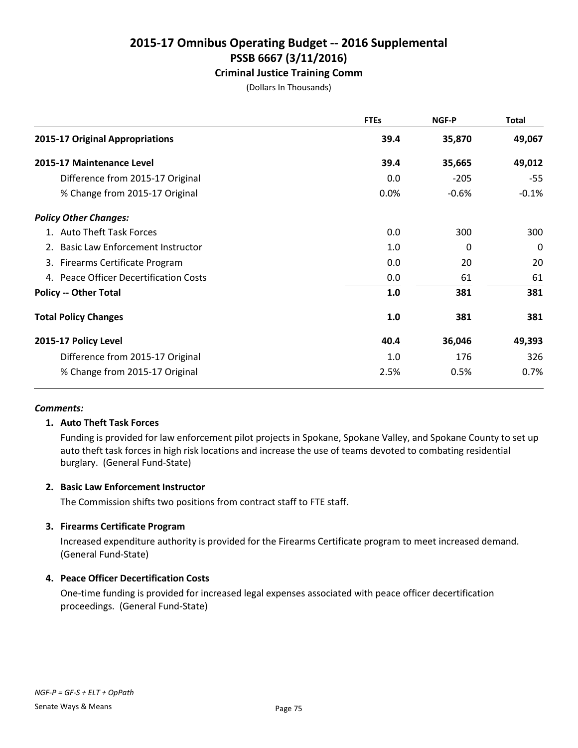# 2015-17 Omnibus Operating Budget -- 2016 Supplemental
## PSSB 6667 (3/11/2016)
### Criminal Justice Training Comm

(Dollars In Thousands)

| | FTEs | NGF-P | Total |
|---|---|---|---|
| **2015-17 Original Appropriations** | **39.4** | **35,870** | **49,067** |
| **2015-17 Maintenance Level** | **39.4** | **35,665** | **49,012** |
| Difference from 2015-17 Original | 0.0 | -205 | -55 |
| % Change from 2015-17 Original | 0.0% | -0.6% | -0.1% |
| ***Policy Other Changes:*** | | | |
| 1. Auto Theft Task Forces | 0.0 | 300 | 300 |
| 2. Basic Law Enforcement Instructor | 1.0 | 0 | 0 |
| 3. Firearms Certificate Program | 0.0 | 20 | 20 |
| 4. Peace Officer Decertification Costs | 0.0 | 61 | 61 |
| **Policy -- Other Total** | **1.0** | **381** | **381** |
| **Total Policy Changes** | **1.0** | **381** | **381** |
| **2015-17 Policy Level** | **40.4** | **36,046** | **49,393** |
| Difference from 2015-17 Original | 1.0 | 176 | 326 |
| % Change from 2015-17 Original | 2.5% | 0.5% | 0.7% |

***Comments:***

**1. Auto Theft Task Forces**

Funding is provided for law enforcement pilot projects in Spokane, Spokane Valley, and Spokane County to set up auto theft task forces in high risk locations and increase the use of teams devoted to combating residential burglary. (General Fund-State)

**2. Basic Law Enforcement Instructor**

The Commission shifts two positions from contract staff to FTE staff.

**3. Firearms Certificate Program**

Increased expenditure authority is provided for the Firearms Certificate program to meet increased demand. (General Fund-State)

**4. Peace Officer Decertification Costs**

One-time funding is provided for increased legal expenses associated with peace officer decertification proceedings. (General Fund-State)

*NGF-P = GF-S + ELT + OpPath*

Senate Ways & Means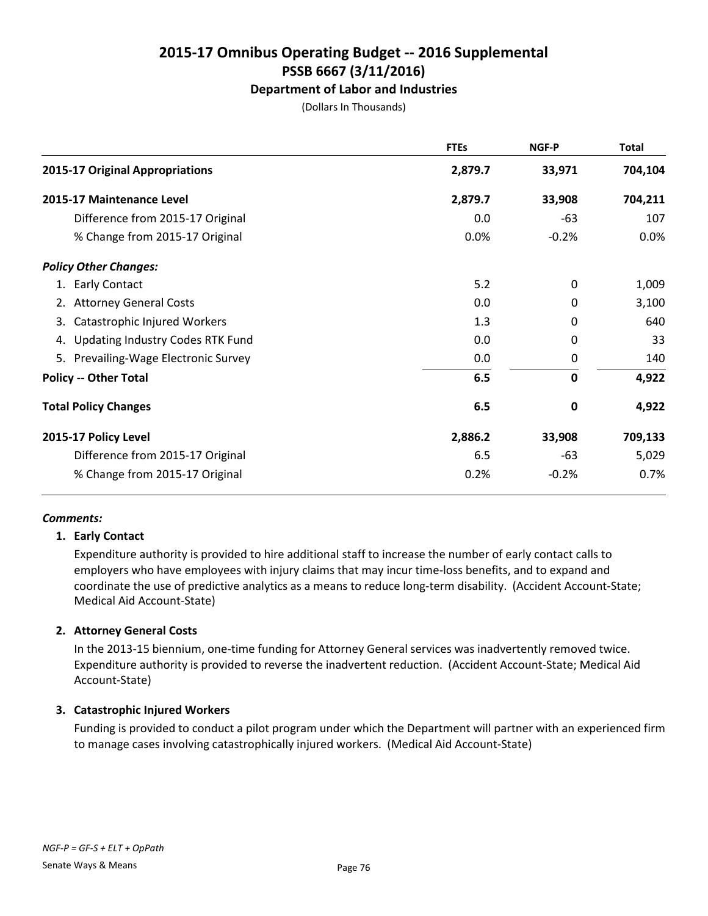# 2015-17 Omnibus Operating Budget -- 2016 Supplemental
## PSSB 6667 (3/11/2016)
### Department of Labor and Industries

(Dollars In Thousands)

| | FTEs | NGF-P | Total |
|---|---|---|---|
| **2015-17 Original Appropriations** | **2,879.7** | **33,971** | **704,104** |
| **2015-17 Maintenance Level** | **2,879.7** | **33,908** | **704,211** |
| Difference from 2015-17 Original | 0.0 | -63 | 107 |
| % Change from 2015-17 Original | 0.0% | -0.2% | 0.0% |
| ***Policy Other Changes:*** | | | |
| 1. Early Contact | 5.2 | 0 | 1,009 |
| 2. Attorney General Costs | 0.0 | 0 | 3,100 |
| 3. Catastrophic Injured Workers | 1.3 | 0 | 640 |
| 4. Updating Industry Codes RTK Fund | 0.0 | 0 | 33 |
| 5. Prevailing-Wage Electronic Survey | 0.0 | 0 | 140 |
| **Policy -- Other Total** | **6.5** | **0** | **4,922** |
| **Total Policy Changes** | **6.5** | **0** | **4,922** |
| **2015-17 Policy Level** | **2,886.2** | **33,908** | **709,133** |
| Difference from 2015-17 Original | 6.5 | -63 | 5,029 |
| % Change from 2015-17 Original | 0.2% | -0.2% | 0.7% |

***Comments:***

**1. Early Contact**

Expenditure authority is provided to hire additional staff to increase the number of early contact calls to employers who have employees with injury claims that may incur time-loss benefits, and to expand and coordinate the use of predictive analytics as a means to reduce long-term disability. (Accident Account-State; Medical Aid Account-State)

**2. Attorney General Costs**

In the 2013-15 biennium, one-time funding for Attorney General services was inadvertently removed twice. Expenditure authority is provided to reverse the inadvertent reduction. (Accident Account-State; Medical Aid Account-State)

**3. Catastrophic Injured Workers**

Funding is provided to conduct a pilot program under which the Department will partner with an experienced firm to manage cases involving catastrophically injured workers. (Medical Aid Account-State)

*NGF-P = GF-S + ELT + OpPath*

Senate Ways & Means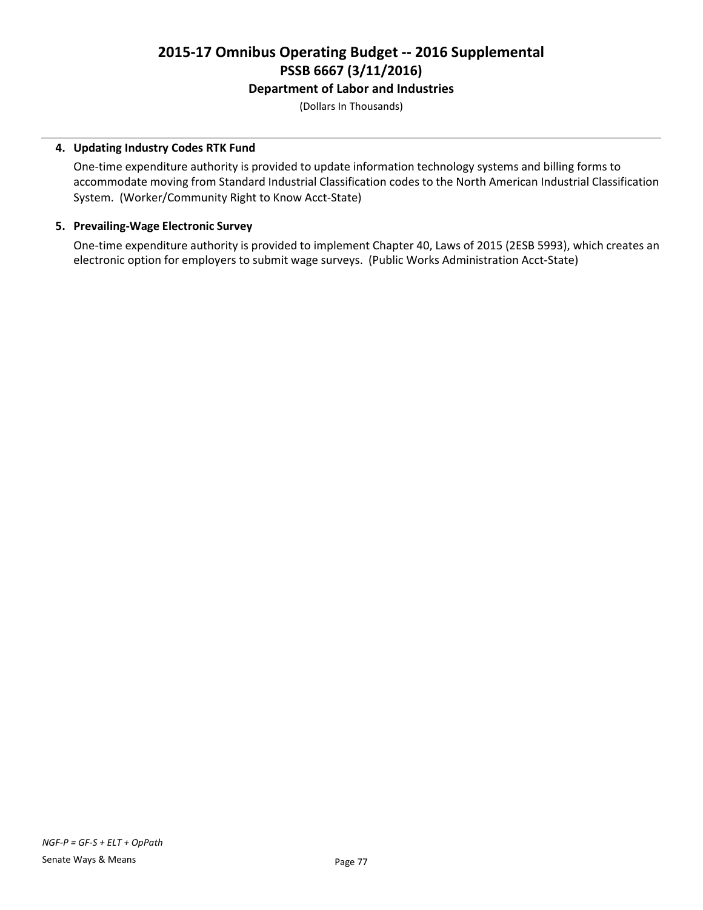**4. Updating Industry Codes RTK Fund**

One-time expenditure authority is provided to update information technology systems and billing forms to accommodate moving from Standard Industrial Classification codes to the North American Industrial Classification System. (Worker/Community Right to Know Acct-State)

**5. Prevailing-Wage Electronic Survey**

One-time expenditure authority is provided to implement Chapter 40, Laws of 2015 (2ESB 5993), which creates an electronic option for employers to submit wage surveys. (Public Works Administration Acct-State)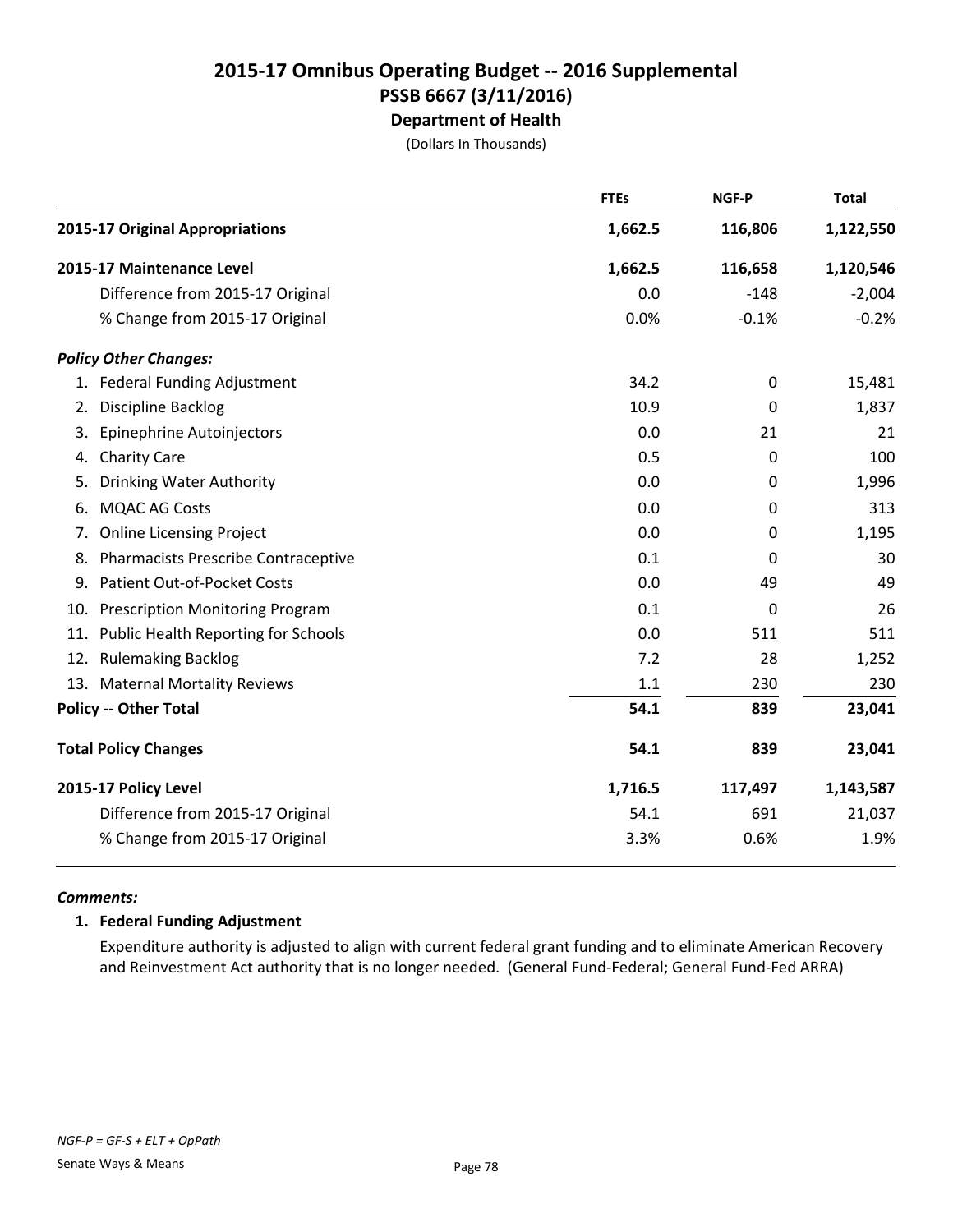# 2015-17 Omnibus Operating Budget -- 2016 Supplemental
## PSSB 6667 (3/11/2016)
### Department of Health

(Dollars In Thousands)

| | FTEs | NGF-P | Total |
|---|---|---|---|
| **2015-17 Original Appropriations** | **1,662.5** | **116,806** | **1,122,550** |
| **2015-17 Maintenance Level** | **1,662.5** | **116,658** | **1,120,546** |
| Difference from 2015-17 Original | 0.0 | -148 | -2,004 |
| % Change from 2015-17 Original | 0.0% | -0.1% | -0.2% |
| ***Policy Other Changes:*** | | | |
| 1. Federal Funding Adjustment | 34.2 | 0 | 15,481 |
| 2. Discipline Backlog | 10.9 | 0 | 1,837 |
| 3. Epinephrine Autoinjectors | 0.0 | 21 | 21 |
| 4. Charity Care | 0.5 | 0 | 100 |
| 5. Drinking Water Authority | 0.0 | 0 | 1,996 |
| 6. MQAC AG Costs | 0.0 | 0 | 313 |
| 7. Online Licensing Project | 0.0 | 0 | 1,195 |
| 8. Pharmacists Prescribe Contraceptive | 0.1 | 0 | 30 |
| 9. Patient Out-of-Pocket Costs | 0.0 | 49 | 49 |
| 10. Prescription Monitoring Program | 0.1 | 0 | 26 |
| 11. Public Health Reporting for Schools | 0.0 | 511 | 511 |
| 12. Rulemaking Backlog | 7.2 | 28 | 1,252 |
| 13. Maternal Mortality Reviews | 1.1 | 230 | 230 |
| **Policy -- Other Total** | **54.1** | **839** | **23,041** |
| **Total Policy Changes** | **54.1** | **839** | **23,041** |
| **2015-17 Policy Level** | **1,716.5** | **117,497** | **1,143,587** |
| Difference from 2015-17 Original | 54.1 | 691 | 21,037 |
| % Change from 2015-17 Original | 3.3% | 0.6% | 1.9% |

***Comments:***

**1. Federal Funding Adjustment**

Expenditure authority is adjusted to align with current federal grant funding and to eliminate American Recovery and Reinvestment Act authority that is no longer needed. (General Fund-Federal; General Fund-Fed ARRA)

*NGF-P = GF-S + ELT + OpPath*

Senate Ways & Means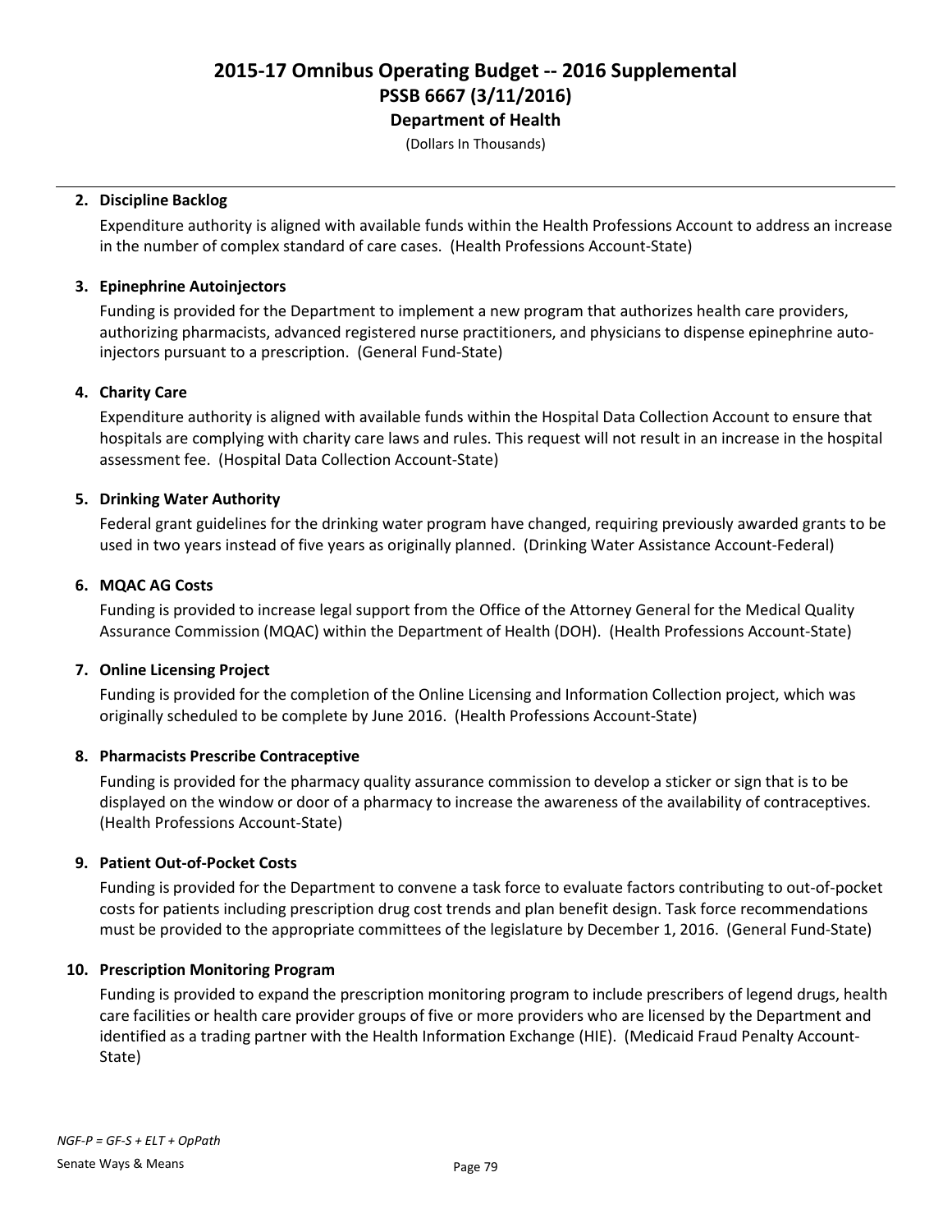# 2015-17 Omnibus Operating Budget -- 2016 Supplemental
## PSSB 6667 (3/11/2016)
### Department of Health

(Dollars In Thousands)

**2. Discipline Backlog**

Expenditure authority is aligned with available funds within the Health Professions Account to address an increase in the number of complex standard of care cases. (Health Professions Account-State)

**3. Epinephrine Autoinjectors**

Funding is provided for the Department to implement a new program that authorizes health care providers, authorizing pharmacists, advanced registered nurse practitioners, and physicians to dispense epinephrine auto-injectors pursuant to a prescription. (General Fund-State)

**4. Charity Care**

Expenditure authority is aligned with available funds within the Hospital Data Collection Account to ensure that hospitals are complying with charity care laws and rules. This request will not result in an increase in the hospital assessment fee. (Hospital Data Collection Account-State)

**5. Drinking Water Authority**

Federal grant guidelines for the drinking water program have changed, requiring previously awarded grants to be used in two years instead of five years as originally planned. (Drinking Water Assistance Account-Federal)

**6. MQAC AG Costs**

Funding is provided to increase legal support from the Office of the Attorney General for the Medical Quality Assurance Commission (MQAC) within the Department of Health (DOH). (Health Professions Account-State)

**7. Online Licensing Project**

Funding is provided for the completion of the Online Licensing and Information Collection project, which was originally scheduled to be complete by June 2016. (Health Professions Account-State)

**8. Pharmacists Prescribe Contraceptive**

Funding is provided for the pharmacy quality assurance commission to develop a sticker or sign that is to be displayed on the window or door of a pharmacy to increase the awareness of the availability of contraceptives. (Health Professions Account-State)

**9. Patient Out-of-Pocket Costs**

Funding is provided for the Department to convene a task force to evaluate factors contributing to out-of-pocket costs for patients including prescription drug cost trends and plan benefit design. Task force recommendations must be provided to the appropriate committees of the legislature by December 1, 2016. (General Fund-State)

**10. Prescription Monitoring Program**

Funding is provided to expand the prescription monitoring program to include prescribers of legend drugs, health care facilities or health care provider groups of five or more providers who are licensed by the Department and identified as a trading partner with the Health Information Exchange (HIE). (Medicaid Fraud Penalty Account-State)

*NGF-P = GF-S + ELT + OpPath*

Senate Ways & Means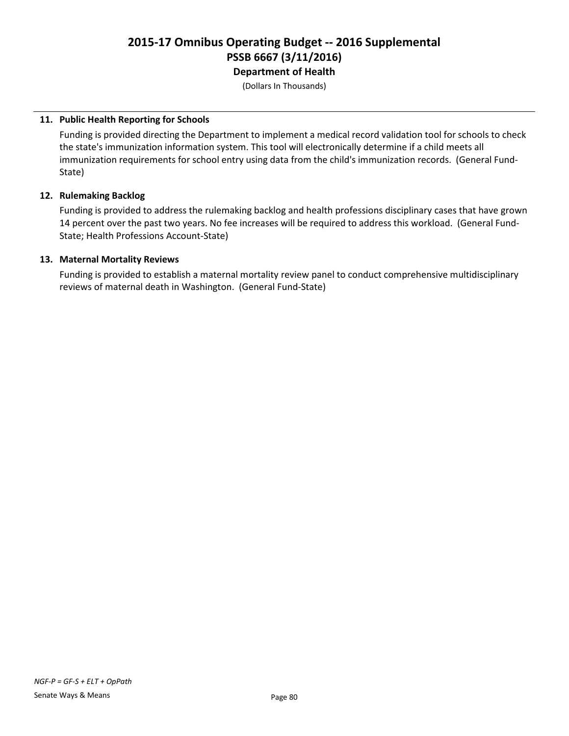**11. Public Health Reporting for Schools**

Funding is provided directing the Department to implement a medical record validation tool for schools to check the state's immunization information system. This tool will electronically determine if a child meets all immunization requirements for school entry using data from the child's immunization records. (General Fund-State)

**12. Rulemaking Backlog**

Funding is provided to address the rulemaking backlog and health professions disciplinary cases that have grown 14 percent over the past two years. No fee increases will be required to address this workload. (General Fund-State; Health Professions Account-State)

**13. Maternal Mortality Reviews**

Funding is provided to establish a maternal mortality review panel to conduct comprehensive multidisciplinary reviews of maternal death in Washington. (General Fund-State)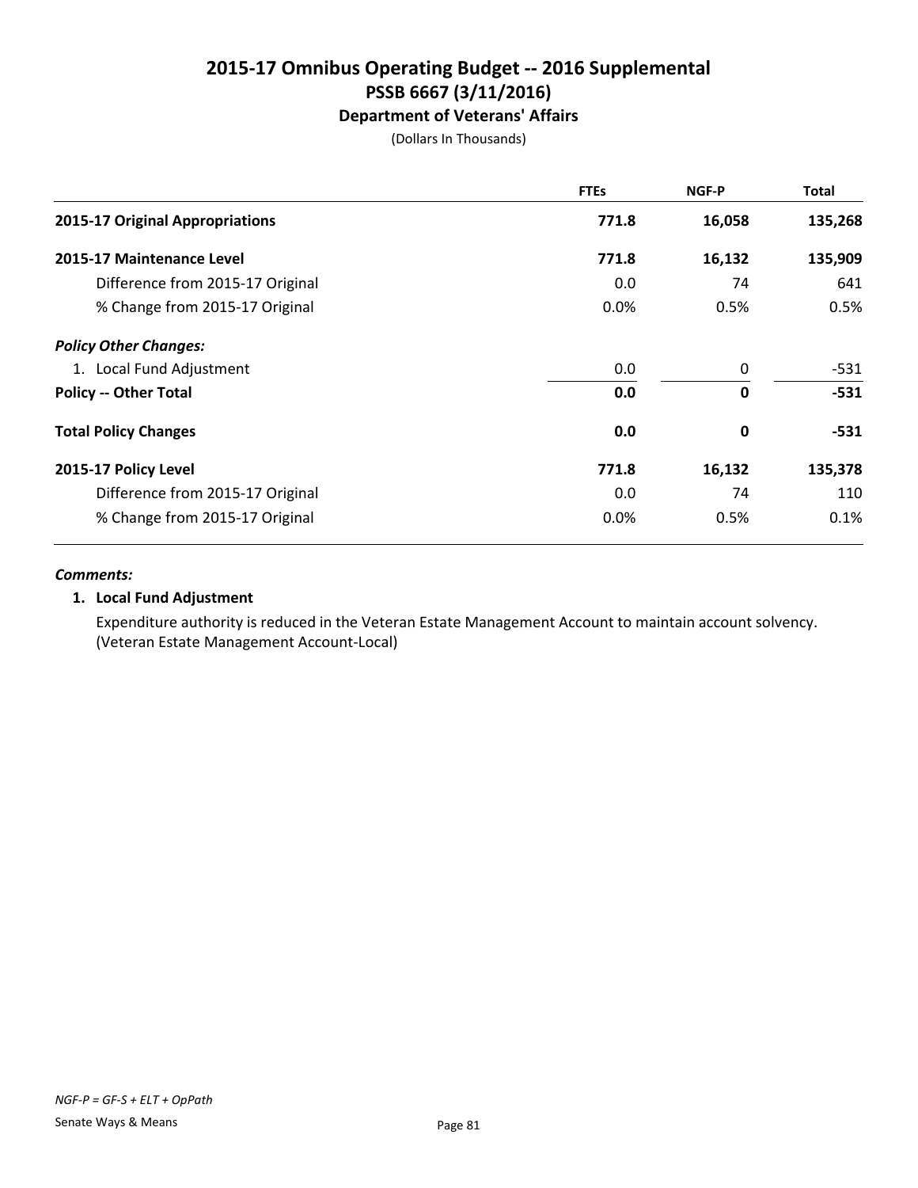# 2015-17 Omnibus Operating Budget -- 2016 Supplemental
## PSSB 6667 (3/11/2016)
### Department of Veterans' Affairs

(Dollars In Thousands)

| | FTEs | NGF-P | Total |
|---|---|---|---|
| **2015-17 Original Appropriations** | **771.8** | **16,058** | **135,268** |
| **2015-17 Maintenance Level** | **771.8** | **16,132** | **135,909** |
| Difference from 2015-17 Original | 0.0 | 74 | 641 |
| % Change from 2015-17 Original | 0.0% | 0.5% | 0.5% |
| ***Policy Other Changes:*** | | | |
| 1. Local Fund Adjustment | 0.0 | 0 | -531 |
| **Policy -- Other Total** | **0.0** | **0** | **-531** |
| **Total Policy Changes** | **0.0** | **0** | **-531** |
| **2015-17 Policy Level** | **771.8** | **16,132** | **135,378** |
| Difference from 2015-17 Original | 0.0 | 74 | 110 |
| % Change from 2015-17 Original | 0.0% | 0.5% | 0.1% |

***Comments:***

**1. Local Fund Adjustment**

Expenditure authority is reduced in the Veteran Estate Management Account to maintain account solvency. (Veteran Estate Management Account-Local)

*NGF-P = GF-S + ELT + OpPath*

Senate Ways & Means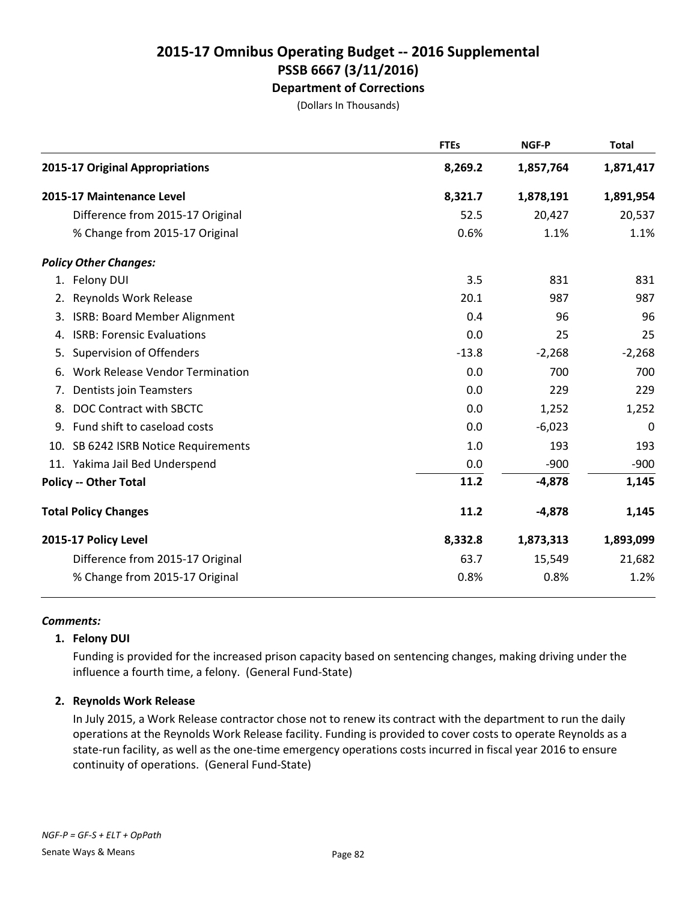# 2015-17 Omnibus Operating Budget -- 2016 Supplemental
## PSSB 6667 (3/11/2016)
### Department of Corrections
(Dollars In Thousands)

| | FTEs | NGF-P | Total |
|---|---|---|---|
| **2015-17 Original Appropriations** | **8,269.2** | **1,857,764** | **1,871,417** |
| **2015-17 Maintenance Level** | **8,321.7** | **1,878,191** | **1,891,954** |
| Difference from 2015-17 Original | 52.5 | 20,427 | 20,537 |
| % Change from 2015-17 Original | 0.6% | 1.1% | 1.1% |
| ***Policy Other Changes:*** | | | |
| 1. Felony DUI | 3.5 | 831 | 831 |
| 2. Reynolds Work Release | 20.1 | 987 | 987 |
| 3. ISRB: Board Member Alignment | 0.4 | 96 | 96 |
| 4. ISRB: Forensic Evaluations | 0.0 | 25 | 25 |
| 5. Supervision of Offenders | -13.8 | -2,268 | -2,268 |
| 6. Work Release Vendor Termination | 0.0 | 700 | 700 |
| 7. Dentists join Teamsters | 0.0 | 229 | 229 |
| 8. DOC Contract with SBCTC | 0.0 | 1,252 | 1,252 |
| 9. Fund shift to caseload costs | 0.0 | -6,023 | 0 |
| 10. SB 6242 ISRB Notice Requirements | 1.0 | 193 | 193 |
| 11. Yakima Jail Bed Underspend | 0.0 | -900 | -900 |
| **Policy -- Other Total** | **11.2** | **-4,878** | **1,145** |
| **Total Policy Changes** | **11.2** | **-4,878** | **1,145** |
| **2015-17 Policy Level** | **8,332.8** | **1,873,313** | **1,893,099** |
| Difference from 2015-17 Original | 63.7 | 15,549 | 21,682 |
| % Change from 2015-17 Original | 0.8% | 0.8% | 1.2% |

***Comments:***

**1. Felony DUI**

Funding is provided for the increased prison capacity based on sentencing changes, making driving under the influence a fourth time, a felony. (General Fund-State)

**2. Reynolds Work Release**

In July 2015, a Work Release contractor chose not to renew its contract with the department to run the daily operations at the Reynolds Work Release facility. Funding is provided to cover costs to operate Reynolds as a state-run facility, as well as the one-time emergency operations costs incurred in fiscal year 2016 to ensure continuity of operations. (General Fund-State)

*NGF-P = GF-S + ELT + OpPath*

Senate Ways & Means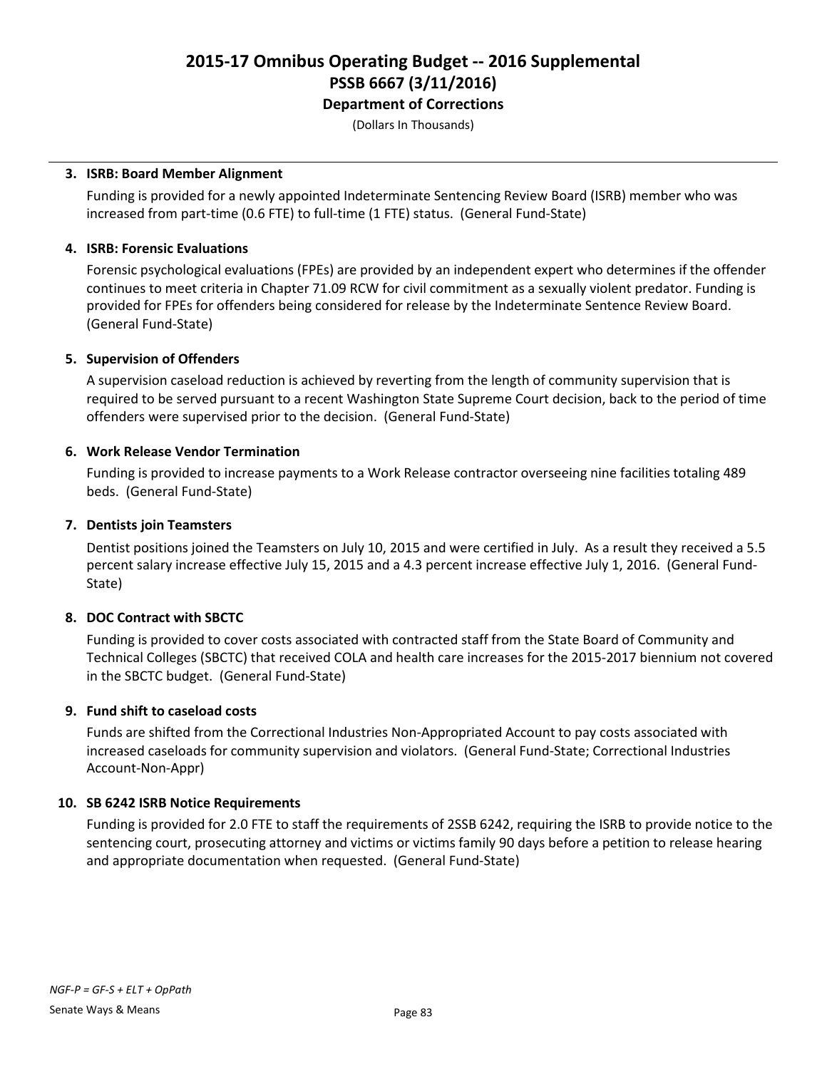# 2015-17 Omnibus Operating Budget -- 2016 Supplemental
## PSSB 6667 (3/11/2016)
### Department of Corrections

(Dollars In Thousands)

**3. ISRB: Board Member Alignment**

Funding is provided for a newly appointed Indeterminate Sentencing Review Board (ISRB) member who was increased from part-time (0.6 FTE) to full-time (1 FTE) status. (General Fund-State)

**4. ISRB: Forensic Evaluations**

Forensic psychological evaluations (FPEs) are provided by an independent expert who determines if the offender continues to meet criteria in Chapter 71.09 RCW for civil commitment as a sexually violent predator. Funding is provided for FPEs for offenders being considered for release by the Indeterminate Sentence Review Board. (General Fund-State)

**5. Supervision of Offenders**

A supervision caseload reduction is achieved by reverting from the length of community supervision that is required to be served pursuant to a recent Washington State Supreme Court decision, back to the period of time offenders were supervised prior to the decision. (General Fund-State)

**6. Work Release Vendor Termination**

Funding is provided to increase payments to a Work Release contractor overseeing nine facilities totaling 489 beds. (General Fund-State)

**7. Dentists join Teamsters**

Dentist positions joined the Teamsters on July 10, 2015 and were certified in July. As a result they received a 5.5 percent salary increase effective July 15, 2015 and a 4.3 percent increase effective July 1, 2016. (General Fund-State)

**8. DOC Contract with SBCTC**

Funding is provided to cover costs associated with contracted staff from the State Board of Community and Technical Colleges (SBCTC) that received COLA and health care increases for the 2015-2017 biennium not covered in the SBCTC budget. (General Fund-State)

**9. Fund shift to caseload costs**

Funds are shifted from the Correctional Industries Non-Appropriated Account to pay costs associated with increased caseloads for community supervision and violators. (General Fund-State; Correctional Industries Account-Non-Appr)

**10. SB 6242 ISRB Notice Requirements**

Funding is provided for 2.0 FTE to staff the requirements of 2SSB 6242, requiring the ISRB to provide notice to the sentencing court, prosecuting attorney and victims or victims family 90 days before a petition to release hearing and appropriate documentation when requested. (General Fund-State)

*NGF-P = GF-S + ELT + OpPath*

Senate Ways & Means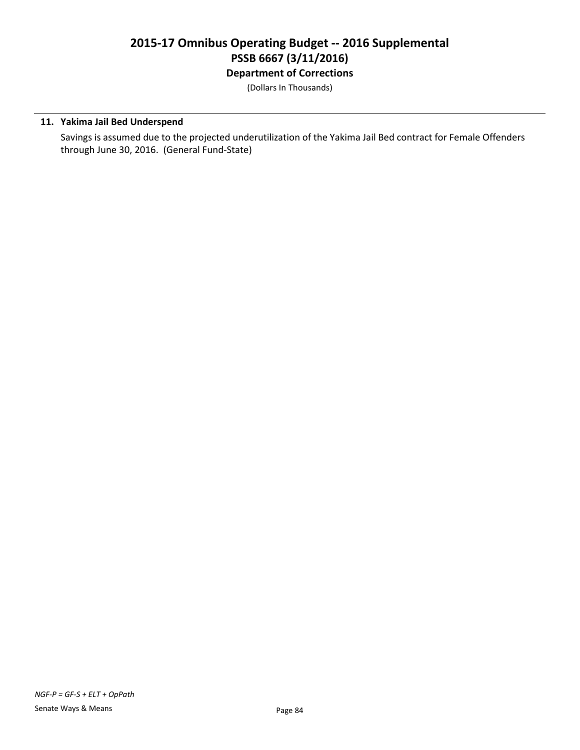**11. Yakima Jail Bed Underspend**

Savings is assumed due to the projected underutilization of the Yakima Jail Bed contract for Female Offenders through June 30, 2016. (General Fund-State)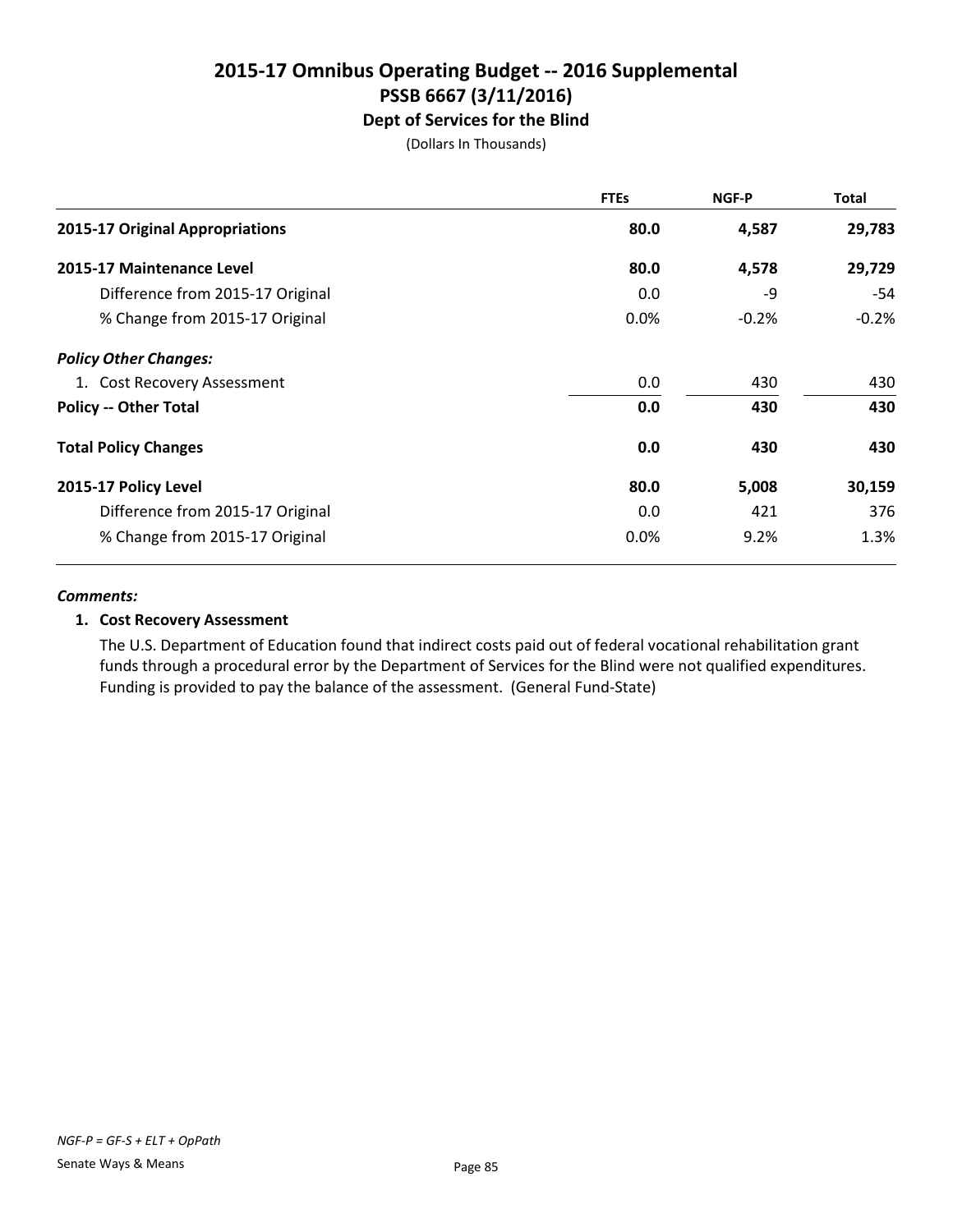# 2015-17 Omnibus Operating Budget -- 2016 Supplemental
## PSSB 6667 (3/11/2016)
### Dept of Services for the Blind

(Dollars In Thousands)

| | FTEs | NGF-P | Total |
|---|---|---|---|
| **2015-17 Original Appropriations** | **80.0** | **4,587** | **29,783** |
| **2015-17 Maintenance Level** | **80.0** | **4,578** | **29,729** |
| Difference from 2015-17 Original | 0.0 | -9 | -54 |
| % Change from 2015-17 Original | 0.0% | -0.2% | -0.2% |
| ***Policy Other Changes:*** | | | |
| 1. Cost Recovery Assessment | 0.0 | 430 | 430 |
| **Policy -- Other Total** | **0.0** | **430** | **430** |
| **Total Policy Changes** | **0.0** | **430** | **430** |
| **2015-17 Policy Level** | **80.0** | **5,008** | **30,159** |
| Difference from 2015-17 Original | 0.0 | 421 | 376 |
| % Change from 2015-17 Original | 0.0% | 9.2% | 1.3% |

***Comments:***

**1. Cost Recovery Assessment**

The U.S. Department of Education found that indirect costs paid out of federal vocational rehabilitation grant funds through a procedural error by the Department of Services for the Blind were not qualified expenditures. Funding is provided to pay the balance of the assessment. (General Fund-State)

*NGF-P = GF-S + ELT + OpPath*

Senate Ways & Means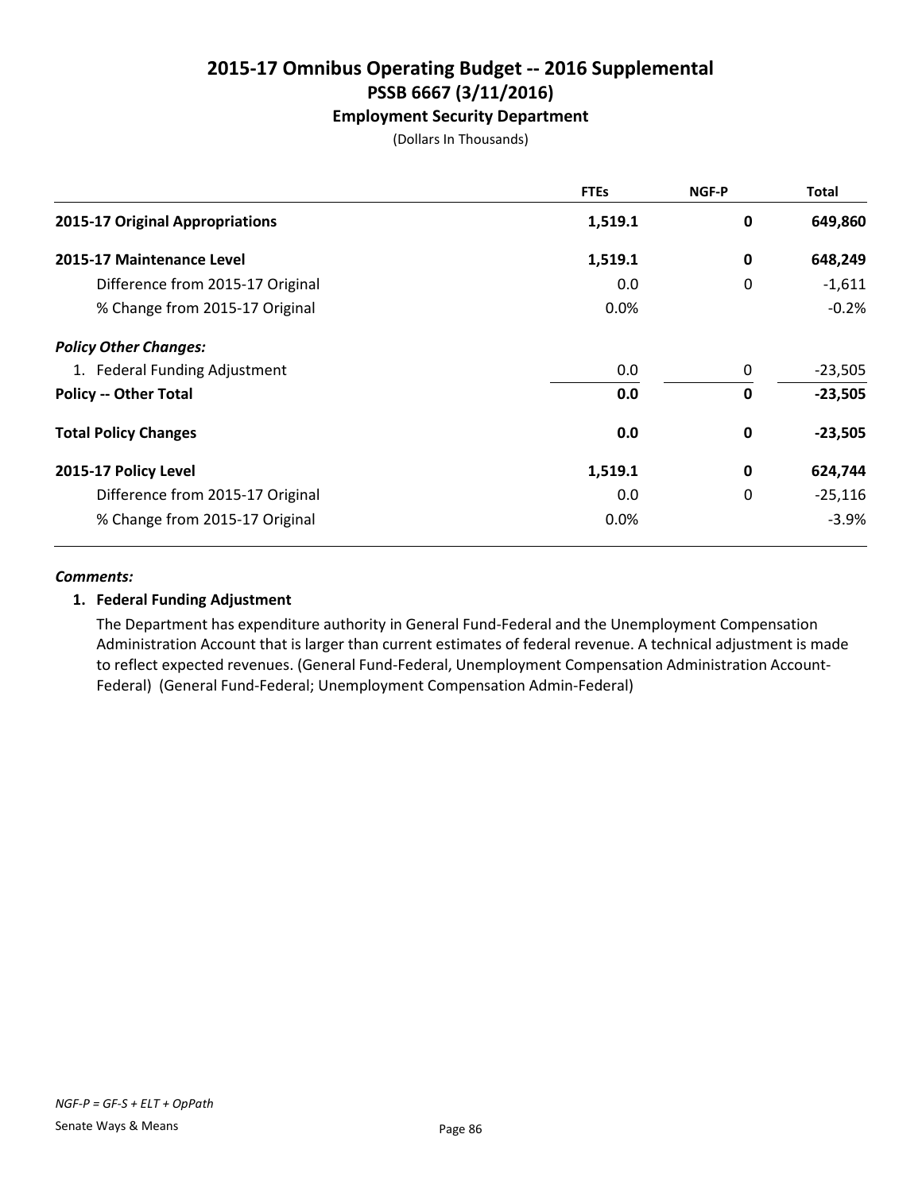# 2015-17 Omnibus Operating Budget -- 2016 Supplemental
## PSSB 6667 (3/11/2016)
### Employment Security Department
(Dollars In Thousands)

| | FTEs | NGF-P | Total |
|---|---|---|---|
| **2015-17 Original Appropriations** | **1,519.1** | **0** | **649,860** |
| **2015-17 Maintenance Level** | **1,519.1** | **0** | **648,249** |
| Difference from 2015-17 Original | 0.0 | 0 | -1,611 |
| % Change from 2015-17 Original | 0.0% | | -0.2% |
| ***Policy Other Changes:*** | | | |
| 1. Federal Funding Adjustment | 0.0 | 0 | -23,505 |
| **Policy -- Other Total** | **0.0** | **0** | **-23,505** |
| **Total Policy Changes** | **0.0** | **0** | **-23,505** |
| **2015-17 Policy Level** | **1,519.1** | **0** | **624,744** |
| Difference from 2015-17 Original | 0.0 | 0 | -25,116 |
| % Change from 2015-17 Original | 0.0% | | -3.9% |

***Comments:***

**1. Federal Funding Adjustment**

The Department has expenditure authority in General Fund-Federal and the Unemployment Compensation Administration Account that is larger than current estimates of federal revenue. A technical adjustment is made to reflect expected revenues. (General Fund-Federal, Unemployment Compensation Administration Account-Federal) (General Fund-Federal; Unemployment Compensation Admin-Federal)

*NGF-P = GF-S + ELT + OpPath*

Senate Ways & Means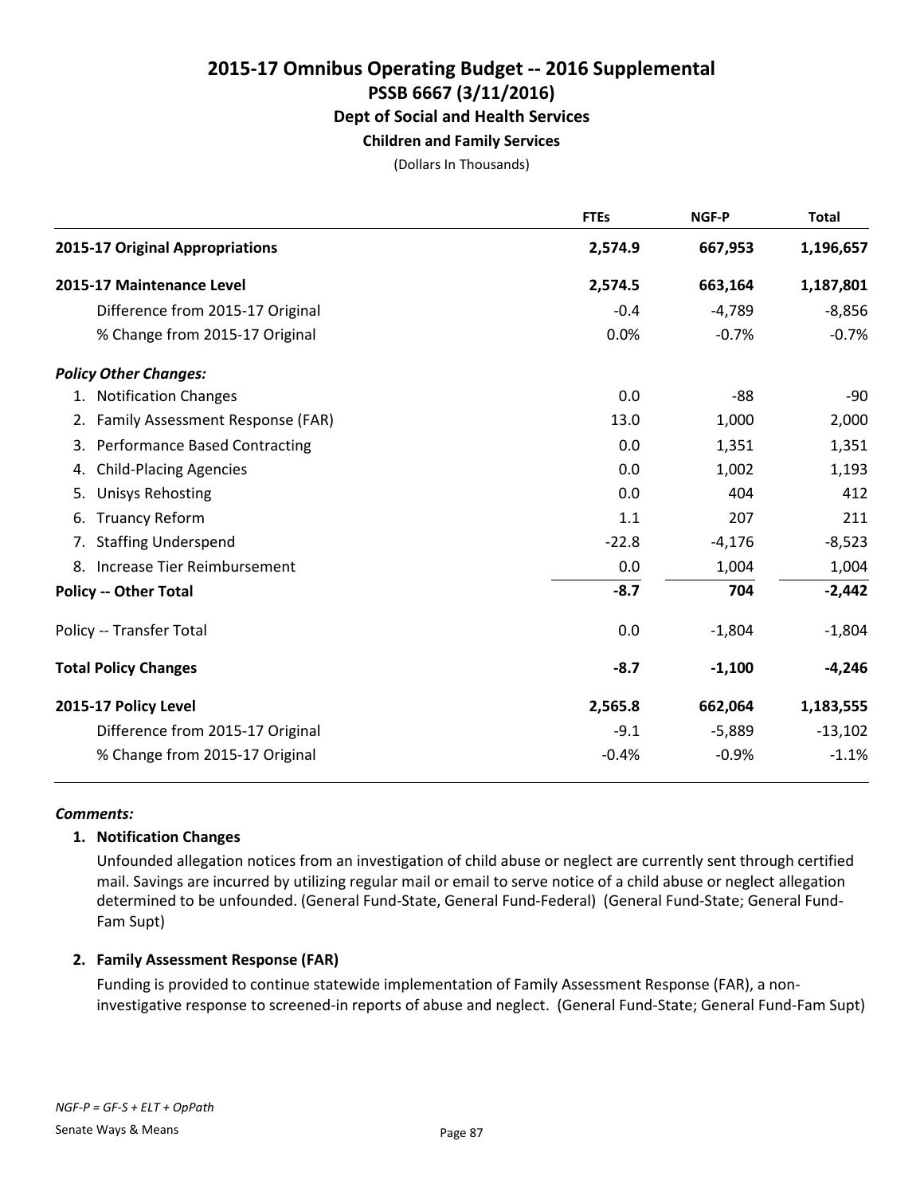# 2015-17 Omnibus Operating Budget -- 2016 Supplemental

## PSSB 6667 (3/11/2016)

### Dept of Social and Health Services

#### Children and Family Services

(Dollars In Thousands)

| | FTEs | NGF-P | Total |
|---|---|---|---|
| **2015-17 Original Appropriations** | **2,574.9** | **667,953** | **1,196,657** |
| **2015-17 Maintenance Level** | **2,574.5** | **663,164** | **1,187,801** |
| Difference from 2015-17 Original | -0.4 | -4,789 | -8,856 |
| % Change from 2015-17 Original | 0.0% | -0.7% | -0.7% |
| ***Policy Other Changes:*** | | | |
| 1. Notification Changes | 0.0 | -88 | -90 |
| 2. Family Assessment Response (FAR) | 13.0 | 1,000 | 2,000 |
| 3. Performance Based Contracting | 0.0 | 1,351 | 1,351 |
| 4. Child-Placing Agencies | 0.0 | 1,002 | 1,193 |
| 5. Unisys Rehosting | 0.0 | 404 | 412 |
| 6. Truancy Reform | 1.1 | 207 | 211 |
| 7. Staffing Underspend | -22.8 | -4,176 | -8,523 |
| 8. Increase Tier Reimbursement | 0.0 | 1,004 | 1,004 |
| **Policy -- Other Total** | **-8.7** | **704** | **-2,442** |
| Policy -- Transfer Total | 0.0 | -1,804 | -1,804 |
| **Total Policy Changes** | **-8.7** | **-1,100** | **-4,246** |
| **2015-17 Policy Level** | **2,565.8** | **662,064** | **1,183,555** |
| Difference from 2015-17 Original | -9.1 | -5,889 | -13,102 |
| % Change from 2015-17 Original | -0.4% | -0.9% | -1.1% |

***Comments:***

1. **Notification Changes**

   Unfounded allegation notices from an investigation of child abuse or neglect are currently sent through certified mail. Savings are incurred by utilizing regular mail or email to serve notice of a child abuse or neglect allegation determined to be unfounded. (General Fund-State, General Fund-Federal) (General Fund-State; General Fund-Fam Supt)

2. **Family Assessment Response (FAR)**

   Funding is provided to continue statewide implementation of Family Assessment Response (FAR), a non-investigative response to screened-in reports of abuse and neglect. (General Fund-State; General Fund-Fam Supt)

*NGF-P = GF-S + ELT + OpPath*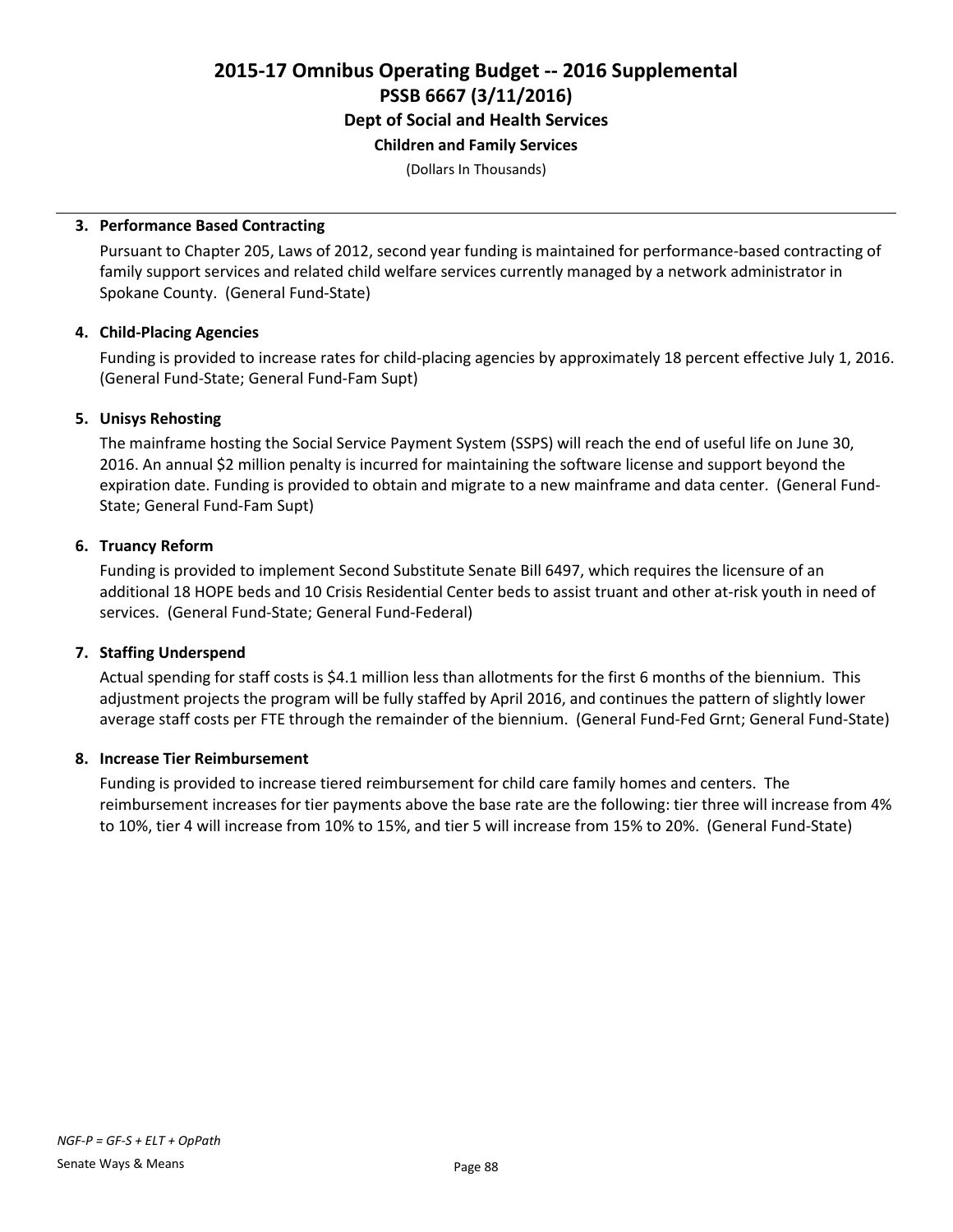# 2015-17 Omnibus Operating Budget -- 2016 Supplemental
## PSSB 6667 (3/11/2016)
### Dept of Social and Health Services
#### Children and Family Services

(Dollars In Thousands)

**3. Performance Based Contracting**

Pursuant to Chapter 205, Laws of 2012, second year funding is maintained for performance-based contracting of family support services and related child welfare services currently managed by a network administrator in Spokane County. (General Fund-State)

**4. Child-Placing Agencies**

Funding is provided to increase rates for child-placing agencies by approximately 18 percent effective July 1, 2016. (General Fund-State; General Fund-Fam Supt)

**5. Unisys Rehosting**

The mainframe hosting the Social Service Payment System (SSPS) will reach the end of useful life on June 30, 2016. An annual $2 million penalty is incurred for maintaining the software license and support beyond the expiration date. Funding is provided to obtain and migrate to a new mainframe and data center. (General Fund-State; General Fund-Fam Supt)

**6. Truancy Reform**

Funding is provided to implement Second Substitute Senate Bill 6497, which requires the licensure of an additional 18 HOPE beds and 10 Crisis Residential Center beds to assist truant and other at-risk youth in need of services. (General Fund-State; General Fund-Federal)

**7. Staffing Underspend**

Actual spending for staff costs is $4.1 million less than allotments for the first 6 months of the biennium. This adjustment projects the program will be fully staffed by April 2016, and continues the pattern of slightly lower average staff costs per FTE through the remainder of the biennium. (General Fund-Fed Grnt; General Fund-State)

**8. Increase Tier Reimbursement**

Funding is provided to increase tiered reimbursement for child care family homes and centers. The reimbursement increases for tier payments above the base rate are the following: tier three will increase from 4% to 10%, tier 4 will increase from 10% to 15%, and tier 5 will increase from 15% to 20%. (General Fund-State)

*NGF-P = GF-S + ELT + OpPath*

Senate Ways & Means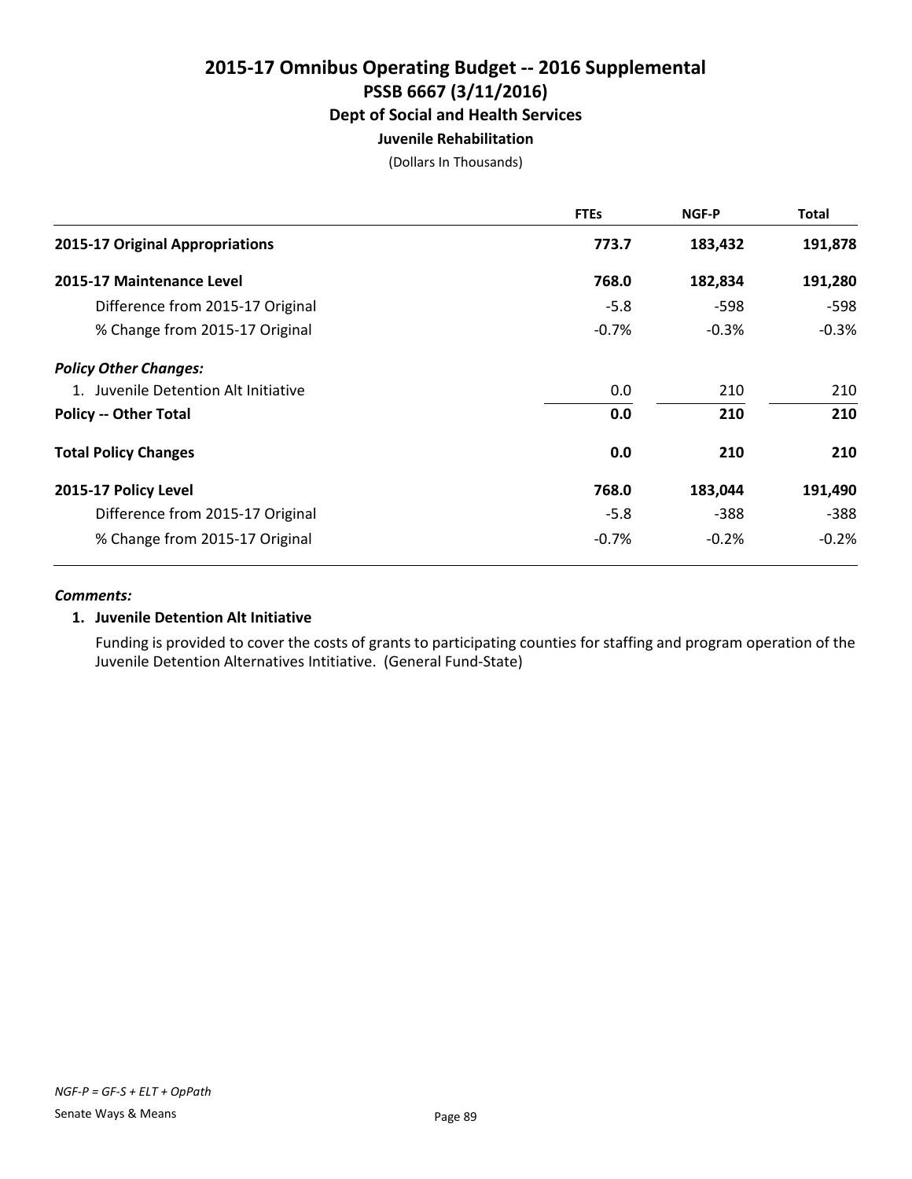# 2015-17 Omnibus Operating Budget -- 2016 Supplemental

## PSSB 6667 (3/11/2016)

### Dept of Social and Health Services

#### Juvenile Rehabilitation

(Dollars In Thousands)

| | FTEs | NGF-P | Total |
|---|---|---|---|
| **2015-17 Original Appropriations** | **773.7** | **183,432** | **191,878** |
| **2015-17 Maintenance Level** | **768.0** | **182,834** | **191,280** |
| Difference from 2015-17 Original | -5.8 | -598 | -598 |
| % Change from 2015-17 Original | -0.7% | -0.3% | -0.3% |
| ***Policy Other Changes:*** | | | |
| 1. Juvenile Detention Alt Initiative | 0.0 | 210 | 210 |
| **Policy -- Other Total** | **0.0** | **210** | **210** |
| **Total Policy Changes** | **0.0** | **210** | **210** |
| **2015-17 Policy Level** | **768.0** | **183,044** | **191,490** |
| Difference from 2015-17 Original | -5.8 | -388 | -388 |
| % Change from 2015-17 Original | -0.7% | -0.2% | -0.2% |

***Comments:***

**1. Juvenile Detention Alt Initiative**

Funding is provided to cover the costs of grants to participating counties for staffing and program operation of the Juvenile Detention Alternatives Intitiative. (General Fund-State)

*NGF-P = GF-S + ELT + OpPath*

Senate Ways & Means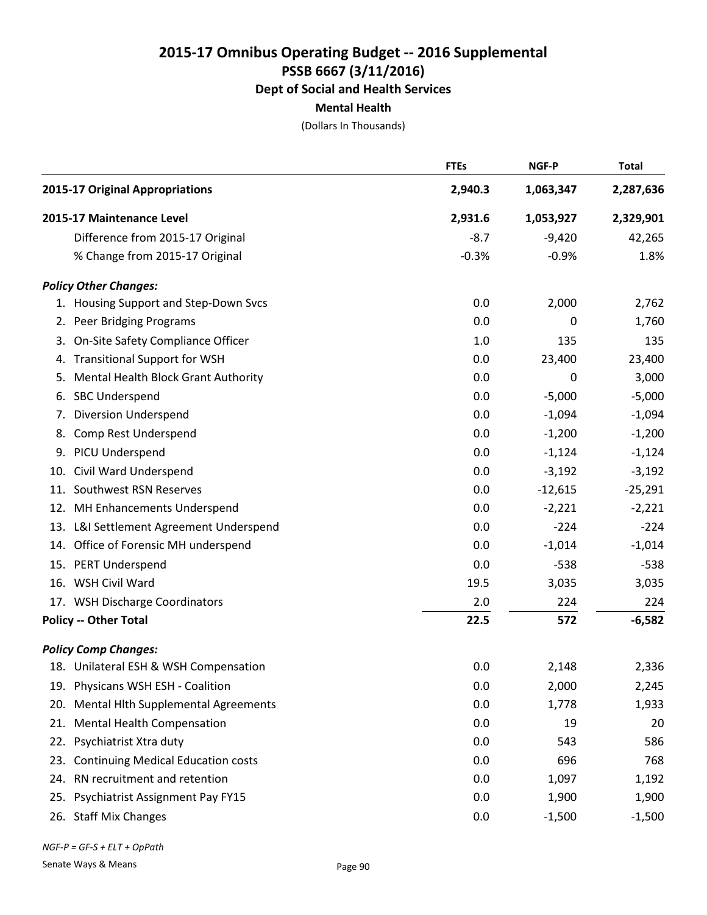# 2015-17 Omnibus Operating Budget -- 2016 Supplemental
## PSSB 6667 (3/11/2016)
### Dept of Social and Health Services
#### Mental Health

(Dollars In Thousands)

| | FTEs | NGF-P | Total |
|---|---|---|---|
| **2015-17 Original Appropriations** | **2,940.3** | **1,063,347** | **2,287,636** |
| **2015-17 Maintenance Level** | **2,931.6** | **1,053,927** | **2,329,901** |
| Difference from 2015-17 Original | -8.7 | -9,420 | 42,265 |
| % Change from 2015-17 Original | -0.3% | -0.9% | 1.8% |
| ***Policy Other Changes:*** | | | |
| 1. Housing Support and Step-Down Svcs | 0.0 | 2,000 | 2,762 |
| 2. Peer Bridging Programs | 0.0 | 0 | 1,760 |
| 3. On-Site Safety Compliance Officer | 1.0 | 135 | 135 |
| 4. Transitional Support for WSH | 0.0 | 23,400 | 23,400 |
| 5. Mental Health Block Grant Authority | 0.0 | 0 | 3,000 |
| 6. SBC Underspend | 0.0 | -5,000 | -5,000 |
| 7. Diversion Underspend | 0.0 | -1,094 | -1,094 |
| 8. Comp Rest Underspend | 0.0 | -1,200 | -1,200 |
| 9. PICU Underspend | 0.0 | -1,124 | -1,124 |
| 10. Civil Ward Underspend | 0.0 | -3,192 | -3,192 |
| 11. Southwest RSN Reserves | 0.0 | -12,615 | -25,291 |
| 12. MH Enhancements Underspend | 0.0 | -2,221 | -2,221 |
| 13. L&I Settlement Agreement Underspend | 0.0 | -224 | -224 |
| 14. Office of Forensic MH underspend | 0.0 | -1,014 | -1,014 |
| 15. PERT Underspend | 0.0 | -538 | -538 |
| 16. WSH Civil Ward | 19.5 | 3,035 | 3,035 |
| 17. WSH Discharge Coordinators | 2.0 | 224 | 224 |
| **Policy -- Other Total** | **22.5** | **572** | **-6,582** |
| ***Policy Comp Changes:*** | | | |
| 18. Unilateral ESH & WSH Compensation | 0.0 | 2,148 | 2,336 |
| 19. Physicans WSH ESH - Coalition | 0.0 | 2,000 | 2,245 |
| 20. Mental Hlth Supplemental Agreements | 0.0 | 1,778 | 1,933 |
| 21. Mental Health Compensation | 0.0 | 19 | 20 |
| 22. Psychiatrist Xtra duty | 0.0 | 543 | 586 |
| 23. Continuing Medical Education costs | 0.0 | 696 | 768 |
| 24. RN recruitment and retention | 0.0 | 1,097 | 1,192 |
| 25. Psychiatrist Assignment Pay FY15 | 0.0 | 1,900 | 1,900 |
| 26. Staff Mix Changes | 0.0 | -1,500 | -1,500 |

*NGF-P = GF-S + ELT + OpPath*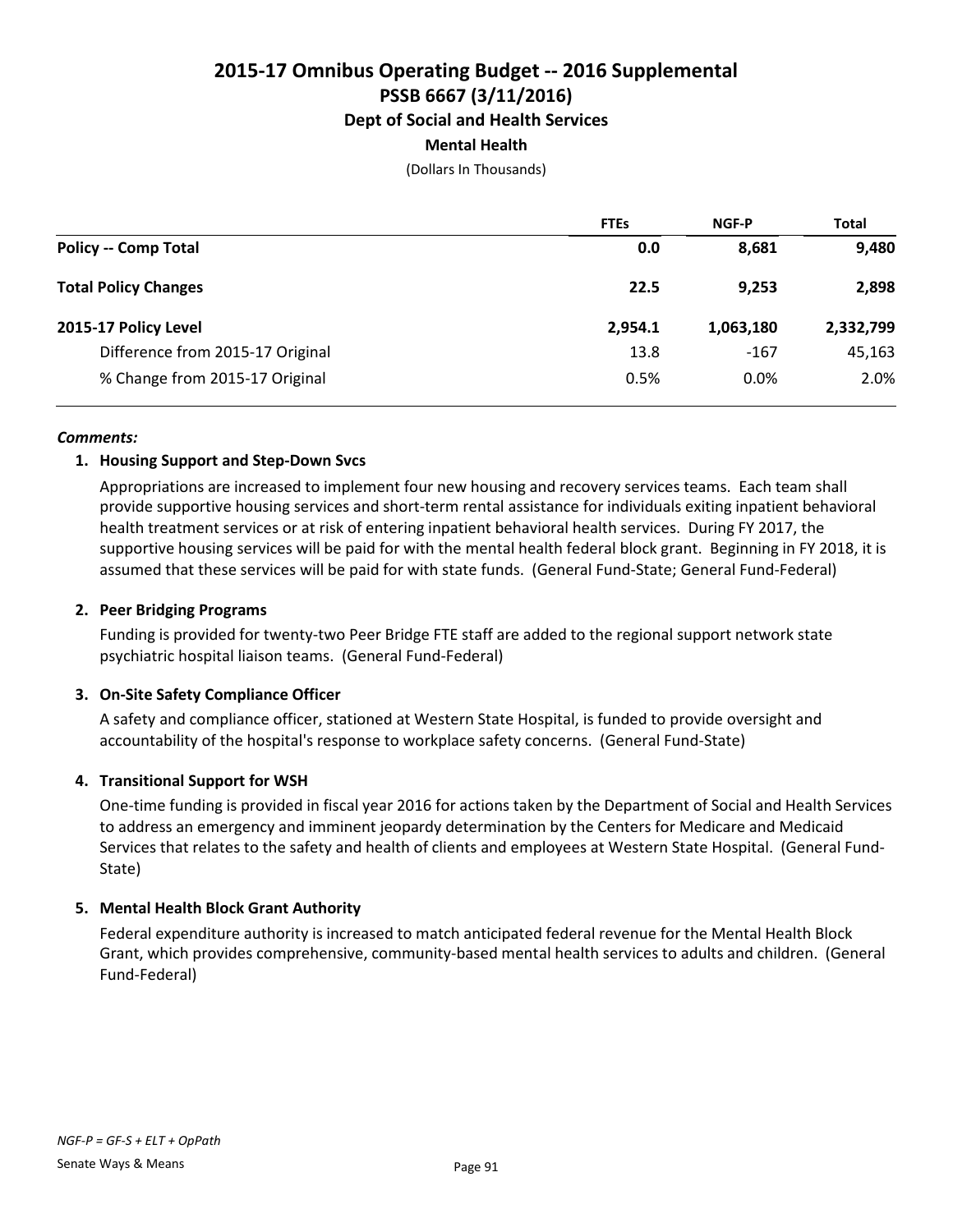# 2015-17 Omnibus Operating Budget -- 2016 Supplemental
## PSSB 6667 (3/11/2016)
### Dept of Social and Health Services
#### Mental Health

(Dollars In Thousands)

| | FTEs | NGF-P | Total |
|---|---|---|---|
| **Policy -- Comp Total** | **0.0** | **8,681** | **9,480** |
| **Total Policy Changes** | **22.5** | **9,253** | **2,898** |
| **2015-17 Policy Level** | **2,954.1** | **1,063,180** | **2,332,799** |
| Difference from 2015-17 Original | 13.8 | -167 | 45,163 |
| % Change from 2015-17 Original | 0.5% | 0.0% | 2.0% |

***Comments:***

1. **Housing Support and Step-Down Svcs**

   Appropriations are increased to implement four new housing and recovery services teams. Each team shall provide supportive housing services and short-term rental assistance for individuals exiting inpatient behavioral health treatment services or at risk of entering inpatient behavioral health services. During FY 2017, the supportive housing services will be paid for with the mental health federal block grant. Beginning in FY 2018, it is assumed that these services will be paid for with state funds. (General Fund-State; General Fund-Federal)

2. **Peer Bridging Programs**

   Funding is provided for twenty-two Peer Bridge FTE staff are added to the regional support network state psychiatric hospital liaison teams. (General Fund-Federal)

3. **On-Site Safety Compliance Officer**

   A safety and compliance officer, stationed at Western State Hospital, is funded to provide oversight and accountability of the hospital's response to workplace safety concerns. (General Fund-State)

4. **Transitional Support for WSH**

   One-time funding is provided in fiscal year 2016 for actions taken by the Department of Social and Health Services to address an emergency and imminent jeopardy determination by the Centers for Medicare and Medicaid Services that relates to the safety and health of clients and employees at Western State Hospital. (General Fund-State)

5. **Mental Health Block Grant Authority**

   Federal expenditure authority is increased to match anticipated federal revenue for the Mental Health Block Grant, which provides comprehensive, community-based mental health services to adults and children. (General Fund-Federal)

*NGF-P = GF-S + ELT + OpPath*

Senate Ways & Means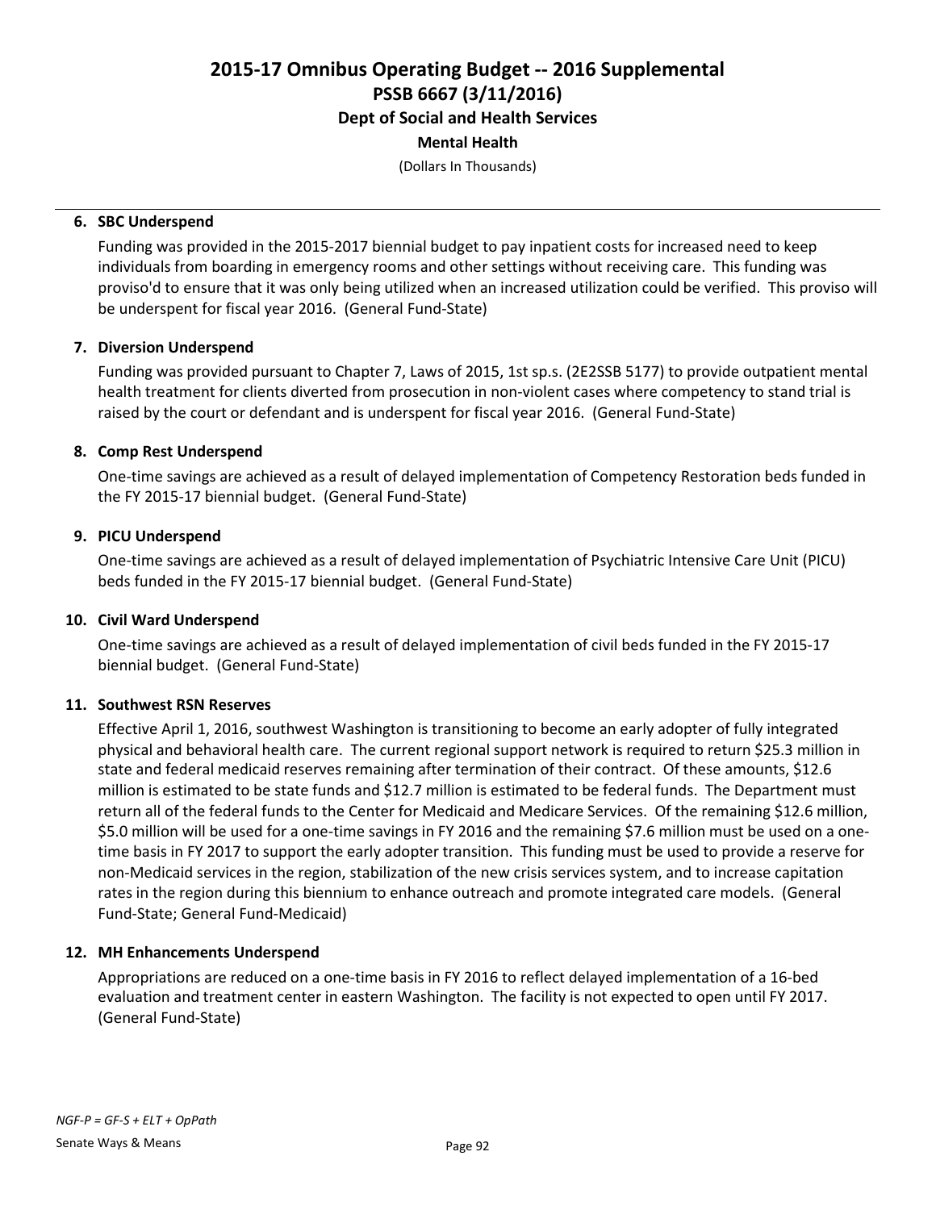# 2015-17 Omnibus Operating Budget -- 2016 Supplemental
## PSSB 6667 (3/11/2016)
### Dept of Social and Health Services
### Mental Health
(Dollars In Thousands)

---

**6. SBC Underspend**

Funding was provided in the 2015-2017 biennial budget to pay inpatient costs for increased need to keep individuals from boarding in emergency rooms and other settings without receiving care. This funding was proviso'd to ensure that it was only being utilized when an increased utilization could be verified. This proviso will be underspent for fiscal year 2016. (General Fund-State)

**7. Diversion Underspend**

Funding was provided pursuant to Chapter 7, Laws of 2015, 1st sp.s. (2E2SSB 5177) to provide outpatient mental health treatment for clients diverted from prosecution in non-violent cases where competency to stand trial is raised by the court or defendant and is underspent for fiscal year 2016. (General Fund-State)

**8. Comp Rest Underspend**

One-time savings are achieved as a result of delayed implementation of Competency Restoration beds funded in the FY 2015-17 biennial budget. (General Fund-State)

**9. PICU Underspend**

One-time savings are achieved as a result of delayed implementation of Psychiatric Intensive Care Unit (PICU) beds funded in the FY 2015-17 biennial budget. (General Fund-State)

**10. Civil Ward Underspend**

One-time savings are achieved as a result of delayed implementation of civil beds funded in the FY 2015-17 biennial budget. (General Fund-State)

**11. Southwest RSN Reserves**

Effective April 1, 2016, southwest Washington is transitioning to become an early adopter of fully integrated physical and behavioral health care. The current regional support network is required to return $25.3 million in state and federal medicaid reserves remaining after termination of their contract. Of these amounts, $12.6 million is estimated to be state funds and $12.7 million is estimated to be federal funds. The Department must return all of the federal funds to the Center for Medicaid and Medicare Services. Of the remaining $12.6 million, $5.0 million will be used for a one-time savings in FY 2016 and the remaining $7.6 million must be used on a one-time basis in FY 2017 to support the early adopter transition. This funding must be used to provide a reserve for non-Medicaid services in the region, stabilization of the new crisis services system, and to increase capitation rates in the region during this biennium to enhance outreach and promote integrated care models. (General Fund-State; General Fund-Medicaid)

**12. MH Enhancements Underspend**

Appropriations are reduced on a one-time basis in FY 2016 to reflect delayed implementation of a 16-bed evaluation and treatment center in eastern Washington. The facility is not expected to open until FY 2017. (General Fund-State)

*NGF-P = GF-S + ELT + OpPath*

Senate Ways & Means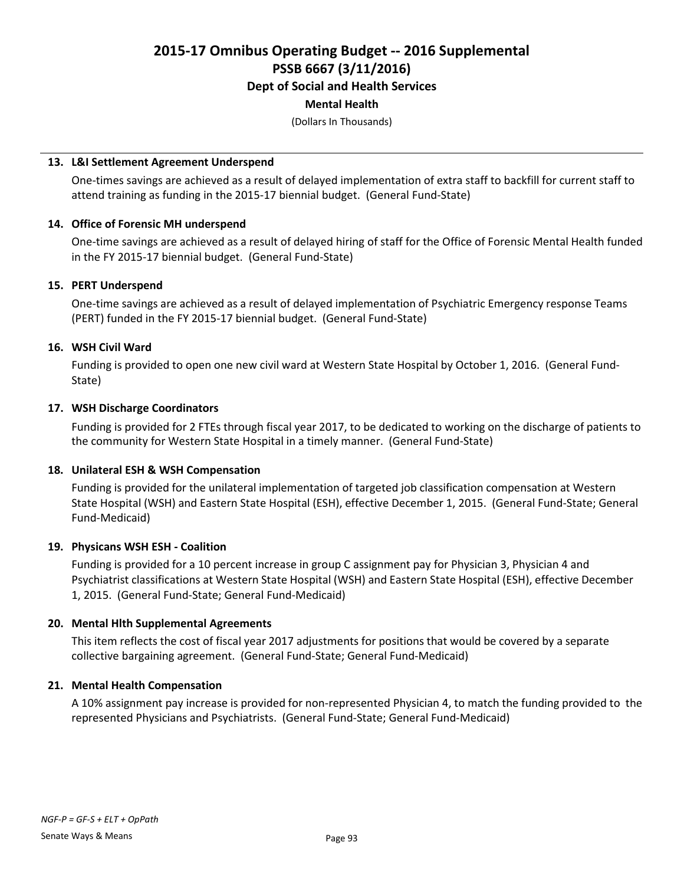# 2015-17 Omnibus Operating Budget -- 2016 Supplemental

## PSSB 6667 (3/11/2016)

### Dept of Social and Health Services

#### Mental Health

(Dollars In Thousands)

**13. L&I Settlement Agreement Underspend**

One-times savings are achieved as a result of delayed implementation of extra staff to backfill for current staff to attend training as funding in the 2015-17 biennial budget. (General Fund-State)

**14. Office of Forensic MH underspend**

One-time savings are achieved as a result of delayed hiring of staff for the Office of Forensic Mental Health funded in the FY 2015-17 biennial budget. (General Fund-State)

**15. PERT Underspend**

One-time savings are achieved as a result of delayed implementation of Psychiatric Emergency response Teams (PERT) funded in the FY 2015-17 biennial budget. (General Fund-State)

**16. WSH Civil Ward**

Funding is provided to open one new civil ward at Western State Hospital by October 1, 2016. (General Fund-State)

**17. WSH Discharge Coordinators**

Funding is provided for 2 FTEs through fiscal year 2017, to be dedicated to working on the discharge of patients to the community for Western State Hospital in a timely manner. (General Fund-State)

**18. Unilateral ESH & WSH Compensation**

Funding is provided for the unilateral implementation of targeted job classification compensation at Western State Hospital (WSH) and Eastern State Hospital (ESH), effective December 1, 2015. (General Fund-State; General Fund-Medicaid)

**19. Physicans WSH ESH - Coalition**

Funding is provided for a 10 percent increase in group C assignment pay for Physician 3, Physician 4 and Psychiatrist classifications at Western State Hospital (WSH) and Eastern State Hospital (ESH), effective December 1, 2015. (General Fund-State; General Fund-Medicaid)

**20. Mental Hlth Supplemental Agreements**

This item reflects the cost of fiscal year 2017 adjustments for positions that would be covered by a separate collective bargaining agreement. (General Fund-State; General Fund-Medicaid)

**21. Mental Health Compensation**

A 10% assignment pay increase is provided for non-represented Physician 4, to match the funding provided to the represented Physicians and Psychiatrists. (General Fund-State; General Fund-Medicaid)

*NGF-P = GF-S + ELT + OpPath*

Senate Ways & Means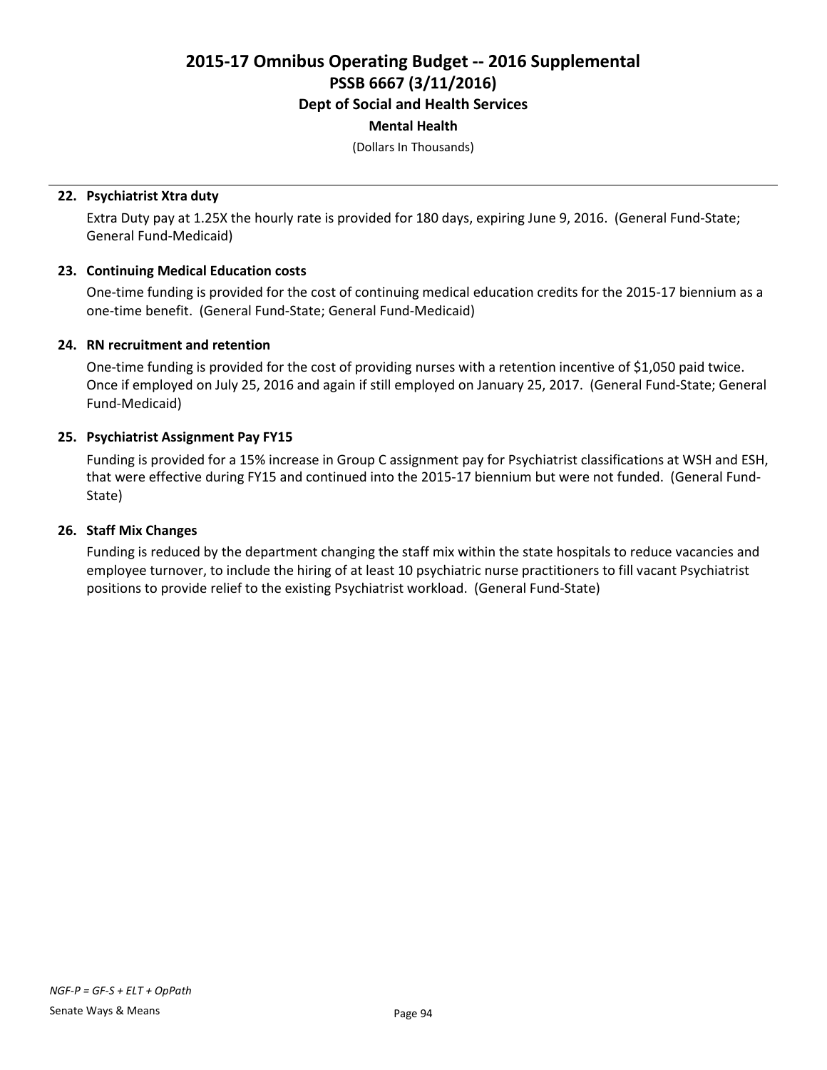**22. Psychiatrist Xtra duty**

Extra Duty pay at 1.25X the hourly rate is provided for 180 days, expiring June 9, 2016. (General Fund-State; General Fund-Medicaid)

**23. Continuing Medical Education costs**

One-time funding is provided for the cost of continuing medical education credits for the 2015-17 biennium as a one-time benefit. (General Fund-State; General Fund-Medicaid)

**24. RN recruitment and retention**

One-time funding is provided for the cost of providing nurses with a retention incentive of $1,050 paid twice. Once if employed on July 25, 2016 and again if still employed on January 25, 2017. (General Fund-State; General Fund-Medicaid)

**25. Psychiatrist Assignment Pay FY15**

Funding is provided for a 15% increase in Group C assignment pay for Psychiatrist classifications at WSH and ESH, that were effective during FY15 and continued into the 2015-17 biennium but were not funded. (General Fund-State)

**26. Staff Mix Changes**

Funding is reduced by the department changing the staff mix within the state hospitals to reduce vacancies and employee turnover, to include the hiring of at least 10 psychiatric nurse practitioners to fill vacant Psychiatrist positions to provide relief to the existing Psychiatrist workload. (General Fund-State)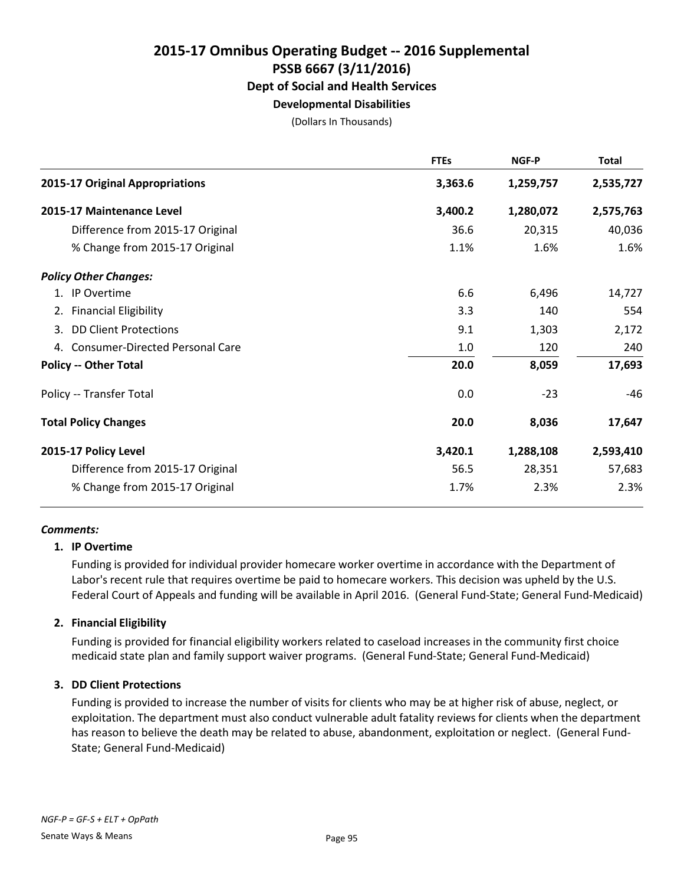# 2015-17 Omnibus Operating Budget -- 2016 Supplemental
## PSSB 6667 (3/11/2016)
### Dept of Social and Health Services
#### Developmental Disabilities

(Dollars In Thousands)

| | FTEs | NGF-P | Total |
|---|---|---|---|
| **2015-17 Original Appropriations** | **3,363.6** | **1,259,757** | **2,535,727** |
| **2015-17 Maintenance Level** | **3,400.2** | **1,280,072** | **2,575,763** |
| Difference from 2015-17 Original | 36.6 | 20,315 | 40,036 |
| % Change from 2015-17 Original | 1.1% | 1.6% | 1.6% |
| ***Policy Other Changes:*** | | | |
| 1. IP Overtime | 6.6 | 6,496 | 14,727 |
| 2. Financial Eligibility | 3.3 | 140 | 554 |
| 3. DD Client Protections | 9.1 | 1,303 | 2,172 |
| 4. Consumer-Directed Personal Care | 1.0 | 120 | 240 |
| **Policy -- Other Total** | **20.0** | **8,059** | **17,693** |
| Policy -- Transfer Total | 0.0 | -23 | -46 |
| **Total Policy Changes** | **20.0** | **8,036** | **17,647** |
| **2015-17 Policy Level** | **3,420.1** | **1,288,108** | **2,593,410** |
| Difference from 2015-17 Original | 56.5 | 28,351 | 57,683 |
| % Change from 2015-17 Original | 1.7% | 2.3% | 2.3% |

***Comments:***

**1. IP Overtime**

Funding is provided for individual provider homecare worker overtime in accordance with the Department of Labor's recent rule that requires overtime be paid to homecare workers. This decision was upheld by the U.S. Federal Court of Appeals and funding will be available in April 2016. (General Fund-State; General Fund-Medicaid)

**2. Financial Eligibility**

Funding is provided for financial eligibility workers related to caseload increases in the community first choice medicaid state plan and family support waiver programs. (General Fund-State; General Fund-Medicaid)

**3. DD Client Protections**

Funding is provided to increase the number of visits for clients who may be at higher risk of abuse, neglect, or exploitation. The department must also conduct vulnerable adult fatality reviews for clients when the department has reason to believe the death may be related to abuse, abandonment, exploitation or neglect. (General Fund-State; General Fund-Medicaid)

*NGF-P = GF-S + ELT + OpPath*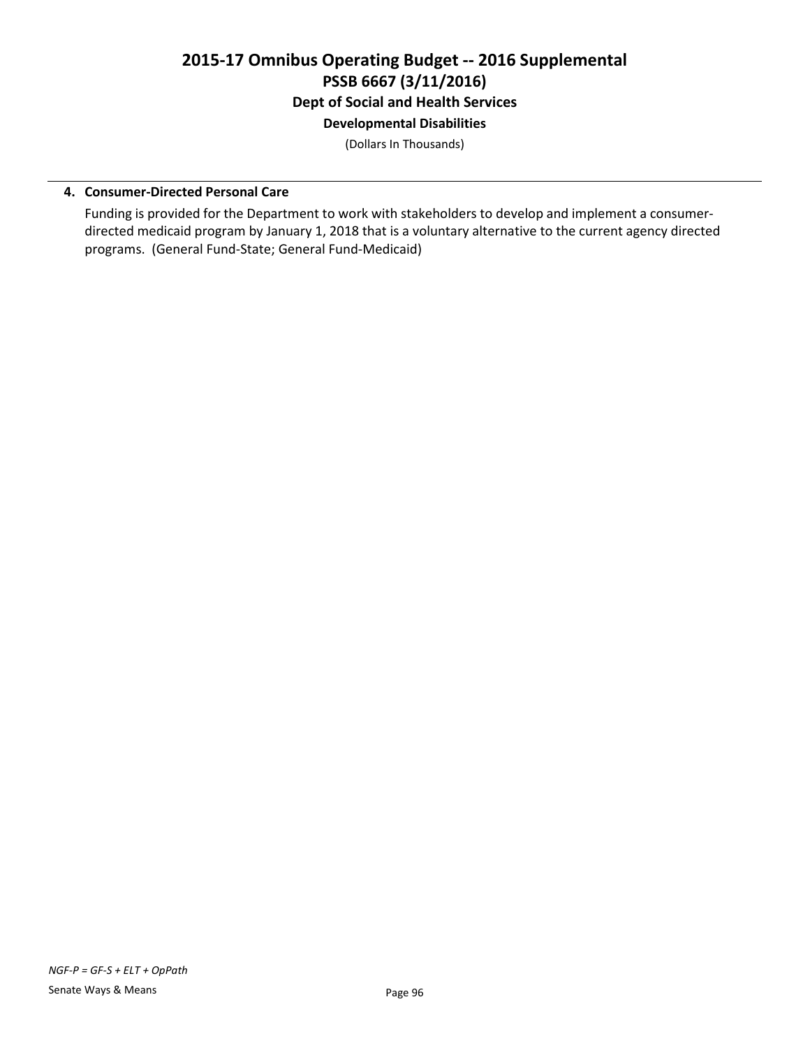**4. Consumer-Directed Personal Care**

Funding is provided for the Department to work with stakeholders to develop and implement a consumer-directed medicaid program by January 1, 2018 that is a voluntary alternative to the current agency directed programs. (General Fund-State; General Fund-Medicaid)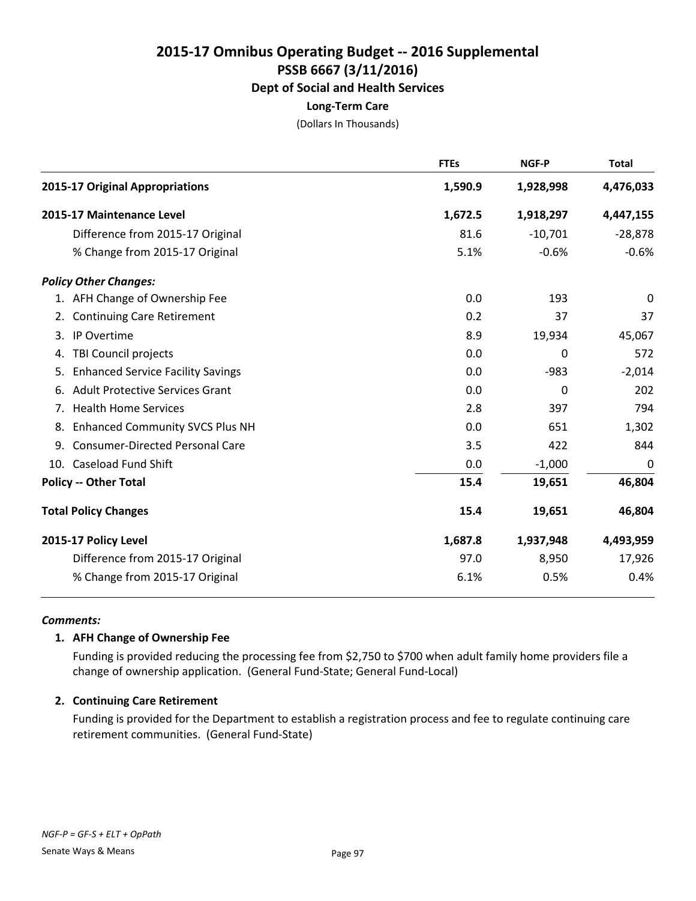# 2015-17 Omnibus Operating Budget -- 2016 Supplemental

## PSSB 6667 (3/11/2016)

### Dept of Social and Health Services

#### Long-Term Care

(Dollars In Thousands)

| | FTEs | NGF-P | Total |
|---|---|---|---|
| **2015-17 Original Appropriations** | **1,590.9** | **1,928,998** | **4,476,033** |
| **2015-17 Maintenance Level** | **1,672.5** | **1,918,297** | **4,447,155** |
| Difference from 2015-17 Original | 81.6 | -10,701 | -28,878 |
| % Change from 2015-17 Original | 5.1% | -0.6% | -0.6% |
| ***Policy Other Changes:*** | | | |
| 1. AFH Change of Ownership Fee | 0.0 | 193 | 0 |
| 2. Continuing Care Retirement | 0.2 | 37 | 37 |
| 3. IP Overtime | 8.9 | 19,934 | 45,067 |
| 4. TBI Council projects | 0.0 | 0 | 572 |
| 5. Enhanced Service Facility Savings | 0.0 | -983 | -2,014 |
| 6. Adult Protective Services Grant | 0.0 | 0 | 202 |
| 7. Health Home Services | 2.8 | 397 | 794 |
| 8. Enhanced Community SVCS Plus NH | 0.0 | 651 | 1,302 |
| 9. Consumer-Directed Personal Care | 3.5 | 422 | 844 |
| 10. Caseload Fund Shift | 0.0 | -1,000 | 0 |
| **Policy -- Other Total** | **15.4** | **19,651** | **46,804** |
| **Total Policy Changes** | **15.4** | **19,651** | **46,804** |
| **2015-17 Policy Level** | **1,687.8** | **1,937,948** | **4,493,959** |
| Difference from 2015-17 Original | 97.0 | 8,950 | 17,926 |
| % Change from 2015-17 Original | 6.1% | 0.5% | 0.4% |

***Comments:***

**1. AFH Change of Ownership Fee**

Funding is provided reducing the processing fee from $2,750 to $700 when adult family home providers file a change of ownership application. (General Fund-State; General Fund-Local)

**2. Continuing Care Retirement**

Funding is provided for the Department to establish a registration process and fee to regulate continuing care retirement communities. (General Fund-State)

*NGF-P = GF-S + ELT + OpPath*

Senate Ways & Means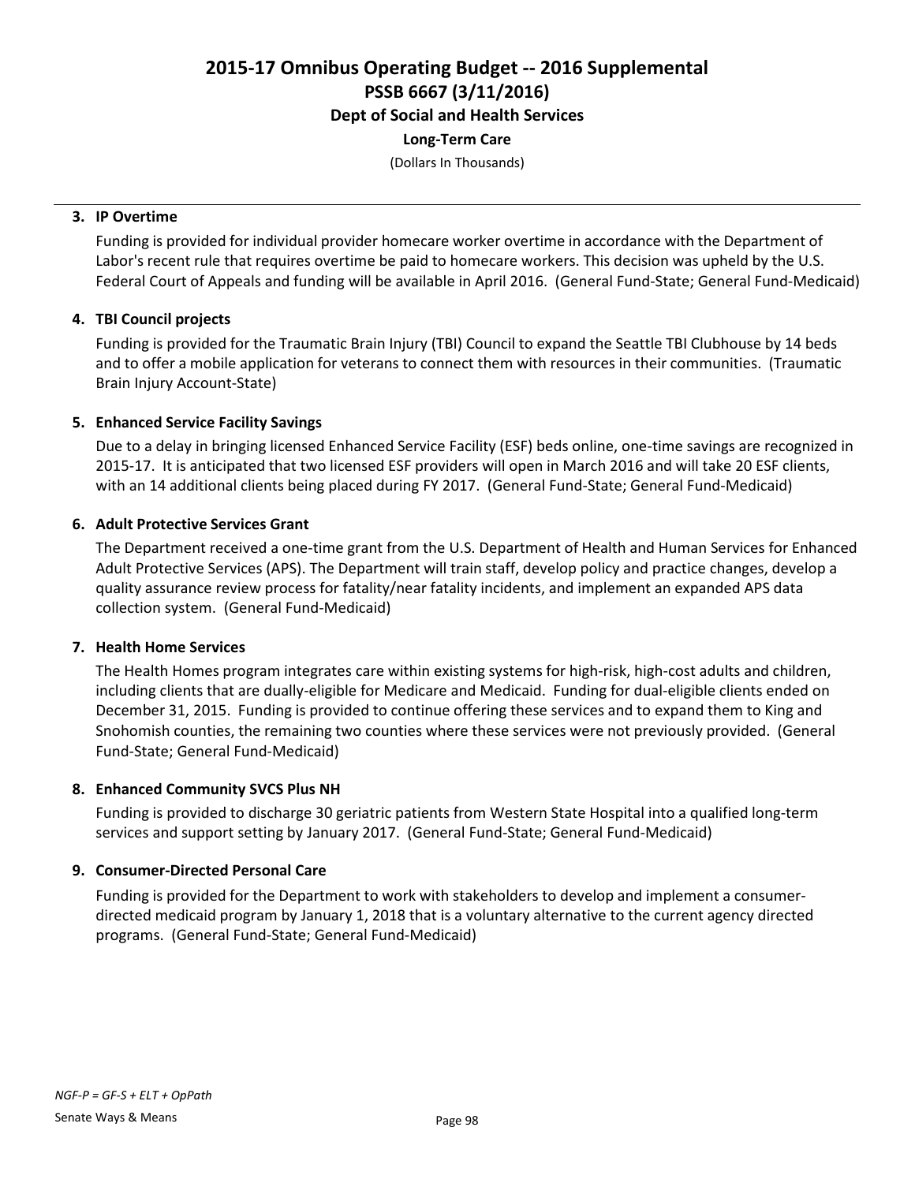# 2015-17 Omnibus Operating Budget -- 2016 Supplemental
## PSSB 6667 (3/11/2016)
### Dept of Social and Health Services
#### Long-Term Care

(Dollars In Thousands)

---

**3. IP Overtime**

Funding is provided for individual provider homecare worker overtime in accordance with the Department of Labor's recent rule that requires overtime be paid to homecare workers. This decision was upheld by the U.S. Federal Court of Appeals and funding will be available in April 2016. (General Fund-State; General Fund-Medicaid)

**4. TBI Council projects**

Funding is provided for the Traumatic Brain Injury (TBI) Council to expand the Seattle TBI Clubhouse by 14 beds and to offer a mobile application for veterans to connect them with resources in their communities. (Traumatic Brain Injury Account-State)

**5. Enhanced Service Facility Savings**

Due to a delay in bringing licensed Enhanced Service Facility (ESF) beds online, one-time savings are recognized in 2015-17. It is anticipated that two licensed ESF providers will open in March 2016 and will take 20 ESF clients, with an 14 additional clients being placed during FY 2017. (General Fund-State; General Fund-Medicaid)

**6. Adult Protective Services Grant**

The Department received a one-time grant from the U.S. Department of Health and Human Services for Enhanced Adult Protective Services (APS). The Department will train staff, develop policy and practice changes, develop a quality assurance review process for fatality/near fatality incidents, and implement an expanded APS data collection system. (General Fund-Medicaid)

**7. Health Home Services**

The Health Homes program integrates care within existing systems for high-risk, high-cost adults and children, including clients that are dually-eligible for Medicare and Medicaid. Funding for dual-eligible clients ended on December 31, 2015. Funding is provided to continue offering these services and to expand them to King and Snohomish counties, the remaining two counties where these services were not previously provided. (General Fund-State; General Fund-Medicaid)

**8. Enhanced Community SVCS Plus NH**

Funding is provided to discharge 30 geriatric patients from Western State Hospital into a qualified long-term services and support setting by January 2017. (General Fund-State; General Fund-Medicaid)

**9. Consumer-Directed Personal Care**

Funding is provided for the Department to work with stakeholders to develop and implement a consumer-directed medicaid program by January 1, 2018 that is a voluntary alternative to the current agency directed programs. (General Fund-State; General Fund-Medicaid)

*NGF-P = GF-S + ELT + OpPath*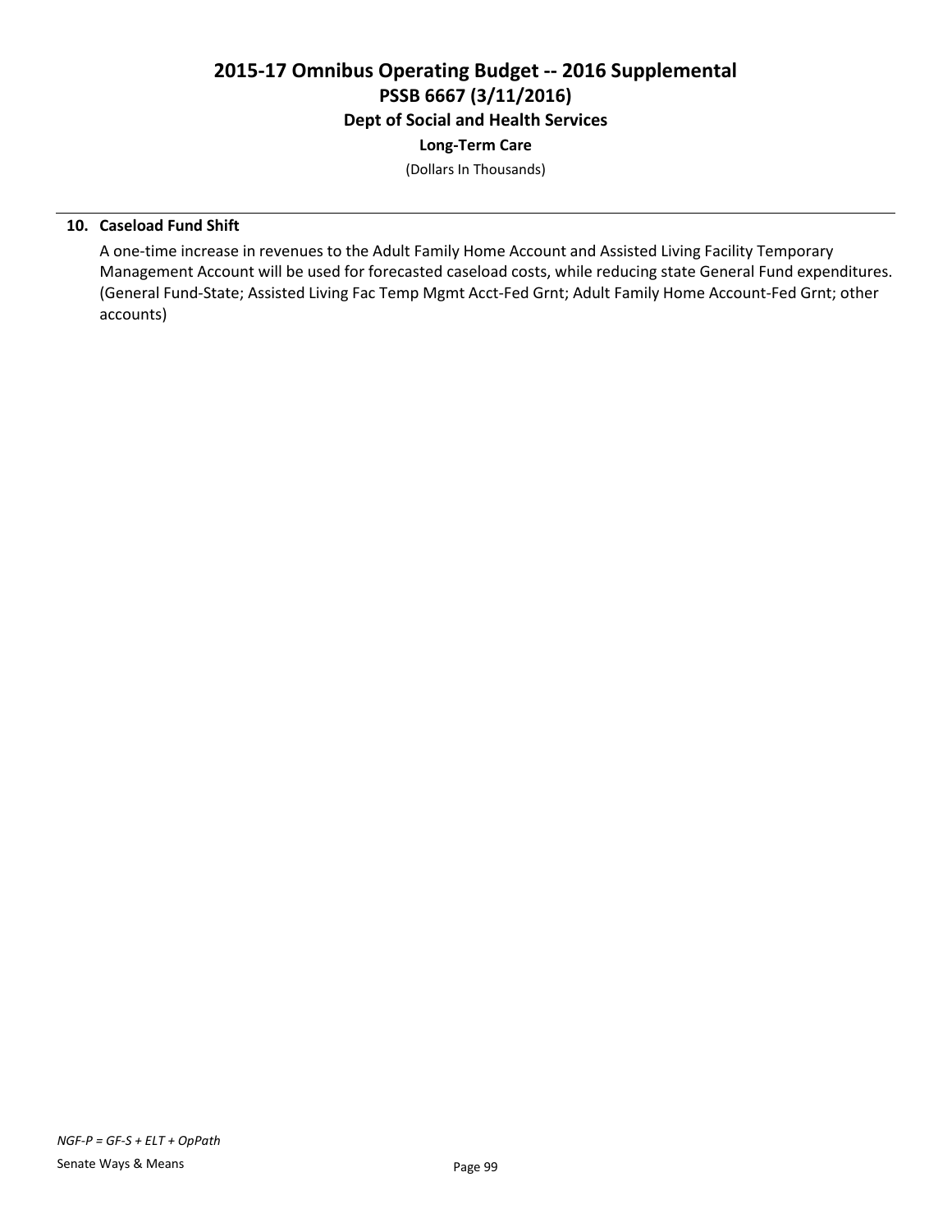**10. Caseload Fund Shift**

A one-time increase in revenues to the Adult Family Home Account and Assisted Living Facility Temporary Management Account will be used for forecasted caseload costs, while reducing state General Fund expenditures. (General Fund-State; Assisted Living Fac Temp Mgmt Acct-Fed Grnt; Adult Family Home Account-Fed Grnt; other accounts)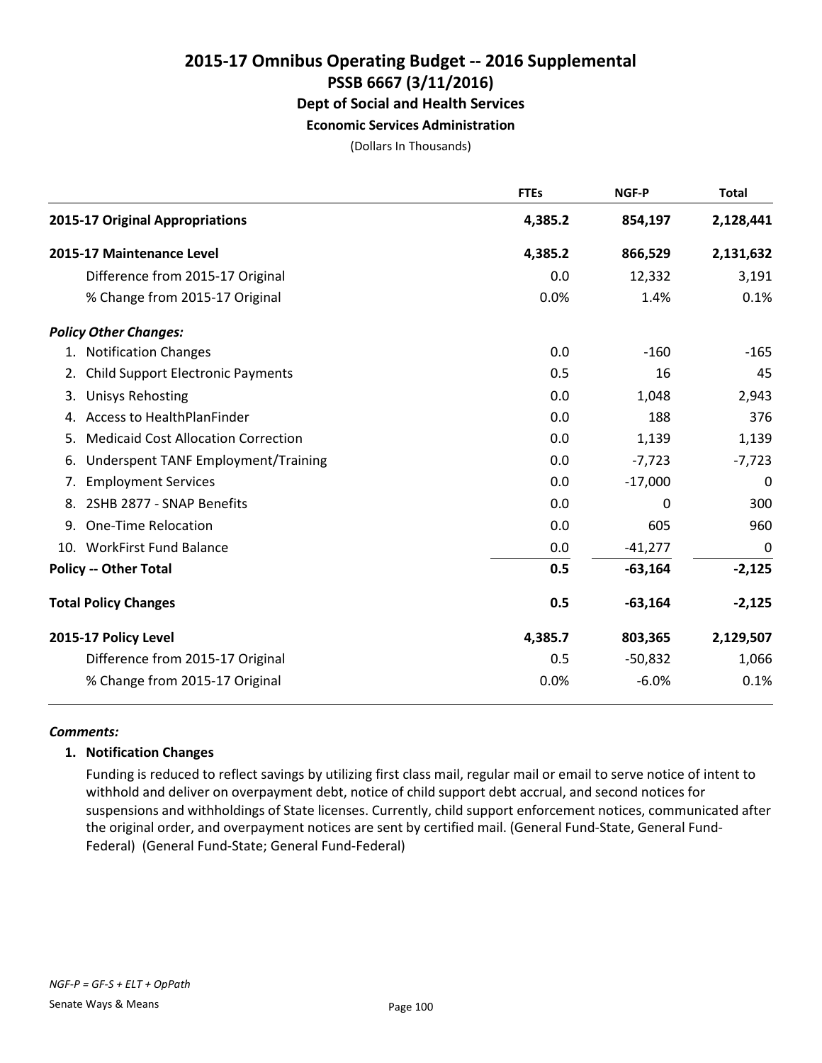# 2015-17 Omnibus Operating Budget -- 2016 Supplemental
## PSSB 6667 (3/11/2016)
### Dept of Social and Health Services
#### Economic Services Administration

(Dollars In Thousands)

| | FTEs | NGF-P | Total |
|---|---|---|---|
| **2015-17 Original Appropriations** | 4,385.2 | 854,197 | 2,128,441 |
| **2015-17 Maintenance Level** | 4,385.2 | 866,529 | 2,131,632 |
| Difference from 2015-17 Original | 0.0 | 12,332 | 3,191 |
| % Change from 2015-17 Original | 0.0% | 1.4% | 0.1% |
| ***Policy Other Changes:*** | | | |
| 1. Notification Changes | 0.0 | -160 | -165 |
| 2. Child Support Electronic Payments | 0.5 | 16 | 45 |
| 3. Unisys Rehosting | 0.0 | 1,048 | 2,943 |
| 4. Access to HealthPlanFinder | 0.0 | 188 | 376 |
| 5. Medicaid Cost Allocation Correction | 0.0 | 1,139 | 1,139 |
| 6. Underspent TANF Employment/Training | 0.0 | -7,723 | -7,723 |
| 7. Employment Services | 0.0 | -17,000 | 0 |
| 8. 2SHB 2877 - SNAP Benefits | 0.0 | 0 | 300 |
| 9. One-Time Relocation | 0.0 | 605 | 960 |
| 10. WorkFirst Fund Balance | 0.0 | -41,277 | 0 |
| **Policy -- Other Total** | **0.5** | **-63,164** | **-2,125** |
| **Total Policy Changes** | **0.5** | **-63,164** | **-2,125** |
| **2015-17 Policy Level** | **4,385.7** | **803,365** | **2,129,507** |
| Difference from 2015-17 Original | 0.5 | -50,832 | 1,066 |
| % Change from 2015-17 Original | 0.0% | -6.0% | 0.1% |

***Comments:***

**1. Notification Changes**

Funding is reduced to reflect savings by utilizing first class mail, regular mail or email to serve notice of intent to withhold and deliver on overpayment debt, notice of child support debt accrual, and second notices for suspensions and withholdings of State licenses. Currently, child support enforcement notices, communicated after the original order, and overpayment notices are sent by certified mail. (General Fund-State, General Fund-Federal) (General Fund-State; General Fund-Federal)

*NGF-P = GF-S + ELT + OpPath*

Senate Ways & Means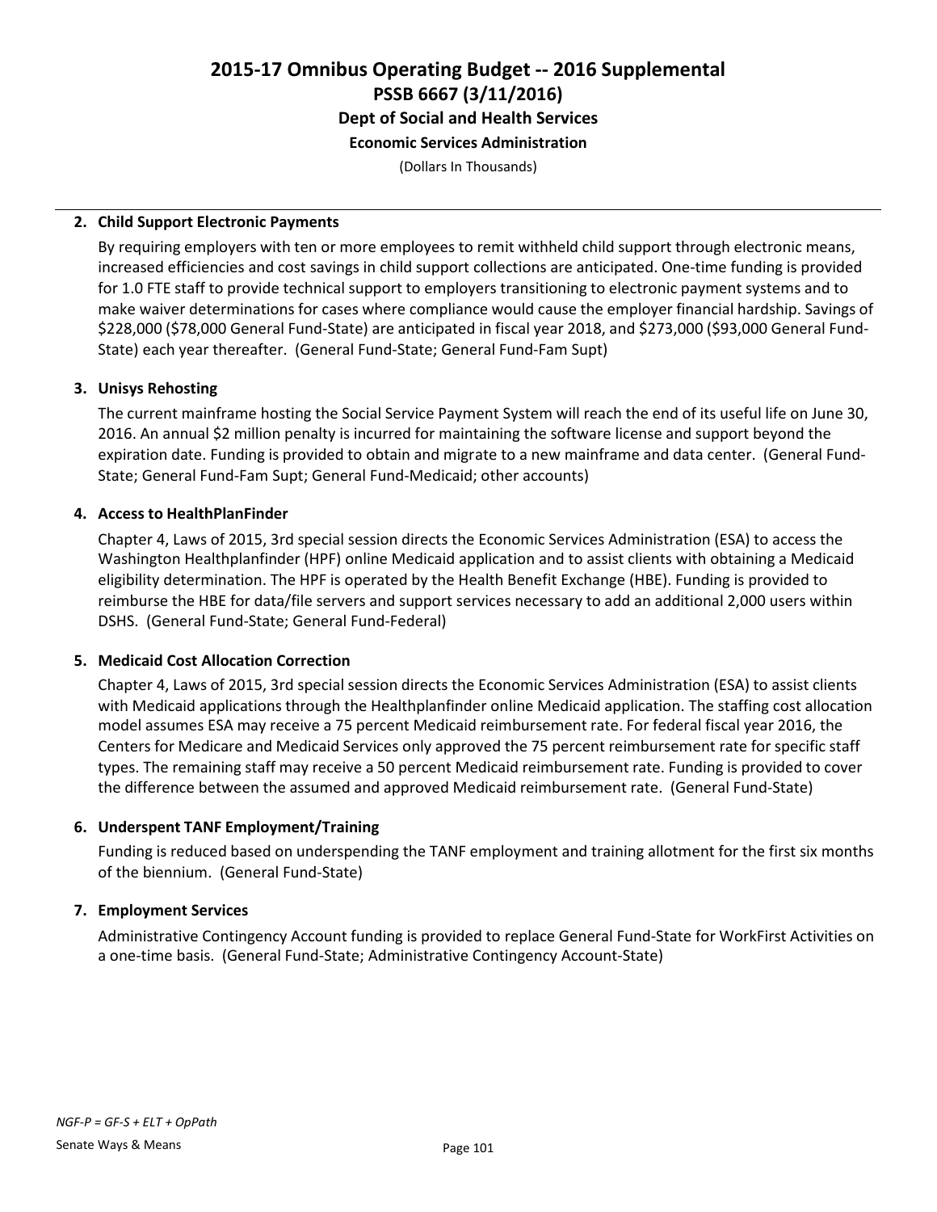# 2015-17 Omnibus Operating Budget -- 2016 Supplemental
## PSSB 6667 (3/11/2016)
### Dept of Social and Health Services
#### Economic Services Administration

(Dollars In Thousands)

**2. Child Support Electronic Payments**

By requiring employers with ten or more employees to remit withheld child support through electronic means, increased efficiencies and cost savings in child support collections are anticipated. One-time funding is provided for 1.0 FTE staff to provide technical support to employers transitioning to electronic payment systems and to make waiver determinations for cases where compliance would cause the employer financial hardship. Savings of $228,000 ($78,000 General Fund-State) are anticipated in fiscal year 2018, and $273,000 ($93,000 General Fund-State) each year thereafter. (General Fund-State; General Fund-Fam Supt)

**3. Unisys Rehosting**

The current mainframe hosting the Social Service Payment System will reach the end of its useful life on June 30, 2016. An annual $2 million penalty is incurred for maintaining the software license and support beyond the expiration date. Funding is provided to obtain and migrate to a new mainframe and data center. (General Fund-State; General Fund-Fam Supt; General Fund-Medicaid; other accounts)

**4. Access to HealthPlanFinder**

Chapter 4, Laws of 2015, 3rd special session directs the Economic Services Administration (ESA) to access the Washington Healthplanfinder (HPF) online Medicaid application and to assist clients with obtaining a Medicaid eligibility determination. The HPF is operated by the Health Benefit Exchange (HBE). Funding is provided to reimburse the HBE for data/file servers and support services necessary to add an additional 2,000 users within DSHS. (General Fund-State; General Fund-Federal)

**5. Medicaid Cost Allocation Correction**

Chapter 4, Laws of 2015, 3rd special session directs the Economic Services Administration (ESA) to assist clients with Medicaid applications through the Healthplanfinder online Medicaid application. The staffing cost allocation model assumes ESA may receive a 75 percent Medicaid reimbursement rate. For federal fiscal year 2016, the Centers for Medicare and Medicaid Services only approved the 75 percent reimbursement rate for specific staff types. The remaining staff may receive a 50 percent Medicaid reimbursement rate. Funding is provided to cover the difference between the assumed and approved Medicaid reimbursement rate. (General Fund-State)

**6. Underspent TANF Employment/Training**

Funding is reduced based on underspending the TANF employment and training allotment for the first six months of the biennium. (General Fund-State)

**7. Employment Services**

Administrative Contingency Account funding is provided to replace General Fund-State for WorkFirst Activities on a one-time basis. (General Fund-State; Administrative Contingency Account-State)

*NGF-P = GF-S + ELT + OpPath*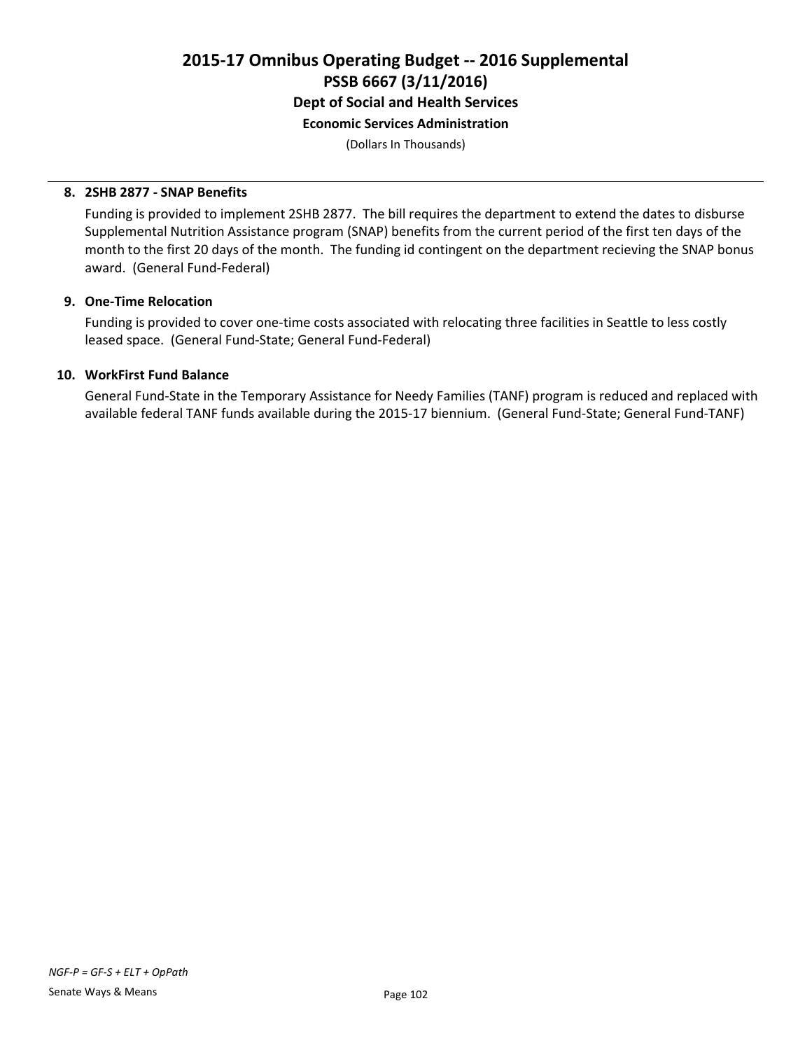**8. 2SHB 2877 - SNAP Benefits**

Funding is provided to implement 2SHB 2877. The bill requires the department to extend the dates to disburse Supplemental Nutrition Assistance program (SNAP) benefits from the current period of the first ten days of the month to the first 20 days of the month. The funding id contingent on the department recieving the SNAP bonus award. (General Fund-Federal)

**9. One-Time Relocation**

Funding is provided to cover one-time costs associated with relocating three facilities in Seattle to less costly leased space. (General Fund-State; General Fund-Federal)

**10. WorkFirst Fund Balance**

General Fund-State in the Temporary Assistance for Needy Families (TANF) program is reduced and replaced with available federal TANF funds available during the 2015-17 biennium. (General Fund-State; General Fund-TANF)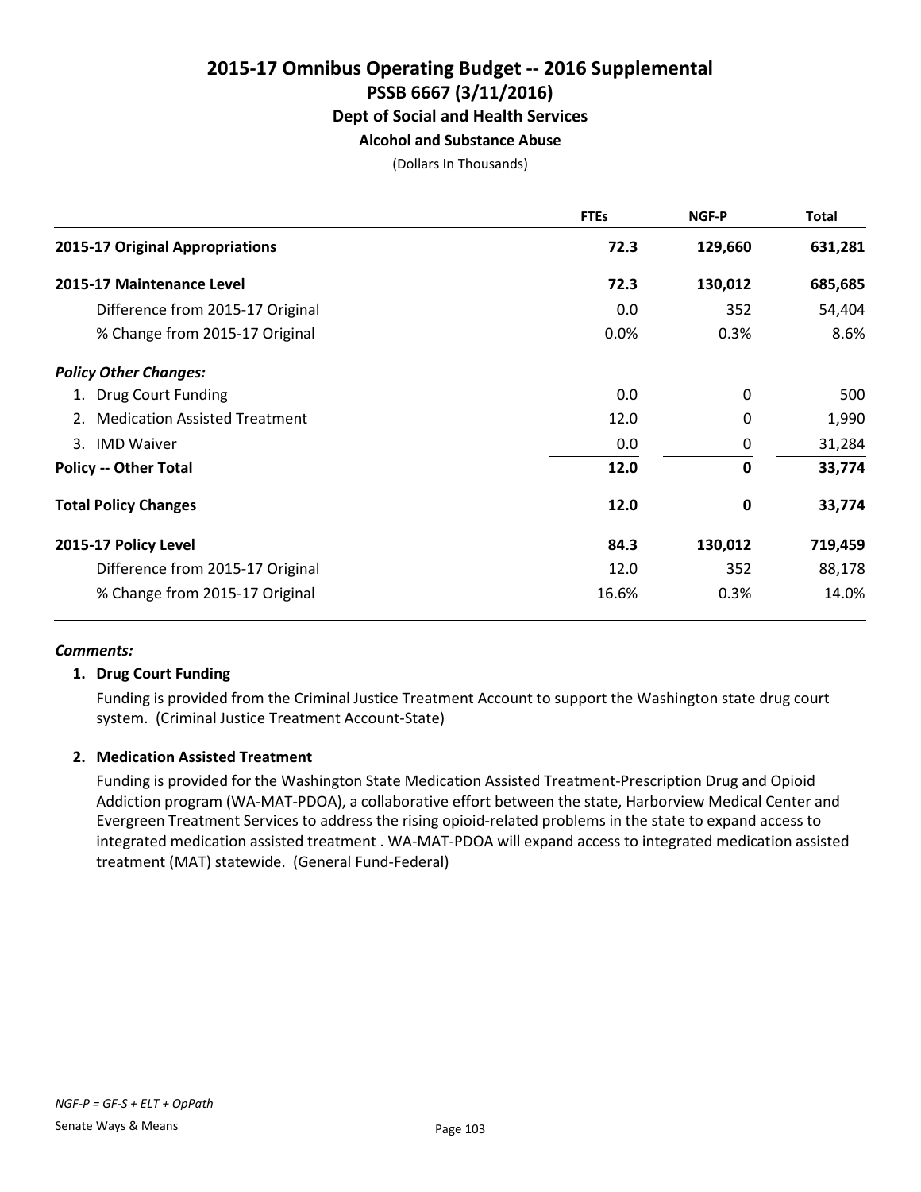# 2015-17 Omnibus Operating Budget -- 2016 Supplemental
## PSSB 6667 (3/11/2016)
### Dept of Social and Health Services
#### Alcohol and Substance Abuse

(Dollars In Thousands)

| | FTEs | NGF-P | Total |
|---|---|---|---|
| **2015-17 Original Appropriations** | **72.3** | **129,660** | **631,281** |
| **2015-17 Maintenance Level** | **72.3** | **130,012** | **685,685** |
| Difference from 2015-17 Original | 0.0 | 352 | 54,404 |
| % Change from 2015-17 Original | 0.0% | 0.3% | 8.6% |
| ***Policy Other Changes:*** | | | |
| 1. Drug Court Funding | 0.0 | 0 | 500 |
| 2. Medication Assisted Treatment | 12.0 | 0 | 1,990 |
| 3. IMD Waiver | 0.0 | 0 | 31,284 |
| **Policy -- Other Total** | **12.0** | **0** | **33,774** |
| **Total Policy Changes** | **12.0** | **0** | **33,774** |
| **2015-17 Policy Level** | **84.3** | **130,012** | **719,459** |
| Difference from 2015-17 Original | 12.0 | 352 | 88,178 |
| % Change from 2015-17 Original | 16.6% | 0.3% | 14.0% |

***Comments:***

1. **Drug Court Funding**

   Funding is provided from the Criminal Justice Treatment Account to support the Washington state drug court system. (Criminal Justice Treatment Account-State)

2. **Medication Assisted Treatment**

   Funding is provided for the Washington State Medication Assisted Treatment-Prescription Drug and Opioid Addiction program (WA-MAT-PDOA), a collaborative effort between the state, Harborview Medical Center and Evergreen Treatment Services to address the rising opioid-related problems in the state to expand access to integrated medication assisted treatment . WA-MAT-PDOA will expand access to integrated medication assisted treatment (MAT) statewide. (General Fund-Federal)

*NGF-P = GF-S + ELT + OpPath*

Senate Ways & Means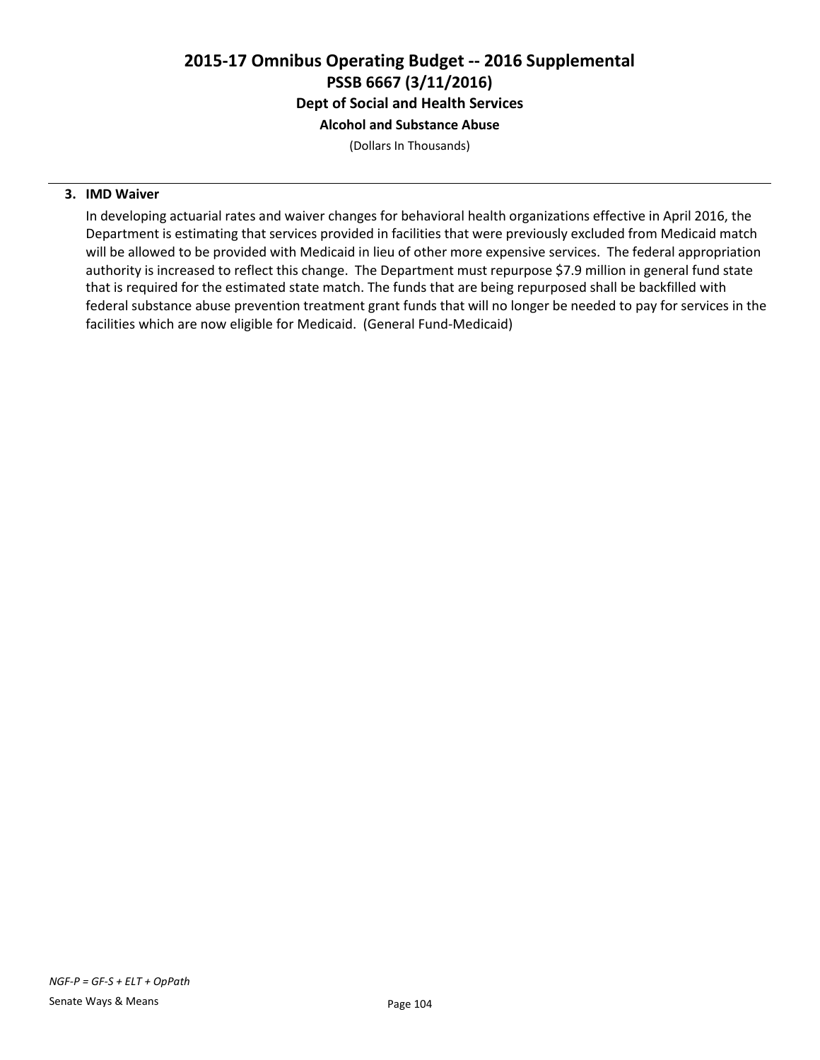# 2015-17 Omnibus Operating Budget -- 2016 Supplemental
## PSSB 6667 (3/11/2016)
### Dept of Social and Health Services
#### Alcohol and Substance Abuse

(Dollars In Thousands)

**3. IMD Waiver**

In developing actuarial rates and waiver changes for behavioral health organizations effective in April 2016, the Department is estimating that services provided in facilities that were previously excluded from Medicaid match will be allowed to be provided with Medicaid in lieu of other more expensive services. The federal appropriation authority is increased to reflect this change. The Department must repurpose $7.9 million in general fund state that is required for the estimated state match. The funds that are being repurposed shall be backfilled with federal substance abuse prevention treatment grant funds that will no longer be needed to pay for services in the facilities which are now eligible for Medicaid. (General Fund-Medicaid)

*NGF-P = GF-S + ELT + OpPath*

Senate Ways & Means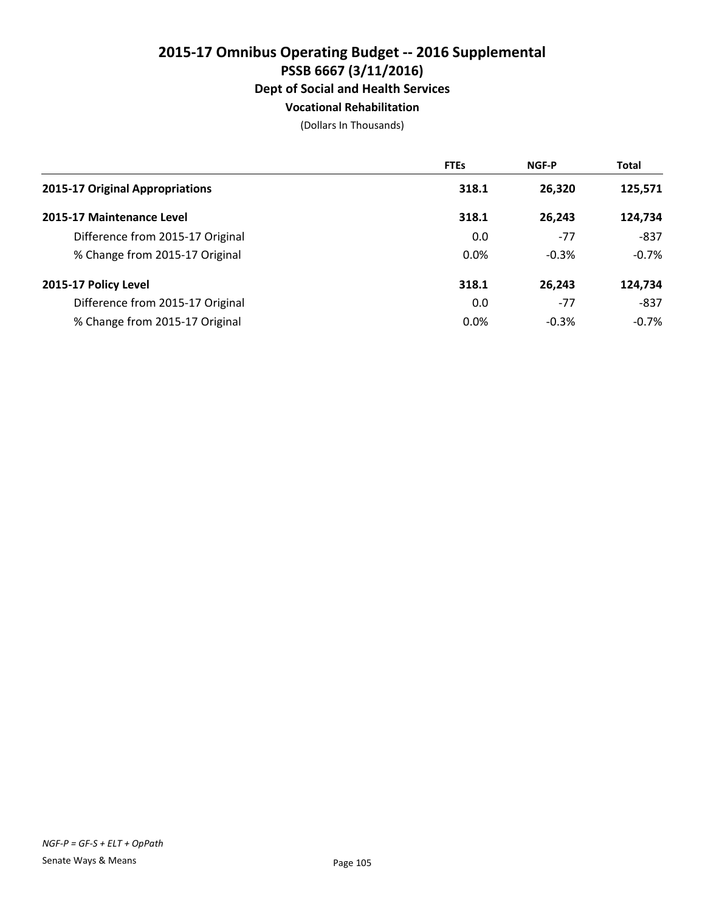# 2015-17 Omnibus Operating Budget -- 2016 Supplemental
## PSSB 6667 (3/11/2016)
### Dept of Social and Health Services
#### Vocational Rehabilitation

(Dollars In Thousands)

| | FTEs | NGF-P | Total |
|---|---|---|---|
| **2015-17 Original Appropriations** | **318.1** | **26,320** | **125,571** |
| **2015-17 Maintenance Level** | **318.1** | **26,243** | **124,734** |
| Difference from 2015-17 Original | 0.0 | -77 | -837 |
| % Change from 2015-17 Original | 0.0% | -0.3% | -0.7% |
| **2015-17 Policy Level** | **318.1** | **26,243** | **124,734** |
| Difference from 2015-17 Original | 0.0 | -77 | -837 |
| % Change from 2015-17 Original | 0.0% | -0.3% | -0.7% |

*NGF-P = GF-S + ELT + OpPath*

Senate Ways & Means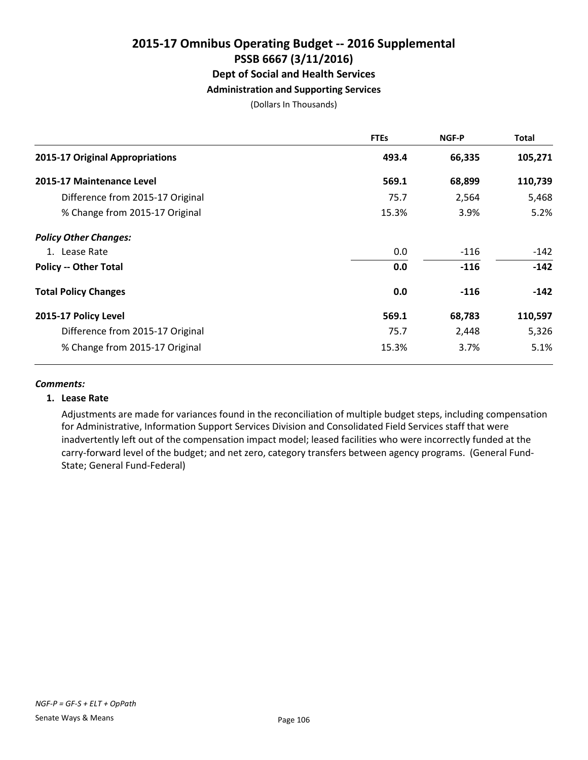# 2015-17 Omnibus Operating Budget -- 2016 Supplemental
## PSSB 6667 (3/11/2016)
### Dept of Social and Health Services
#### Administration and Supporting Services

(Dollars In Thousands)

| | FTEs | NGF-P | Total |
|---|---|---|---|
| **2015-17 Original Appropriations** | **493.4** | **66,335** | **105,271** |
| **2015-17 Maintenance Level** | **569.1** | **68,899** | **110,739** |
| Difference from 2015-17 Original | 75.7 | 2,564 | 5,468 |
| % Change from 2015-17 Original | 15.3% | 3.9% | 5.2% |
| ***Policy Other Changes:*** | | | |
| 1. Lease Rate | 0.0 | -116 | -142 |
| **Policy -- Other Total** | **0.0** | **-116** | **-142** |
| **Total Policy Changes** | **0.0** | **-116** | **-142** |
| **2015-17 Policy Level** | **569.1** | **68,783** | **110,597** |
| Difference from 2015-17 Original | 75.7 | 2,448 | 5,326 |
| % Change from 2015-17 Original | 15.3% | 3.7% | 5.1% |

***Comments:***

**1. Lease Rate**

Adjustments are made for variances found in the reconciliation of multiple budget steps, including compensation for Administrative, Information Support Services Division and Consolidated Field Services staff that were inadvertently left out of the compensation impact model; leased facilities who were incorrectly funded at the carry-forward level of the budget; and net zero, category transfers between agency programs. (General Fund-State; General Fund-Federal)

*NGF-P = GF-S + ELT + OpPath*

Senate Ways & Means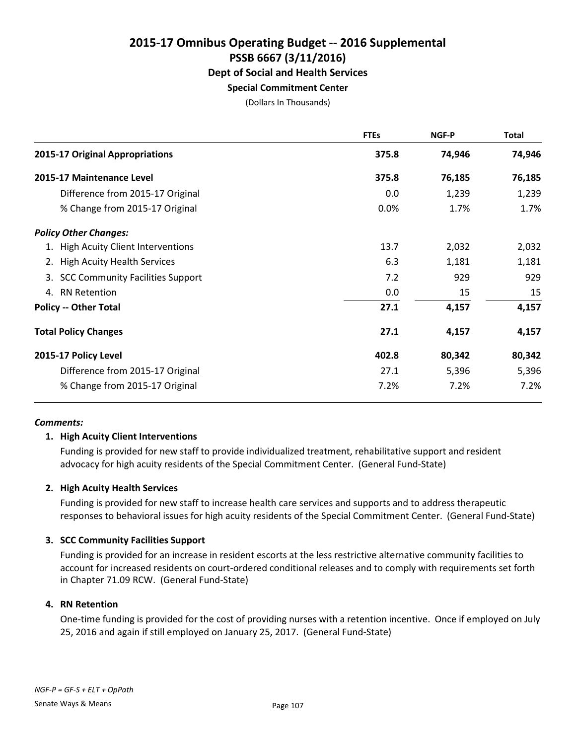# 2015-17 Omnibus Operating Budget -- 2016 Supplemental

## PSSB 6667 (3/11/2016)

### Dept of Social and Health Services

#### Special Commitment Center

(Dollars In Thousands)

| | FTEs | NGF-P | Total |
|---|---|---|---|
| **2015-17 Original Appropriations** | **375.8** | **74,946** | **74,946** |
| **2015-17 Maintenance Level** | **375.8** | **76,185** | **76,185** |
| Difference from 2015-17 Original | 0.0 | 1,239 | 1,239 |
| % Change from 2015-17 Original | 0.0% | 1.7% | 1.7% |
| ***Policy Other Changes:*** | | | |
| 1. High Acuity Client Interventions | 13.7 | 2,032 | 2,032 |
| 2. High Acuity Health Services | 6.3 | 1,181 | 1,181 |
| 3. SCC Community Facilities Support | 7.2 | 929 | 929 |
| 4. RN Retention | 0.0 | 15 | 15 |
| **Policy -- Other Total** | **27.1** | **4,157** | **4,157** |
| **Total Policy Changes** | **27.1** | **4,157** | **4,157** |
| **2015-17 Policy Level** | **402.8** | **80,342** | **80,342** |
| Difference from 2015-17 Original | 27.1 | 5,396 | 5,396 |
| % Change from 2015-17 Original | 7.2% | 7.2% | 7.2% |

***Comments:***

**1. High Acuity Client Interventions**

Funding is provided for new staff to provide individualized treatment, rehabilitative support and resident advocacy for high acuity residents of the Special Commitment Center. (General Fund-State)

**2. High Acuity Health Services**

Funding is provided for new staff to increase health care services and supports and to address therapeutic responses to behavioral issues for high acuity residents of the Special Commitment Center. (General Fund-State)

**3. SCC Community Facilities Support**

Funding is provided for an increase in resident escorts at the less restrictive alternative community facilities to account for increased residents on court-ordered conditional releases and to comply with requirements set forth in Chapter 71.09 RCW. (General Fund-State)

**4. RN Retention**

One-time funding is provided for the cost of providing nurses with a retention incentive. Once if employed on July 25, 2016 and again if still employed on January 25, 2017. (General Fund-State)

*NGF-P = GF-S + ELT + OpPath*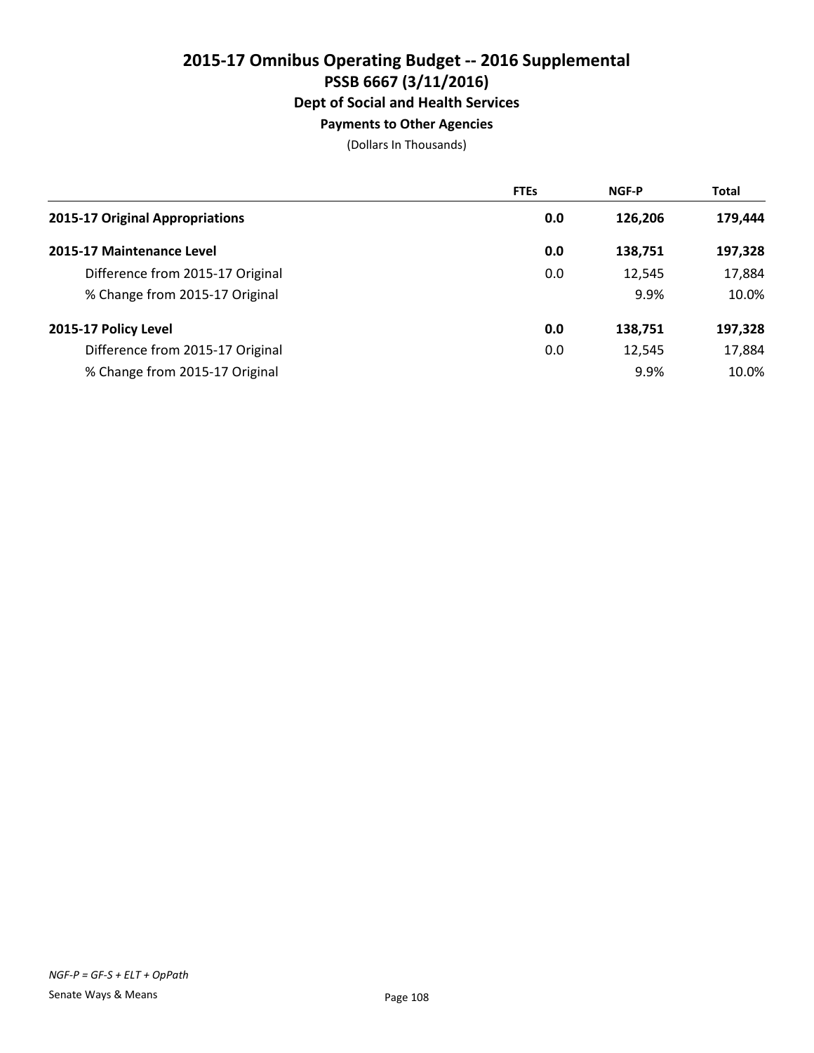# 2015-17 Omnibus Operating Budget -- 2016 Supplemental
## PSSB 6667 (3/11/2016)
### Dept of Social and Health Services
#### Payments to Other Agencies

(Dollars In Thousands)

| | FTEs | NGF-P | Total |
|---|---|---|---|
| **2015-17 Original Appropriations** | **0.0** | **126,206** | **179,444** |
| **2015-17 Maintenance Level** | **0.0** | **138,751** | **197,328** |
| Difference from 2015-17 Original | 0.0 | 12,545 | 17,884 |
| % Change from 2015-17 Original | | 9.9% | 10.0% |
| **2015-17 Policy Level** | **0.0** | **138,751** | **197,328** |
| Difference from 2015-17 Original | 0.0 | 12,545 | 17,884 |
| % Change from 2015-17 Original | | 9.9% | 10.0% |

*NGF-P = GF-S + ELT + OpPath*

Senate Ways & Means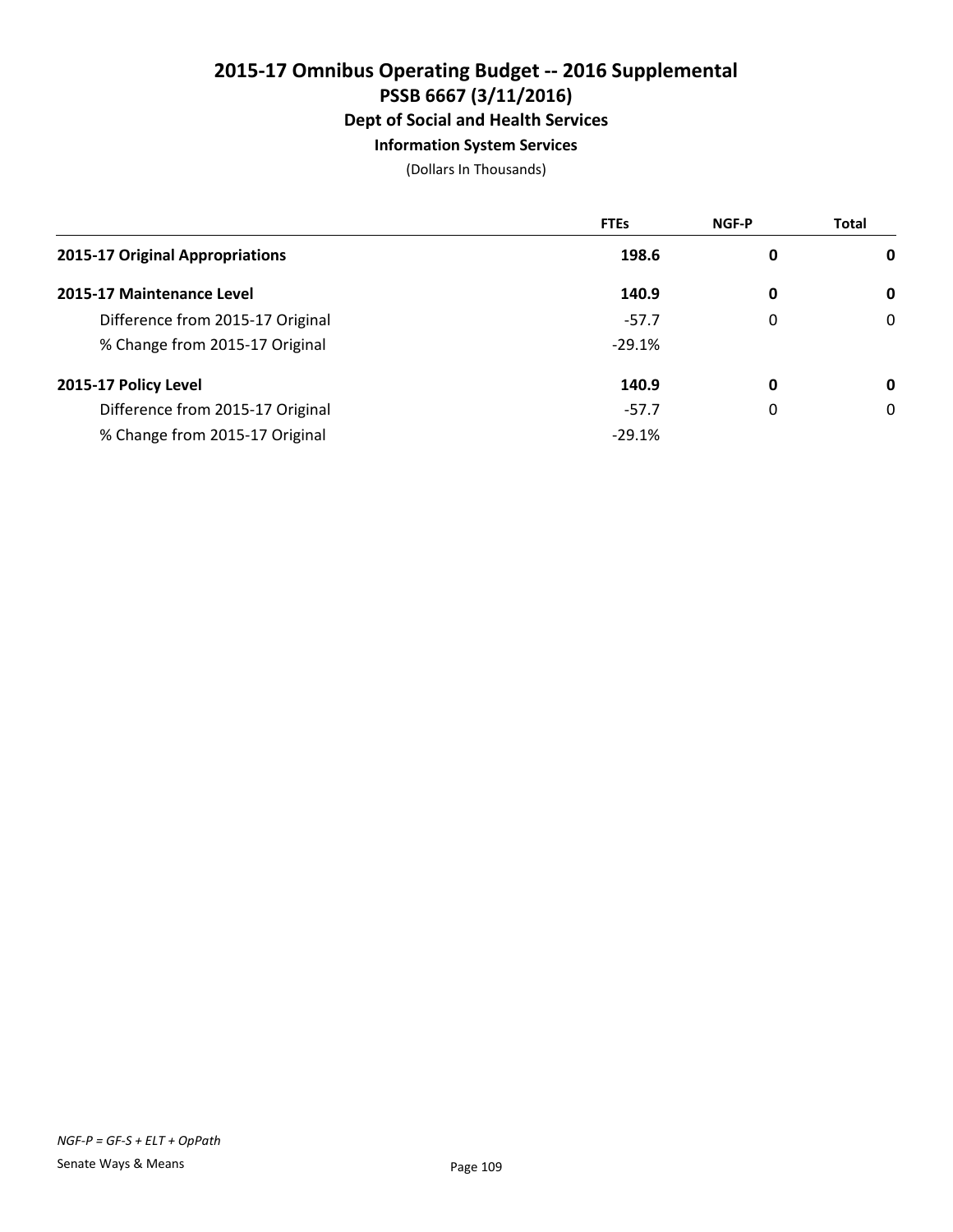# 2015-17 Omnibus Operating Budget -- 2016 Supplemental
## PSSB 6667 (3/11/2016)
### Dept of Social and Health Services
#### Information System Services

(Dollars In Thousands)

| | FTEs | NGF-P | Total |
|---|---|---|---|
| **2015-17 Original Appropriations** | **198.6** | **0** | **0** |
| **2015-17 Maintenance Level** | **140.9** | **0** | **0** |
| Difference from 2015-17 Original | -57.7 | 0 | 0 |
| % Change from 2015-17 Original | -29.1% | | |
| **2015-17 Policy Level** | **140.9** | **0** | **0** |
| Difference from 2015-17 Original | -57.7 | 0 | 0 |
| % Change from 2015-17 Original | -29.1% | | |

*NGF-P = GF-S + ELT + OpPath*

Senate Ways & Means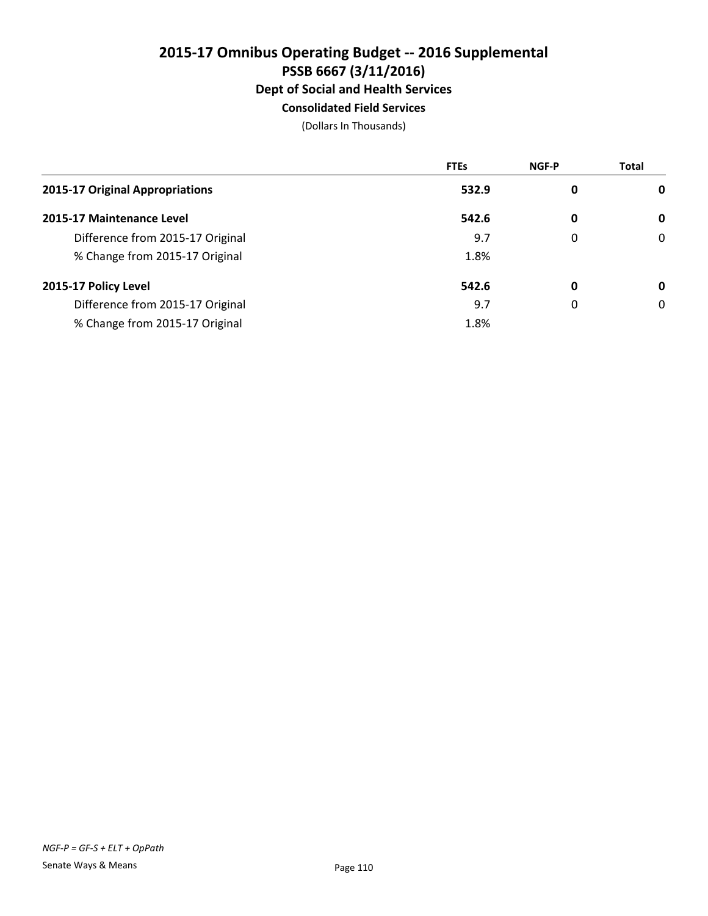# 2015-17 Omnibus Operating Budget -- 2016 Supplemental
## PSSB 6667 (3/11/2016)
### Dept of Social and Health Services
### Consolidated Field Services

(Dollars In Thousands)

| | FTEs | NGF-P | Total |
|---|---|---|---|
| **2015-17 Original Appropriations** | **532.9** | **0** | **0** |
| **2015-17 Maintenance Level** | **542.6** | **0** | **0** |
| Difference from 2015-17 Original | 9.7 | 0 | 0 |
| % Change from 2015-17 Original | 1.8% | | |
| **2015-17 Policy Level** | **542.6** | **0** | **0** |
| Difference from 2015-17 Original | 9.7 | 0 | 0 |
| % Change from 2015-17 Original | 1.8% | | |

*NGF-P = GF-S + ELT + OpPath*

Senate Ways & Means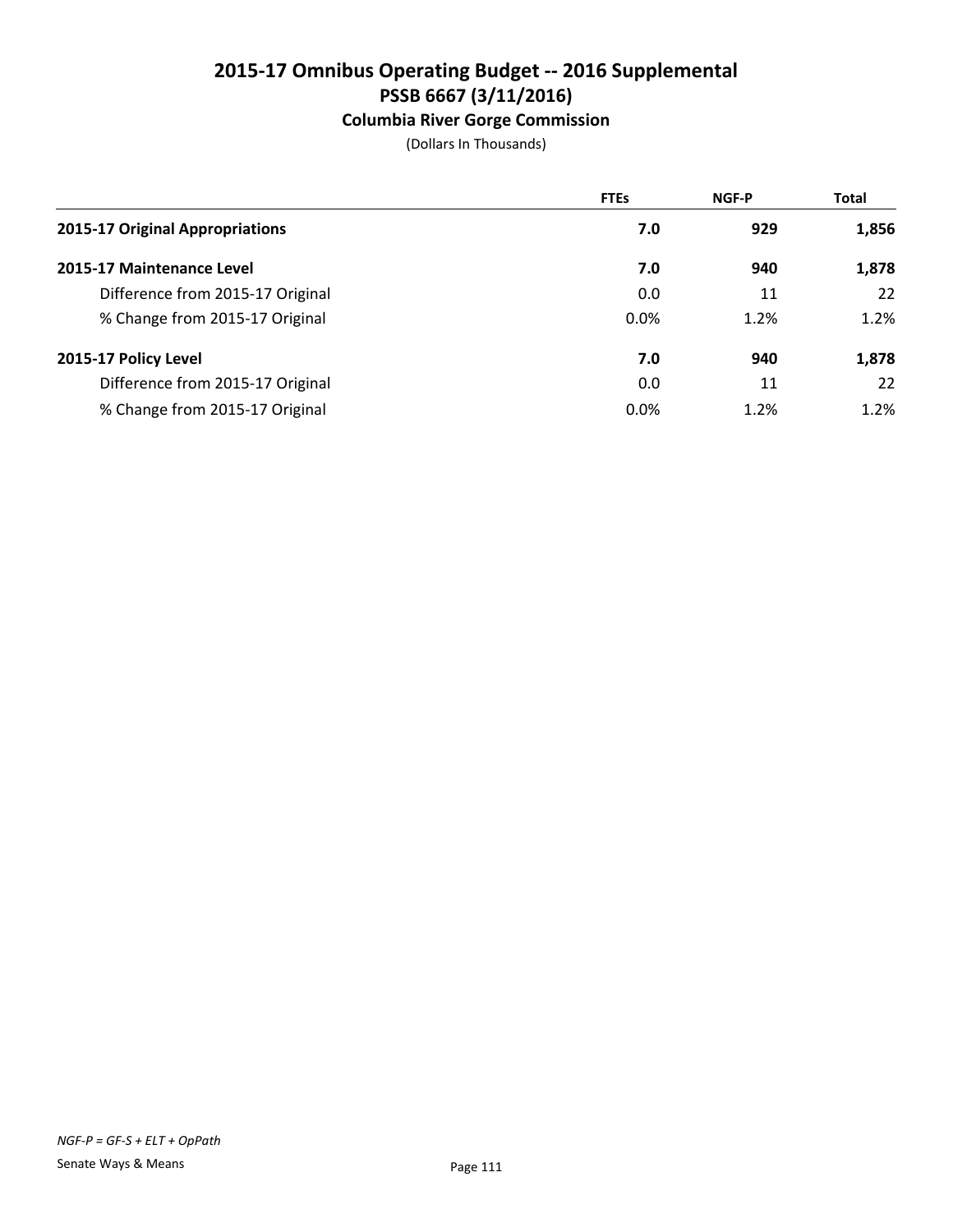# 2015-17 Omnibus Operating Budget -- 2016 Supplemental
## PSSB 6667 (3/11/2016)
### Columbia River Gorge Commission

(Dollars In Thousands)

| | FTEs | NGF-P | Total |
|---|---|---|---|
| **2015-17 Original Appropriations** | **7.0** | **929** | **1,856** |
| **2015-17 Maintenance Level** | **7.0** | **940** | **1,878** |
| Difference from 2015-17 Original | 0.0 | 11 | 22 |
| % Change from 2015-17 Original | 0.0% | 1.2% | 1.2% |
| **2015-17 Policy Level** | **7.0** | **940** | **1,878** |
| Difference from 2015-17 Original | 0.0 | 11 | 22 |
| % Change from 2015-17 Original | 0.0% | 1.2% | 1.2% |

*NGF-P = GF-S + ELT + OpPath*

Senate Ways & Means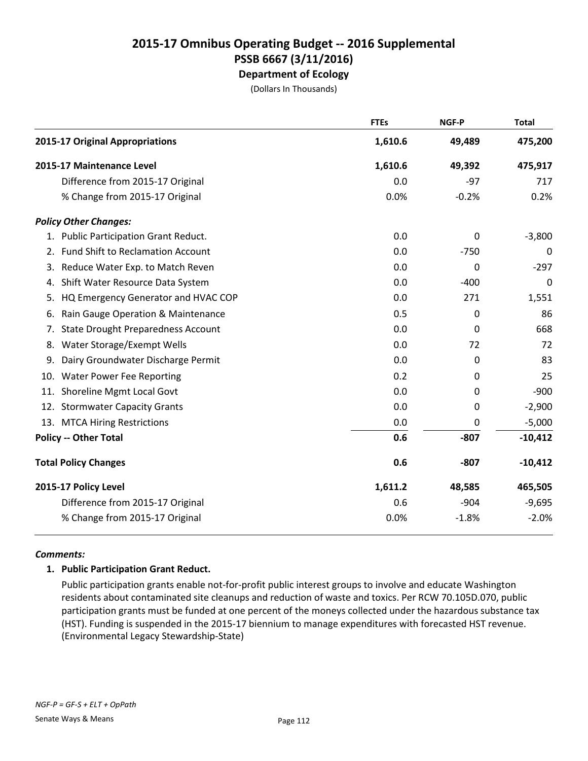# 2015-17 Omnibus Operating Budget -- 2016 Supplemental
## PSSB 6667 (3/11/2016)
### Department of Ecology

(Dollars In Thousands)

| | FTEs | NGF-P | Total |
|---|---|---|---|
| **2015-17 Original Appropriations** | **1,610.6** | **49,489** | **475,200** |
| **2015-17 Maintenance Level** | **1,610.6** | **49,392** | **475,917** |
| Difference from 2015-17 Original | 0.0 | -97 | 717 |
| % Change from 2015-17 Original | 0.0% | -0.2% | 0.2% |
| ***Policy Other Changes:*** | | | |
| 1. Public Participation Grant Reduct. | 0.0 | 0 | -3,800 |
| 2. Fund Shift to Reclamation Account | 0.0 | -750 | 0 |
| 3. Reduce Water Exp. to Match Reven | 0.0 | 0 | -297 |
| 4. Shift Water Resource Data System | 0.0 | -400 | 0 |
| 5. HQ Emergency Generator and HVAC COP | 0.0 | 271 | 1,551 |
| 6. Rain Gauge Operation & Maintenance | 0.5 | 0 | 86 |
| 7. State Drought Preparedness Account | 0.0 | 0 | 668 |
| 8. Water Storage/Exempt Wells | 0.0 | 72 | 72 |
| 9. Dairy Groundwater Discharge Permit | 0.0 | 0 | 83 |
| 10. Water Power Fee Reporting | 0.2 | 0 | 25 |
| 11. Shoreline Mgmt Local Govt | 0.0 | 0 | -900 |
| 12. Stormwater Capacity Grants | 0.0 | 0 | -2,900 |
| 13. MTCA Hiring Restrictions | 0.0 | 0 | -5,000 |
| **Policy -- Other Total** | **0.6** | **-807** | **-10,412** |
| **Total Policy Changes** | **0.6** | **-807** | **-10,412** |
| **2015-17 Policy Level** | **1,611.2** | **48,585** | **465,505** |
| Difference from 2015-17 Original | 0.6 | -904 | -9,695 |
| % Change from 2015-17 Original | 0.0% | -1.8% | -2.0% |

***Comments:***

**1. Public Participation Grant Reduct.**

Public participation grants enable not-for-profit public interest groups to involve and educate Washington residents about contaminated site cleanups and reduction of waste and toxics. Per RCW 70.105D.070, public participation grants must be funded at one percent of the moneys collected under the hazardous substance tax (HST). Funding is suspended in the 2015-17 biennium to manage expenditures with forecasted HST revenue. (Environmental Legacy Stewardship-State)

*NGF-P = GF-S + ELT + OpPath*

Senate Ways & Means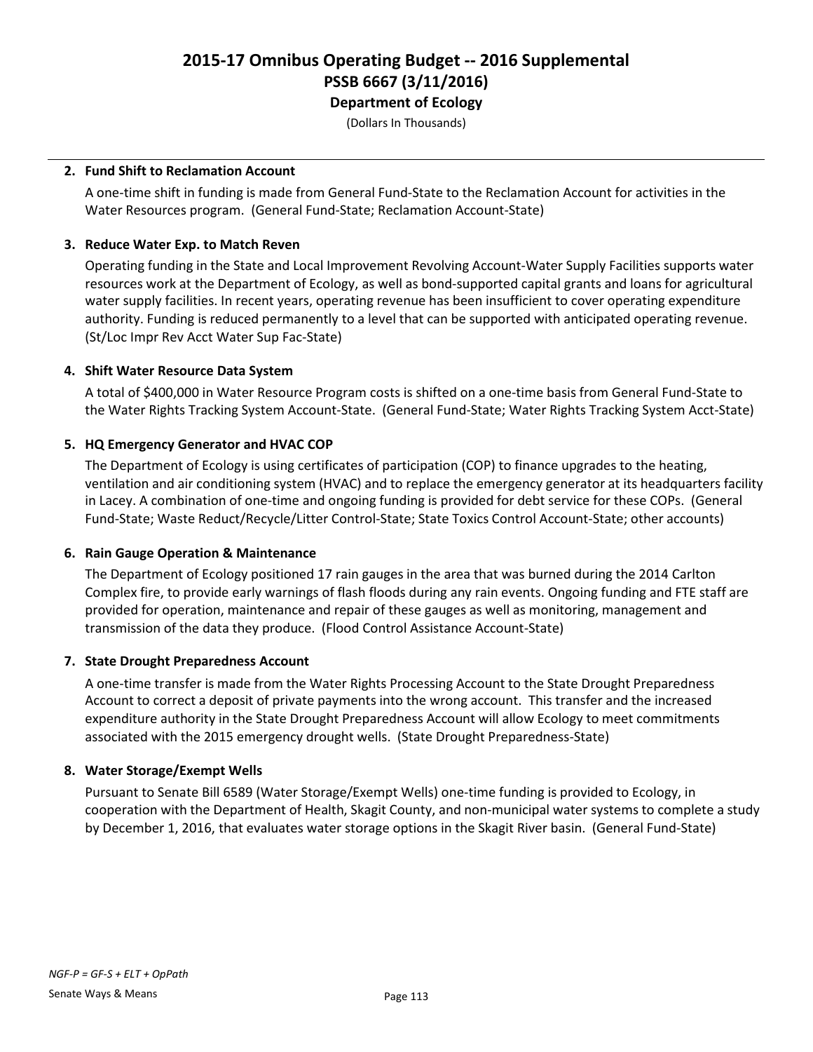# 2015-17 Omnibus Operating Budget -- 2016 Supplemental
## PSSB 6667 (3/11/2016)
### Department of Ecology

(Dollars In Thousands)

---

**2. Fund Shift to Reclamation Account**

A one-time shift in funding is made from General Fund-State to the Reclamation Account for activities in the Water Resources program. (General Fund-State; Reclamation Account-State)

**3. Reduce Water Exp. to Match Reven**

Operating funding in the State and Local Improvement Revolving Account-Water Supply Facilities supports water resources work at the Department of Ecology, as well as bond-supported capital grants and loans for agricultural water supply facilities. In recent years, operating revenue has been insufficient to cover operating expenditure authority. Funding is reduced permanently to a level that can be supported with anticipated operating revenue. (St/Loc Impr Rev Acct Water Sup Fac-State)

**4. Shift Water Resource Data System**

A total of $400,000 in Water Resource Program costs is shifted on a one-time basis from General Fund-State to the Water Rights Tracking System Account-State. (General Fund-State; Water Rights Tracking System Acct-State)

**5. HQ Emergency Generator and HVAC COP**

The Department of Ecology is using certificates of participation (COP) to finance upgrades to the heating, ventilation and air conditioning system (HVAC) and to replace the emergency generator at its headquarters facility in Lacey. A combination of one-time and ongoing funding is provided for debt service for these COPs. (General Fund-State; Waste Reduct/Recycle/Litter Control-State; State Toxics Control Account-State; other accounts)

**6. Rain Gauge Operation & Maintenance**

The Department of Ecology positioned 17 rain gauges in the area that was burned during the 2014 Carlton Complex fire, to provide early warnings of flash floods during any rain events. Ongoing funding and FTE staff are provided for operation, maintenance and repair of these gauges as well as monitoring, management and transmission of the data they produce. (Flood Control Assistance Account-State)

**7. State Drought Preparedness Account**

A one-time transfer is made from the Water Rights Processing Account to the State Drought Preparedness Account to correct a deposit of private payments into the wrong account. This transfer and the increased expenditure authority in the State Drought Preparedness Account will allow Ecology to meet commitments associated with the 2015 emergency drought wells. (State Drought Preparedness-State)

**8. Water Storage/Exempt Wells**

Pursuant to Senate Bill 6589 (Water Storage/Exempt Wells) one-time funding is provided to Ecology, in cooperation with the Department of Health, Skagit County, and non-municipal water systems to complete a study by December 1, 2016, that evaluates water storage options in the Skagit River basin. (General Fund-State)

*NGF-P = GF-S + ELT + OpPath*

Senate Ways & Means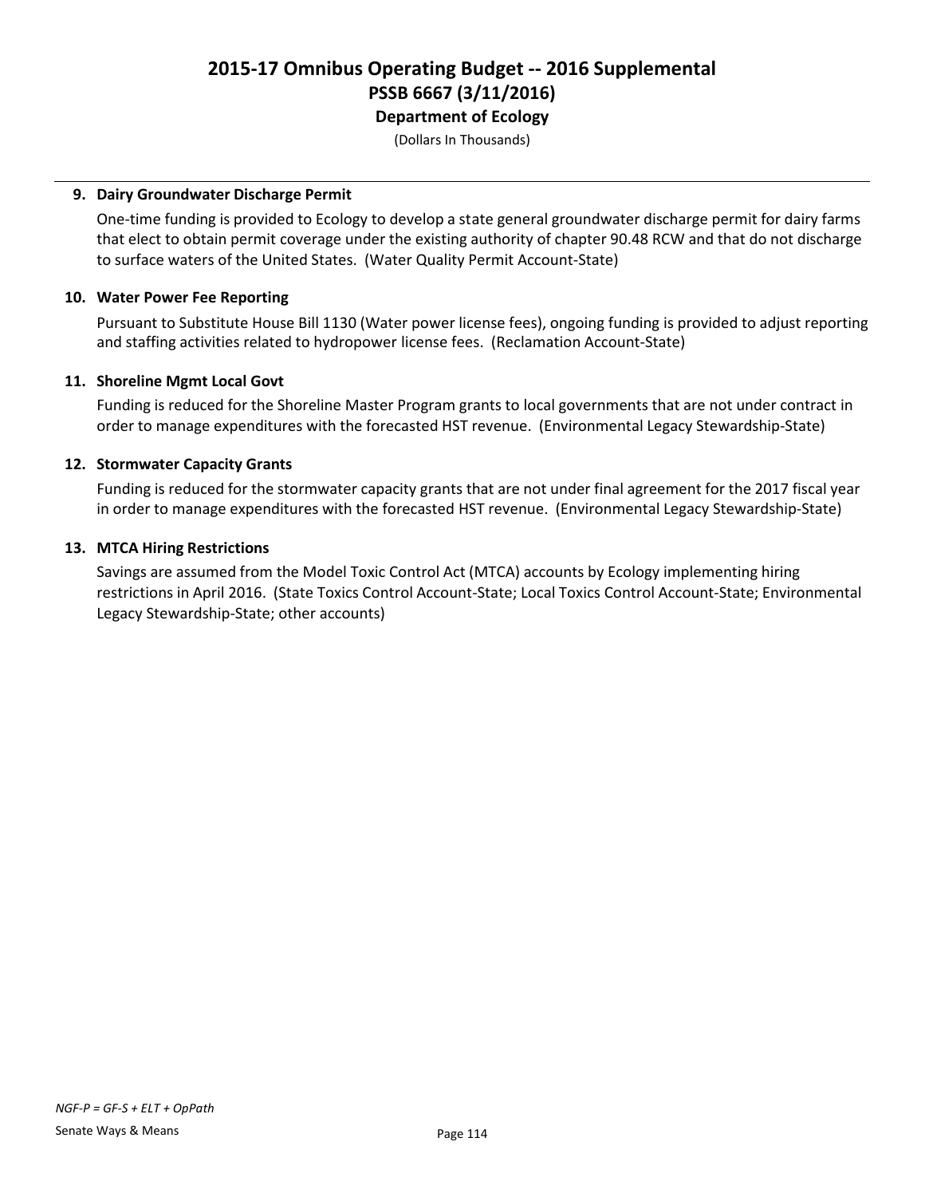# 2015-17 Omnibus Operating Budget -- 2016 Supplemental
## PSSB 6667 (3/11/2016)
### Department of Ecology

(Dollars In Thousands)

---

**9. Dairy Groundwater Discharge Permit**

One-time funding is provided to Ecology to develop a state general groundwater discharge permit for dairy farms that elect to obtain permit coverage under the existing authority of chapter 90.48 RCW and that do not discharge to surface waters of the United States. (Water Quality Permit Account-State)

**10. Water Power Fee Reporting**

Pursuant to Substitute House Bill 1130 (Water power license fees), ongoing funding is provided to adjust reporting and staffing activities related to hydropower license fees. (Reclamation Account-State)

**11. Shoreline Mgmt Local Govt**

Funding is reduced for the Shoreline Master Program grants to local governments that are not under contract in order to manage expenditures with the forecasted HST revenue. (Environmental Legacy Stewardship-State)

**12. Stormwater Capacity Grants**

Funding is reduced for the stormwater capacity grants that are not under final agreement for the 2017 fiscal year in order to manage expenditures with the forecasted HST revenue. (Environmental Legacy Stewardship-State)

**13. MTCA Hiring Restrictions**

Savings are assumed from the Model Toxic Control Act (MTCA) accounts by Ecology implementing hiring restrictions in April 2016. (State Toxics Control Account-State; Local Toxics Control Account-State; Environmental Legacy Stewardship-State; other accounts)

*NGF-P = GF-S + ELT + OpPath*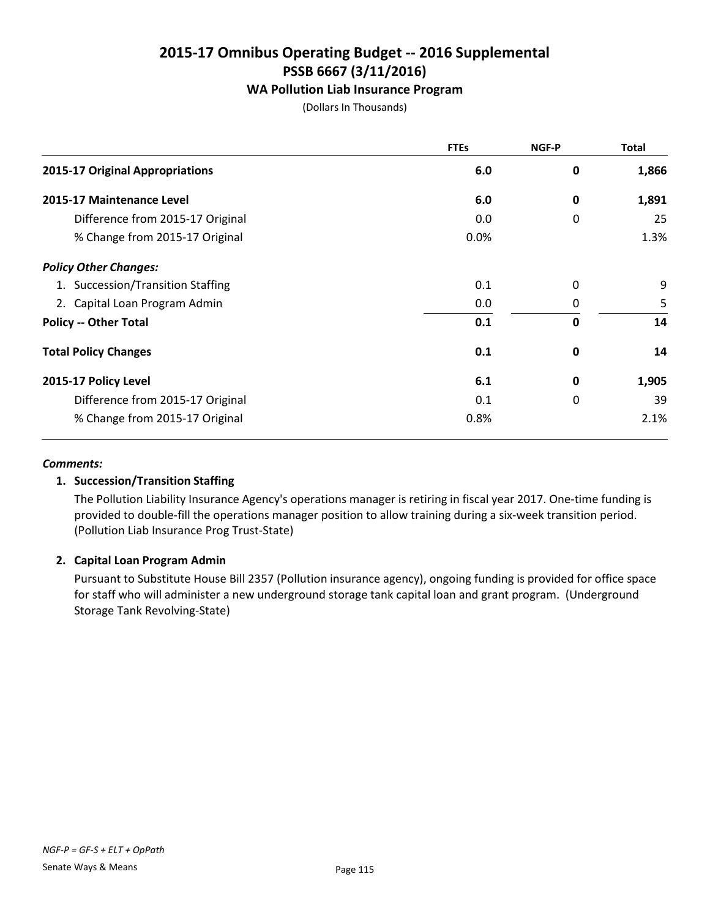# 2015-17 Omnibus Operating Budget -- 2016 Supplemental
## PSSB 6667 (3/11/2016)
### WA Pollution Liab Insurance Program

(Dollars In Thousands)

| | FTEs | NGF-P | Total |
|---|---|---|---|
| **2015-17 Original Appropriations** | **6.0** | **0** | **1,866** |
| **2015-17 Maintenance Level** | **6.0** | **0** | **1,891** |
| Difference from 2015-17 Original | 0.0 | 0 | 25 |
| % Change from 2015-17 Original | 0.0% | | 1.3% |
| ***Policy Other Changes:*** | | | |
| 1. Succession/Transition Staffing | 0.1 | 0 | 9 |
| 2. Capital Loan Program Admin | 0.0 | 0 | 5 |
| **Policy -- Other Total** | **0.1** | **0** | **14** |
| **Total Policy Changes** | **0.1** | **0** | **14** |
| **2015-17 Policy Level** | **6.1** | **0** | **1,905** |
| Difference from 2015-17 Original | 0.1 | 0 | 39 |
| % Change from 2015-17 Original | 0.8% | | 2.1% |

***Comments:***

**1. Succession/Transition Staffing**

The Pollution Liability Insurance Agency's operations manager is retiring in fiscal year 2017. One-time funding is provided to double-fill the operations manager position to allow training during a six-week transition period. (Pollution Liab Insurance Prog Trust-State)

**2. Capital Loan Program Admin**

Pursuant to Substitute House Bill 2357 (Pollution insurance agency), ongoing funding is provided for office space for staff who will administer a new underground storage tank capital loan and grant program. (Underground Storage Tank Revolving-State)

*NGF-P = GF-S + ELT + OpPath*

Senate Ways & Means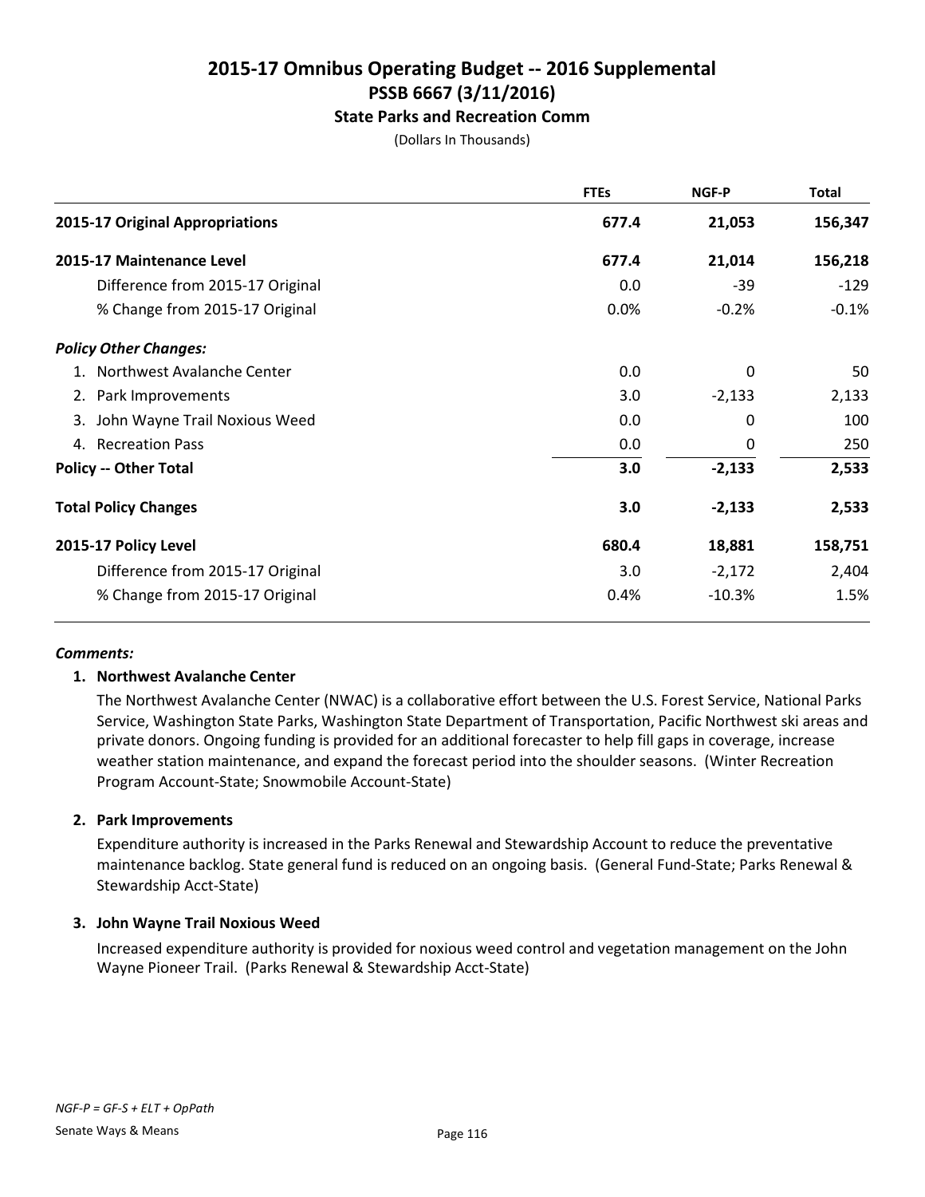# 2015-17 Omnibus Operating Budget -- 2016 Supplemental

## PSSB 6667 (3/11/2016)

### State Parks and Recreation Comm

(Dollars In Thousands)

| | FTEs | NGF-P | Total |
|---|---|---|---|
| **2015-17 Original Appropriations** | **677.4** | **21,053** | **156,347** |
| **2015-17 Maintenance Level** | **677.4** | **21,014** | **156,218** |
| Difference from 2015-17 Original | 0.0 | -39 | -129 |
| % Change from 2015-17 Original | 0.0% | -0.2% | -0.1% |
| ***Policy Other Changes:*** | | | |
| 1. Northwest Avalanche Center | 0.0 | 0 | 50 |
| 2. Park Improvements | 3.0 | -2,133 | 2,133 |
| 3. John Wayne Trail Noxious Weed | 0.0 | 0 | 100 |
| 4. Recreation Pass | 0.0 | 0 | 250 |
| **Policy -- Other Total** | **3.0** | **-2,133** | **2,533** |
| **Total Policy Changes** | **3.0** | **-2,133** | **2,533** |
| **2015-17 Policy Level** | **680.4** | **18,881** | **158,751** |
| Difference from 2015-17 Original | 3.0 | -2,172 | 2,404 |
| % Change from 2015-17 Original | 0.4% | -10.3% | 1.5% |

***Comments:***

**1. Northwest Avalanche Center**

The Northwest Avalanche Center (NWAC) is a collaborative effort between the U.S. Forest Service, National Parks Service, Washington State Parks, Washington State Department of Transportation, Pacific Northwest ski areas and private donors. Ongoing funding is provided for an additional forecaster to help fill gaps in coverage, increase weather station maintenance, and expand the forecast period into the shoulder seasons. (Winter Recreation Program Account-State; Snowmobile Account-State)

**2. Park Improvements**

Expenditure authority is increased in the Parks Renewal and Stewardship Account to reduce the preventative maintenance backlog. State general fund is reduced on an ongoing basis. (General Fund-State; Parks Renewal & Stewardship Acct-State)

**3. John Wayne Trail Noxious Weed**

Increased expenditure authority is provided for noxious weed control and vegetation management on the John Wayne Pioneer Trail. (Parks Renewal & Stewardship Acct-State)

*NGF-P = GF-S + ELT + OpPath*

Senate Ways & Means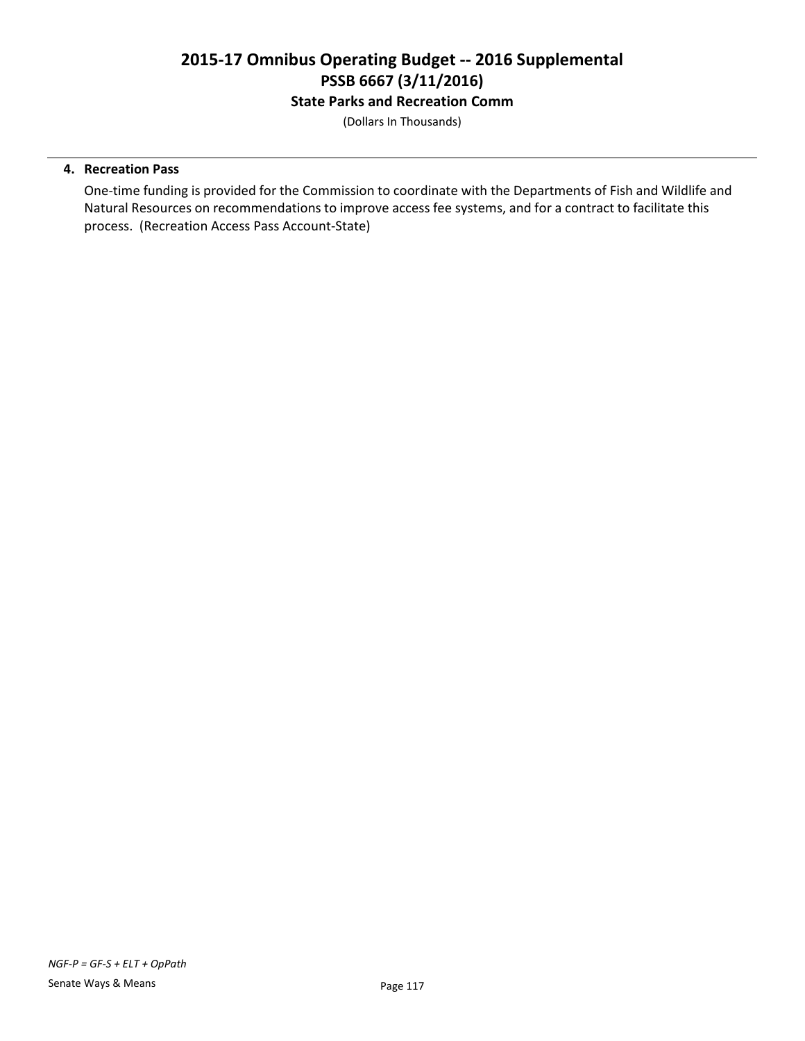**4. Recreation Pass**

One-time funding is provided for the Commission to coordinate with the Departments of Fish and Wildlife and Natural Resources on recommendations to improve access fee systems, and for a contract to facilitate this process. (Recreation Access Pass Account-State)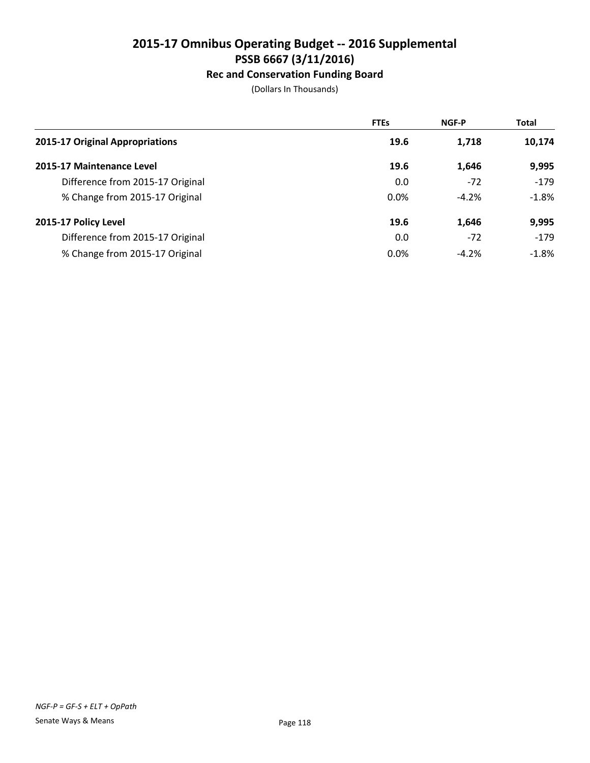# 2015-17 Omnibus Operating Budget -- 2016 Supplemental
## PSSB 6667 (3/11/2016)
### Rec and Conservation Funding Board

(Dollars In Thousands)

| | FTEs | NGF-P | Total |
|---|---|---|---|
| **2015-17 Original Appropriations** | **19.6** | **1,718** | **10,174** |
| **2015-17 Maintenance Level** | **19.6** | **1,646** | **9,995** |
| Difference from 2015-17 Original | 0.0 | -72 | -179 |
| % Change from 2015-17 Original | 0.0% | -4.2% | -1.8% |
| **2015-17 Policy Level** | **19.6** | **1,646** | **9,995** |
| Difference from 2015-17 Original | 0.0 | -72 | -179 |
| % Change from 2015-17 Original | 0.0% | -4.2% | -1.8% |

*NGF-P = GF-S + ELT + OpPath*

Senate Ways & Means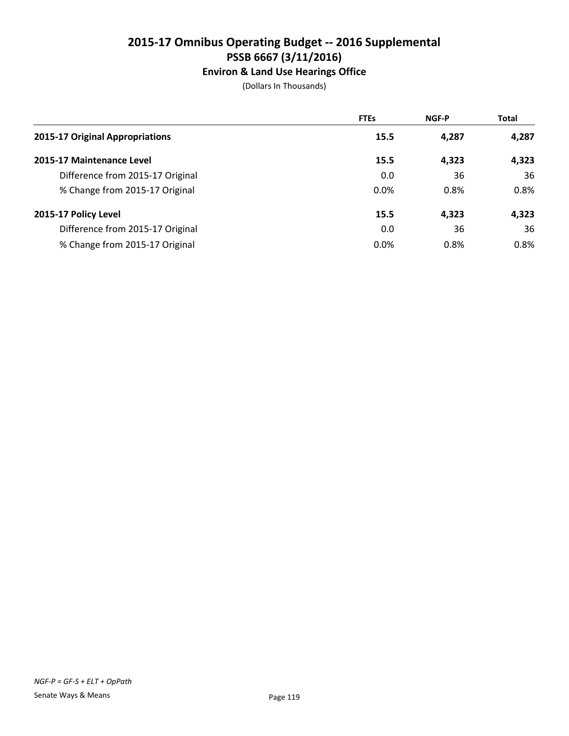# 2015-17 Omnibus Operating Budget -- 2016 Supplemental

## PSSB 6667 (3/11/2016)

### Environ & Land Use Hearings Office

(Dollars In Thousands)

| | FTEs | NGF-P | Total |
|---|---|---|---|
| **2015-17 Original Appropriations** | **15.5** | **4,287** | **4,287** |
| **2015-17 Maintenance Level** | **15.5** | **4,323** | **4,323** |
| Difference from 2015-17 Original | 0.0 | 36 | 36 |
| % Change from 2015-17 Original | 0.0% | 0.8% | 0.8% |
| **2015-17 Policy Level** | **15.5** | **4,323** | **4,323** |
| Difference from 2015-17 Original | 0.0 | 36 | 36 |
| % Change from 2015-17 Original | 0.0% | 0.8% | 0.8% |

*NGF-P = GF-S + ELT + OpPath*

Senate Ways & Means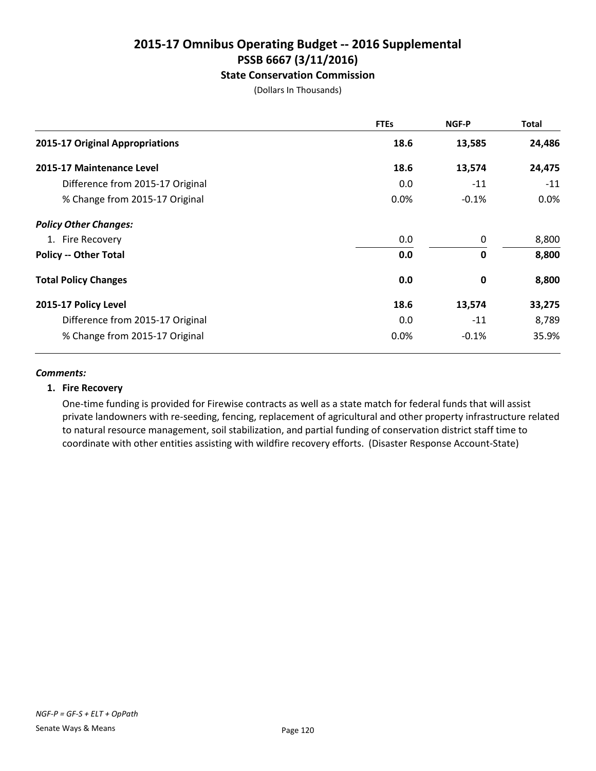# 2015-17 Omnibus Operating Budget -- 2016 Supplemental
## PSSB 6667 (3/11/2016)
### State Conservation Commission

(Dollars In Thousands)

| | FTEs | NGF-P | Total |
|---|---|---|---|
| **2015-17 Original Appropriations** | **18.6** | **13,585** | **24,486** |
| **2015-17 Maintenance Level** | **18.6** | **13,574** | **24,475** |
| Difference from 2015-17 Original | 0.0 | -11 | -11 |
| % Change from 2015-17 Original | 0.0% | -0.1% | 0.0% |
| ***Policy Other Changes:*** | | | |
| 1. Fire Recovery | 0.0 | 0 | 8,800 |
| **Policy -- Other Total** | **0.0** | **0** | **8,800** |
| **Total Policy Changes** | **0.0** | **0** | **8,800** |
| **2015-17 Policy Level** | **18.6** | **13,574** | **33,275** |
| Difference from 2015-17 Original | 0.0 | -11 | 8,789 |
| % Change from 2015-17 Original | 0.0% | -0.1% | 35.9% |

***Comments:***

**1. Fire Recovery**

One-time funding is provided for Firewise contracts as well as a state match for federal funds that will assist private landowners with re-seeding, fencing, replacement of agricultural and other property infrastructure related to natural resource management, soil stabilization, and partial funding of conservation district staff time to coordinate with other entities assisting with wildfire recovery efforts. (Disaster Response Account-State)

*NGF-P = GF-S + ELT + OpPath*

Senate Ways & Means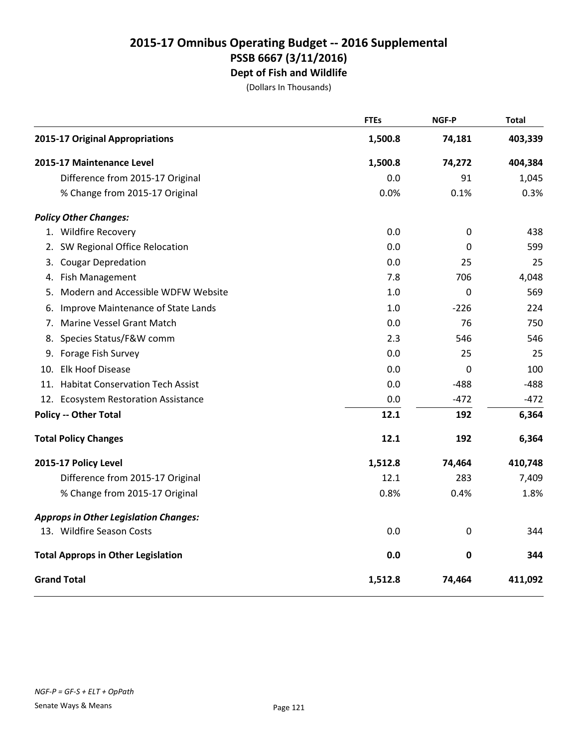# 2015-17 Omnibus Operating Budget -- 2016 Supplemental
## PSSB 6667 (3/11/2016)
### Dept of Fish and Wildlife

(Dollars In Thousands)

| | FTEs | NGF-P | Total |
|---|---|---|---|
| **2015-17 Original Appropriations** | **1,500.8** | **74,181** | **403,339** |
| **2015-17 Maintenance Level** | **1,500.8** | **74,272** | **404,384** |
| Difference from 2015-17 Original | 0.0 | 91 | 1,045 |
| % Change from 2015-17 Original | 0.0% | 0.1% | 0.3% |
| ***Policy Other Changes:*** | | | |
| 1. Wildfire Recovery | 0.0 | 0 | 438 |
| 2. SW Regional Office Relocation | 0.0 | 0 | 599 |
| 3. Cougar Depredation | 0.0 | 25 | 25 |
| 4. Fish Management | 7.8 | 706 | 4,048 |
| 5. Modern and Accessible WDFW Website | 1.0 | 0 | 569 |
| 6. Improve Maintenance of State Lands | 1.0 | -226 | 224 |
| 7. Marine Vessel Grant Match | 0.0 | 76 | 750 |
| 8. Species Status/F&W comm | 2.3 | 546 | 546 |
| 9. Forage Fish Survey | 0.0 | 25 | 25 |
| 10. Elk Hoof Disease | 0.0 | 0 | 100 |
| 11. Habitat Conservation Tech Assist | 0.0 | -488 | -488 |
| 12. Ecosystem Restoration Assistance | 0.0 | -472 | -472 |
| **Policy -- Other Total** | **12.1** | **192** | **6,364** |
| **Total Policy Changes** | **12.1** | **192** | **6,364** |
| **2015-17 Policy Level** | **1,512.8** | **74,464** | **410,748** |
| Difference from 2015-17 Original | 12.1 | 283 | 7,409 |
| % Change from 2015-17 Original | 0.8% | 0.4% | 1.8% |
| ***Approps in Other Legislation Changes:*** | | | |
| 13. Wildfire Season Costs | 0.0 | 0 | 344 |
| **Total Approps in Other Legislation** | **0.0** | **0** | **344** |
| **Grand Total** | **1,512.8** | **74,464** | **411,092** |

*NGF-P = GF-S + ELT + OpPath*

Senate Ways & Means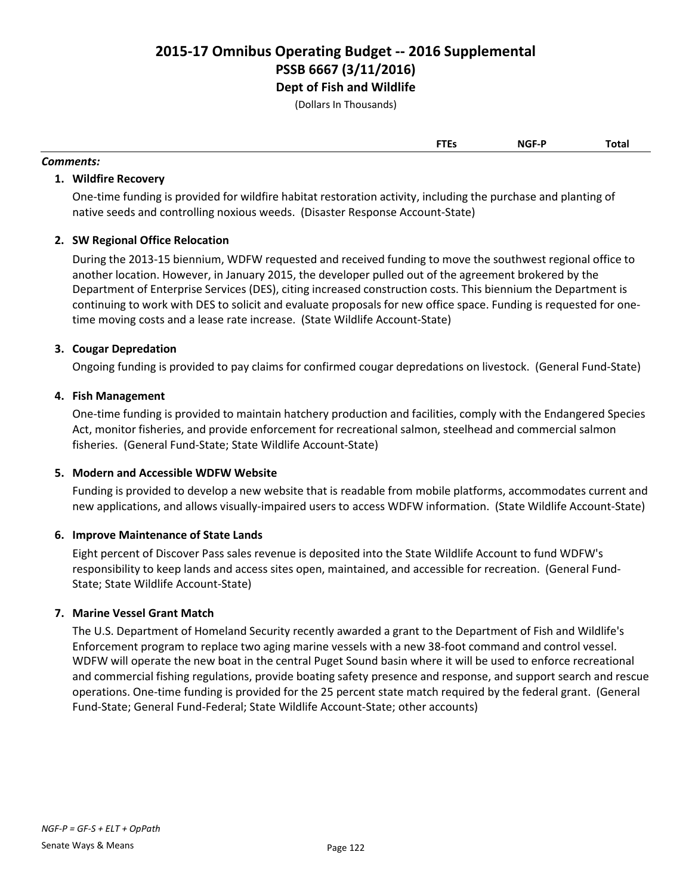# 2015-17 Omnibus Operating Budget -- 2016 Supplemental
## PSSB 6667 (3/11/2016)
### Dept of Fish and Wildlife

(Dollars In Thousands)

| | FTEs | NGF-P | Total |
|---|---|---|---|

***Comments:***

1. **Wildfire Recovery**

   One-time funding is provided for wildfire habitat restoration activity, including the purchase and planting of native seeds and controlling noxious weeds. (Disaster Response Account-State)

2. **SW Regional Office Relocation**

   During the 2013-15 biennium, WDFW requested and received funding to move the southwest regional office to another location. However, in January 2015, the developer pulled out of the agreement brokered by the Department of Enterprise Services (DES), citing increased construction costs. This biennium the Department is continuing to work with DES to solicit and evaluate proposals for new office space. Funding is requested for one-time moving costs and a lease rate increase. (State Wildlife Account-State)

3. **Cougar Depredation**

   Ongoing funding is provided to pay claims for confirmed cougar depredations on livestock. (General Fund-State)

4. **Fish Management**

   One-time funding is provided to maintain hatchery production and facilities, comply with the Endangered Species Act, monitor fisheries, and provide enforcement for recreational salmon, steelhead and commercial salmon fisheries. (General Fund-State; State Wildlife Account-State)

5. **Modern and Accessible WDFW Website**

   Funding is provided to develop a new website that is readable from mobile platforms, accommodates current and new applications, and allows visually-impaired users to access WDFW information. (State Wildlife Account-State)

6. **Improve Maintenance of State Lands**

   Eight percent of Discover Pass sales revenue is deposited into the State Wildlife Account to fund WDFW's responsibility to keep lands and access sites open, maintained, and accessible for recreation. (General Fund-State; State Wildlife Account-State)

7. **Marine Vessel Grant Match**

   The U.S. Department of Homeland Security recently awarded a grant to the Department of Fish and Wildlife's Enforcement program to replace two aging marine vessels with a new 38-foot command and control vessel. WDFW will operate the new boat in the central Puget Sound basin where it will be used to enforce recreational and commercial fishing regulations, provide boating safety presence and response, and support search and rescue operations. One-time funding is provided for the 25 percent state match required by the federal grant. (General Fund-State; General Fund-Federal; State Wildlife Account-State; other accounts)

*NGF-P = GF-S + ELT + OpPath*

Senate Ways & Means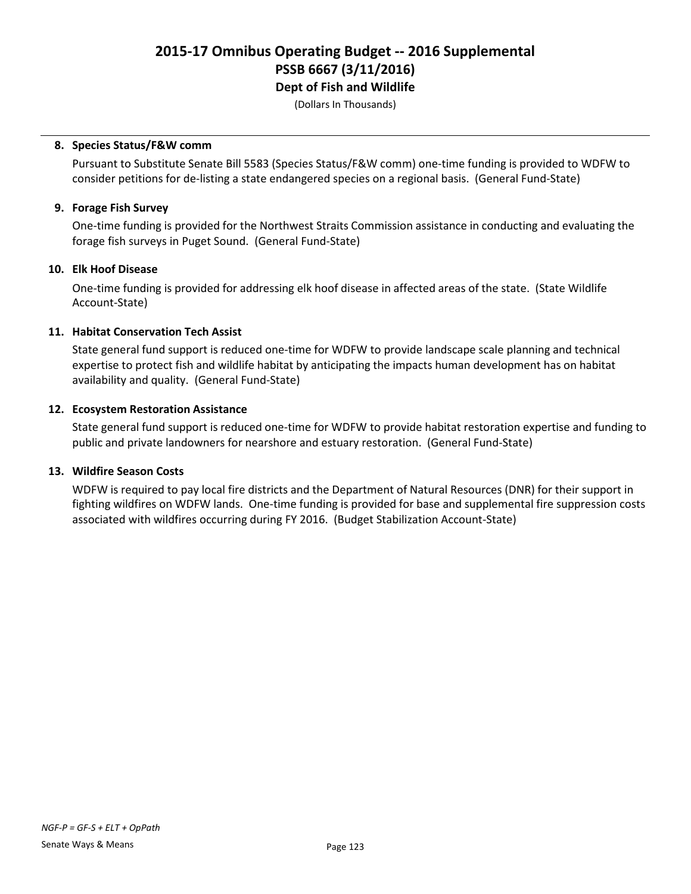# 2015-17 Omnibus Operating Budget -- 2016 Supplemental
## PSSB 6667 (3/11/2016)
### Dept of Fish and Wildlife

(Dollars In Thousands)

---

**8. Species Status/F&W comm**

Pursuant to Substitute Senate Bill 5583 (Species Status/F&W comm) one-time funding is provided to WDFW to consider petitions for de-listing a state endangered species on a regional basis. (General Fund-State)

**9. Forage Fish Survey**

One-time funding is provided for the Northwest Straits Commission assistance in conducting and evaluating the forage fish surveys in Puget Sound. (General Fund-State)

**10. Elk Hoof Disease**

One-time funding is provided for addressing elk hoof disease in affected areas of the state. (State Wildlife Account-State)

**11. Habitat Conservation Tech Assist**

State general fund support is reduced one-time for WDFW to provide landscape scale planning and technical expertise to protect fish and wildlife habitat by anticipating the impacts human development has on habitat availability and quality. (General Fund-State)

**12. Ecosystem Restoration Assistance**

State general fund support is reduced one-time for WDFW to provide habitat restoration expertise and funding to public and private landowners for nearshore and estuary restoration. (General Fund-State)

**13. Wildfire Season Costs**

WDFW is required to pay local fire districts and the Department of Natural Resources (DNR) for their support in fighting wildfires on WDFW lands. One-time funding is provided for base and supplemental fire suppression costs associated with wildfires occurring during FY 2016. (Budget Stabilization Account-State)

*NGF-P = GF-S + ELT + OpPath*

Senate Ways & Means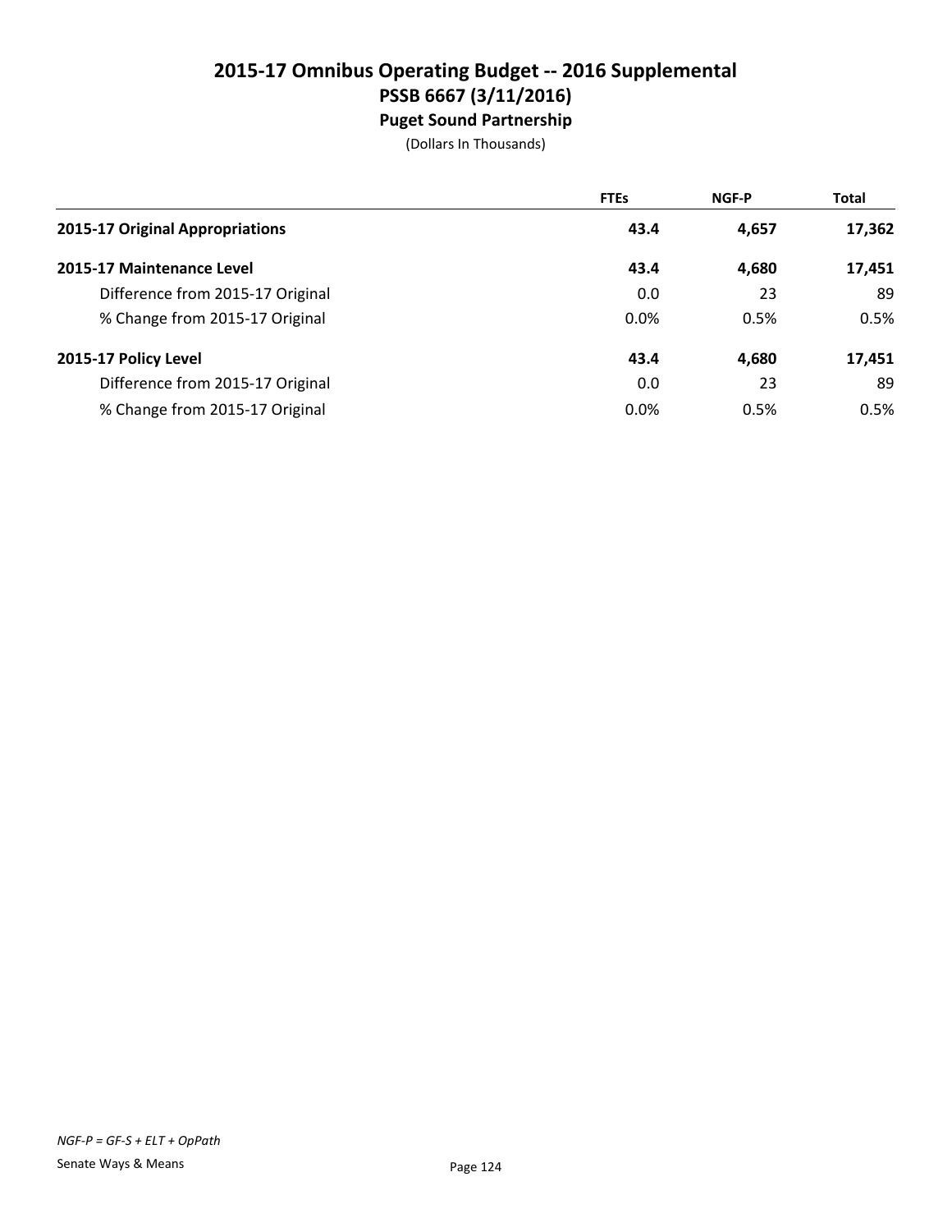# 2015-17 Omnibus Operating Budget -- 2016 Supplemental
## PSSB 6667 (3/11/2016)
### Puget Sound Partnership

(Dollars In Thousands)

| | FTEs | NGF-P | Total |
|---|---|---|---|
| **2015-17 Original Appropriations** | **43.4** | **4,657** | **17,362** |
| **2015-17 Maintenance Level** | **43.4** | **4,680** | **17,451** |
| Difference from 2015-17 Original | 0.0 | 23 | 89 |
| % Change from 2015-17 Original | 0.0% | 0.5% | 0.5% |
| **2015-17 Policy Level** | **43.4** | **4,680** | **17,451** |
| Difference from 2015-17 Original | 0.0 | 23 | 89 |
| % Change from 2015-17 Original | 0.0% | 0.5% | 0.5% |

*NGF-P = GF-S + ELT + OpPath*

Senate Ways & Means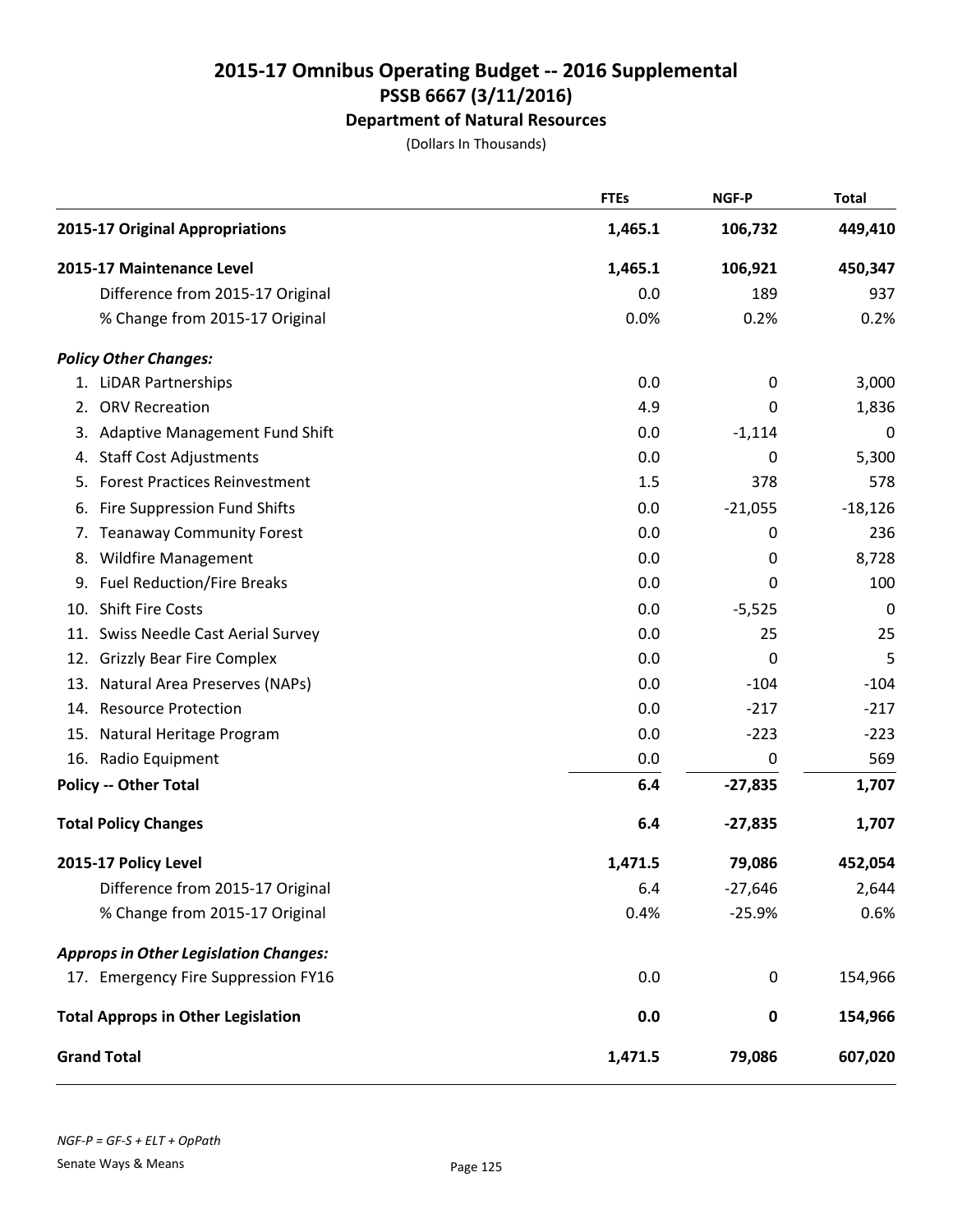# 2015-17 Omnibus Operating Budget -- 2016 Supplemental
## PSSB 6667 (3/11/2016)
### Department of Natural Resources

(Dollars In Thousands)

| | FTEs | NGF-P | Total |
|---|---|---|---|
| **2015-17 Original Appropriations** | **1,465.1** | **106,732** | **449,410** |
| **2015-17 Maintenance Level** | **1,465.1** | **106,921** | **450,347** |
| Difference from 2015-17 Original | 0.0 | 189 | 937 |
| % Change from 2015-17 Original | 0.0% | 0.2% | 0.2% |
| ***Policy Other Changes:*** | | | |
| 1. LiDAR Partnerships | 0.0 | 0 | 3,000 |
| 2. ORV Recreation | 4.9 | 0 | 1,836 |
| 3. Adaptive Management Fund Shift | 0.0 | -1,114 | 0 |
| 4. Staff Cost Adjustments | 0.0 | 0 | 5,300 |
| 5. Forest Practices Reinvestment | 1.5 | 378 | 578 |
| 6. Fire Suppression Fund Shifts | 0.0 | -21,055 | -18,126 |
| 7. Teanaway Community Forest | 0.0 | 0 | 236 |
| 8. Wildfire Management | 0.0 | 0 | 8,728 |
| 9. Fuel Reduction/Fire Breaks | 0.0 | 0 | 100 |
| 10. Shift Fire Costs | 0.0 | -5,525 | 0 |
| 11. Swiss Needle Cast Aerial Survey | 0.0 | 25 | 25 |
| 12. Grizzly Bear Fire Complex | 0.0 | 0 | 5 |
| 13. Natural Area Preserves (NAPs) | 0.0 | -104 | -104 |
| 14. Resource Protection | 0.0 | -217 | -217 |
| 15. Natural Heritage Program | 0.0 | -223 | -223 |
| 16. Radio Equipment | 0.0 | 0 | 569 |
| **Policy -- Other Total** | **6.4** | **-27,835** | **1,707** |
| **Total Policy Changes** | **6.4** | **-27,835** | **1,707** |
| **2015-17 Policy Level** | **1,471.5** | **79,086** | **452,054** |
| Difference from 2015-17 Original | 6.4 | -27,646 | 2,644 |
| % Change from 2015-17 Original | 0.4% | -25.9% | 0.6% |
| ***Approps in Other Legislation Changes:*** | | | |
| 17. Emergency Fire Suppression FY16 | 0.0 | 0 | 154,966 |
| **Total Approps in Other Legislation** | **0.0** | **0** | **154,966** |
| **Grand Total** | **1,471.5** | **79,086** | **607,020** |

*NGF-P = GF-S + ELT + OpPath*

Senate Ways & Means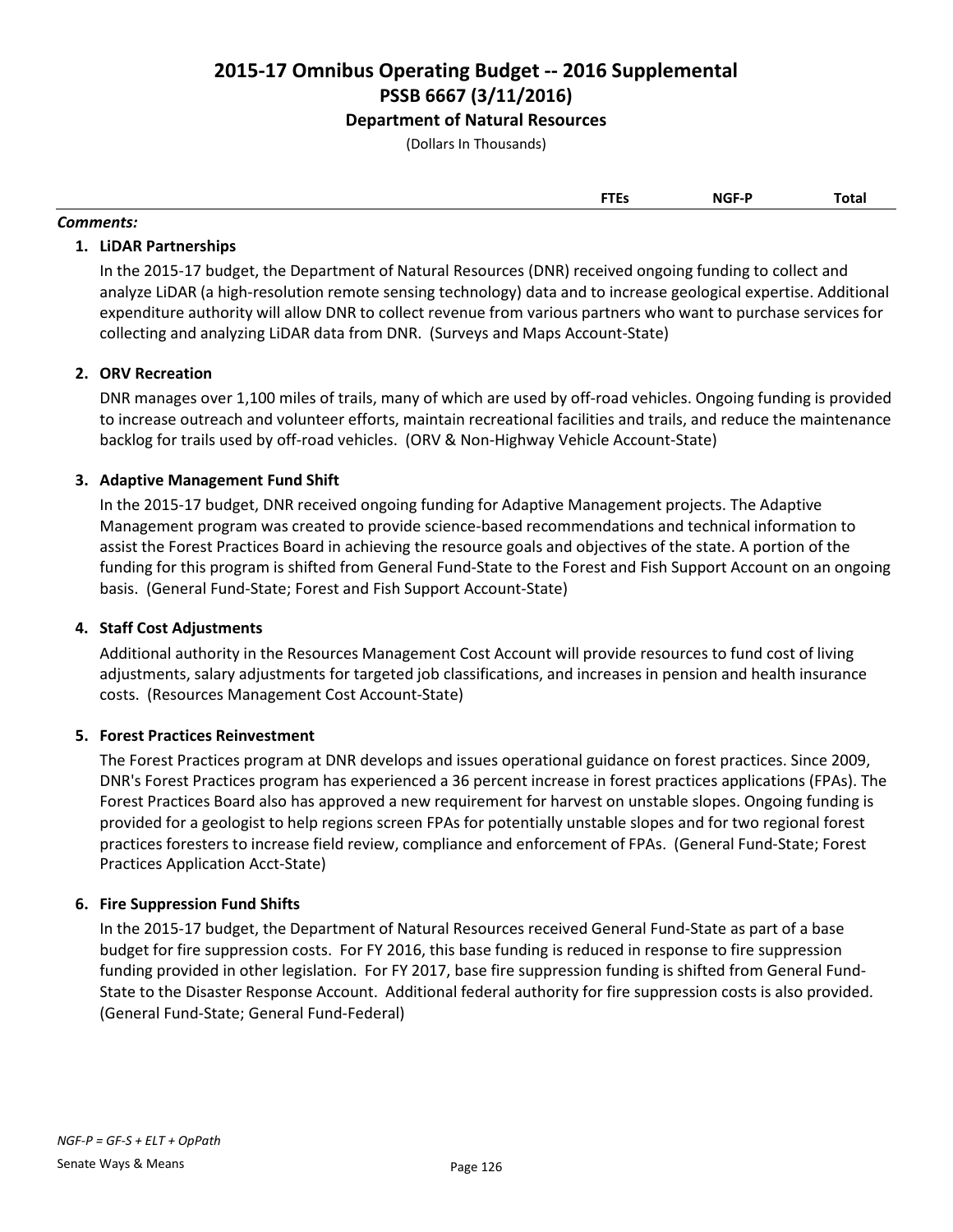# 2015-17 Omnibus Operating Budget -- 2016 Supplemental

## PSSB 6667 (3/11/2016)

### Department of Natural Resources

(Dollars In Thousands)

| | FTEs | NGF-P | Total |
|---|---|---|---|

***Comments:***

1. **LiDAR Partnerships**

   In the 2015-17 budget, the Department of Natural Resources (DNR) received ongoing funding to collect and analyze LiDAR (a high-resolution remote sensing technology) data and to increase geological expertise. Additional expenditure authority will allow DNR to collect revenue from various partners who want to purchase services for collecting and analyzing LiDAR data from DNR. (Surveys and Maps Account-State)

2. **ORV Recreation**

   DNR manages over 1,100 miles of trails, many of which are used by off-road vehicles. Ongoing funding is provided to increase outreach and volunteer efforts, maintain recreational facilities and trails, and reduce the maintenance backlog for trails used by off-road vehicles. (ORV & Non-Highway Vehicle Account-State)

3. **Adaptive Management Fund Shift**

   In the 2015-17 budget, DNR received ongoing funding for Adaptive Management projects. The Adaptive Management program was created to provide science-based recommendations and technical information to assist the Forest Practices Board in achieving the resource goals and objectives of the state. A portion of the funding for this program is shifted from General Fund-State to the Forest and Fish Support Account on an ongoing basis. (General Fund-State; Forest and Fish Support Account-State)

4. **Staff Cost Adjustments**

   Additional authority in the Resources Management Cost Account will provide resources to fund cost of living adjustments, salary adjustments for targeted job classifications, and increases in pension and health insurance costs. (Resources Management Cost Account-State)

5. **Forest Practices Reinvestment**

   The Forest Practices program at DNR develops and issues operational guidance on forest practices. Since 2009, DNR's Forest Practices program has experienced a 36 percent increase in forest practices applications (FPAs). The Forest Practices Board also has approved a new requirement for harvest on unstable slopes. Ongoing funding is provided for a geologist to help regions screen FPAs for potentially unstable slopes and for two regional forest practices foresters to increase field review, compliance and enforcement of FPAs. (General Fund-State; Forest Practices Application Acct-State)

6. **Fire Suppression Fund Shifts**

   In the 2015-17 budget, the Department of Natural Resources received General Fund-State as part of a base budget for fire suppression costs. For FY 2016, this base funding is reduced in response to fire suppression funding provided in other legislation. For FY 2017, base fire suppression funding is shifted from General Fund-State to the Disaster Response Account. Additional federal authority for fire suppression costs is also provided. (General Fund-State; General Fund-Federal)

*NGF-P = GF-S + ELT + OpPath*

Senate Ways & Means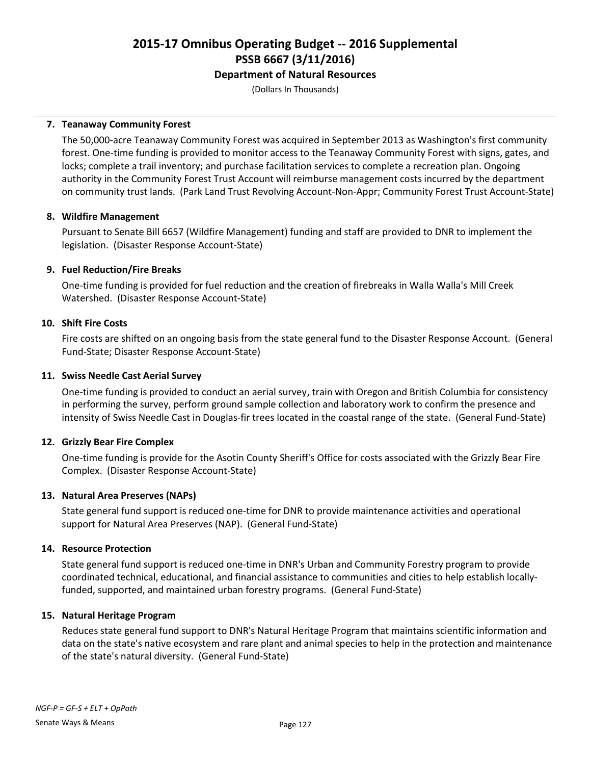# 2015-17 Omnibus Operating Budget -- 2016 Supplemental
## PSSB 6667 (3/11/2016)
### Department of Natural Resources

(Dollars In Thousands)

**7. Teanaway Community Forest**

The 50,000-acre Teanaway Community Forest was acquired in September 2013 as Washington's first community forest. One-time funding is provided to monitor access to the Teanaway Community Forest with signs, gates, and locks; complete a trail inventory; and purchase facilitation services to complete a recreation plan. Ongoing authority in the Community Forest Trust Account will reimburse management costs incurred by the department on community trust lands. (Park Land Trust Revolving Account-Non-Appr; Community Forest Trust Account-State)

**8. Wildfire Management**

Pursuant to Senate Bill 6657 (Wildfire Management) funding and staff are provided to DNR to implement the legislation. (Disaster Response Account-State)

**9. Fuel Reduction/Fire Breaks**

One-time funding is provided for fuel reduction and the creation of firebreaks in Walla Walla's Mill Creek Watershed. (Disaster Response Account-State)

**10. Shift Fire Costs**

Fire costs are shifted on an ongoing basis from the state general fund to the Disaster Response Account. (General Fund-State; Disaster Response Account-State)

**11. Swiss Needle Cast Aerial Survey**

One-time funding is provided to conduct an aerial survey, train with Oregon and British Columbia for consistency in performing the survey, perform ground sample collection and laboratory work to confirm the presence and intensity of Swiss Needle Cast in Douglas-fir trees located in the coastal range of the state. (General Fund-State)

**12. Grizzly Bear Fire Complex**

One-time funding is provide for the Asotin County Sheriff's Office for costs associated with the Grizzly Bear Fire Complex. (Disaster Response Account-State)

**13. Natural Area Preserves (NAPs)**

State general fund support is reduced one-time for DNR to provide maintenance activities and operational support for Natural Area Preserves (NAP). (General Fund-State)

**14. Resource Protection**

State general fund support is reduced one-time in DNR's Urban and Community Forestry program to provide coordinated technical, educational, and financial assistance to communities and cities to help establish locally-funded, supported, and maintained urban forestry programs. (General Fund-State)

**15. Natural Heritage Program**

Reduces state general fund support to DNR's Natural Heritage Program that maintains scientific information and data on the state's native ecosystem and rare plant and animal species to help in the protection and maintenance of the state's natural diversity. (General Fund-State)

*NGF-P = GF-S + ELT + OpPath*

Senate Ways & Means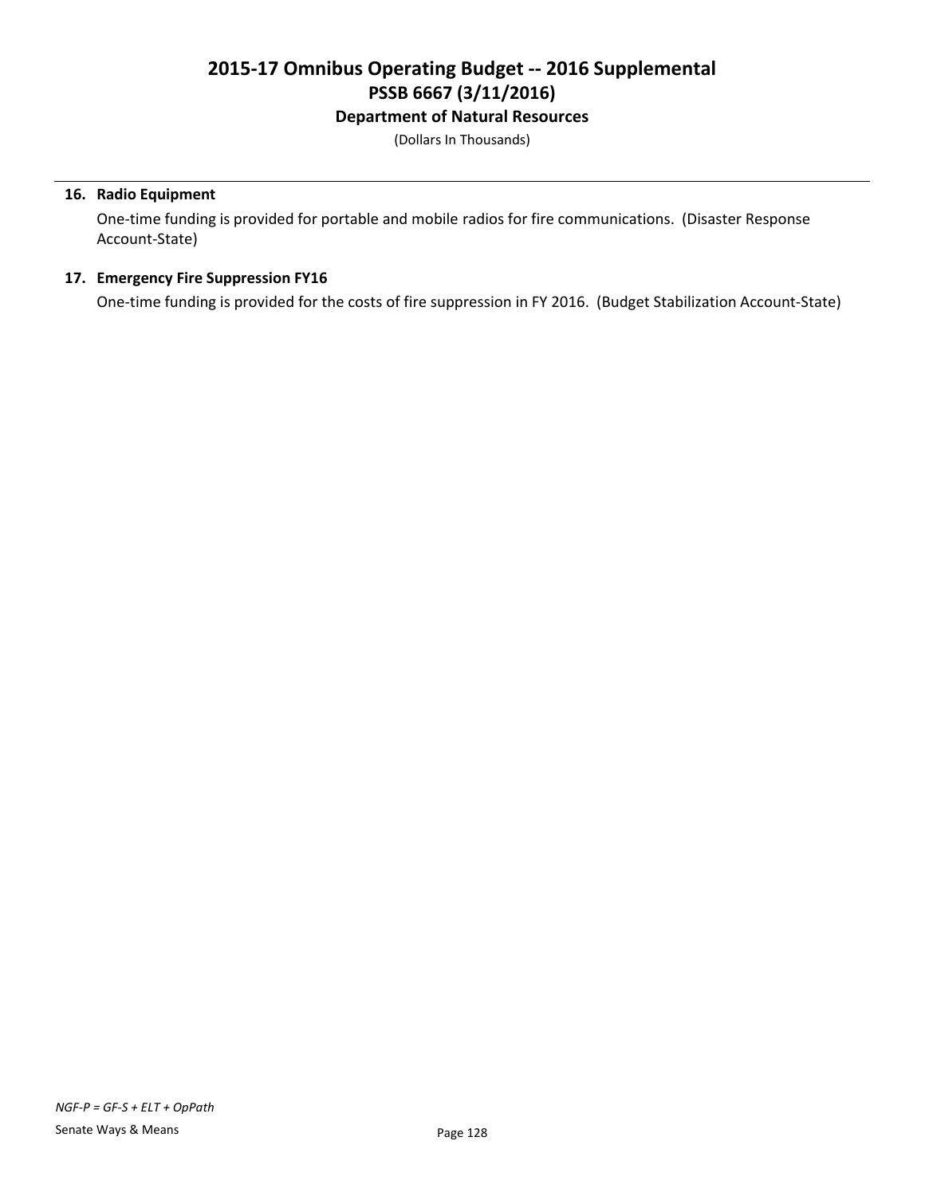# 2015-17 Omnibus Operating Budget -- 2016 Supplemental
## PSSB 6667 (3/11/2016)
### Department of Natural Resources

(Dollars In Thousands)

**16. Radio Equipment**

One-time funding is provided for portable and mobile radios for fire communications. (Disaster Response Account-State)

**17. Emergency Fire Suppression FY16**

One-time funding is provided for the costs of fire suppression in FY 2016. (Budget Stabilization Account-State)

*NGF-P = GF-S + ELT + OpPath*

Senate Ways & Means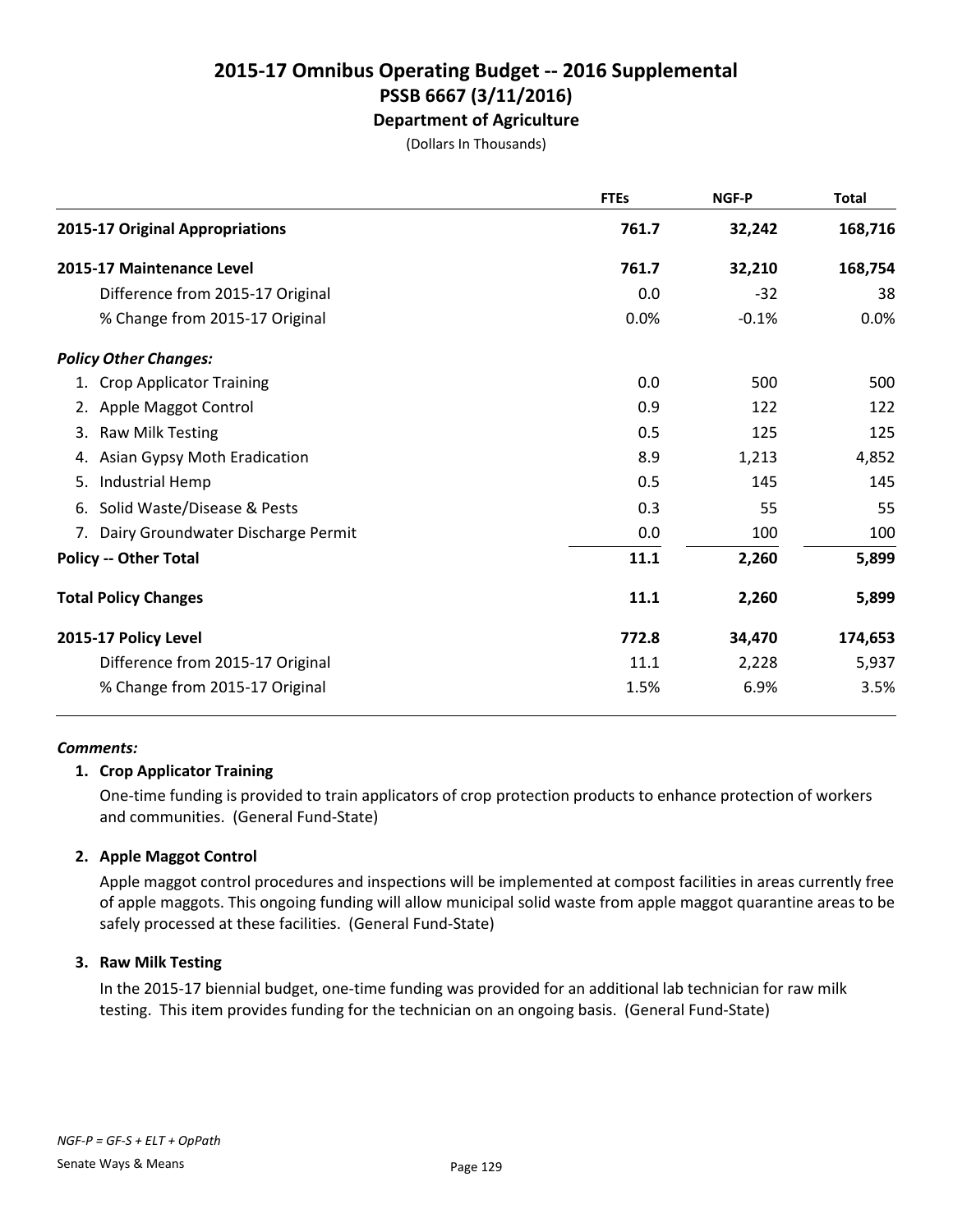# 2015-17 Omnibus Operating Budget -- 2016 Supplemental
## PSSB 6667 (3/11/2016)
### Department of Agriculture
(Dollars In Thousands)

| | FTEs | NGF-P | Total |
|---|---|---|---|
| **2015-17 Original Appropriations** | **761.7** | **32,242** | **168,716** |
| **2015-17 Maintenance Level** | **761.7** | **32,210** | **168,754** |
| Difference from 2015-17 Original | 0.0 | -32 | 38 |
| % Change from 2015-17 Original | 0.0% | -0.1% | 0.0% |
| ***Policy Other Changes:*** | | | |
| 1. Crop Applicator Training | 0.0 | 500 | 500 |
| 2. Apple Maggot Control | 0.9 | 122 | 122 |
| 3. Raw Milk Testing | 0.5 | 125 | 125 |
| 4. Asian Gypsy Moth Eradication | 8.9 | 1,213 | 4,852 |
| 5. Industrial Hemp | 0.5 | 145 | 145 |
| 6. Solid Waste/Disease & Pests | 0.3 | 55 | 55 |
| 7. Dairy Groundwater Discharge Permit | 0.0 | 100 | 100 |
| **Policy -- Other Total** | **11.1** | **2,260** | **5,899** |
| **Total Policy Changes** | **11.1** | **2,260** | **5,899** |
| **2015-17 Policy Level** | **772.8** | **34,470** | **174,653** |
| Difference from 2015-17 Original | 11.1 | 2,228 | 5,937 |
| % Change from 2015-17 Original | 1.5% | 6.9% | 3.5% |

***Comments:***

**1. Crop Applicator Training**

One-time funding is provided to train applicators of crop protection products to enhance protection of workers and communities. (General Fund-State)

**2. Apple Maggot Control**

Apple maggot control procedures and inspections will be implemented at compost facilities in areas currently free of apple maggots. This ongoing funding will allow municipal solid waste from apple maggot quarantine areas to be safely processed at these facilities. (General Fund-State)

**3. Raw Milk Testing**

In the 2015-17 biennial budget, one-time funding was provided for an additional lab technician for raw milk testing. This item provides funding for the technician on an ongoing basis. (General Fund-State)

*NGF-P = GF-S + ELT + OpPath*

Senate Ways & Means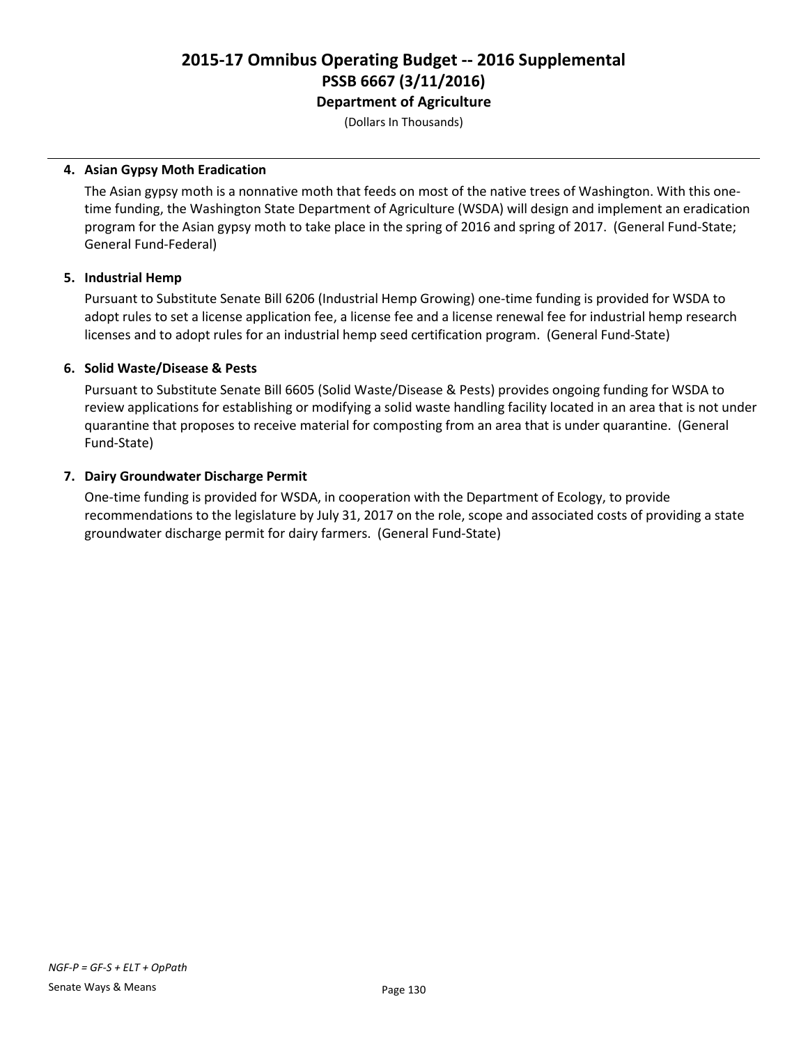# 2015-17 Omnibus Operating Budget -- 2016 Supplemental
## PSSB 6667 (3/11/2016)
### Department of Agriculture

(Dollars In Thousands)

**4. Asian Gypsy Moth Eradication**

The Asian gypsy moth is a nonnative moth that feeds on most of the native trees of Washington. With this one-time funding, the Washington State Department of Agriculture (WSDA) will design and implement an eradication program for the Asian gypsy moth to take place in the spring of 2016 and spring of 2017. (General Fund-State; General Fund-Federal)

**5. Industrial Hemp**

Pursuant to Substitute Senate Bill 6206 (Industrial Hemp Growing) one-time funding is provided for WSDA to adopt rules to set a license application fee, a license fee and a license renewal fee for industrial hemp research licenses and to adopt rules for an industrial hemp seed certification program. (General Fund-State)

**6. Solid Waste/Disease & Pests**

Pursuant to Substitute Senate Bill 6605 (Solid Waste/Disease & Pests) provides ongoing funding for WSDA to review applications for establishing or modifying a solid waste handling facility located in an area that is not under quarantine that proposes to receive material for composting from an area that is under quarantine. (General Fund-State)

**7. Dairy Groundwater Discharge Permit**

One-time funding is provided for WSDA, in cooperation with the Department of Ecology, to provide recommendations to the legislature by July 31, 2017 on the role, scope and associated costs of providing a state groundwater discharge permit for dairy farmers. (General Fund-State)

*NGF-P = GF-S + ELT + OpPath*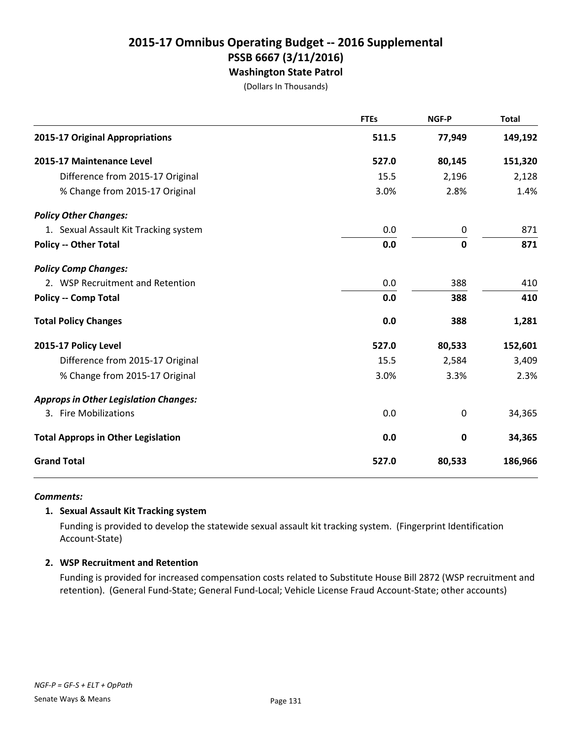# 2015-17 Omnibus Operating Budget -- 2016 Supplemental
## PSSB 6667 (3/11/2016)
### Washington State Patrol
(Dollars In Thousands)

| | FTEs | NGF-P | Total |
|---|---|---|---|
| **2015-17 Original Appropriations** | **511.5** | **77,949** | **149,192** |
| **2015-17 Maintenance Level** | **527.0** | **80,145** | **151,320** |
| Difference from 2015-17 Original | 15.5 | 2,196 | 2,128 |
| % Change from 2015-17 Original | 3.0% | 2.8% | 1.4% |
| ***Policy Other Changes:*** | | | |
| 1. Sexual Assault Kit Tracking system | 0.0 | 0 | 871 |
| **Policy -- Other Total** | **0.0** | **0** | **871** |
| ***Policy Comp Changes:*** | | | |
| 2. WSP Recruitment and Retention | 0.0 | 388 | 410 |
| **Policy -- Comp Total** | **0.0** | **388** | **410** |
| **Total Policy Changes** | **0.0** | **388** | **1,281** |
| **2015-17 Policy Level** | **527.0** | **80,533** | **152,601** |
| Difference from 2015-17 Original | 15.5 | 2,584 | 3,409 |
| % Change from 2015-17 Original | 3.0% | 3.3% | 2.3% |
| ***Approps in Other Legislation Changes:*** | | | |
| 3. Fire Mobilizations | 0.0 | 0 | 34,365 |
| **Total Approps in Other Legislation** | **0.0** | **0** | **34,365** |
| **Grand Total** | **527.0** | **80,533** | **186,966** |

***Comments:***

**1. Sexual Assault Kit Tracking system**

Funding is provided to develop the statewide sexual assault kit tracking system. (Fingerprint Identification Account-State)

**2. WSP Recruitment and Retention**

Funding is provided for increased compensation costs related to Substitute House Bill 2872 (WSP recruitment and retention). (General Fund-State; General Fund-Local; Vehicle License Fraud Account-State; other accounts)

*NGF-P = GF-S + ELT + OpPath*

Senate Ways & Means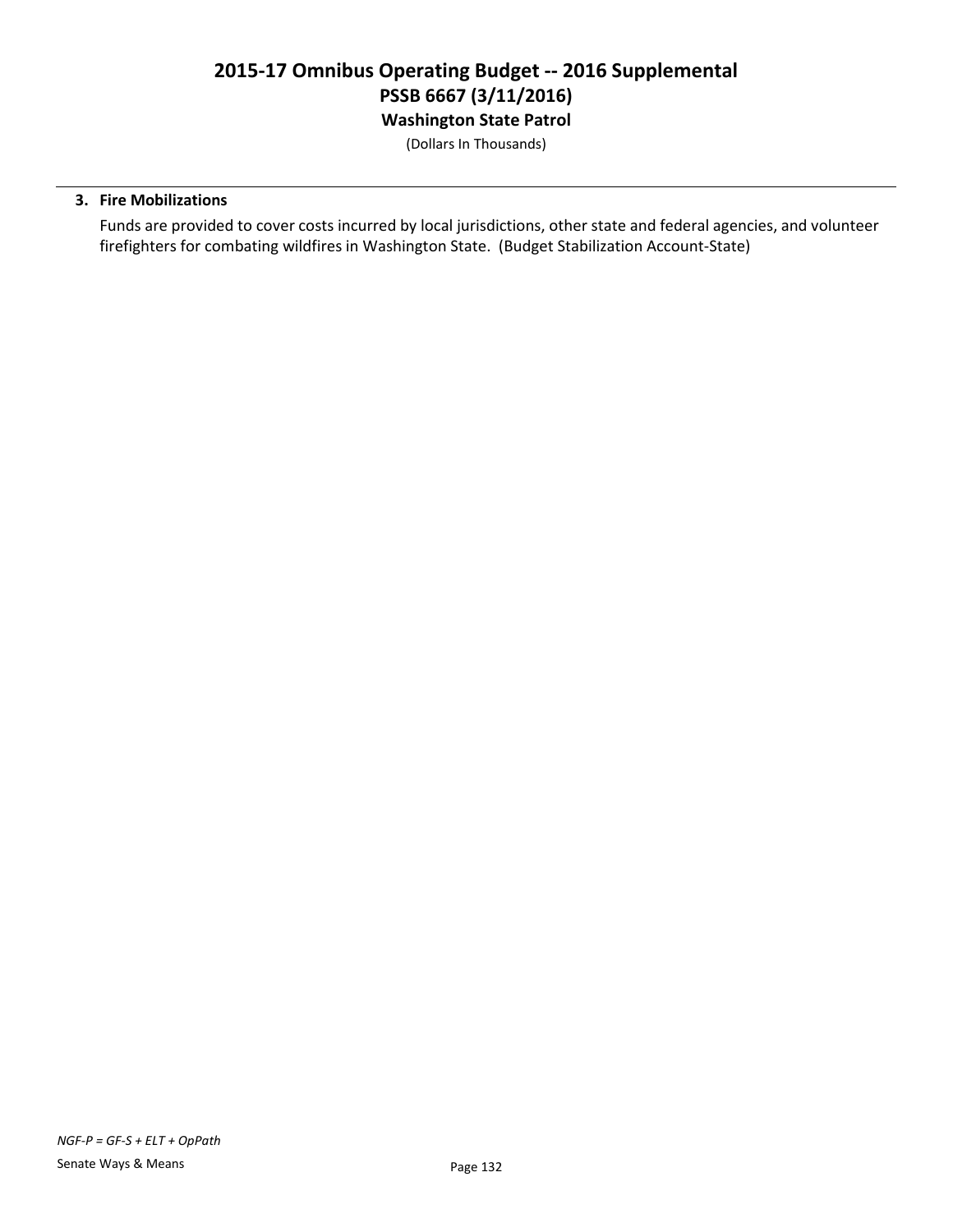**3. Fire Mobilizations**

Funds are provided to cover costs incurred by local jurisdictions, other state and federal agencies, and volunteer firefighters for combating wildfires in Washington State. (Budget Stabilization Account-State)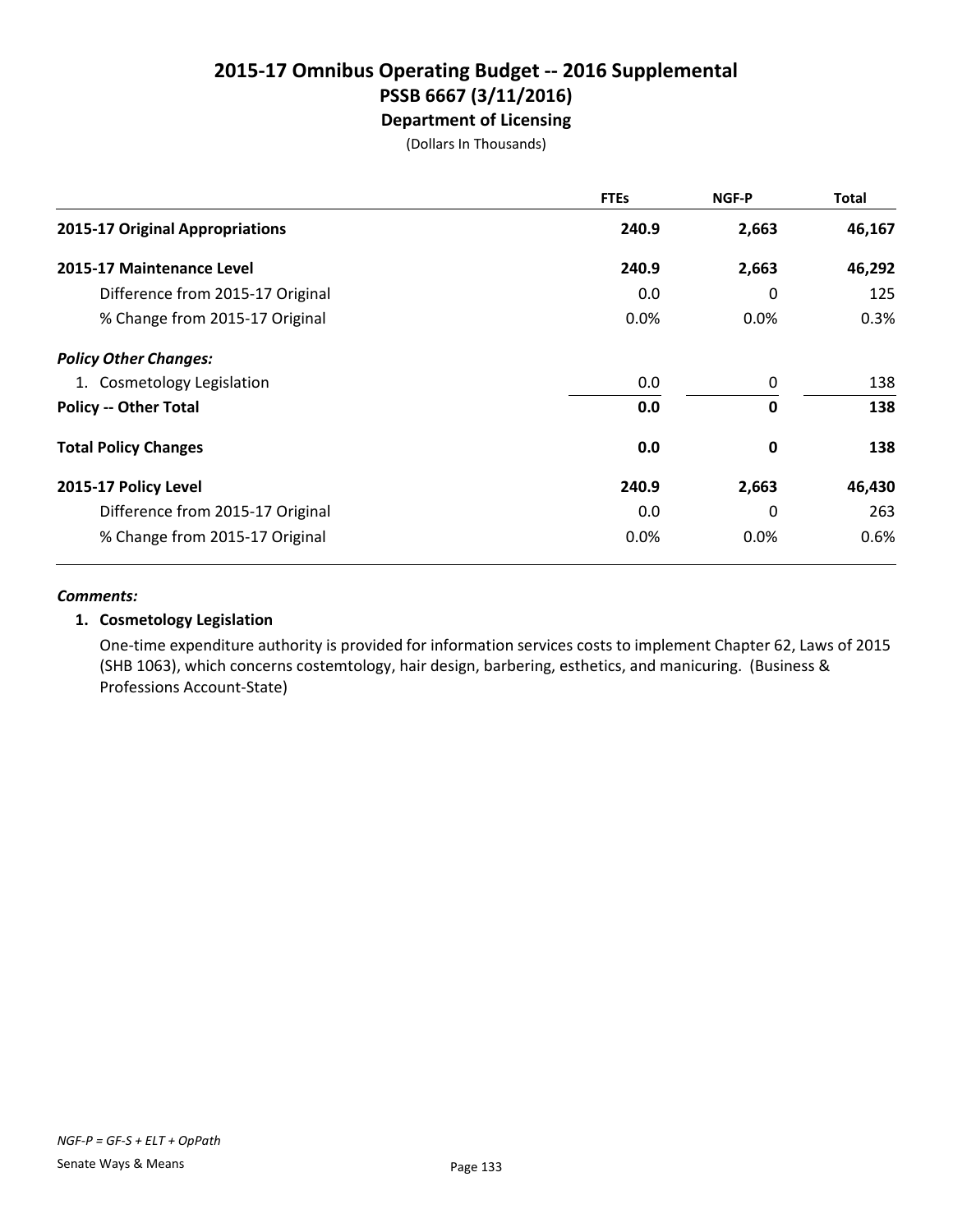# 2015-17 Omnibus Operating Budget -- 2016 Supplemental
## PSSB 6667 (3/11/2016)
### Department of Licensing

(Dollars In Thousands)

| | FTEs | NGF-P | Total |
|---|---|---|---|
| **2015-17 Original Appropriations** | **240.9** | **2,663** | **46,167** |
| **2015-17 Maintenance Level** | **240.9** | **2,663** | **46,292** |
| Difference from 2015-17 Original | 0.0 | 0 | 125 |
| % Change from 2015-17 Original | 0.0% | 0.0% | 0.3% |
| ***Policy Other Changes:*** | | | |
| 1. Cosmetology Legislation | 0.0 | 0 | 138 |
| **Policy -- Other Total** | **0.0** | **0** | **138** |
| **Total Policy Changes** | **0.0** | **0** | **138** |
| **2015-17 Policy Level** | **240.9** | **2,663** | **46,430** |
| Difference from 2015-17 Original | 0.0 | 0 | 263 |
| % Change from 2015-17 Original | 0.0% | 0.0% | 0.6% |

***Comments:***

**1. Cosmetology Legislation**

One-time expenditure authority is provided for information services costs to implement Chapter 62, Laws of 2015 (SHB 1063), which concerns costemtology, hair design, barbering, esthetics, and manicuring. (Business & Professions Account-State)

*NGF-P = GF-S + ELT + OpPath*

Senate Ways & Means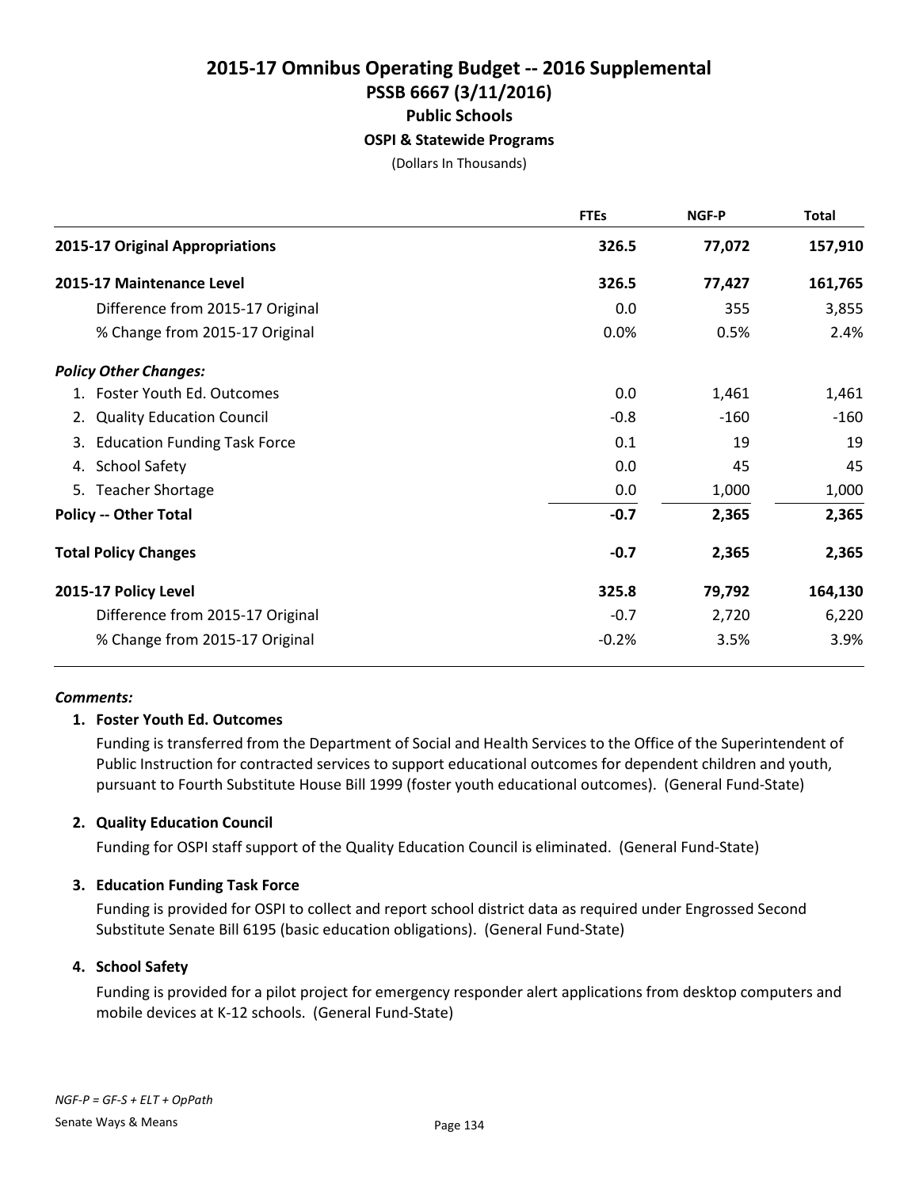# 2015-17 Omnibus Operating Budget -- 2016 Supplemental
## PSSB 6667 (3/11/2016)
### Public Schools
#### OSPI & Statewide Programs

(Dollars In Thousands)

| | FTEs | NGF-P | Total |
|---|---|---|---|
| **2015-17 Original Appropriations** | **326.5** | **77,072** | **157,910** |
| **2015-17 Maintenance Level** | **326.5** | **77,427** | **161,765** |
| Difference from 2015-17 Original | 0.0 | 355 | 3,855 |
| % Change from 2015-17 Original | 0.0% | 0.5% | 2.4% |
| ***Policy Other Changes:*** | | | |
| 1. Foster Youth Ed. Outcomes | 0.0 | 1,461 | 1,461 |
| 2. Quality Education Council | -0.8 | -160 | -160 |
| 3. Education Funding Task Force | 0.1 | 19 | 19 |
| 4. School Safety | 0.0 | 45 | 45 |
| 5. Teacher Shortage | 0.0 | 1,000 | 1,000 |
| **Policy -- Other Total** | **-0.7** | **2,365** | **2,365** |
| **Total Policy Changes** | **-0.7** | **2,365** | **2,365** |
| **2015-17 Policy Level** | **325.8** | **79,792** | **164,130** |
| Difference from 2015-17 Original | -0.7 | 2,720 | 6,220 |
| % Change from 2015-17 Original | -0.2% | 3.5% | 3.9% |

***Comments:***

**1. Foster Youth Ed. Outcomes**

Funding is transferred from the Department of Social and Health Services to the Office of the Superintendent of Public Instruction for contracted services to support educational outcomes for dependent children and youth, pursuant to Fourth Substitute House Bill 1999 (foster youth educational outcomes). (General Fund-State)

**2. Quality Education Council**

Funding for OSPI staff support of the Quality Education Council is eliminated. (General Fund-State)

**3. Education Funding Task Force**

Funding is provided for OSPI to collect and report school district data as required under Engrossed Second Substitute Senate Bill 6195 (basic education obligations). (General Fund-State)

**4. School Safety**

Funding is provided for a pilot project for emergency responder alert applications from desktop computers and mobile devices at K-12 schools. (General Fund-State)

*NGF-P = GF-S + ELT + OpPath*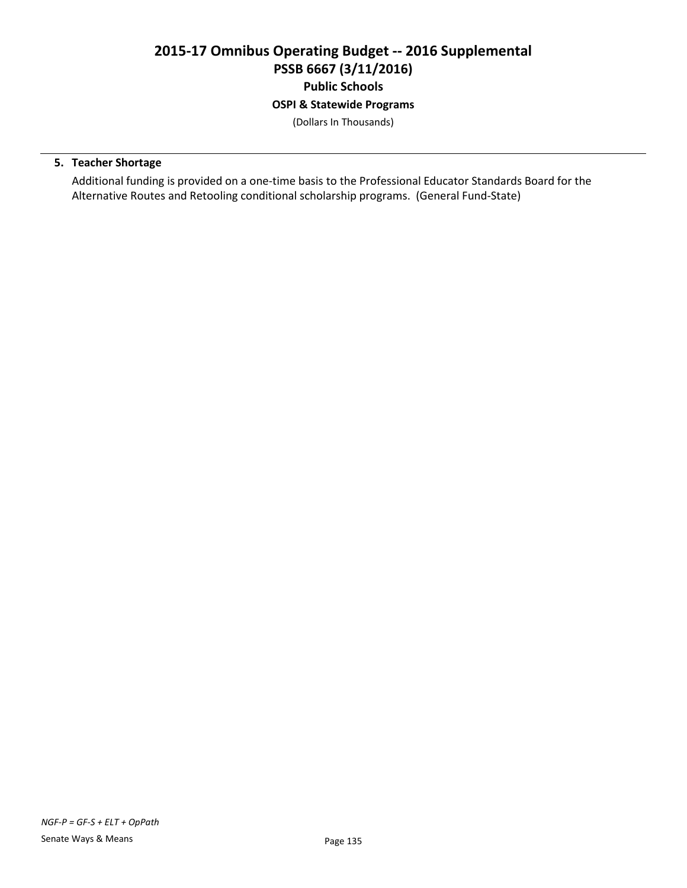# 2015-17 Omnibus Operating Budget -- 2016 Supplemental
## PSSB 6667 (3/11/2016)
### Public Schools
#### OSPI & Statewide Programs

(Dollars In Thousands)

5. **Teacher Shortage**

   Additional funding is provided on a one-time basis to the Professional Educator Standards Board for the Alternative Routes and Retooling conditional scholarship programs. (General Fund-State)

*NGF-P = GF-S + ELT + OpPath*

Senate Ways & Means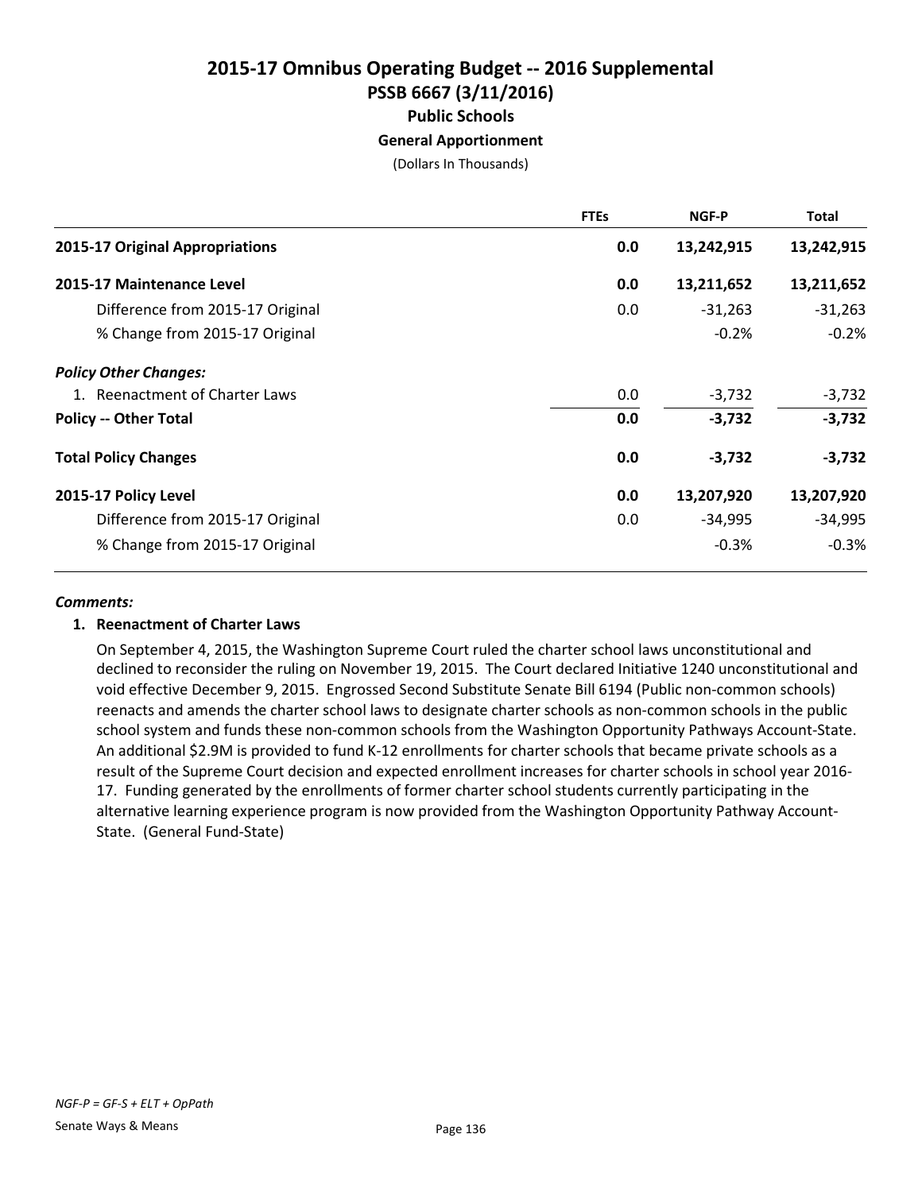# 2015-17 Omnibus Operating Budget -- 2016 Supplemental
## PSSB 6667 (3/11/2016)
### Public Schools
#### General Apportionment

(Dollars In Thousands)

| | FTEs | NGF-P | Total |
|---|---|---|---|
| **2015-17 Original Appropriations** | **0.0** | **13,242,915** | **13,242,915** |
| **2015-17 Maintenance Level** | **0.0** | **13,211,652** | **13,211,652** |
| Difference from 2015-17 Original | 0.0 | -31,263 | -31,263 |
| % Change from 2015-17 Original | | -0.2% | -0.2% |
| ***Policy Other Changes:*** | | | |
| 1. Reenactment of Charter Laws | 0.0 | -3,732 | -3,732 |
| **Policy -- Other Total** | **0.0** | **-3,732** | **-3,732** |
| **Total Policy Changes** | **0.0** | **-3,732** | **-3,732** |
| **2015-17 Policy Level** | **0.0** | **13,207,920** | **13,207,920** |
| Difference from 2015-17 Original | 0.0 | -34,995 | -34,995 |
| % Change from 2015-17 Original | | -0.3% | -0.3% |

***Comments:***

**1. Reenactment of Charter Laws**

On September 4, 2015, the Washington Supreme Court ruled the charter school laws unconstitutional and declined to reconsider the ruling on November 19, 2015. The Court declared Initiative 1240 unconstitutional and void effective December 9, 2015. Engrossed Second Substitute Senate Bill 6194 (Public non-common schools) reenacts and amends the charter school laws to designate charter schools as non-common schools in the public school system and funds these non-common schools from the Washington Opportunity Pathways Account-State. An additional $2.9M is provided to fund K-12 enrollments for charter schools that became private schools as a result of the Supreme Court decision and expected enrollment increases for charter schools in school year 2016-17. Funding generated by the enrollments of former charter school students currently participating in the alternative learning experience program is now provided from the Washington Opportunity Pathway Account-State. (General Fund-State)

*NGF-P = GF-S + ELT + OpPath*

Senate Ways & Means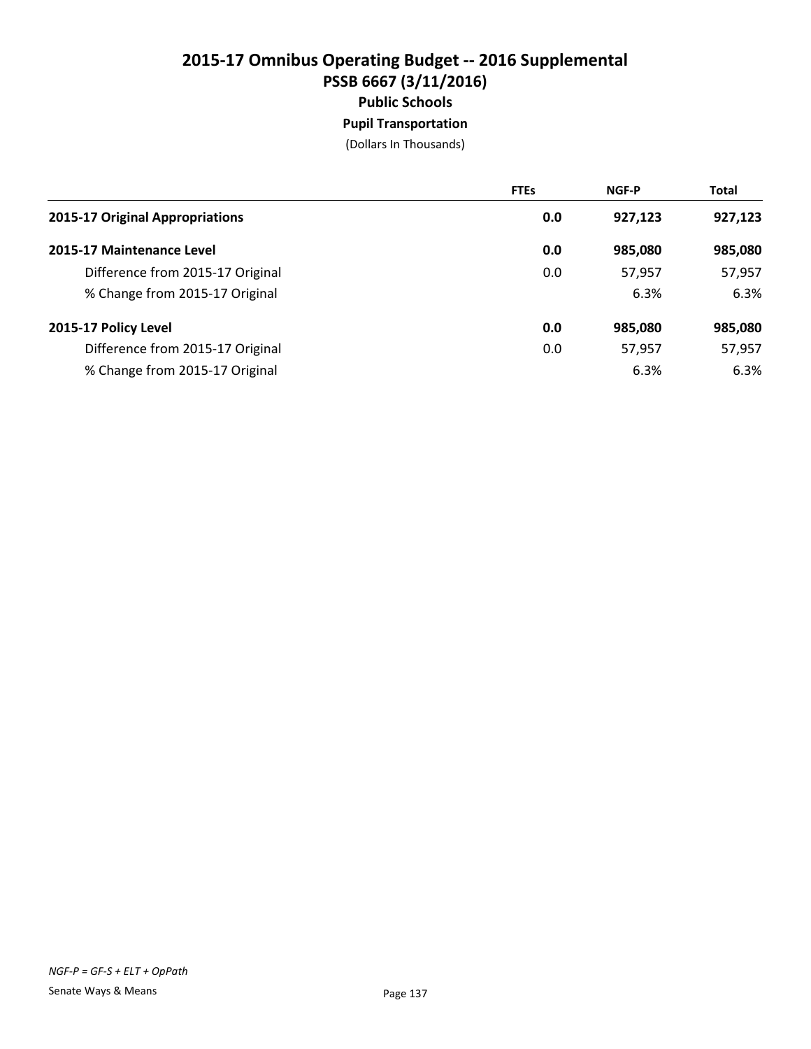# 2015-17 Omnibus Operating Budget -- 2016 Supplemental
## PSSB 6667 (3/11/2016)
### Public Schools
#### Pupil Transportation
(Dollars In Thousands)

| | FTEs | NGF-P | Total |
|---|---|---|---|
| **2015-17 Original Appropriations** | **0.0** | **927,123** | **927,123** |
| **2015-17 Maintenance Level** | **0.0** | **985,080** | **985,080** |
| Difference from 2015-17 Original | 0.0 | 57,957 | 57,957 |
| % Change from 2015-17 Original | | 6.3% | 6.3% |
| **2015-17 Policy Level** | **0.0** | **985,080** | **985,080** |
| Difference from 2015-17 Original | 0.0 | 57,957 | 57,957 |
| % Change from 2015-17 Original | | 6.3% | 6.3% |

*NGF-P = GF-S + ELT + OpPath*

Senate Ways & Means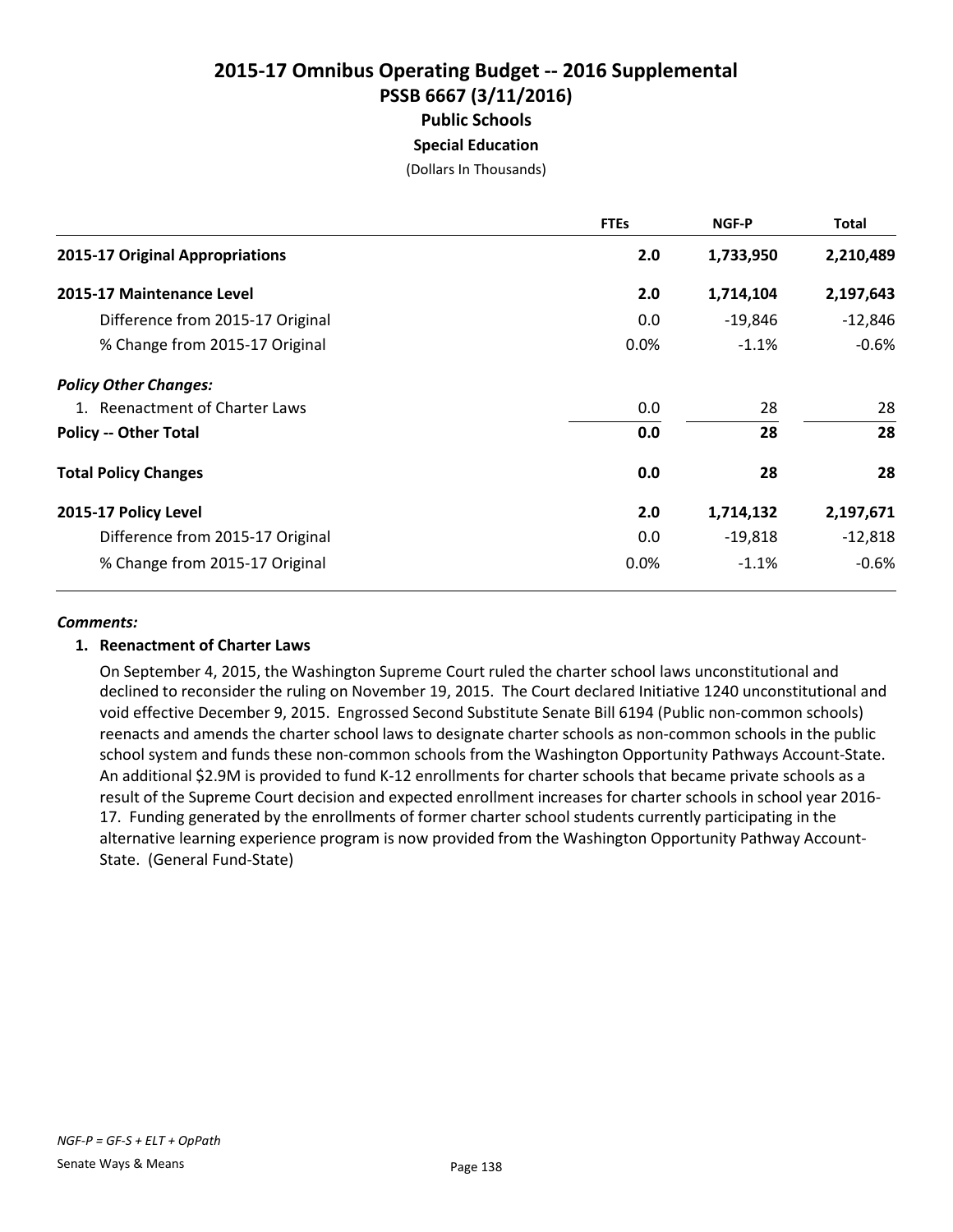# 2015-17 Omnibus Operating Budget -- 2016 Supplemental

## PSSB 6667 (3/11/2016)

### Public Schools

### Special Education

(Dollars In Thousands)

| | FTEs | NGF-P | Total |
|---|---|---|---|
| **2015-17 Original Appropriations** | **2.0** | **1,733,950** | **2,210,489** |
| **2015-17 Maintenance Level** | **2.0** | **1,714,104** | **2,197,643** |
| Difference from 2015-17 Original | 0.0 | -19,846 | -12,846 |
| % Change from 2015-17 Original | 0.0% | -1.1% | -0.6% |
| ***Policy Other Changes:*** | | | |
| 1. Reenactment of Charter Laws | 0.0 | 28 | 28 |
| **Policy -- Other Total** | **0.0** | **28** | **28** |
| **Total Policy Changes** | **0.0** | **28** | **28** |
| **2015-17 Policy Level** | **2.0** | **1,714,132** | **2,197,671** |
| Difference from 2015-17 Original | 0.0 | -19,818 | -12,818 |
| % Change from 2015-17 Original | 0.0% | -1.1% | -0.6% |

***Comments:***

**1. Reenactment of Charter Laws**

On September 4, 2015, the Washington Supreme Court ruled the charter school laws unconstitutional and declined to reconsider the ruling on November 19, 2015. The Court declared Initiative 1240 unconstitutional and void effective December 9, 2015. Engrossed Second Substitute Senate Bill 6194 (Public non-common schools) reenacts and amends the charter school laws to designate charter schools as non-common schools in the public school system and funds these non-common schools from the Washington Opportunity Pathways Account-State. An additional $2.9M is provided to fund K-12 enrollments for charter schools that became private schools as a result of the Supreme Court decision and expected enrollment increases for charter schools in school year 2016-17. Funding generated by the enrollments of former charter school students currently participating in the alternative learning experience program is now provided from the Washington Opportunity Pathway Account-State. (General Fund-State)

*NGF-P = GF-S + ELT + OpPath*

Senate Ways & Means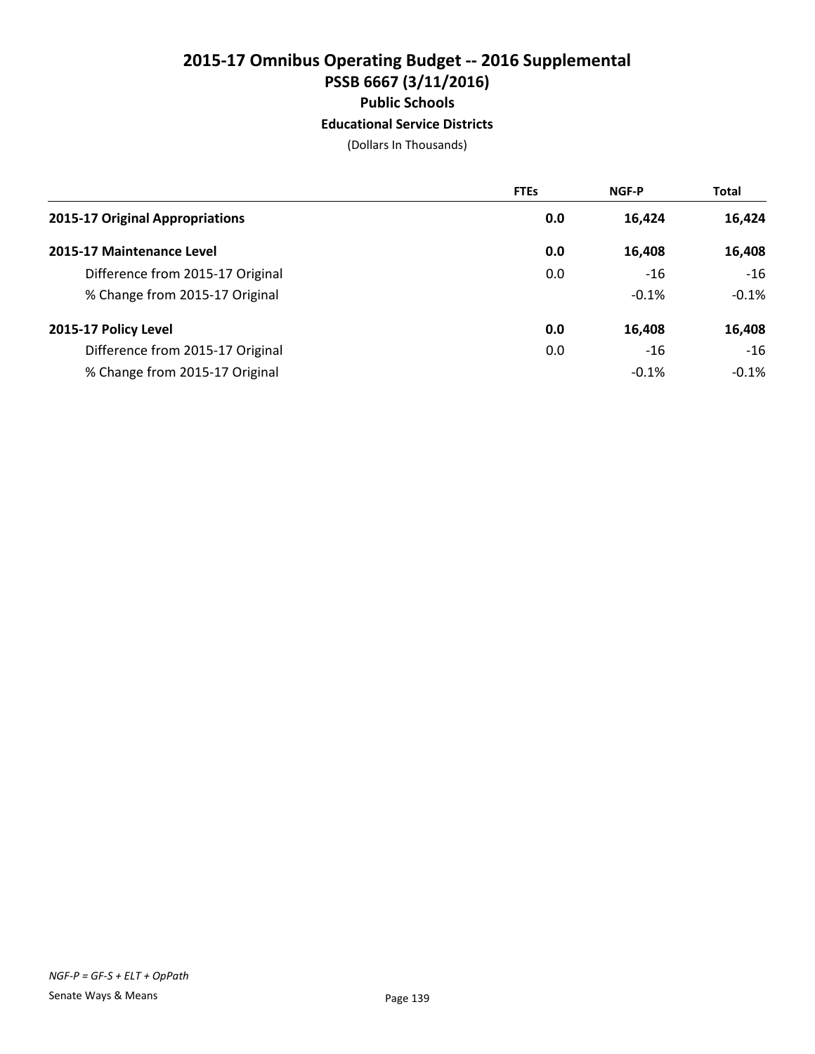# 2015-17 Omnibus Operating Budget -- 2016 Supplemental
## PSSB 6667 (3/11/2016)
### Public Schools
#### Educational Service Districts

(Dollars In Thousands)

| | FTEs | NGF-P | Total |
|---|---|---|---|
| **2015-17 Original Appropriations** | **0.0** | **16,424** | **16,424** |
| **2015-17 Maintenance Level** | **0.0** | **16,408** | **16,408** |
| Difference from 2015-17 Original | 0.0 | -16 | -16 |
| % Change from 2015-17 Original | | -0.1% | -0.1% |
| **2015-17 Policy Level** | **0.0** | **16,408** | **16,408** |
| Difference from 2015-17 Original | 0.0 | -16 | -16 |
| % Change from 2015-17 Original | | -0.1% | -0.1% |

*NGF-P = GF-S + ELT + OpPath*

Senate Ways & Means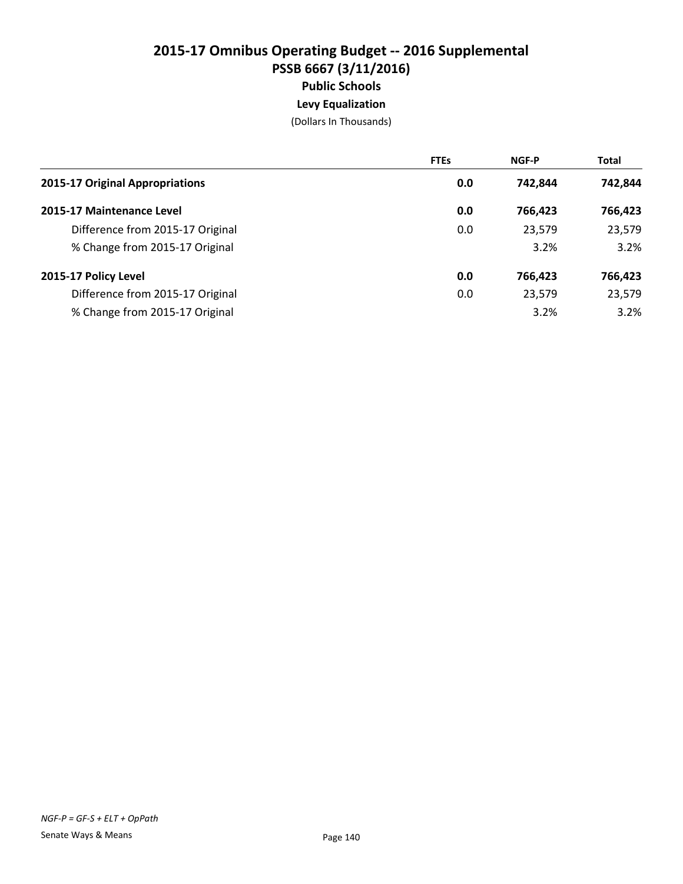# 2015-17 Omnibus Operating Budget -- 2016 Supplemental

## PSSB 6667 (3/11/2016)

### Public Schools

#### Levy Equalization

(Dollars In Thousands)

| | FTEs | NGF-P | Total |
|---|---|---|---|
| **2015-17 Original Appropriations** | **0.0** | **742,844** | **742,844** |
| **2015-17 Maintenance Level** | **0.0** | **766,423** | **766,423** |
| Difference from 2015-17 Original | 0.0 | 23,579 | 23,579 |
| % Change from 2015-17 Original | | 3.2% | 3.2% |
| **2015-17 Policy Level** | **0.0** | **766,423** | **766,423** |
| Difference from 2015-17 Original | 0.0 | 23,579 | 23,579 |
| % Change from 2015-17 Original | | 3.2% | 3.2% |

*NGF-P = GF-S + ELT + OpPath*

Senate Ways & Means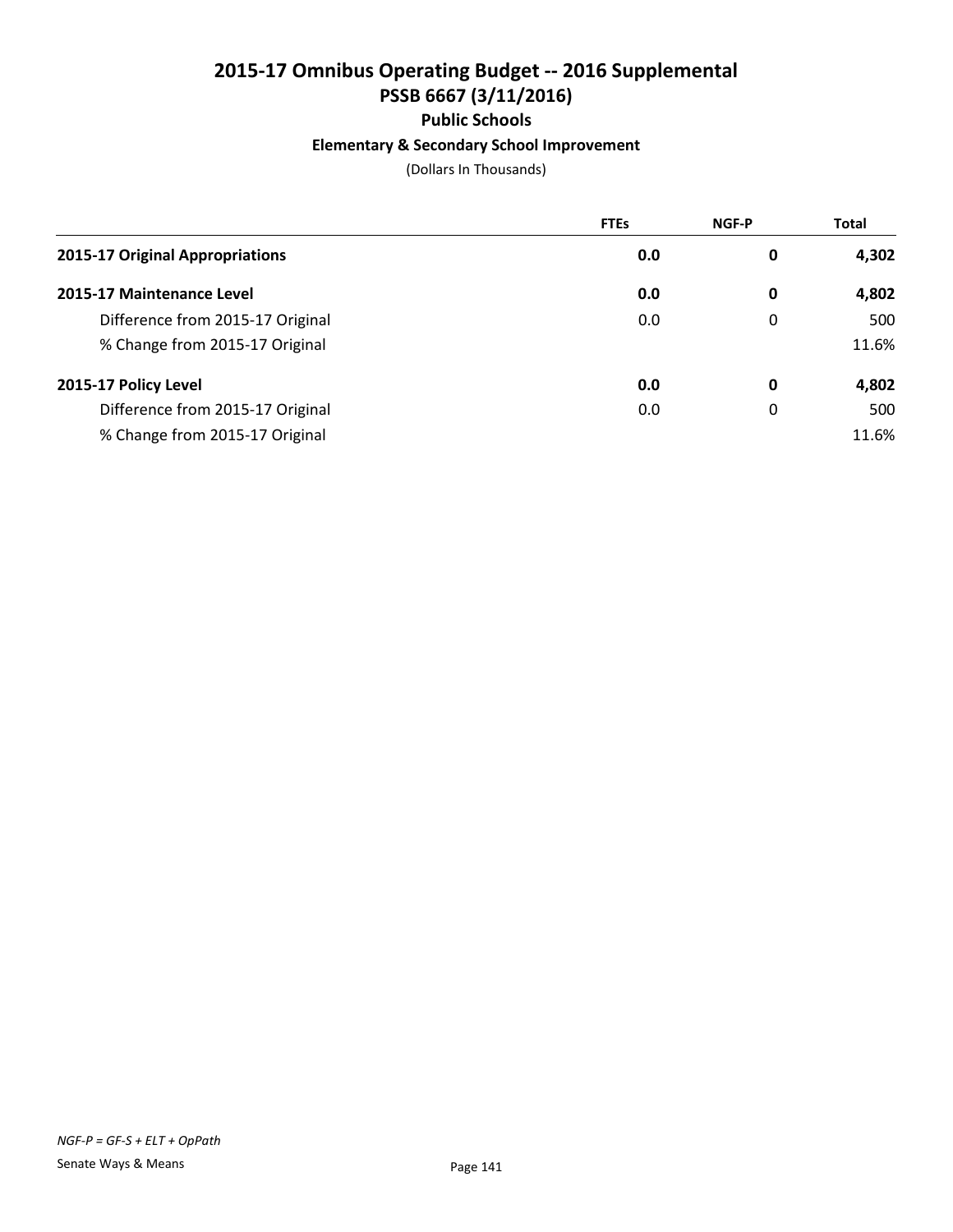# 2015-17 Omnibus Operating Budget -- 2016 Supplemental
## PSSB 6667 (3/11/2016)
### Public Schools
#### Elementary & Secondary School Improvement

(Dollars In Thousands)

| | FTEs | NGF-P | Total |
|---|---|---|---|
| **2015-17 Original Appropriations** | **0.0** | **0** | **4,302** |
| **2015-17 Maintenance Level** | **0.0** | **0** | **4,802** |
| Difference from 2015-17 Original | 0.0 | 0 | 500 |
| % Change from 2015-17 Original | | | 11.6% |
| **2015-17 Policy Level** | **0.0** | **0** | **4,802** |
| Difference from 2015-17 Original | 0.0 | 0 | 500 |
| % Change from 2015-17 Original | | | 11.6% |

*NGF-P = GF-S + ELT + OpPath*

Senate Ways & Means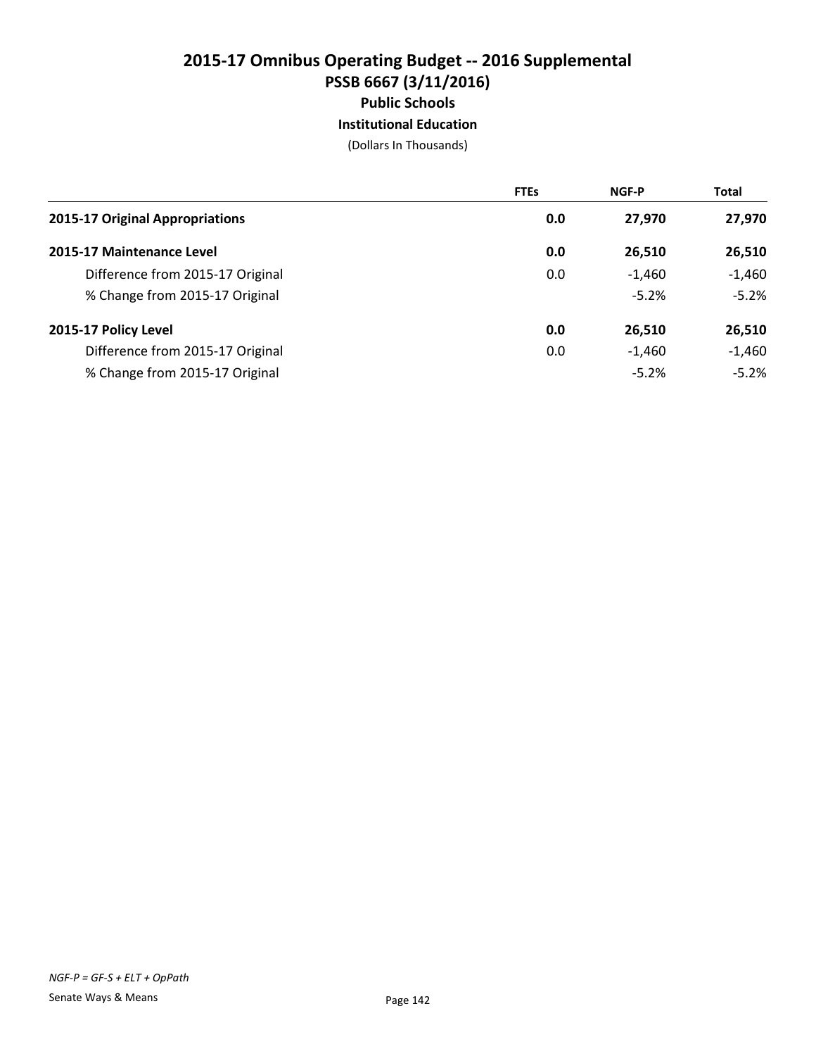# 2015-17 Omnibus Operating Budget -- 2016 Supplemental
## PSSB 6667 (3/11/2016)
### Public Schools
#### Institutional Education

(Dollars In Thousands)

| | FTEs | NGF-P | Total |
|---|---|---|---|
| **2015-17 Original Appropriations** | **0.0** | **27,970** | **27,970** |
| **2015-17 Maintenance Level** | **0.0** | **26,510** | **26,510** |
| Difference from 2015-17 Original | 0.0 | -1,460 | -1,460 |
| % Change from 2015-17 Original | | -5.2% | -5.2% |
| **2015-17 Policy Level** | **0.0** | **26,510** | **26,510** |
| Difference from 2015-17 Original | 0.0 | -1,460 | -1,460 |
| % Change from 2015-17 Original | | -5.2% | -5.2% |

*NGF-P = GF-S + ELT + OpPath*

Senate Ways & Means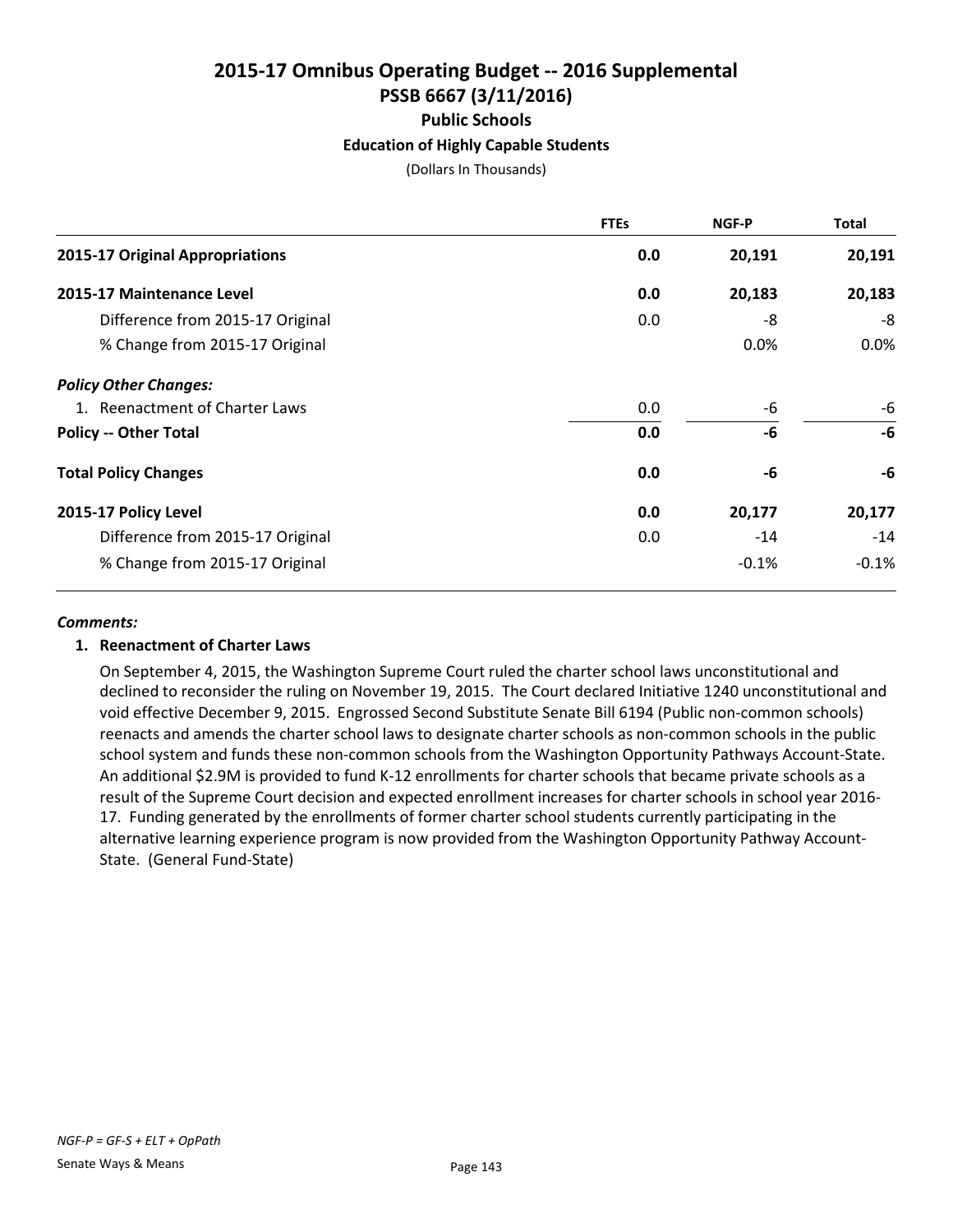# 2015-17 Omnibus Operating Budget -- 2016 Supplemental

## PSSB 6667 (3/11/2016)

### Public Schools

#### Education of Highly Capable Students

(Dollars In Thousands)

| | FTEs | NGF-P | Total |
|---|---|---|---|
| **2015-17 Original Appropriations** | **0.0** | **20,191** | **20,191** |
| **2015-17 Maintenance Level** | **0.0** | **20,183** | **20,183** |
| Difference from 2015-17 Original | 0.0 | -8 | -8 |
| % Change from 2015-17 Original | | 0.0% | 0.0% |
| ***Policy Other Changes:*** | | | |
| 1. Reenactment of Charter Laws | 0.0 | -6 | -6 |
| **Policy -- Other Total** | **0.0** | **-6** | **-6** |
| **Total Policy Changes** | **0.0** | **-6** | **-6** |
| **2015-17 Policy Level** | **0.0** | **20,177** | **20,177** |
| Difference from 2015-17 Original | 0.0 | -14 | -14 |
| % Change from 2015-17 Original | | -0.1% | -0.1% |

***Comments:***

**1. Reenactment of Charter Laws**

On September 4, 2015, the Washington Supreme Court ruled the charter school laws unconstitutional and declined to reconsider the ruling on November 19, 2015. The Court declared Initiative 1240 unconstitutional and void effective December 9, 2015. Engrossed Second Substitute Senate Bill 6194 (Public non-common schools) reenacts and amends the charter school laws to designate charter schools as non-common schools in the public school system and funds these non-common schools from the Washington Opportunity Pathways Account-State. An additional $2.9M is provided to fund K-12 enrollments for charter schools that became private schools as a result of the Supreme Court decision and expected enrollment increases for charter schools in school year 2016-17. Funding generated by the enrollments of former charter school students currently participating in the alternative learning experience program is now provided from the Washington Opportunity Pathway Account-State. (General Fund-State)

*NGF-P = GF-S + ELT + OpPath*

Senate Ways & Means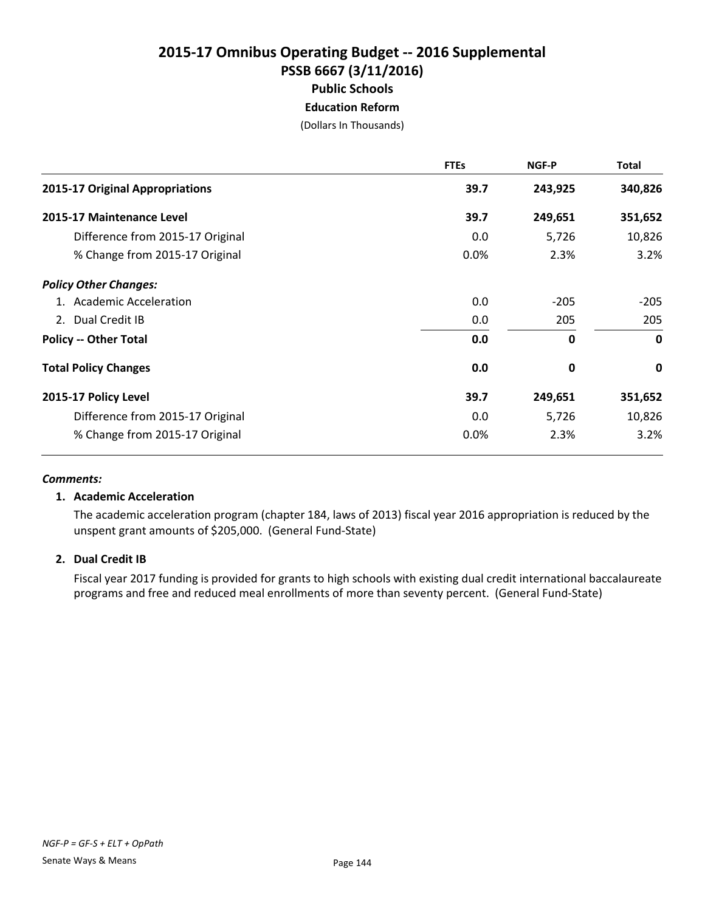# 2015-17 Omnibus Operating Budget -- 2016 Supplemental
## PSSB 6667 (3/11/2016)
### Public Schools
### Education Reform

(Dollars In Thousands)

| | FTEs | NGF-P | Total |
|---|---|---|---|
| **2015-17 Original Appropriations** | **39.7** | **243,925** | **340,826** |
| **2015-17 Maintenance Level** | **39.7** | **249,651** | **351,652** |
| Difference from 2015-17 Original | 0.0 | 5,726 | 10,826 |
| % Change from 2015-17 Original | 0.0% | 2.3% | 3.2% |
| ***Policy Other Changes:*** | | | |
| 1. Academic Acceleration | 0.0 | -205 | -205 |
| 2. Dual Credit IB | 0.0 | 205 | 205 |
| **Policy -- Other Total** | **0.0** | **0** | **0** |
| **Total Policy Changes** | **0.0** | **0** | **0** |
| **2015-17 Policy Level** | **39.7** | **249,651** | **351,652** |
| Difference from 2015-17 Original | 0.0 | 5,726 | 10,826 |
| % Change from 2015-17 Original | 0.0% | 2.3% | 3.2% |

***Comments:***

**1. Academic Acceleration**

The academic acceleration program (chapter 184, laws of 2013) fiscal year 2016 appropriation is reduced by the unspent grant amounts of $205,000. (General Fund-State)

**2. Dual Credit IB**

Fiscal year 2017 funding is provided for grants to high schools with existing dual credit international baccalaureate programs and free and reduced meal enrollments of more than seventy percent. (General Fund-State)

*NGF-P = GF-S + ELT + OpPath*

Senate Ways & Means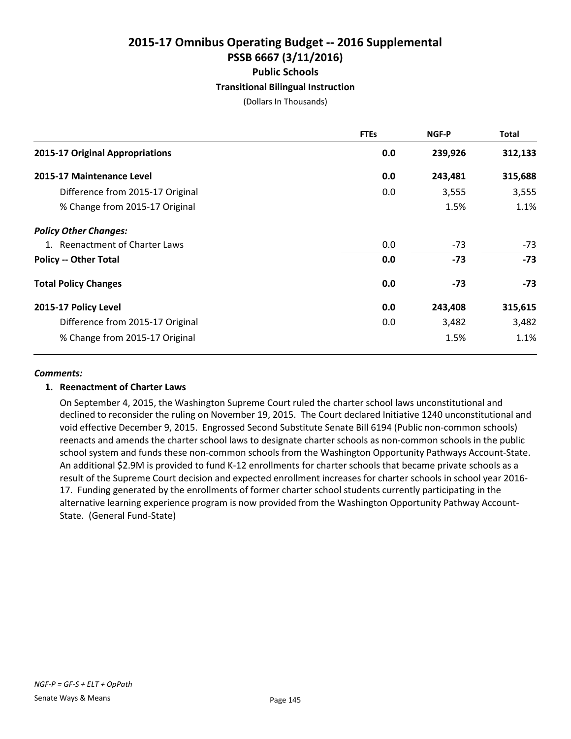# 2015-17 Omnibus Operating Budget -- 2016 Supplemental
## PSSB 6667 (3/11/2016)
### Public Schools
#### Transitional Bilingual Instruction

(Dollars In Thousands)

| | FTEs | NGF-P | Total |
|---|---|---|---|
| **2015-17 Original Appropriations** | **0.0** | **239,926** | **312,133** |
| **2015-17 Maintenance Level** | **0.0** | **243,481** | **315,688** |
| Difference from 2015-17 Original | 0.0 | 3,555 | 3,555 |
| % Change from 2015-17 Original | | 1.5% | 1.1% |
| ***Policy Other Changes:*** | | | |
| 1. Reenactment of Charter Laws | 0.0 | -73 | -73 |
| **Policy -- Other Total** | **0.0** | **-73** | **-73** |
| **Total Policy Changes** | **0.0** | **-73** | **-73** |
| **2015-17 Policy Level** | **0.0** | **243,408** | **315,615** |
| Difference from 2015-17 Original | 0.0 | 3,482 | 3,482 |
| % Change from 2015-17 Original | | 1.5% | 1.1% |

***Comments:***

**1. Reenactment of Charter Laws**

On September 4, 2015, the Washington Supreme Court ruled the charter school laws unconstitutional and declined to reconsider the ruling on November 19, 2015. The Court declared Initiative 1240 unconstitutional and void effective December 9, 2015. Engrossed Second Substitute Senate Bill 6194 (Public non-common schools) reenacts and amends the charter school laws to designate charter schools as non-common schools in the public school system and funds these non-common schools from the Washington Opportunity Pathways Account-State. An additional $2.9M is provided to fund K-12 enrollments for charter schools that became private schools as a result of the Supreme Court decision and expected enrollment increases for charter schools in school year 2016-17. Funding generated by the enrollments of former charter school students currently participating in the alternative learning experience program is now provided from the Washington Opportunity Pathway Account-State. (General Fund-State)

*NGF-P = GF-S + ELT + OpPath*

Senate Ways & Means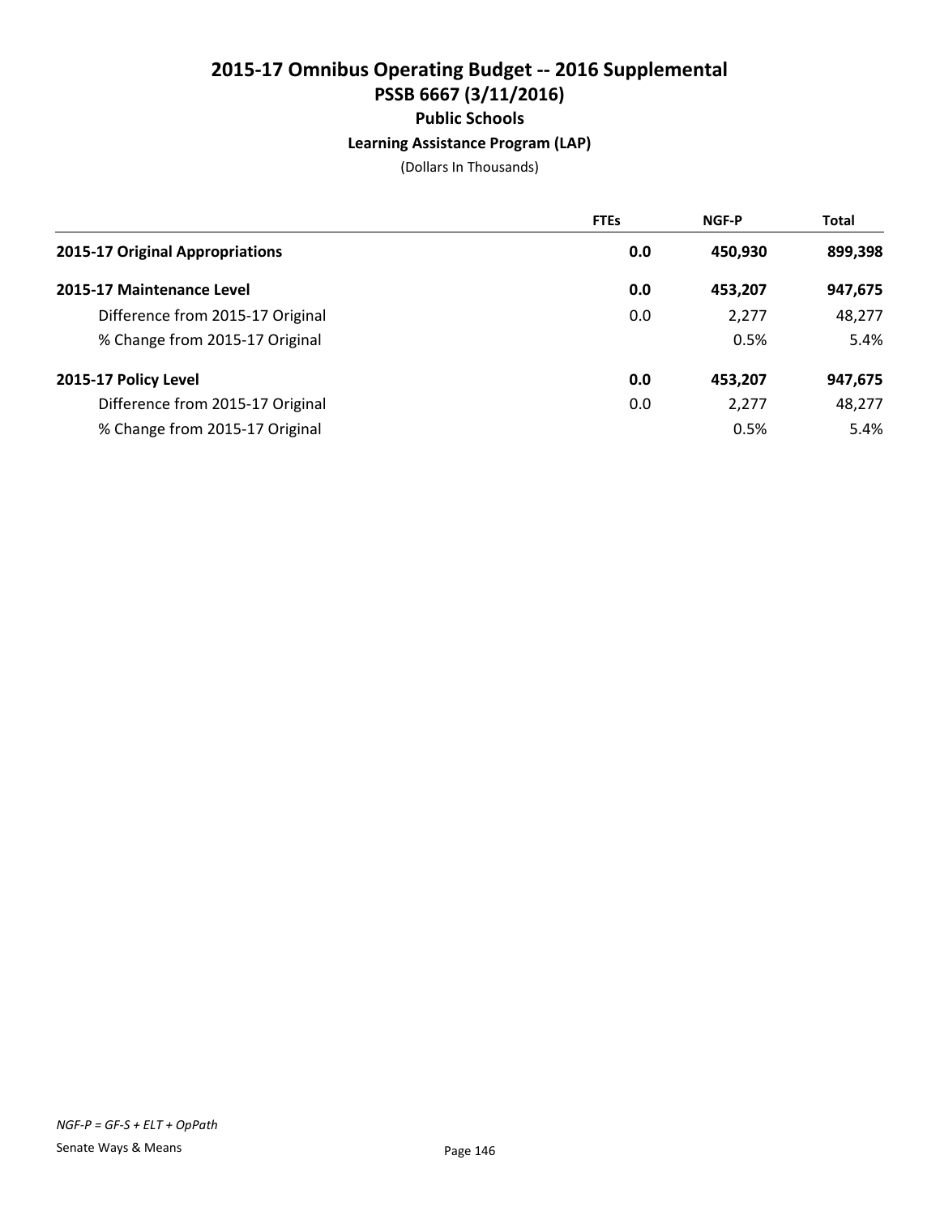# 2015-17 Omnibus Operating Budget -- 2016 Supplemental
## PSSB 6667 (3/11/2016)
### Public Schools
#### Learning Assistance Program (LAP)

(Dollars In Thousands)

| | FTEs | NGF-P | Total |
|---|---|---|---|
| **2015-17 Original Appropriations** | **0.0** | **450,930** | **899,398** |
| **2015-17 Maintenance Level** | **0.0** | **453,207** | **947,675** |
| Difference from 2015-17 Original | 0.0 | 2,277 | 48,277 |
| % Change from 2015-17 Original | | 0.5% | 5.4% |
| **2015-17 Policy Level** | **0.0** | **453,207** | **947,675** |
| Difference from 2015-17 Original | 0.0 | 2,277 | 48,277 |
| % Change from 2015-17 Original | | 0.5% | 5.4% |

*NGF-P = GF-S + ELT + OpPath*

Senate Ways & Means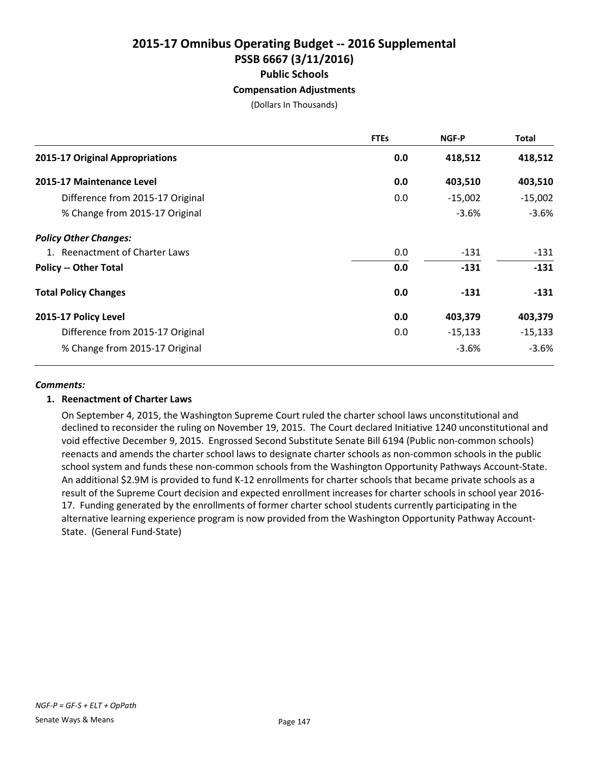# 2015-17 Omnibus Operating Budget -- 2016 Supplemental

## PSSB 6667 (3/11/2016)

### Public Schools

#### Compensation Adjustments

(Dollars In Thousands)

| | FTEs | NGF-P | Total |
|---|---|---|---|
| **2015-17 Original Appropriations** | **0.0** | **418,512** | **418,512** |
| **2015-17 Maintenance Level** | **0.0** | **403,510** | **403,510** |
| Difference from 2015-17 Original | 0.0 | -15,002 | -15,002 |
| % Change from 2015-17 Original | | -3.6% | -3.6% |
| ***Policy Other Changes:*** | | | |
| 1. Reenactment of Charter Laws | 0.0 | -131 | -131 |
| **Policy -- Other Total** | **0.0** | **-131** | **-131** |
| **Total Policy Changes** | **0.0** | **-131** | **-131** |
| **2015-17 Policy Level** | **0.0** | **403,379** | **403,379** |
| Difference from 2015-17 Original | 0.0 | -15,133 | -15,133 |
| % Change from 2015-17 Original | | -3.6% | -3.6% |

***Comments:***

**1. Reenactment of Charter Laws**

On September 4, 2015, the Washington Supreme Court ruled the charter school laws unconstitutional and declined to reconsider the ruling on November 19, 2015. The Court declared Initiative 1240 unconstitutional and void effective December 9, 2015. Engrossed Second Substitute Senate Bill 6194 (Public non-common schools) reenacts and amends the charter school laws to designate charter schools as non-common schools in the public school system and funds these non-common schools from the Washington Opportunity Pathways Account-State. An additional $2.9M is provided to fund K-12 enrollments for charter schools that became private schools as a result of the Supreme Court decision and expected enrollment increases for charter schools in school year 2016-17. Funding generated by the enrollments of former charter school students currently participating in the alternative learning experience program is now provided from the Washington Opportunity Pathway Account-State. (General Fund-State)

*NGF-P = GF-S + ELT + OpPath*

Senate Ways & Means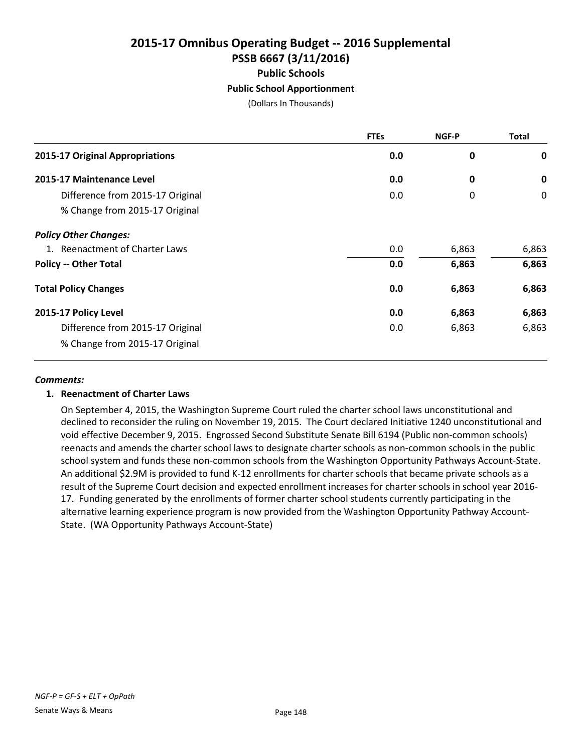# 2015-17 Omnibus Operating Budget -- 2016 Supplemental
## PSSB 6667 (3/11/2016)
### Public Schools
#### Public School Apportionment

(Dollars In Thousands)

| | FTEs | NGF-P | Total |
|---|---|---|---|
| **2015-17 Original Appropriations** | **0.0** | **0** | **0** |
| **2015-17 Maintenance Level** | **0.0** | **0** | **0** |
| Difference from 2015-17 Original | 0.0 | 0 | 0 |
| % Change from 2015-17 Original | | | |
| ***Policy Other Changes:*** | | | |
| 1. Reenactment of Charter Laws | 0.0 | 6,863 | 6,863 |
| **Policy -- Other Total** | **0.0** | **6,863** | **6,863** |
| **Total Policy Changes** | **0.0** | **6,863** | **6,863** |
| **2015-17 Policy Level** | **0.0** | **6,863** | **6,863** |
| Difference from 2015-17 Original | 0.0 | 6,863 | 6,863 |
| % Change from 2015-17 Original | | | |

***Comments:***

**1. Reenactment of Charter Laws**

On September 4, 2015, the Washington Supreme Court ruled the charter school laws unconstitutional and declined to reconsider the ruling on November 19, 2015. The Court declared Initiative 1240 unconstitutional and void effective December 9, 2015. Engrossed Second Substitute Senate Bill 6194 (Public non-common schools) reenacts and amends the charter school laws to designate charter schools as non-common schools in the public school system and funds these non-common schools from the Washington Opportunity Pathways Account-State. An additional $2.9M is provided to fund K-12 enrollments for charter schools that became private schools as a result of the Supreme Court decision and expected enrollment increases for charter schools in school year 2016-17. Funding generated by the enrollments of former charter school students currently participating in the alternative learning experience program is now provided from the Washington Opportunity Pathway Account-State. (WA Opportunity Pathways Account-State)

*NGF-P = GF-S + ELT + OpPath*

Senate Ways & Means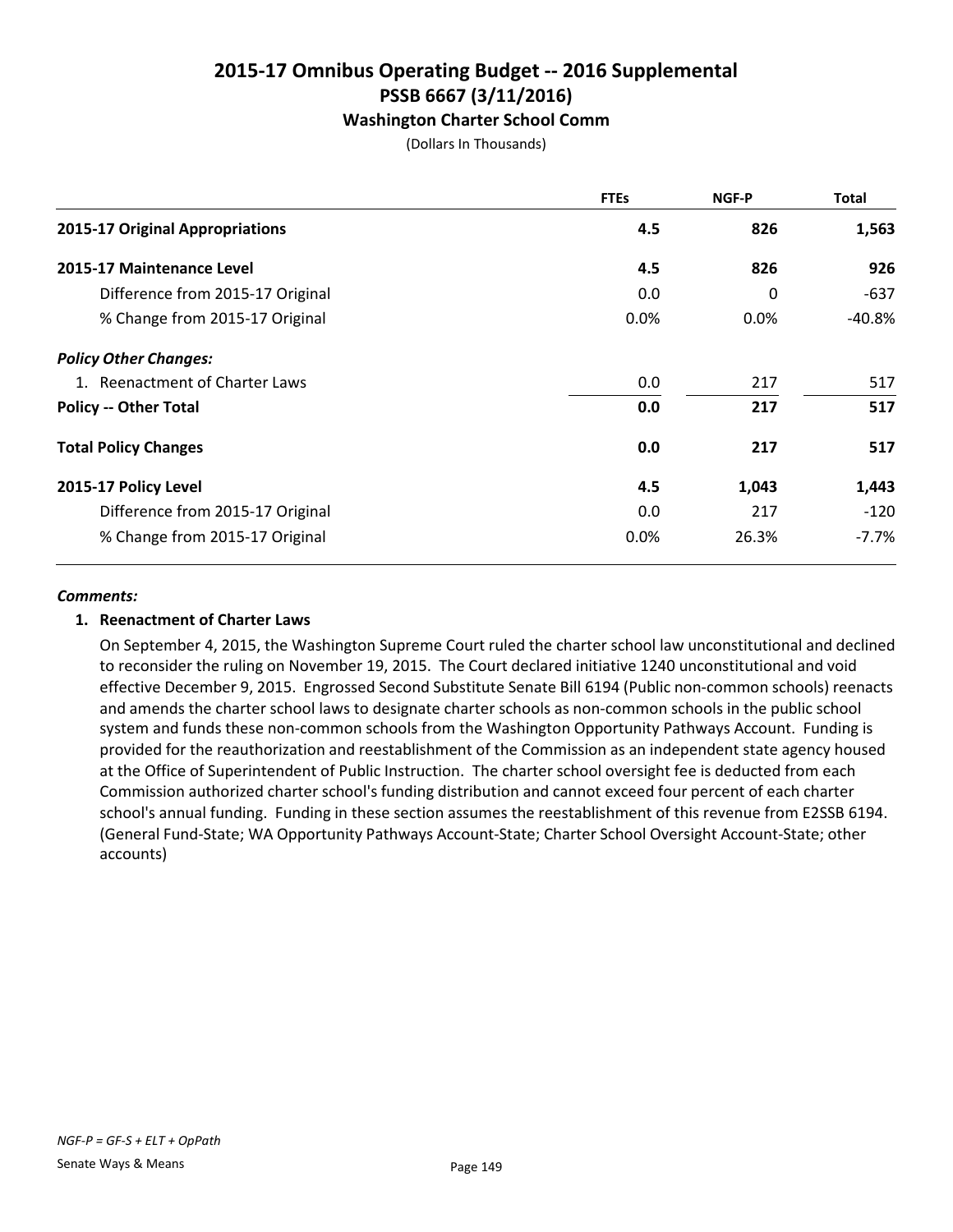# 2015-17 Omnibus Operating Budget -- 2016 Supplemental
## PSSB 6667 (3/11/2016)
### Washington Charter School Comm

(Dollars In Thousands)

| | FTEs | NGF-P | Total |
|---|---|---|---|
| **2015-17 Original Appropriations** | **4.5** | **826** | **1,563** |
| **2015-17 Maintenance Level** | **4.5** | **826** | **926** |
| Difference from 2015-17 Original | 0.0 | 0 | -637 |
| % Change from 2015-17 Original | 0.0% | 0.0% | -40.8% |
| ***Policy Other Changes:*** | | | |
| 1. Reenactment of Charter Laws | 0.0 | 217 | 517 |
| **Policy -- Other Total** | **0.0** | **217** | **517** |
| **Total Policy Changes** | **0.0** | **217** | **517** |
| **2015-17 Policy Level** | **4.5** | **1,043** | **1,443** |
| Difference from 2015-17 Original | 0.0 | 217 | -120 |
| % Change from 2015-17 Original | 0.0% | 26.3% | -7.7% |

***Comments:***

**1. Reenactment of Charter Laws**

On September 4, 2015, the Washington Supreme Court ruled the charter school law unconstitutional and declined to reconsider the ruling on November 19, 2015. The Court declared initiative 1240 unconstitutional and void effective December 9, 2015. Engrossed Second Substitute Senate Bill 6194 (Public non-common schools) reenacts and amends the charter school laws to designate charter schools as non-common schools in the public school system and funds these non-common schools from the Washington Opportunity Pathways Account. Funding is provided for the reauthorization and reestablishment of the Commission as an independent state agency housed at the Office of Superintendent of Public Instruction. The charter school oversight fee is deducted from each Commission authorized charter school's funding distribution and cannot exceed four percent of each charter school's annual funding. Funding in these section assumes the reestablishment of this revenue from E2SSB 6194. (General Fund-State; WA Opportunity Pathways Account-State; Charter School Oversight Account-State; other accounts)

*NGF-P = GF-S + ELT + OpPath*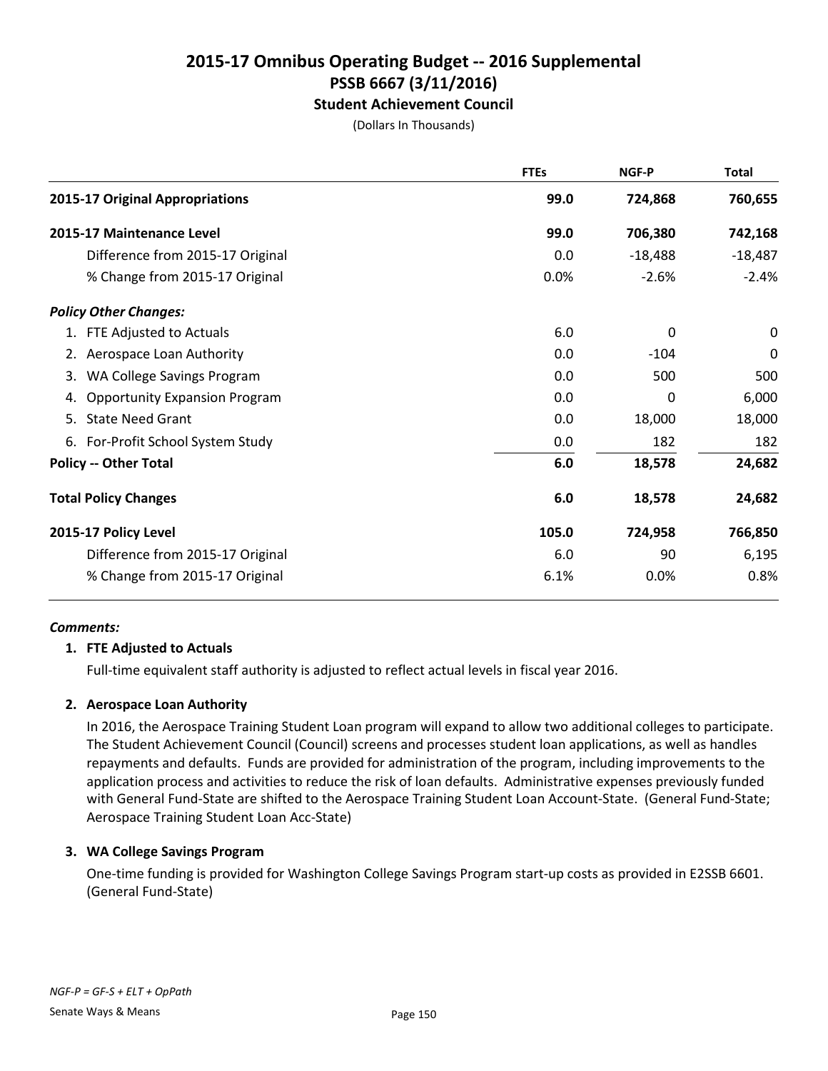# 2015-17 Omnibus Operating Budget -- 2016 Supplemental
## PSSB 6667 (3/11/2016)
### Student Achievement Council

(Dollars In Thousands)

| | FTEs | NGF-P | Total |
|---|---|---|---|
| **2015-17 Original Appropriations** | **99.0** | **724,868** | **760,655** |
| **2015-17 Maintenance Level** | **99.0** | **706,380** | **742,168** |
| Difference from 2015-17 Original | 0.0 | -18,488 | -18,487 |
| % Change from 2015-17 Original | 0.0% | -2.6% | -2.4% |
| ***Policy Other Changes:*** | | | |
| 1. FTE Adjusted to Actuals | 6.0 | 0 | 0 |
| 2. Aerospace Loan Authority | 0.0 | -104 | 0 |
| 3. WA College Savings Program | 0.0 | 500 | 500 |
| 4. Opportunity Expansion Program | 0.0 | 0 | 6,000 |
| 5. State Need Grant | 0.0 | 18,000 | 18,000 |
| 6. For-Profit School System Study | 0.0 | 182 | 182 |
| **Policy -- Other Total** | **6.0** | **18,578** | **24,682** |
| **Total Policy Changes** | **6.0** | **18,578** | **24,682** |
| **2015-17 Policy Level** | **105.0** | **724,958** | **766,850** |
| Difference from 2015-17 Original | 6.0 | 90 | 6,195 |
| % Change from 2015-17 Original | 6.1% | 0.0% | 0.8% |

***Comments:***

**1. FTE Adjusted to Actuals**

Full-time equivalent staff authority is adjusted to reflect actual levels in fiscal year 2016.

**2. Aerospace Loan Authority**

In 2016, the Aerospace Training Student Loan program will expand to allow two additional colleges to participate. The Student Achievement Council (Council) screens and processes student loan applications, as well as handles repayments and defaults. Funds are provided for administration of the program, including improvements to the application process and activities to reduce the risk of loan defaults. Administrative expenses previously funded with General Fund-State are shifted to the Aerospace Training Student Loan Account-State. (General Fund-State; Aerospace Training Student Loan Acc-State)

**3. WA College Savings Program**

One-time funding is provided for Washington College Savings Program start-up costs as provided in E2SSB 6601. (General Fund-State)

*NGF-P = GF-S + ELT + OpPath*

Senate Ways & Means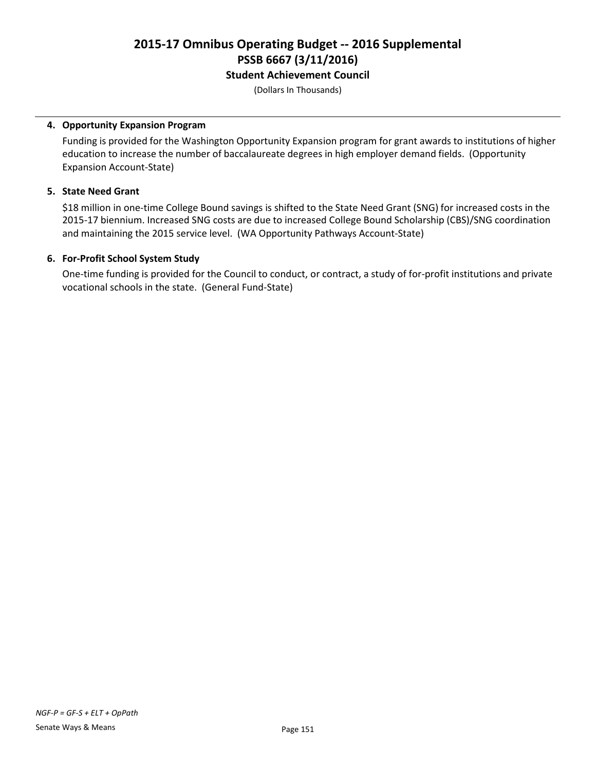# 2015-17 Omnibus Operating Budget -- 2016 Supplemental
## PSSB 6667 (3/11/2016)
### Student Achievement Council

(Dollars In Thousands)

**4. Opportunity Expansion Program**

Funding is provided for the Washington Opportunity Expansion program for grant awards to institutions of higher education to increase the number of baccalaureate degrees in high employer demand fields. (Opportunity Expansion Account-State)

**5. State Need Grant**

$18 million in one-time College Bound savings is shifted to the State Need Grant (SNG) for increased costs in the 2015-17 biennium. Increased SNG costs are due to increased College Bound Scholarship (CBS)/SNG coordination and maintaining the 2015 service level. (WA Opportunity Pathways Account-State)

**6. For-Profit School System Study**

One-time funding is provided for the Council to conduct, or contract, a study of for-profit institutions and private vocational schools in the state. (General Fund-State)

*NGF-P = GF-S + ELT + OpPath*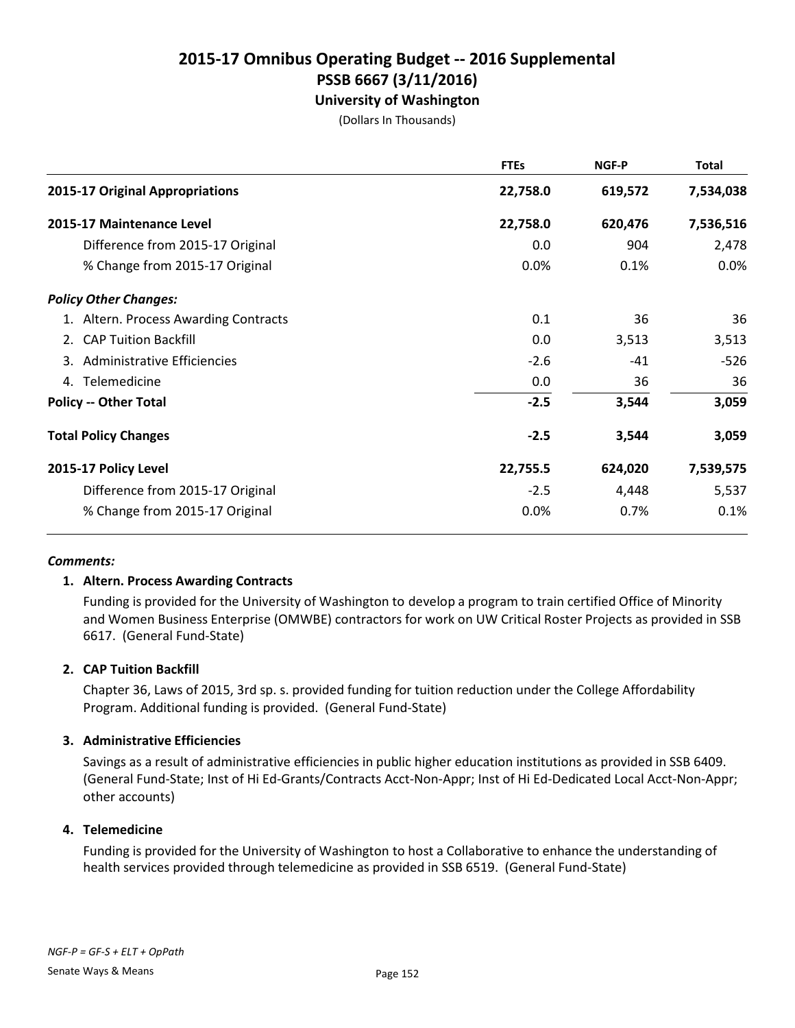# 2015-17 Omnibus Operating Budget -- 2016 Supplemental
## PSSB 6667 (3/11/2016)
### University of Washington

(Dollars In Thousands)

| | FTEs | NGF-P | Total |
|---|---|---|---|
| **2015-17 Original Appropriations** | **22,758.0** | **619,572** | **7,534,038** |
| **2015-17 Maintenance Level** | **22,758.0** | **620,476** | **7,536,516** |
| Difference from 2015-17 Original | 0.0 | 904 | 2,478 |
| % Change from 2015-17 Original | 0.0% | 0.1% | 0.0% |
| ***Policy Other Changes:*** | | | |
| 1. Altern. Process Awarding Contracts | 0.1 | 36 | 36 |
| 2. CAP Tuition Backfill | 0.0 | 3,513 | 3,513 |
| 3. Administrative Efficiencies | -2.6 | -41 | -526 |
| 4. Telemedicine | 0.0 | 36 | 36 |
| **Policy -- Other Total** | **-2.5** | **3,544** | **3,059** |
| **Total Policy Changes** | **-2.5** | **3,544** | **3,059** |
| **2015-17 Policy Level** | **22,755.5** | **624,020** | **7,539,575** |
| Difference from 2015-17 Original | -2.5 | 4,448 | 5,537 |
| % Change from 2015-17 Original | 0.0% | 0.7% | 0.1% |

***Comments:***

**1. Altern. Process Awarding Contracts**

Funding is provided for the University of Washington to develop a program to train certified Office of Minority and Women Business Enterprise (OMWBE) contractors for work on UW Critical Roster Projects as provided in SSB 6617. (General Fund-State)

**2. CAP Tuition Backfill**

Chapter 36, Laws of 2015, 3rd sp. s. provided funding for tuition reduction under the College Affordability Program. Additional funding is provided. (General Fund-State)

**3. Administrative Efficiencies**

Savings as a result of administrative efficiencies in public higher education institutions as provided in SSB 6409. (General Fund-State; Inst of Hi Ed-Grants/Contracts Acct-Non-Appr; Inst of Hi Ed-Dedicated Local Acct-Non-Appr; other accounts)

**4. Telemedicine**

Funding is provided for the University of Washington to host a Collaborative to enhance the understanding of health services provided through telemedicine as provided in SSB 6519. (General Fund-State)

*NGF-P = GF-S + ELT + OpPath*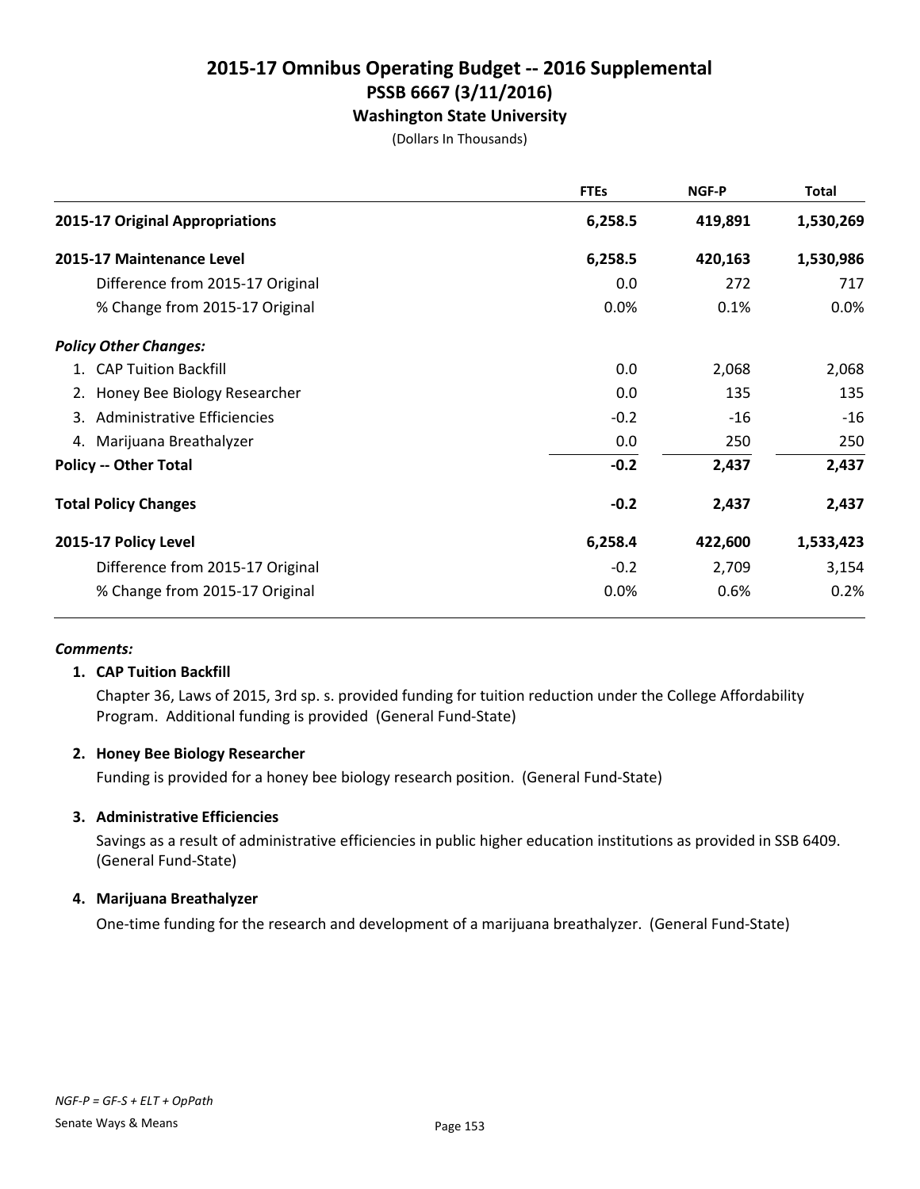# 2015-17 Omnibus Operating Budget -- 2016 Supplemental
## PSSB 6667 (3/11/2016)
### Washington State University

(Dollars In Thousands)

| | FTEs | NGF-P | Total |
|---|---|---|---|
| **2015-17 Original Appropriations** | **6,258.5** | **419,891** | **1,530,269** |
| **2015-17 Maintenance Level** | **6,258.5** | **420,163** | **1,530,986** |
| Difference from 2015-17 Original | 0.0 | 272 | 717 |
| % Change from 2015-17 Original | 0.0% | 0.1% | 0.0% |
| ***Policy Other Changes:*** | | | |
| 1. CAP Tuition Backfill | 0.0 | 2,068 | 2,068 |
| 2. Honey Bee Biology Researcher | 0.0 | 135 | 135 |
| 3. Administrative Efficiencies | -0.2 | -16 | -16 |
| 4. Marijuana Breathalyzer | 0.0 | 250 | 250 |
| **Policy -- Other Total** | **-0.2** | **2,437** | **2,437** |
| **Total Policy Changes** | **-0.2** | **2,437** | **2,437** |
| **2015-17 Policy Level** | **6,258.4** | **422,600** | **1,533,423** |
| Difference from 2015-17 Original | -0.2 | 2,709 | 3,154 |
| % Change from 2015-17 Original | 0.0% | 0.6% | 0.2% |

***Comments:***

**1. CAP Tuition Backfill**

Chapter 36, Laws of 2015, 3rd sp. s. provided funding for tuition reduction under the College Affordability Program. Additional funding is provided (General Fund-State)

**2. Honey Bee Biology Researcher**

Funding is provided for a honey bee biology research position. (General Fund-State)

**3. Administrative Efficiencies**

Savings as a result of administrative efficiencies in public higher education institutions as provided in SSB 6409. (General Fund-State)

**4. Marijuana Breathalyzer**

One-time funding for the research and development of a marijuana breathalyzer. (General Fund-State)

*NGF-P = GF-S + ELT + OpPath*

Senate Ways & Means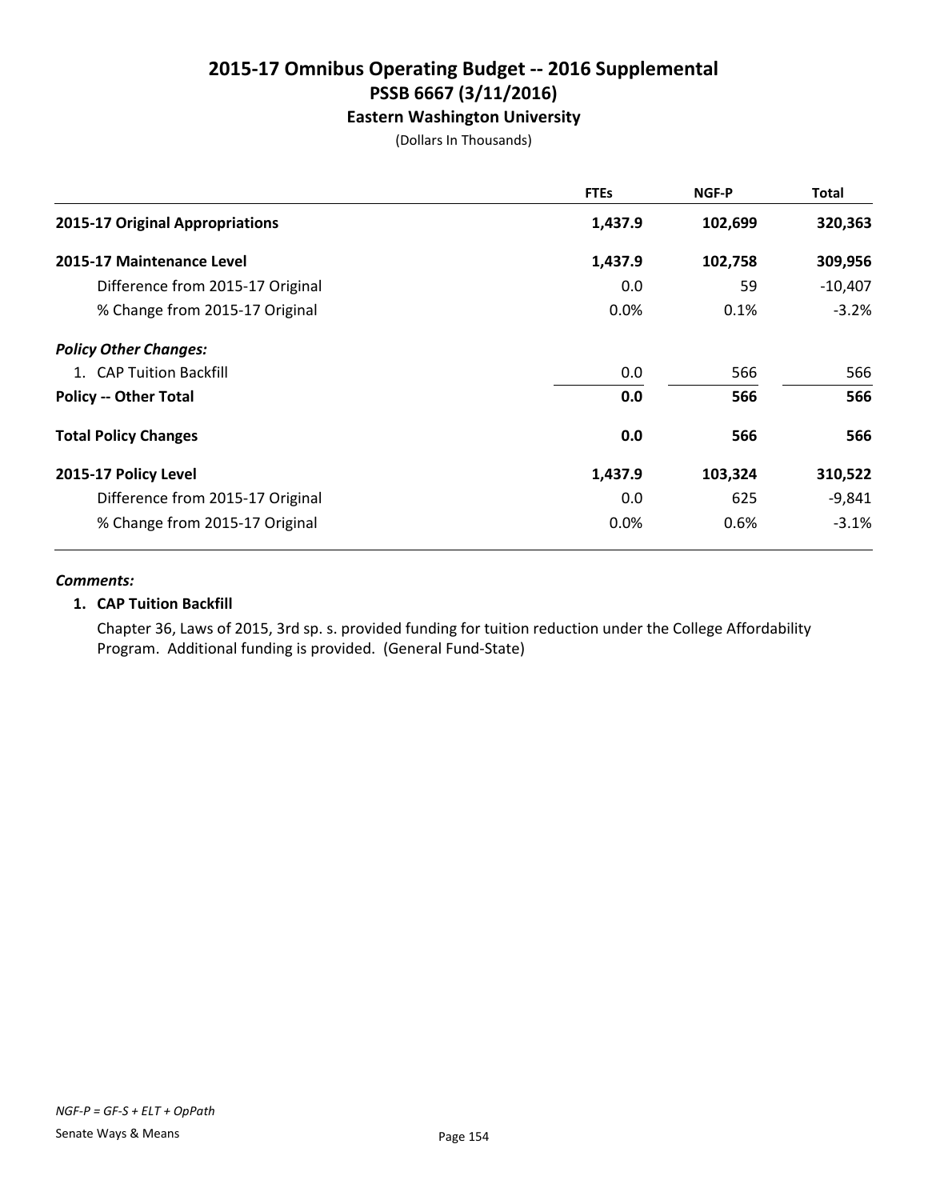# 2015-17 Omnibus Operating Budget -- 2016 Supplemental
## PSSB 6667 (3/11/2016)
### Eastern Washington University

(Dollars In Thousands)

| | FTEs | NGF-P | Total |
|---|---|---|---|
| **2015-17 Original Appropriations** | **1,437.9** | **102,699** | **320,363** |
| **2015-17 Maintenance Level** | **1,437.9** | **102,758** | **309,956** |
| Difference from 2015-17 Original | 0.0 | 59 | -10,407 |
| % Change from 2015-17 Original | 0.0% | 0.1% | -3.2% |
| ***Policy Other Changes:*** | | | |
| 1. CAP Tuition Backfill | 0.0 | 566 | 566 |
| **Policy -- Other Total** | **0.0** | **566** | **566** |
| **Total Policy Changes** | **0.0** | **566** | **566** |
| **2015-17 Policy Level** | **1,437.9** | **103,324** | **310,522** |
| Difference from 2015-17 Original | 0.0 | 625 | -9,841 |
| % Change from 2015-17 Original | 0.0% | 0.6% | -3.1% |

***Comments:***

**1. CAP Tuition Backfill**

Chapter 36, Laws of 2015, 3rd sp. s. provided funding for tuition reduction under the College Affordability Program. Additional funding is provided. (General Fund-State)

*NGF-P = GF-S + ELT + OpPath*

Senate Ways & Means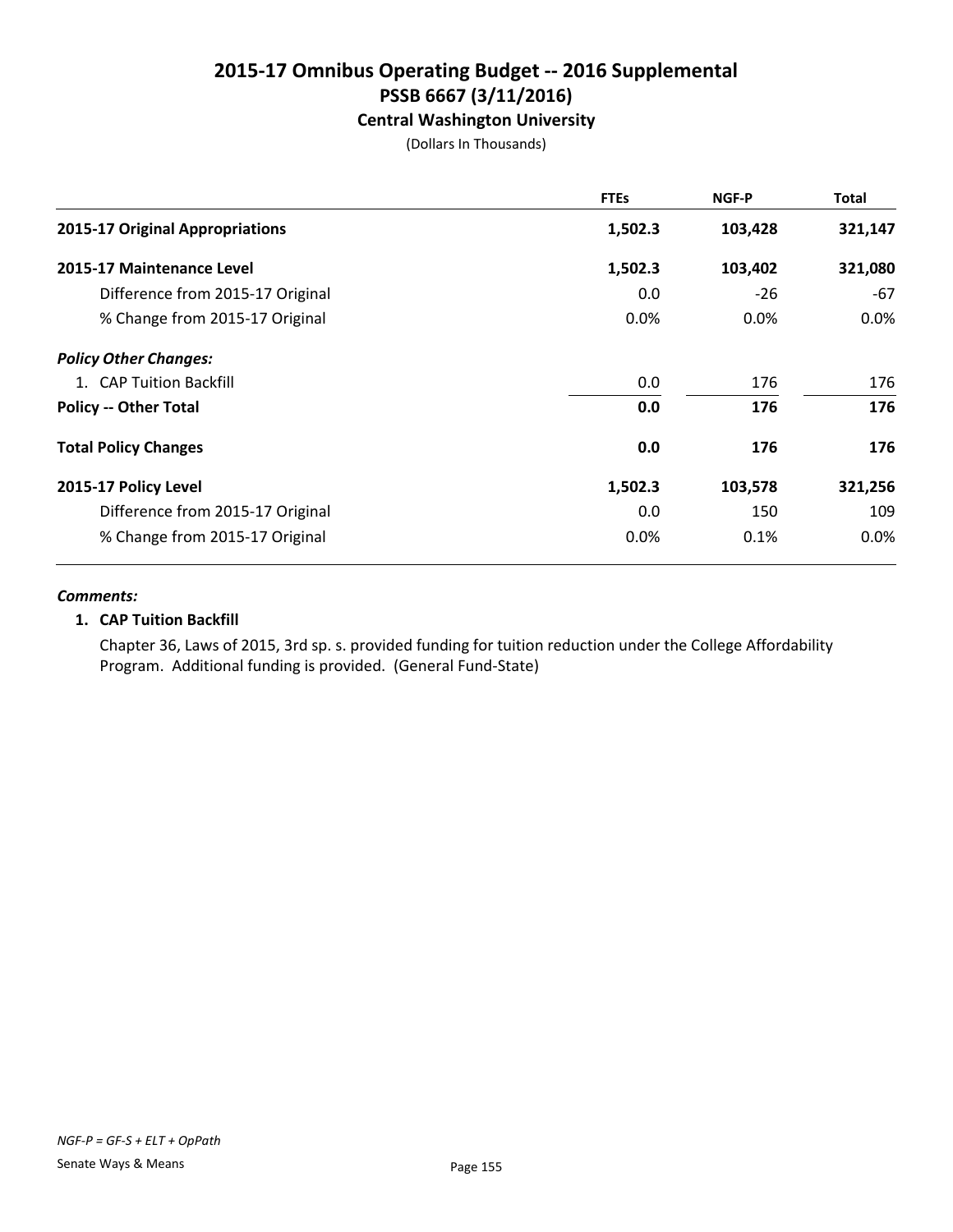# 2015-17 Omnibus Operating Budget -- 2016 Supplemental

## PSSB 6667 (3/11/2016)

### Central Washington University

(Dollars In Thousands)

| | FTEs | NGF-P | Total |
|---|---|---|---|
| **2015-17 Original Appropriations** | **1,502.3** | **103,428** | **321,147** |
| **2015-17 Maintenance Level** | **1,502.3** | **103,402** | **321,080** |
| Difference from 2015-17 Original | 0.0 | -26 | -67 |
| % Change from 2015-17 Original | 0.0% | 0.0% | 0.0% |
| ***Policy Other Changes:*** | | | |
| 1. CAP Tuition Backfill | 0.0 | 176 | 176 |
| **Policy -- Other Total** | **0.0** | **176** | **176** |
| **Total Policy Changes** | **0.0** | **176** | **176** |
| **2015-17 Policy Level** | **1,502.3** | **103,578** | **321,256** |
| Difference from 2015-17 Original | 0.0 | 150 | 109 |
| % Change from 2015-17 Original | 0.0% | 0.1% | 0.0% |

***Comments:***

**1. CAP Tuition Backfill**

Chapter 36, Laws of 2015, 3rd sp. s. provided funding for tuition reduction under the College Affordability Program. Additional funding is provided. (General Fund-State)

*NGF-P = GF-S + ELT + OpPath*

Senate Ways & Means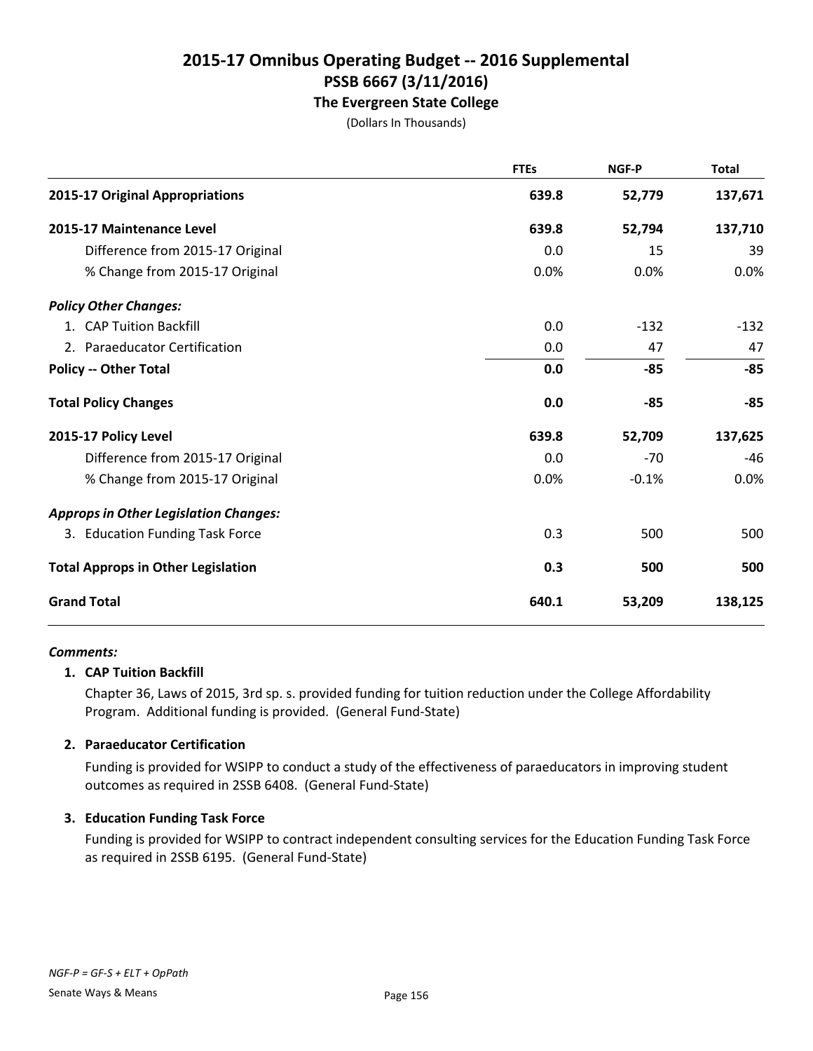# 2015-17 Omnibus Operating Budget -- 2016 Supplemental
## PSSB 6667 (3/11/2016)
### The Evergreen State College

(Dollars In Thousands)

| | FTEs | NGF-P | Total |
|---|---|---|---|
| **2015-17 Original Appropriations** | **639.8** | **52,779** | **137,671** |
| **2015-17 Maintenance Level** | **639.8** | **52,794** | **137,710** |
| Difference from 2015-17 Original | 0.0 | 15 | 39 |
| % Change from 2015-17 Original | 0.0% | 0.0% | 0.0% |
| ***Policy Other Changes:*** | | | |
| 1. CAP Tuition Backfill | 0.0 | -132 | -132 |
| 2. Paraeducator Certification | 0.0 | 47 | 47 |
| **Policy -- Other Total** | **0.0** | **-85** | **-85** |
| **Total Policy Changes** | **0.0** | **-85** | **-85** |
| **2015-17 Policy Level** | **639.8** | **52,709** | **137,625** |
| Difference from 2015-17 Original | 0.0 | -70 | -46 |
| % Change from 2015-17 Original | 0.0% | -0.1% | 0.0% |
| ***Approps in Other Legislation Changes:*** | | | |
| 3. Education Funding Task Force | 0.3 | 500 | 500 |
| **Total Approps in Other Legislation** | **0.3** | **500** | **500** |
| **Grand Total** | **640.1** | **53,209** | **138,125** |

***Comments:***

**1. CAP Tuition Backfill**

Chapter 36, Laws of 2015, 3rd sp. s. provided funding for tuition reduction under the College Affordability Program. Additional funding is provided. (General Fund-State)

**2. Paraeducator Certification**

Funding is provided for WSIPP to conduct a study of the effectiveness of paraeducators in improving student outcomes as required in 2SSB 6408. (General Fund-State)

**3. Education Funding Task Force**

Funding is provided for WSIPP to contract independent consulting services for the Education Funding Task Force as required in 2SSB 6195. (General Fund-State)

*NGF-P = GF-S + ELT + OpPath*

Senate Ways & Means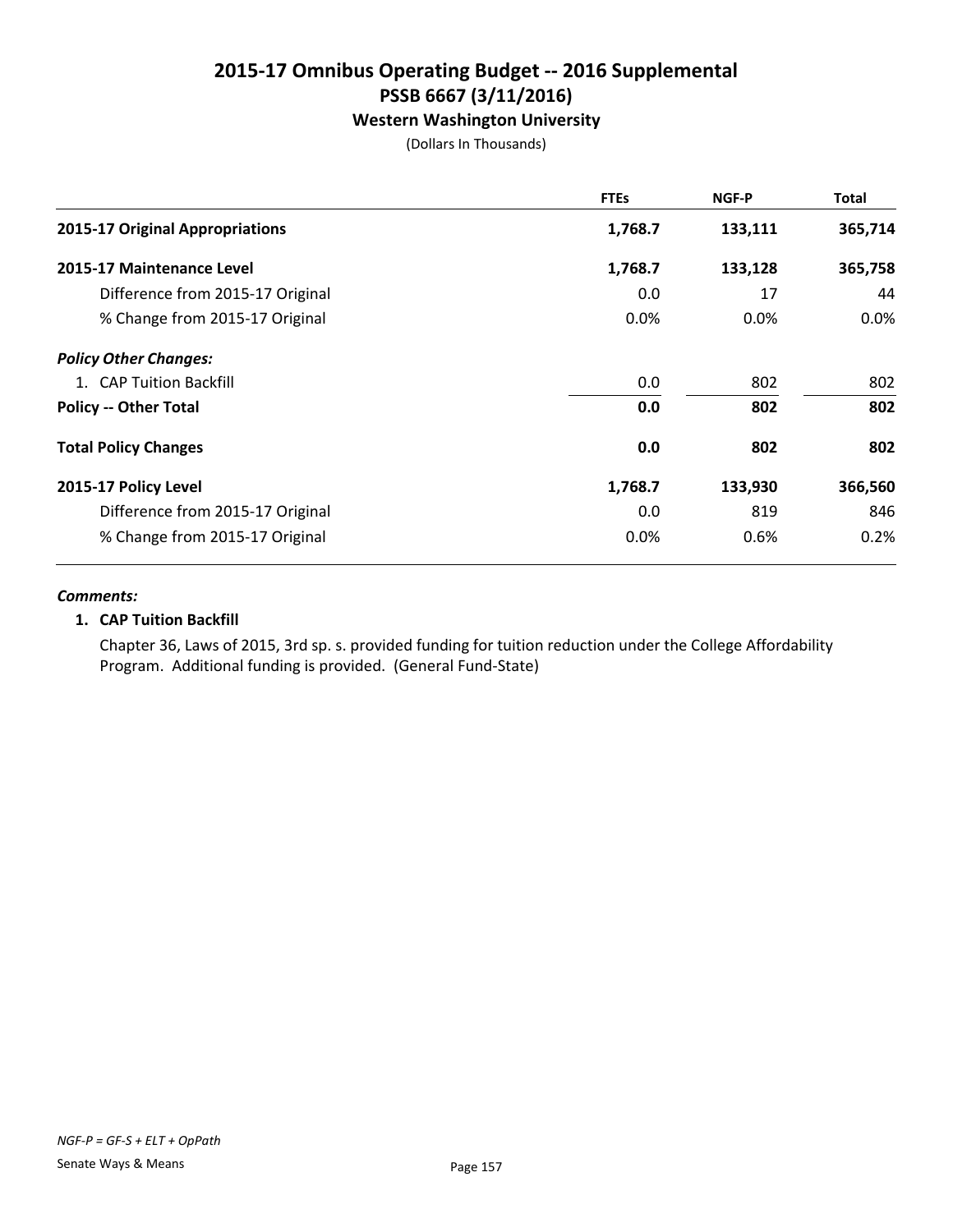# 2015-17 Omnibus Operating Budget -- 2016 Supplemental
## PSSB 6667 (3/11/2016)
### Western Washington University

(Dollars In Thousands)

| | FTEs | NGF-P | Total |
|---|---|---|---|
| **2015-17 Original Appropriations** | **1,768.7** | **133,111** | **365,714** |
| **2015-17 Maintenance Level** | **1,768.7** | **133,128** | **365,758** |
| Difference from 2015-17 Original | 0.0 | 17 | 44 |
| % Change from 2015-17 Original | 0.0% | 0.0% | 0.0% |
| ***Policy Other Changes:*** | | | |
| 1. CAP Tuition Backfill | 0.0 | 802 | 802 |
| **Policy -- Other Total** | **0.0** | **802** | **802** |
| **Total Policy Changes** | **0.0** | **802** | **802** |
| **2015-17 Policy Level** | **1,768.7** | **133,930** | **366,560** |
| Difference from 2015-17 Original | 0.0 | 819 | 846 |
| % Change from 2015-17 Original | 0.0% | 0.6% | 0.2% |

***Comments:***

**1. CAP Tuition Backfill**

Chapter 36, Laws of 2015, 3rd sp. s. provided funding for tuition reduction under the College Affordability Program. Additional funding is provided. (General Fund-State)

*NGF-P = GF-S + ELT + OpPath*

Senate Ways & Means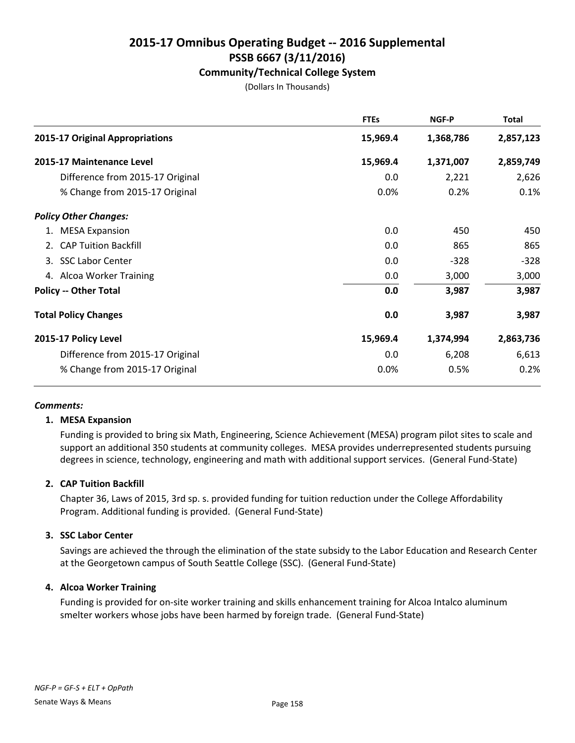# 2015-17 Omnibus Operating Budget -- 2016 Supplemental
## PSSB 6667 (3/11/2016)
### Community/Technical College System

(Dollars In Thousands)

| | FTEs | NGF-P | Total |
|---|---|---|---|
| **2015-17 Original Appropriations** | **15,969.4** | **1,368,786** | **2,857,123** |
| **2015-17 Maintenance Level** | **15,969.4** | **1,371,007** | **2,859,749** |
| Difference from 2015-17 Original | 0.0 | 2,221 | 2,626 |
| % Change from 2015-17 Original | 0.0% | 0.2% | 0.1% |
| ***Policy Other Changes:*** | | | |
| 1. MESA Expansion | 0.0 | 450 | 450 |
| 2. CAP Tuition Backfill | 0.0 | 865 | 865 |
| 3. SSC Labor Center | 0.0 | -328 | -328 |
| 4. Alcoa Worker Training | 0.0 | 3,000 | 3,000 |
| **Policy -- Other Total** | **0.0** | **3,987** | **3,987** |
| **Total Policy Changes** | **0.0** | **3,987** | **3,987** |
| **2015-17 Policy Level** | **15,969.4** | **1,374,994** | **2,863,736** |
| Difference from 2015-17 Original | 0.0 | 6,208 | 6,613 |
| % Change from 2015-17 Original | 0.0% | 0.5% | 0.2% |

***Comments:***

**1. MESA Expansion**

Funding is provided to bring six Math, Engineering, Science Achievement (MESA) program pilot sites to scale and support an additional 350 students at community colleges. MESA provides underrepresented students pursuing degrees in science, technology, engineering and math with additional support services. (General Fund-State)

**2. CAP Tuition Backfill**

Chapter 36, Laws of 2015, 3rd sp. s. provided funding for tuition reduction under the College Affordability Program. Additional funding is provided. (General Fund-State)

**3. SSC Labor Center**

Savings are achieved the through the elimination of the state subsidy to the Labor Education and Research Center at the Georgetown campus of South Seattle College (SSC). (General Fund-State)

**4. Alcoa Worker Training**

Funding is provided for on-site worker training and skills enhancement training for Alcoa Intalco aluminum smelter workers whose jobs have been harmed by foreign trade. (General Fund-State)

*NGF-P = GF-S + ELT + OpPath*

Senate Ways & Means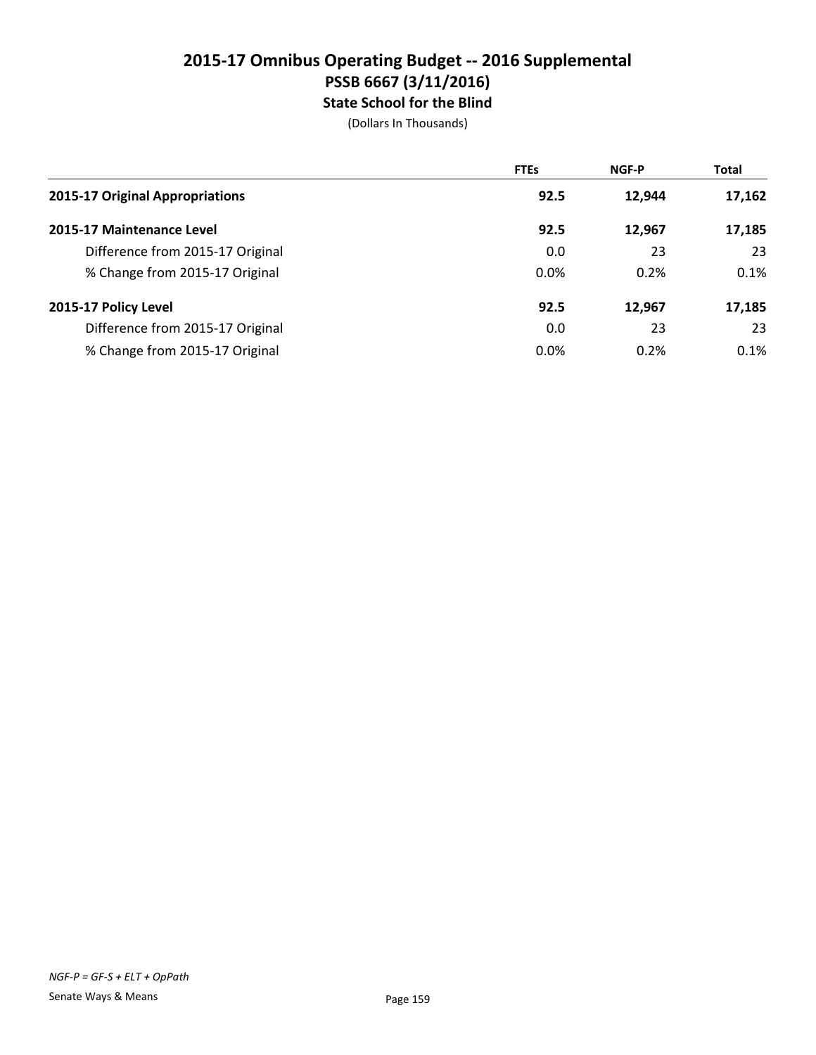# 2015-17 Omnibus Operating Budget -- 2016 Supplemental
## PSSB 6667 (3/11/2016)
### State School for the Blind

(Dollars In Thousands)

| | FTEs | NGF-P | Total |
|---|---|---|---|
| **2015-17 Original Appropriations** | **92.5** | **12,944** | **17,162** |
| **2015-17 Maintenance Level** | **92.5** | **12,967** | **17,185** |
| Difference from 2015-17 Original | 0.0 | 23 | 23 |
| % Change from 2015-17 Original | 0.0% | 0.2% | 0.1% |
| **2015-17 Policy Level** | **92.5** | **12,967** | **17,185** |
| Difference from 2015-17 Original | 0.0 | 23 | 23 |
| % Change from 2015-17 Original | 0.0% | 0.2% | 0.1% |

*NGF-P = GF-S + ELT + OpPath*

Senate Ways & Means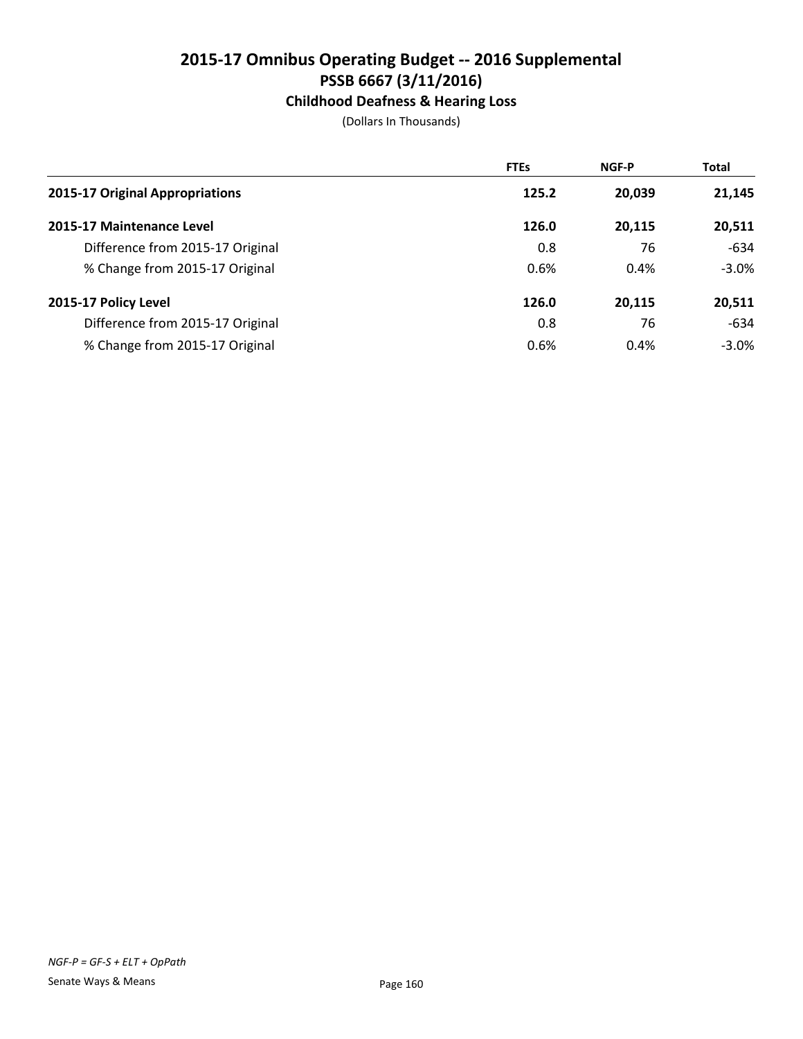# 2015-17 Omnibus Operating Budget -- 2016 Supplemental
## PSSB 6667 (3/11/2016)
### Childhood Deafness & Hearing Loss

(Dollars In Thousands)

| | FTEs | NGF-P | Total |
|---|---|---|---|
| **2015-17 Original Appropriations** | **125.2** | **20,039** | **21,145** |
| **2015-17 Maintenance Level** | **126.0** | **20,115** | **20,511** |
| Difference from 2015-17 Original | 0.8 | 76 | -634 |
| % Change from 2015-17 Original | 0.6% | 0.4% | -3.0% |
| **2015-17 Policy Level** | **126.0** | **20,115** | **20,511** |
| Difference from 2015-17 Original | 0.8 | 76 | -634 |
| % Change from 2015-17 Original | 0.6% | 0.4% | -3.0% |

*NGF-P = GF-S + ELT + OpPath*

Senate Ways & Means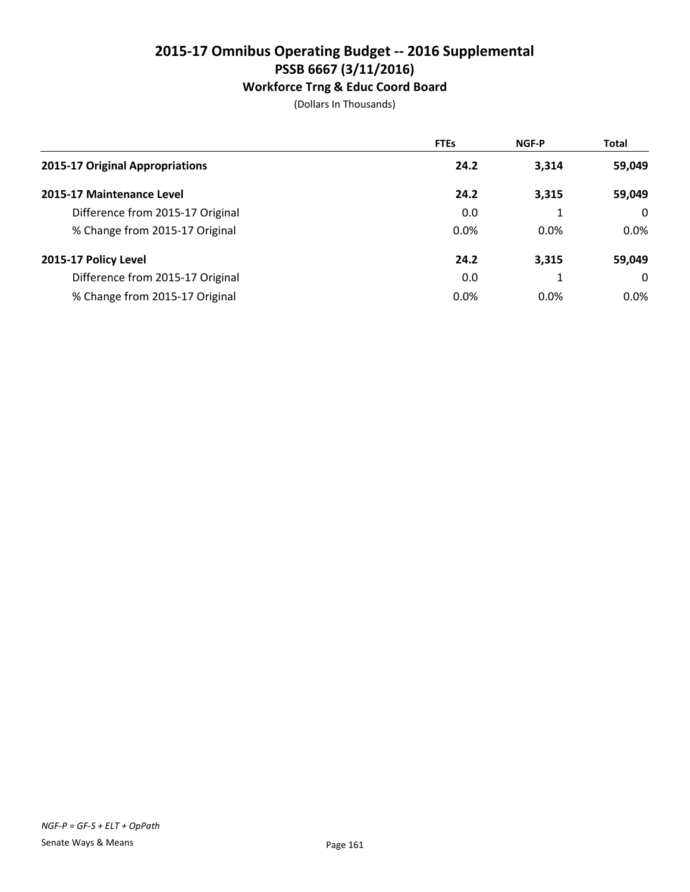# 2015-17 Omnibus Operating Budget -- 2016 Supplemental

## PSSB 6667 (3/11/2016)

### Workforce Trng & Educ Coord Board

(Dollars In Thousands)

| | FTEs | NGF-P | Total |
|---|---|---|---|
| **2015-17 Original Appropriations** | **24.2** | **3,314** | **59,049** |
| **2015-17 Maintenance Level** | **24.2** | **3,315** | **59,049** |
| Difference from 2015-17 Original | 0.0 | 1 | 0 |
| % Change from 2015-17 Original | 0.0% | 0.0% | 0.0% |
| **2015-17 Policy Level** | **24.2** | **3,315** | **59,049** |
| Difference from 2015-17 Original | 0.0 | 1 | 0 |
| % Change from 2015-17 Original | 0.0% | 0.0% | 0.0% |

*NGF-P = GF-S + ELT + OpPath*

Senate Ways & Means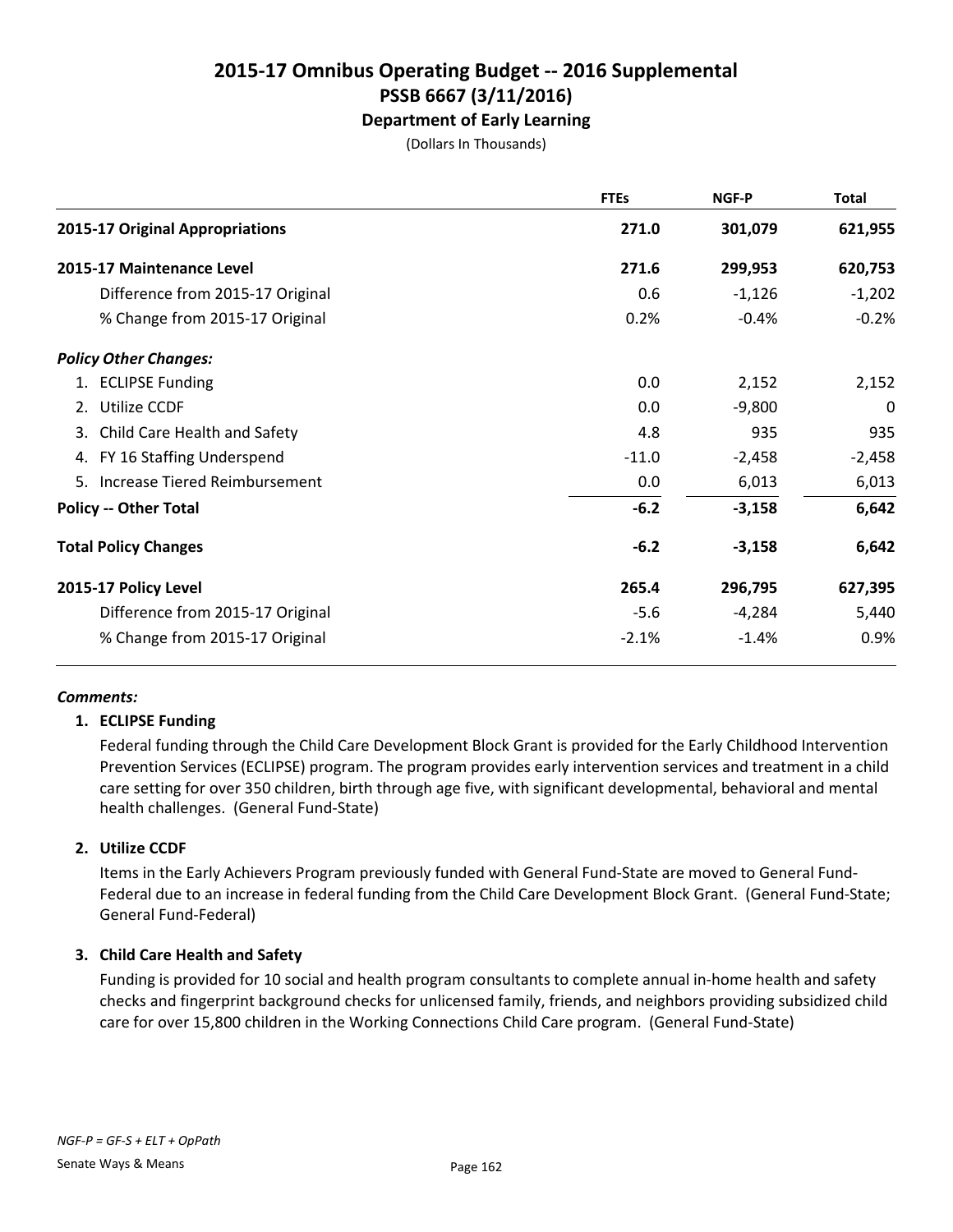# 2015-17 Omnibus Operating Budget -- 2016 Supplemental
## PSSB 6667 (3/11/2016)
### Department of Early Learning

(Dollars In Thousands)

| | FTEs | NGF-P | Total |
|---|---|---|---|
| **2015-17 Original Appropriations** | **271.0** | **301,079** | **621,955** |
| **2015-17 Maintenance Level** | **271.6** | **299,953** | **620,753** |
| Difference from 2015-17 Original | 0.6 | -1,126 | -1,202 |
| % Change from 2015-17 Original | 0.2% | -0.4% | -0.2% |
| ***Policy Other Changes:*** | | | |
| 1. ECLIPSE Funding | 0.0 | 2,152 | 2,152 |
| 2. Utilize CCDF | 0.0 | -9,800 | 0 |
| 3. Child Care Health and Safety | 4.8 | 935 | 935 |
| 4. FY 16 Staffing Underspend | -11.0 | -2,458 | -2,458 |
| 5. Increase Tiered Reimbursement | 0.0 | 6,013 | 6,013 |
| **Policy -- Other Total** | **-6.2** | **-3,158** | **6,642** |
| **Total Policy Changes** | **-6.2** | **-3,158** | **6,642** |
| **2015-17 Policy Level** | **265.4** | **296,795** | **627,395** |
| Difference from 2015-17 Original | -5.6 | -4,284 | 5,440 |
| % Change from 2015-17 Original | -2.1% | -1.4% | 0.9% |

***Comments:***

**1. ECLIPSE Funding**

Federal funding through the Child Care Development Block Grant is provided for the Early Childhood Intervention Prevention Services (ECLIPSE) program. The program provides early intervention services and treatment in a child care setting for over 350 children, birth through age five, with significant developmental, behavioral and mental health challenges. (General Fund-State)

**2. Utilize CCDF**

Items in the Early Achievers Program previously funded with General Fund-State are moved to General Fund-Federal due to an increase in federal funding from the Child Care Development Block Grant. (General Fund-State; General Fund-Federal)

**3. Child Care Health and Safety**

Funding is provided for 10 social and health program consultants to complete annual in-home health and safety checks and fingerprint background checks for unlicensed family, friends, and neighbors providing subsidized child care for over 15,800 children in the Working Connections Child Care program. (General Fund-State)

*NGF-P = GF-S + ELT + OpPath*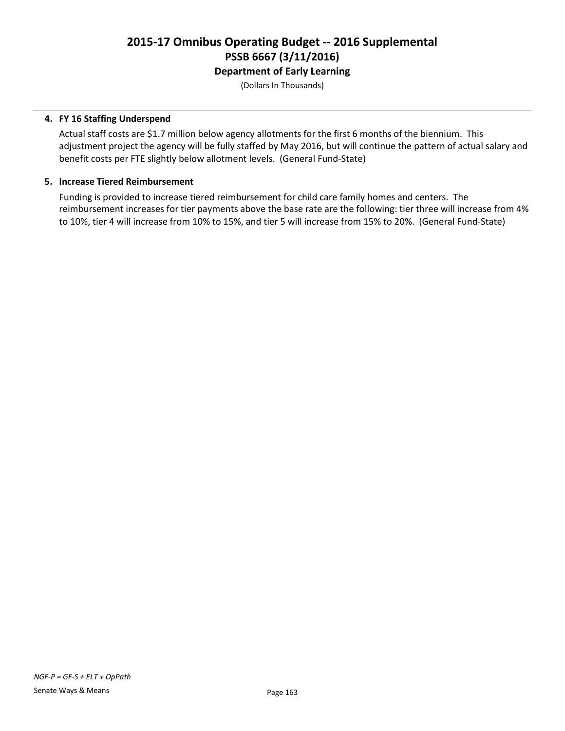# 2015-17 Omnibus Operating Budget -- 2016 Supplemental
## PSSB 6667 (3/11/2016)
### Department of Early Learning

(Dollars In Thousands)

---

**4. FY 16 Staffing Underspend**

Actual staff costs are $1.7 million below agency allotments for the first 6 months of the biennium. This adjustment project the agency will be fully staffed by May 2016, but will continue the pattern of actual salary and benefit costs per FTE slightly below allotment levels. (General Fund-State)

**5. Increase Tiered Reimbursement**

Funding is provided to increase tiered reimbursement for child care family homes and centers. The reimbursement increases for tier payments above the base rate are the following: tier three will increase from 4% to 10%, tier 4 will increase from 10% to 15%, and tier 5 will increase from 15% to 20%. (General Fund-State)

*NGF-P = GF-S + ELT + OpPath*

Senate Ways & Means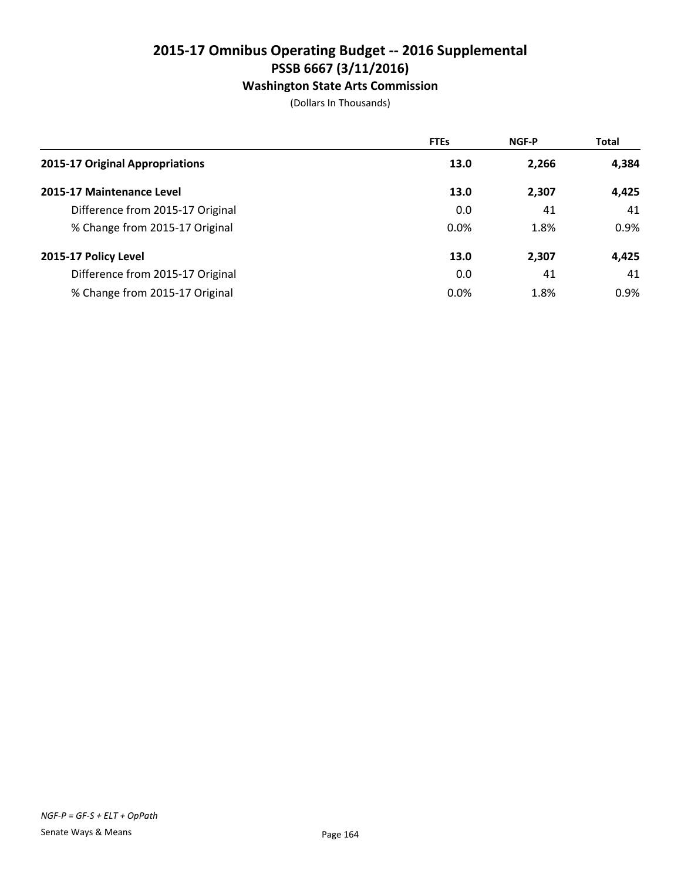# 2015-17 Omnibus Operating Budget -- 2016 Supplemental

## PSSB 6667 (3/11/2016)

### Washington State Arts Commission

(Dollars In Thousands)

| | FTEs | NGF-P | Total |
|---|---|---|---|
| **2015-17 Original Appropriations** | **13.0** | **2,266** | **4,384** |
| **2015-17 Maintenance Level** | **13.0** | **2,307** | **4,425** |
| Difference from 2015-17 Original | 0.0 | 41 | 41 |
| % Change from 2015-17 Original | 0.0% | 1.8% | 0.9% |
| **2015-17 Policy Level** | **13.0** | **2,307** | **4,425** |
| Difference from 2015-17 Original | 0.0 | 41 | 41 |
| % Change from 2015-17 Original | 0.0% | 1.8% | 0.9% |

*NGF-P = GF-S + ELT + OpPath*

Senate Ways & Means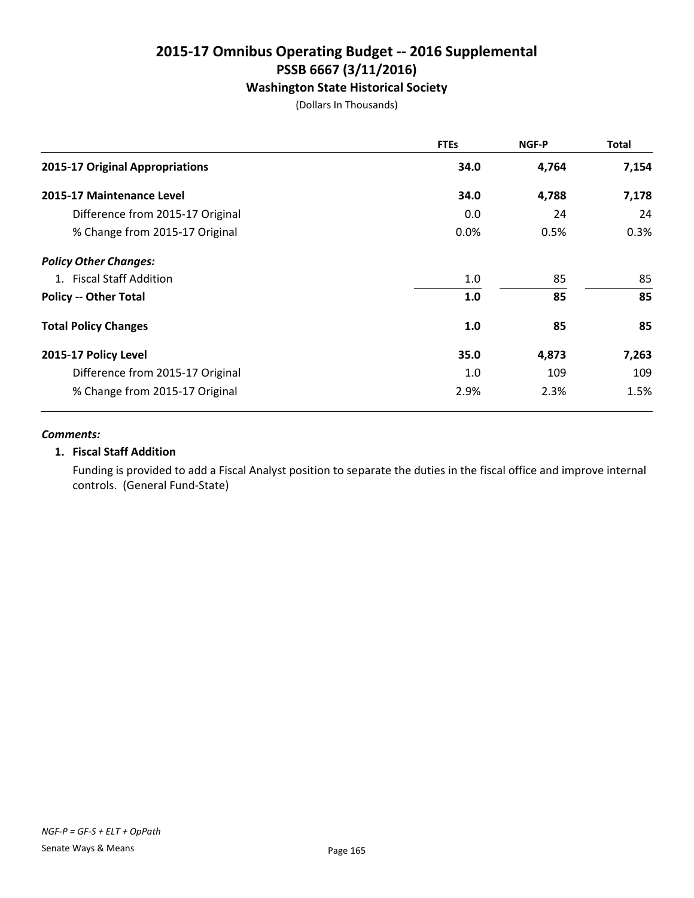# 2015-17 Omnibus Operating Budget -- 2016 Supplemental
## PSSB 6667 (3/11/2016)
### Washington State Historical Society

(Dollars In Thousands)

| | FTEs | NGF-P | Total |
|---|---|---|---|
| **2015-17 Original Appropriations** | **34.0** | **4,764** | **7,154** |
| **2015-17 Maintenance Level** | **34.0** | **4,788** | **7,178** |
| Difference from 2015-17 Original | 0.0 | 24 | 24 |
| % Change from 2015-17 Original | 0.0% | 0.5% | 0.3% |
| ***Policy Other Changes:*** | | | |
| 1. Fiscal Staff Addition | 1.0 | 85 | 85 |
| **Policy -- Other Total** | **1.0** | **85** | **85** |
| **Total Policy Changes** | **1.0** | **85** | **85** |
| **2015-17 Policy Level** | **35.0** | **4,873** | **7,263** |
| Difference from 2015-17 Original | 1.0 | 109 | 109 |
| % Change from 2015-17 Original | 2.9% | 2.3% | 1.5% |

***Comments:***

**1. Fiscal Staff Addition**

Funding is provided to add a Fiscal Analyst position to separate the duties in the fiscal office and improve internal controls. (General Fund-State)

*NGF-P = GF-S + ELT + OpPath*

Senate Ways & Means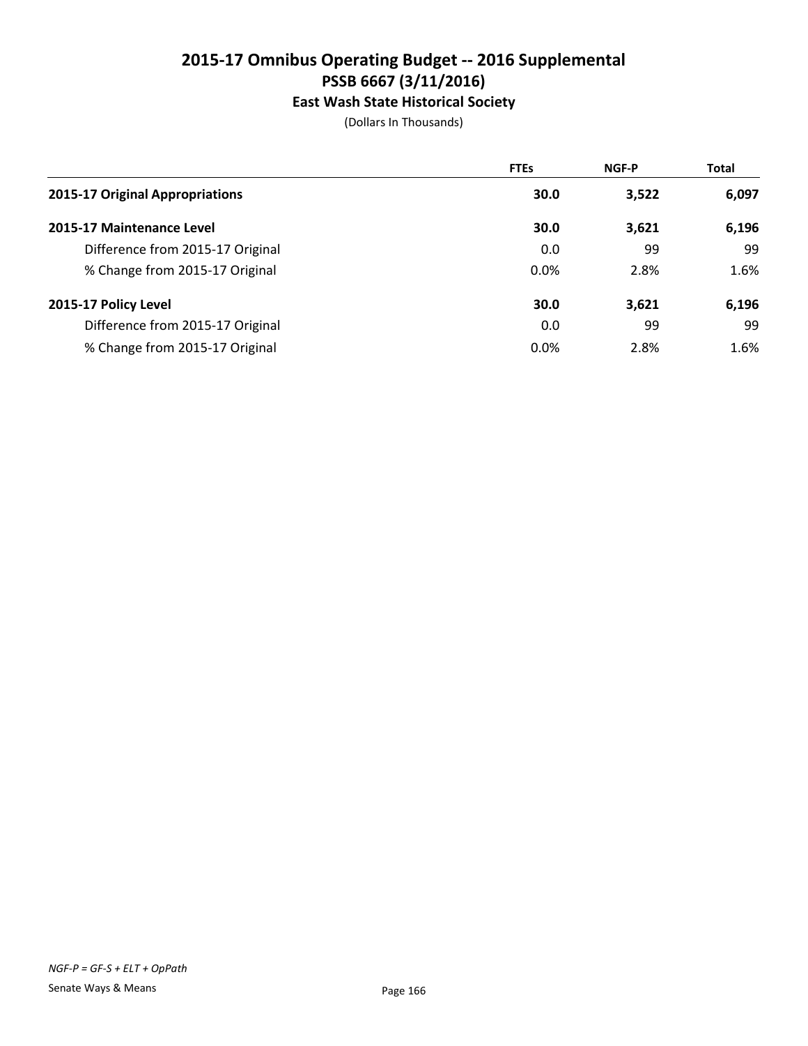# 2015-17 Omnibus Operating Budget -- 2016 Supplemental
## PSSB 6667 (3/11/2016)
### East Wash State Historical Society

(Dollars In Thousands)

| | FTEs | NGF-P | Total |
|---|---|---|---|
| **2015-17 Original Appropriations** | **30.0** | **3,522** | **6,097** |
| **2015-17 Maintenance Level** | **30.0** | **3,621** | **6,196** |
| Difference from 2015-17 Original | 0.0 | 99 | 99 |
| % Change from 2015-17 Original | 0.0% | 2.8% | 1.6% |
| **2015-17 Policy Level** | **30.0** | **3,621** | **6,196** |
| Difference from 2015-17 Original | 0.0 | 99 | 99 |
| % Change from 2015-17 Original | 0.0% | 2.8% | 1.6% |

*NGF-P = GF-S + ELT + OpPath*

Senate Ways & Means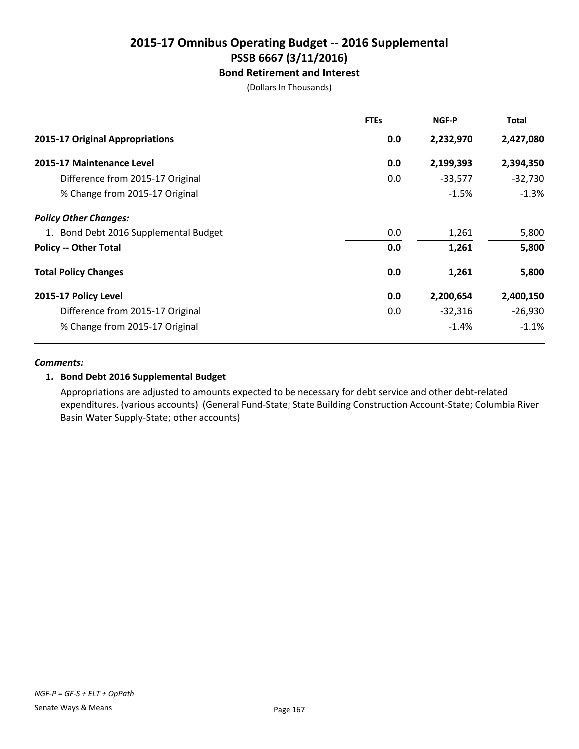# 2015-17 Omnibus Operating Budget -- 2016 Supplemental
## PSSB 6667 (3/11/2016)
### Bond Retirement and Interest

(Dollars In Thousands)

| | FTEs | NGF-P | Total |
|---|---|---|---|
| **2015-17 Original Appropriations** | **0.0** | **2,232,970** | **2,427,080** |
| **2015-17 Maintenance Level** | **0.0** | **2,199,393** | **2,394,350** |
| Difference from 2015-17 Original | 0.0 | -33,577 | -32,730 |
| % Change from 2015-17 Original | | -1.5% | -1.3% |
| ***Policy Other Changes:*** | | | |
| 1. Bond Debt 2016 Supplemental Budget | 0.0 | 1,261 | 5,800 |
| **Policy -- Other Total** | **0.0** | **1,261** | **5,800** |
| **Total Policy Changes** | **0.0** | **1,261** | **5,800** |
| **2015-17 Policy Level** | **0.0** | **2,200,654** | **2,400,150** |
| Difference from 2015-17 Original | 0.0 | -32,316 | -26,930 |
| % Change from 2015-17 Original | | -1.4% | -1.1% |

***Comments:***

**1. Bond Debt 2016 Supplemental Budget**

Appropriations are adjusted to amounts expected to be necessary for debt service and other debt-related expenditures. (various accounts) (General Fund-State; State Building Construction Account-State; Columbia River Basin Water Supply-State; other accounts)

*NGF-P = GF-S + ELT + OpPath*

Senate Ways & Means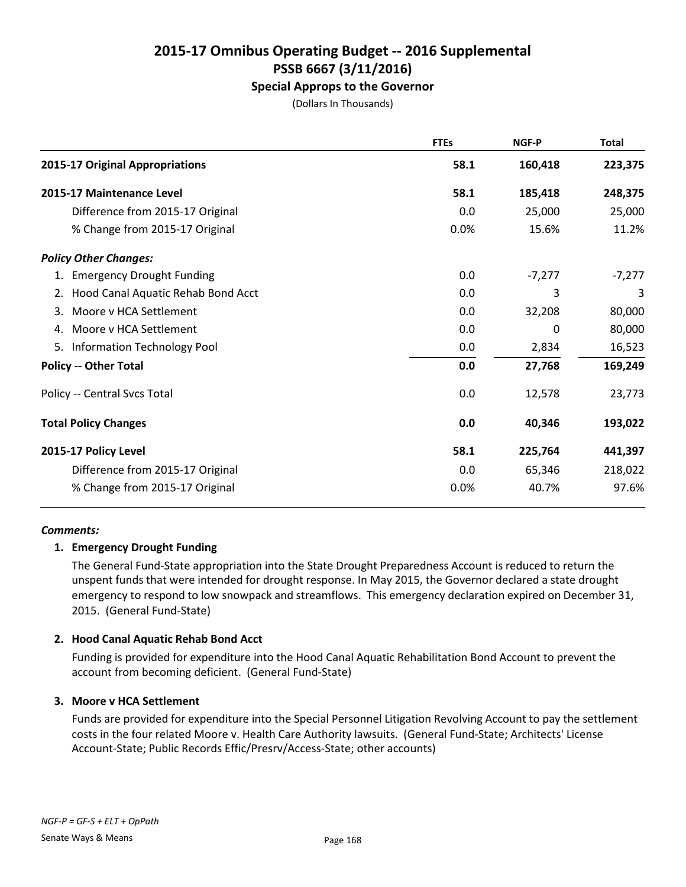# 2015-17 Omnibus Operating Budget -- 2016 Supplemental
## PSSB 6667 (3/11/2016)
### Special Approps to the Governor

(Dollars In Thousands)

| | FTEs | NGF-P | Total |
|---|---|---|---|
| **2015-17 Original Appropriations** | **58.1** | **160,418** | **223,375** |
| **2015-17 Maintenance Level** | **58.1** | **185,418** | **248,375** |
| Difference from 2015-17 Original | 0.0 | 25,000 | 25,000 |
| % Change from 2015-17 Original | 0.0% | 15.6% | 11.2% |
| ***Policy Other Changes:*** | | | |
| 1. Emergency Drought Funding | 0.0 | -7,277 | -7,277 |
| 2. Hood Canal Aquatic Rehab Bond Acct | 0.0 | 3 | 3 |
| 3. Moore v HCA Settlement | 0.0 | 32,208 | 80,000 |
| 4. Moore v HCA Settlement | 0.0 | 0 | 80,000 |
| 5. Information Technology Pool | 0.0 | 2,834 | 16,523 |
| **Policy -- Other Total** | **0.0** | **27,768** | **169,249** |
| Policy -- Central Svcs Total | 0.0 | 12,578 | 23,773 |
| **Total Policy Changes** | **0.0** | **40,346** | **193,022** |
| **2015-17 Policy Level** | **58.1** | **225,764** | **441,397** |
| Difference from 2015-17 Original | 0.0 | 65,346 | 218,022 |
| % Change from 2015-17 Original | 0.0% | 40.7% | 97.6% |

***Comments:***

**1. Emergency Drought Funding**

The General Fund-State appropriation into the State Drought Preparedness Account is reduced to return the unspent funds that were intended for drought response. In May 2015, the Governor declared a state drought emergency to respond to low snowpack and streamflows. This emergency declaration expired on December 31, 2015. (General Fund-State)

**2. Hood Canal Aquatic Rehab Bond Acct**

Funding is provided for expenditure into the Hood Canal Aquatic Rehabilitation Bond Account to prevent the account from becoming deficient. (General Fund-State)

**3. Moore v HCA Settlement**

Funds are provided for expenditure into the Special Personnel Litigation Revolving Account to pay the settlement costs in the four related Moore v. Health Care Authority lawsuits. (General Fund-State; Architects' License Account-State; Public Records Effic/Presrv/Access-State; other accounts)

*NGF-P = GF-S + ELT + OpPath*

Senate Ways & Means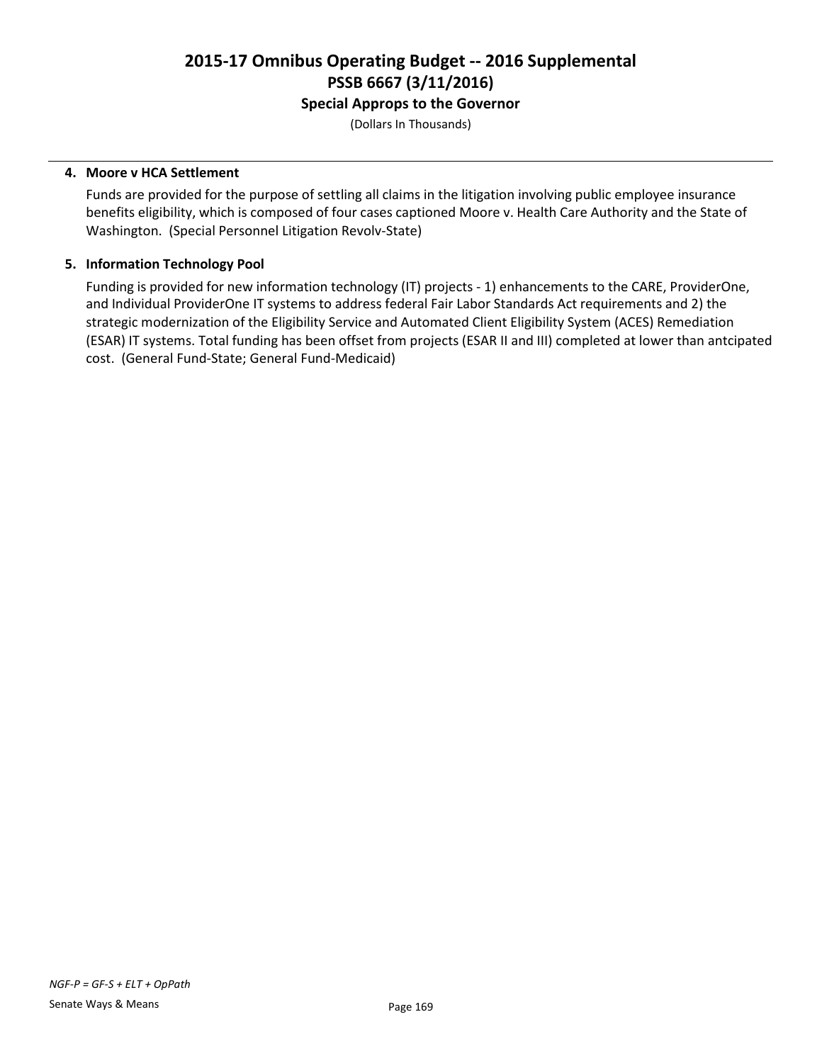# 2015-17 Omnibus Operating Budget -- 2016 Supplemental
## PSSB 6667 (3/11/2016)
### Special Approps to the Governor

(Dollars In Thousands)

**4. Moore v HCA Settlement**

Funds are provided for the purpose of settling all claims in the litigation involving public employee insurance benefits eligibility, which is composed of four cases captioned Moore v. Health Care Authority and the State of Washington. (Special Personnel Litigation Revolv-State)

**5. Information Technology Pool**

Funding is provided for new information technology (IT) projects - 1) enhancements to the CARE, ProviderOne, and Individual ProviderOne IT systems to address federal Fair Labor Standards Act requirements and 2) the strategic modernization of the Eligibility Service and Automated Client Eligibility System (ACES) Remediation (ESAR) IT systems. Total funding has been offset from projects (ESAR II and III) completed at lower than antcipated cost. (General Fund-State; General Fund-Medicaid)

*NGF-P = GF-S + ELT + OpPath*

Senate Ways & Means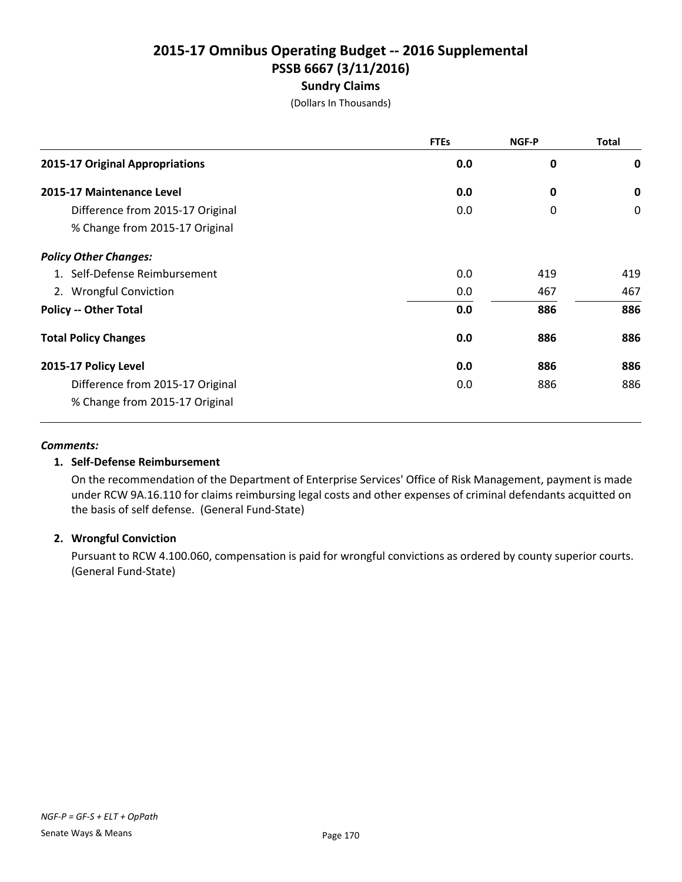# 2015-17 Omnibus Operating Budget -- 2016 Supplemental
## PSSB 6667 (3/11/2016)
### Sundry Claims

(Dollars In Thousands)

| | FTEs | NGF-P | Total |
|---|---|---|---|
| **2015-17 Original Appropriations** | **0.0** | **0** | **0** |
| **2015-17 Maintenance Level** | **0.0** | **0** | **0** |
| Difference from 2015-17 Original | 0.0 | 0 | 0 |
| % Change from 2015-17 Original | | | |
| ***Policy Other Changes:*** | | | |
| 1. Self-Defense Reimbursement | 0.0 | 419 | 419 |
| 2. Wrongful Conviction | 0.0 | 467 | 467 |
| **Policy -- Other Total** | **0.0** | **886** | **886** |
| **Total Policy Changes** | **0.0** | **886** | **886** |
| **2015-17 Policy Level** | **0.0** | **886** | **886** |
| Difference from 2015-17 Original | 0.0 | 886 | 886 |
| % Change from 2015-17 Original | | | |

***Comments:***

**1. Self-Defense Reimbursement**

On the recommendation of the Department of Enterprise Services' Office of Risk Management, payment is made under RCW 9A.16.110 for claims reimbursing legal costs and other expenses of criminal defendants acquitted on the basis of self defense. (General Fund-State)

**2. Wrongful Conviction**

Pursuant to RCW 4.100.060, compensation is paid for wrongful convictions as ordered by county superior courts. (General Fund-State)

*NGF-P = GF-S + ELT + OpPath*

Senate Ways & Means